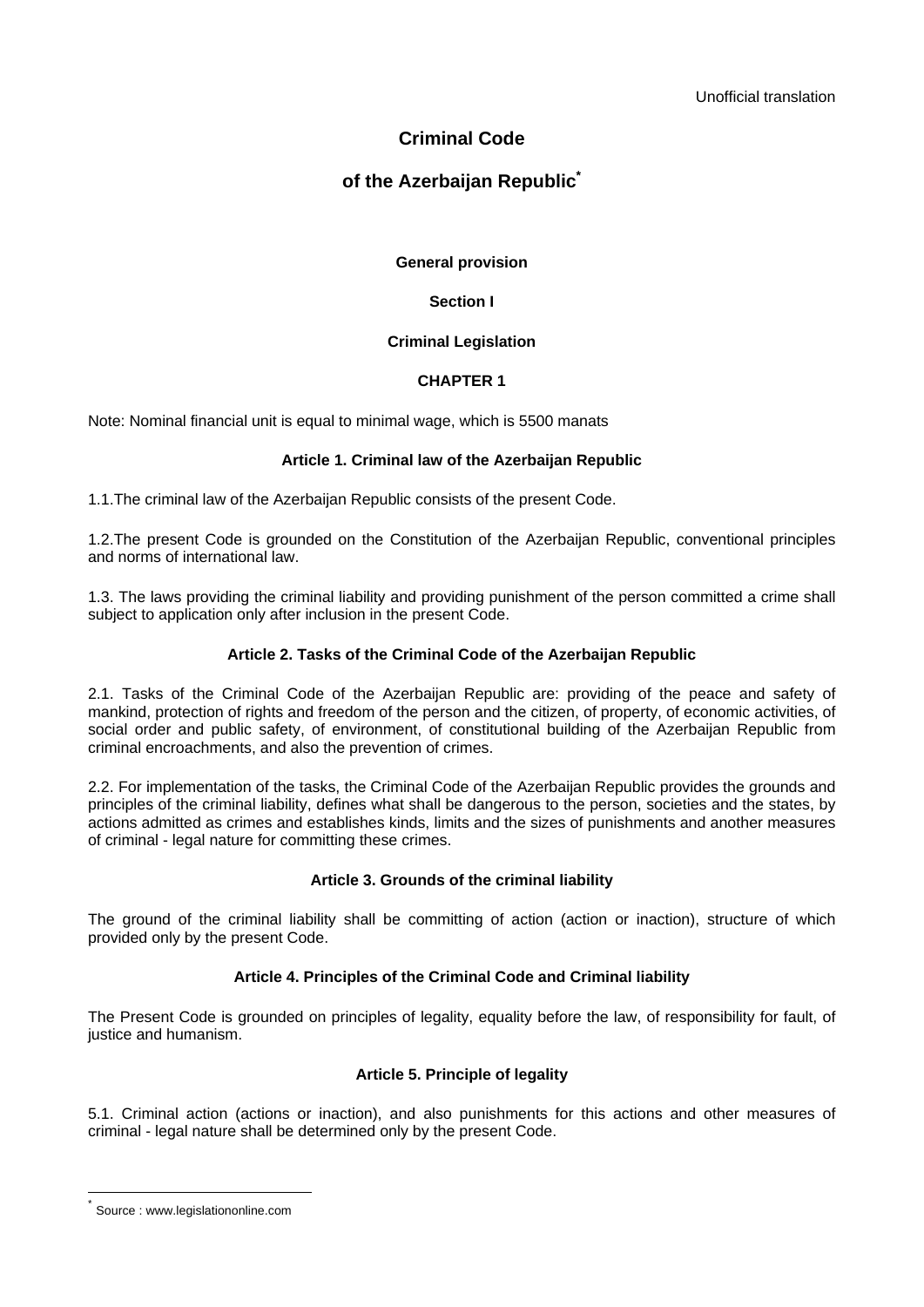Unofficial translation

# Criminal Code

# of the Azerbaijan Republic[*]

**General provision**

**Section I**

**Criminal Legislation**

**CHAPTER 1**

Note: Nominal financial unit is equal to minimal wage, which is 5500 manats

### Article 1. Criminal law of the Azerbaijan Republic

1.1.The criminal law of the Azerbaijan Republic consists of the present Code.

1.2.The present Code is grounded on the Constitution of the Azerbaijan Republic, conventional principles and norms of international law.

1.3. The laws providing the criminal liability and providing punishment of the person committed a crime shall subject to application only after inclusion in the present Code.

### Article 2. Tasks of the Criminal Code of the Azerbaijan Republic

2.1. Tasks of the Criminal Code of the Azerbaijan Republic are: providing of the peace and safety of mankind, protection of rights and freedom of the person and the citizen, of property, of economic activities, of social order and public safety, of environment, of constitutional building of the Azerbaijan Republic from criminal encroachments, and also the prevention of crimes.

2.2. For implementation of the tasks, the Criminal Code of the Azerbaijan Republic provides the grounds and principles of the criminal liability, defines what shall be dangerous to the person, societies and the states, by actions admitted as crimes and establishes kinds, limits and the sizes of punishments and another measures of criminal - legal nature for committing these crimes.

### Article 3. Grounds of the criminal liability

The ground of the criminal liability shall be committing of action (action or inaction), structure of which provided only by the present Code.

### Article 4. Principles of the Criminal Code and Criminal liability

The Present Code is grounded on principles of legality, equality before the law, of responsibility for fault, of justice and humanism.

### Article 5. Principle of legality

5.1. Criminal action (actions or inaction), and also punishments for this actions and other measures of criminal - legal nature shall be determined only by the present Code.

---

[*] Source : www.legislationonline.com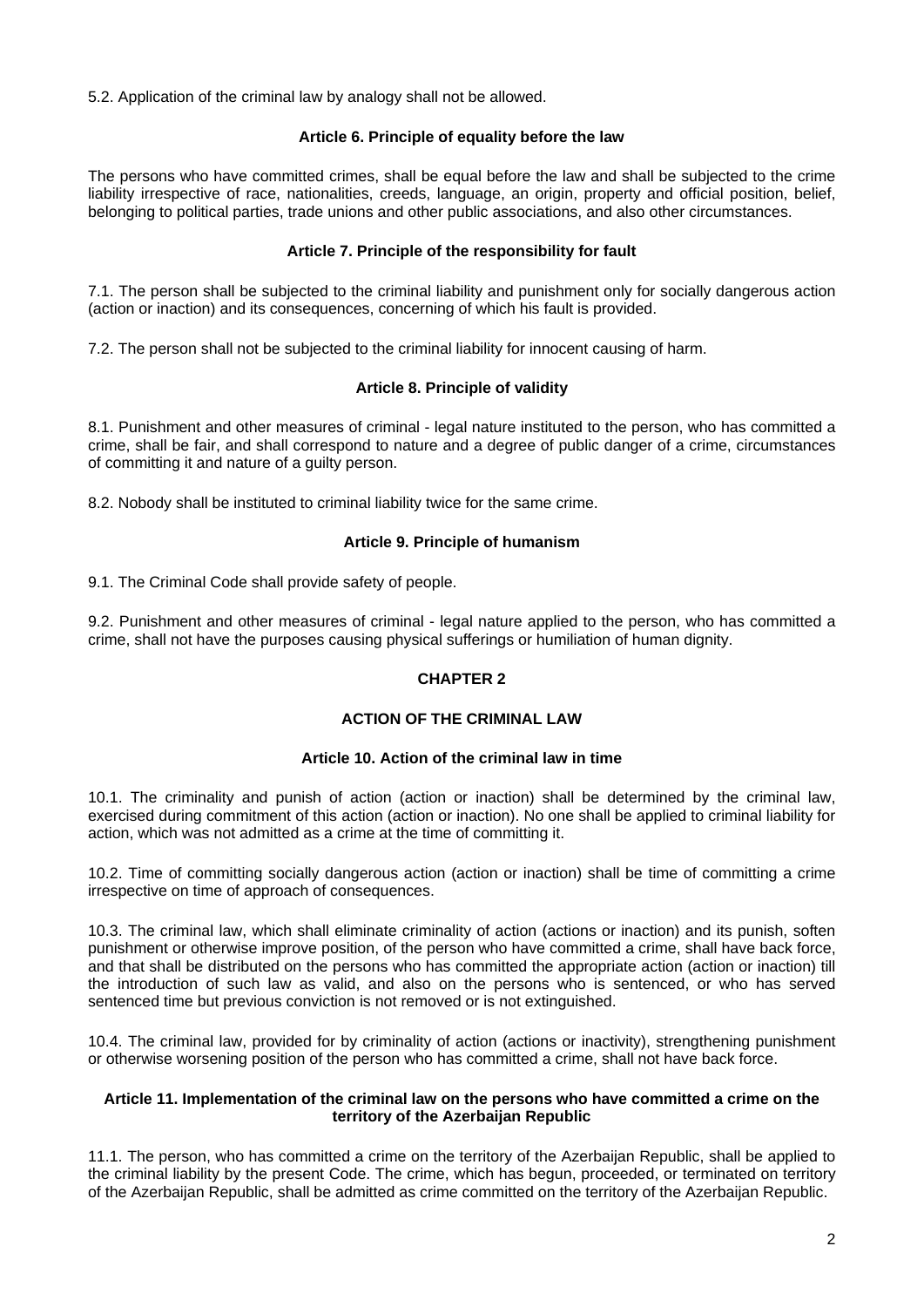5.2. Application of the criminal law by analogy shall not be allowed.

### Article 6. Principle of equality before the law

The persons who have committed crimes, shall be equal before the law and shall be subjected to the crime liability irrespective of race, nationalities, creeds, language, an origin, property and official position, belief, belonging to political parties, trade unions and other public associations, and also other circumstances.

### Article 7. Principle of the responsibility for fault

7.1. The person shall be subjected to the criminal liability and punishment only for socially dangerous action (action or inaction) and its consequences, concerning of which his fault is provided.

7.2. The person shall not be subjected to the criminal liability for innocent causing of harm.

### Article 8. Principle of validity

8.1. Punishment and other measures of criminal - legal nature instituted to the person, who has committed a crime, shall be fair, and shall correspond to nature and a degree of public danger of a crime, circumstances of committing it and nature of a guilty person.

8.2. Nobody shall be instituted to criminal liability twice for the same crime.

### Article 9. Principle of humanism

9.1. The Criminal Code shall provide safety of people.

9.2. Punishment and other measures of criminal - legal nature applied to the person, who has committed a crime, shall not have the purposes causing physical sufferings or humiliation of human dignity.

## CHAPTER 2

## ACTION OF THE CRIMINAL LAW

### Article 10. Action of the criminal law in time

10.1. The criminality and punish of action (action or inaction) shall be determined by the criminal law, exercised during commitment of this action (action or inaction). No one shall be applied to criminal liability for action, which was not admitted as a crime at the time of committing it.

10.2. Time of committing socially dangerous action (action or inaction) shall be time of committing a crime irrespective on time of approach of consequences.

10.3. The criminal law, which shall eliminate criminality of action (actions or inaction) and its punish, soften punishment or otherwise improve position, of the person who have committed a crime, shall have back force, and that shall be distributed on the persons who has committed the appropriate action (action or inaction) till the introduction of such law as valid, and also on the persons who is sentenced, or who has served sentenced time but previous conviction is not removed or is not extinguished.

10.4. The criminal law, provided for by criminality of action (actions or inactivity), strengthening punishment or otherwise worsening position of the person who has committed a crime, shall not have back force.

### Article 11. Implementation of the criminal law on the persons who have committed a crime on the territory of the Azerbaijan Republic

11.1. The person, who has committed a crime on the territory of the Azerbaijan Republic, shall be applied to the criminal liability by the present Code. The crime, which has begun, proceeded, or terminated on territory of the Azerbaijan Republic, shall be admitted as crime committed on the territory of the Azerbaijan Republic.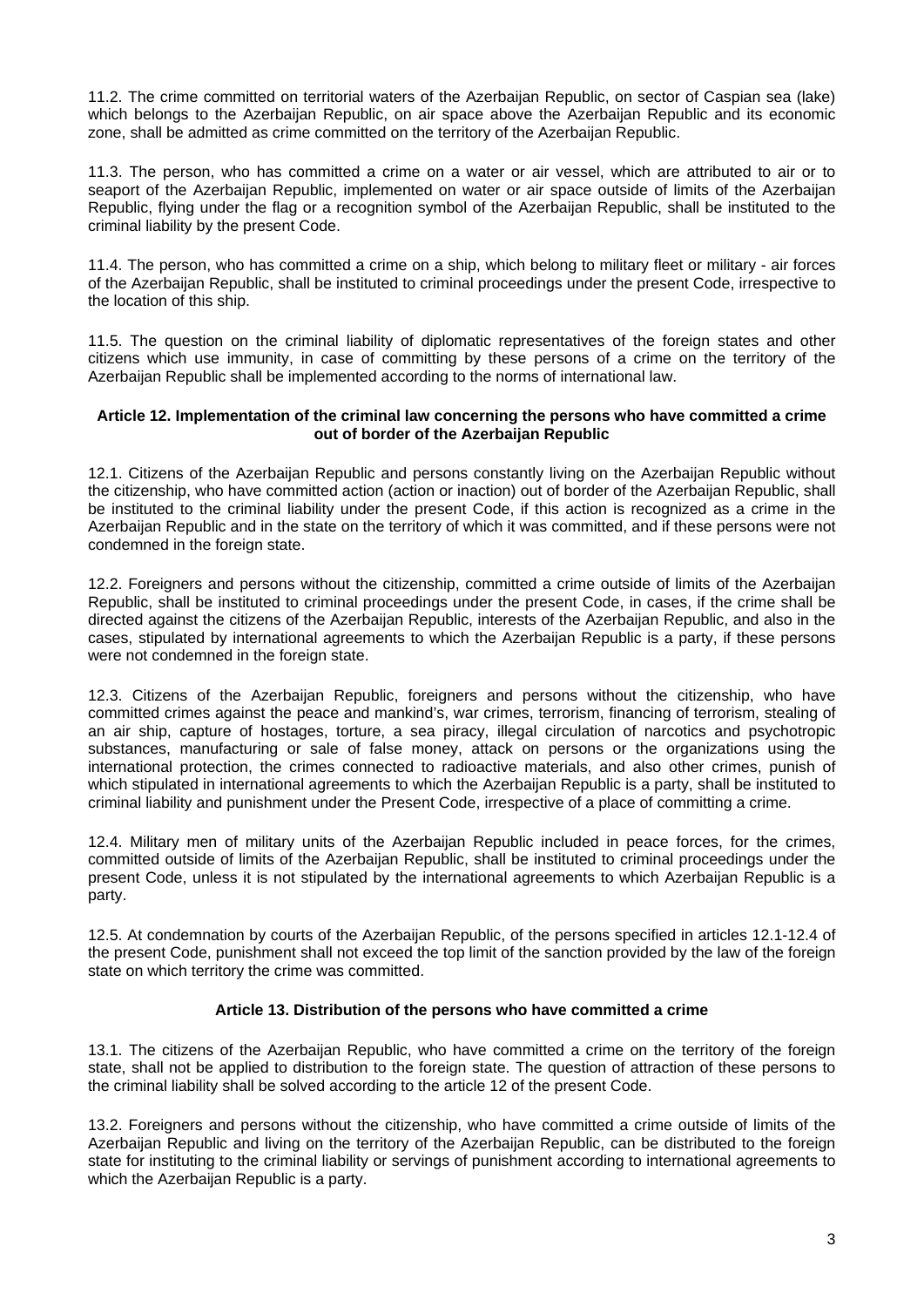11.2. The crime committed on territorial waters of the Azerbaijan Republic, on sector of Caspian sea (lake) which belongs to the Azerbaijan Republic, on air space above the Azerbaijan Republic and its economic zone, shall be admitted as crime committed on the territory of the Azerbaijan Republic.

11.3. The person, who has committed a crime on a water or air vessel, which are attributed to air or to seaport of the Azerbaijan Republic, implemented on water or air space outside of limits of the Azerbaijan Republic, flying under the flag or a recognition symbol of the Azerbaijan Republic, shall be instituted to the criminal liability by the present Code.

11.4. The person, who has committed a crime on a ship, which belong to military fleet or military - air forces of the Azerbaijan Republic, shall be instituted to criminal proceedings under the present Code, irrespective to the location of this ship.

11.5. The question on the criminal liability of diplomatic representatives of the foreign states and other citizens which use immunity, in case of committing by these persons of a crime on the territory of the Azerbaijan Republic shall be implemented according to the norms of international law.

### Article 12. Implementation of the criminal law concerning the persons who have committed a crime out of border of the Azerbaijan Republic

12.1. Citizens of the Azerbaijan Republic and persons constantly living on the Azerbaijan Republic without the citizenship, who have committed action (action or inaction) out of border of the Azerbaijan Republic, shall be instituted to the criminal liability under the present Code, if this action is recognized as a crime in the Azerbaijan Republic and in the state on the territory of which it was committed, and if these persons were not condemned in the foreign state.

12.2. Foreigners and persons without the citizenship, committed a crime outside of limits of the Azerbaijan Republic, shall be instituted to criminal proceedings under the present Code, in cases, if the crime shall be directed against the citizens of the Azerbaijan Republic, interests of the Azerbaijan Republic, and also in the cases, stipulated by international agreements to which the Azerbaijan Republic is a party, if these persons were not condemned in the foreign state.

12.3. Citizens of the Azerbaijan Republic, foreigners and persons without the citizenship, who have committed crimes against the peace and mankind's, war crimes, terrorism, financing of terrorism, stealing of an air ship, capture of hostages, torture, a sea piracy, illegal circulation of narcotics and psychotropic substances, manufacturing or sale of false money, attack on persons or the organizations using the international protection, the crimes connected to radioactive materials, and also other crimes, punish of which stipulated in international agreements to which the Azerbaijan Republic is a party, shall be instituted to criminal liability and punishment under the Present Code, irrespective of a place of committing a crime.

12.4. Military men of military units of the Azerbaijan Republic included in peace forces, for the crimes, committed outside of limits of the Azerbaijan Republic, shall be instituted to criminal proceedings under the present Code, unless it is not stipulated by the international agreements to which Azerbaijan Republic is a party.

12.5. At condemnation by courts of the Azerbaijan Republic, of the persons specified in articles 12.1-12.4 of the present Code, punishment shall not exceed the top limit of the sanction provided by the law of the foreign state on which territory the crime was committed.

### Article 13. Distribution of the persons who have committed a crime

13.1. The citizens of the Azerbaijan Republic, who have committed a crime on the territory of the foreign state, shall not be applied to distribution to the foreign state. The question of attraction of these persons to the criminal liability shall be solved according to the article 12 of the present Code.

13.2. Foreigners and persons without the citizenship, who have committed a crime outside of limits of the Azerbaijan Republic and living on the territory of the Azerbaijan Republic, can be distributed to the foreign state for instituting to the criminal liability or servings of punishment according to international agreements to which the Azerbaijan Republic is a party.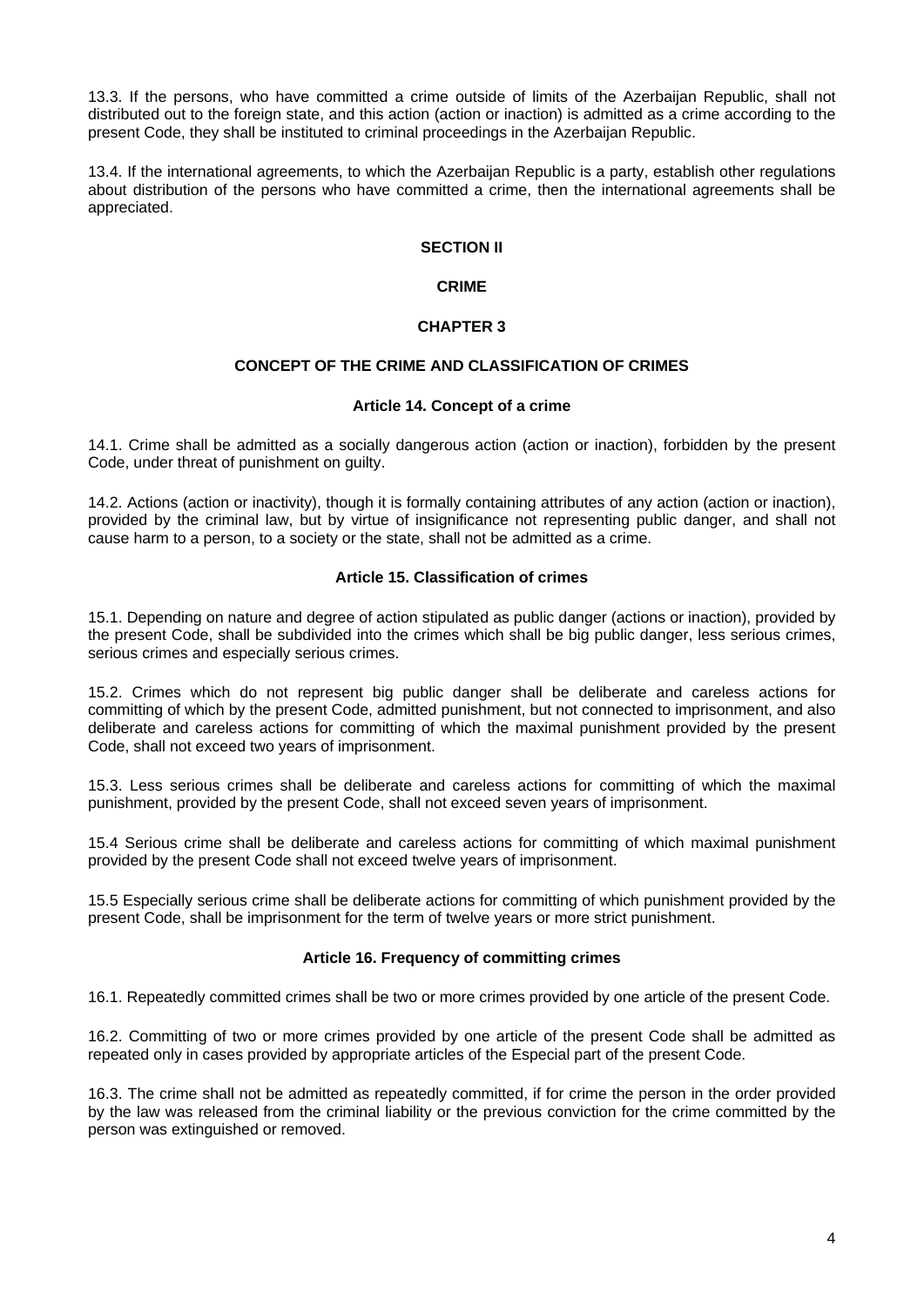13.3. If the persons, who have committed a crime outside of limits of the Azerbaijan Republic, shall not distributed out to the foreign state, and this action (action or inaction) is admitted as a crime according to the present Code, they shall be instituted to criminal proceedings in the Azerbaijan Republic.

13.4. If the international agreements, to which the Azerbaijan Republic is a party, establish other regulations about distribution of the persons who have committed a crime, then the international agreements shall be appreciated.

## SECTION II

## CRIME

## CHAPTER 3

## CONCEPT OF THE CRIME AND CLASSIFICATION OF CRIMES

### Article 14. Concept of a crime

14.1. Crime shall be admitted as a socially dangerous action (action or inaction), forbidden by the present Code, under threat of punishment on guilty.

14.2. Actions (action or inactivity), though it is formally containing attributes of any action (action or inaction), provided by the criminal law, but by virtue of insignificance not representing public danger, and shall not cause harm to a person, to a society or the state, shall not be admitted as a crime.

### Article 15. Classification of crimes

15.1. Depending on nature and degree of action stipulated as public danger (actions or inaction), provided by the present Code, shall be subdivided into the crimes which shall be big public danger, less serious crimes, serious crimes and especially serious crimes.

15.2. Crimes which do not represent big public danger shall be deliberate and careless actions for committing of which by the present Code, admitted punishment, but not connected to imprisonment, and also deliberate and careless actions for committing of which the maximal punishment provided by the present Code, shall not exceed two years of imprisonment.

15.3. Less serious crimes shall be deliberate and careless actions for committing of which the maximal punishment, provided by the present Code, shall not exceed seven years of imprisonment.

15.4 Serious crime shall be deliberate and careless actions for committing of which maximal punishment provided by the present Code shall not exceed twelve years of imprisonment.

15.5 Especially serious crime shall be deliberate actions for committing of which punishment provided by the present Code, shall be imprisonment for the term of twelve years or more strict punishment.

### Article 16. Frequency of committing crimes

16.1. Repeatedly committed crimes shall be two or more crimes provided by one article of the present Code.

16.2. Committing of two or more crimes provided by one article of the present Code shall be admitted as repeated only in cases provided by appropriate articles of the Especial part of the present Code.

16.3. The crime shall not be admitted as repeatedly committed, if for crime the person in the order provided by the law was released from the criminal liability or the previous conviction for the crime committed by the person was extinguished or removed.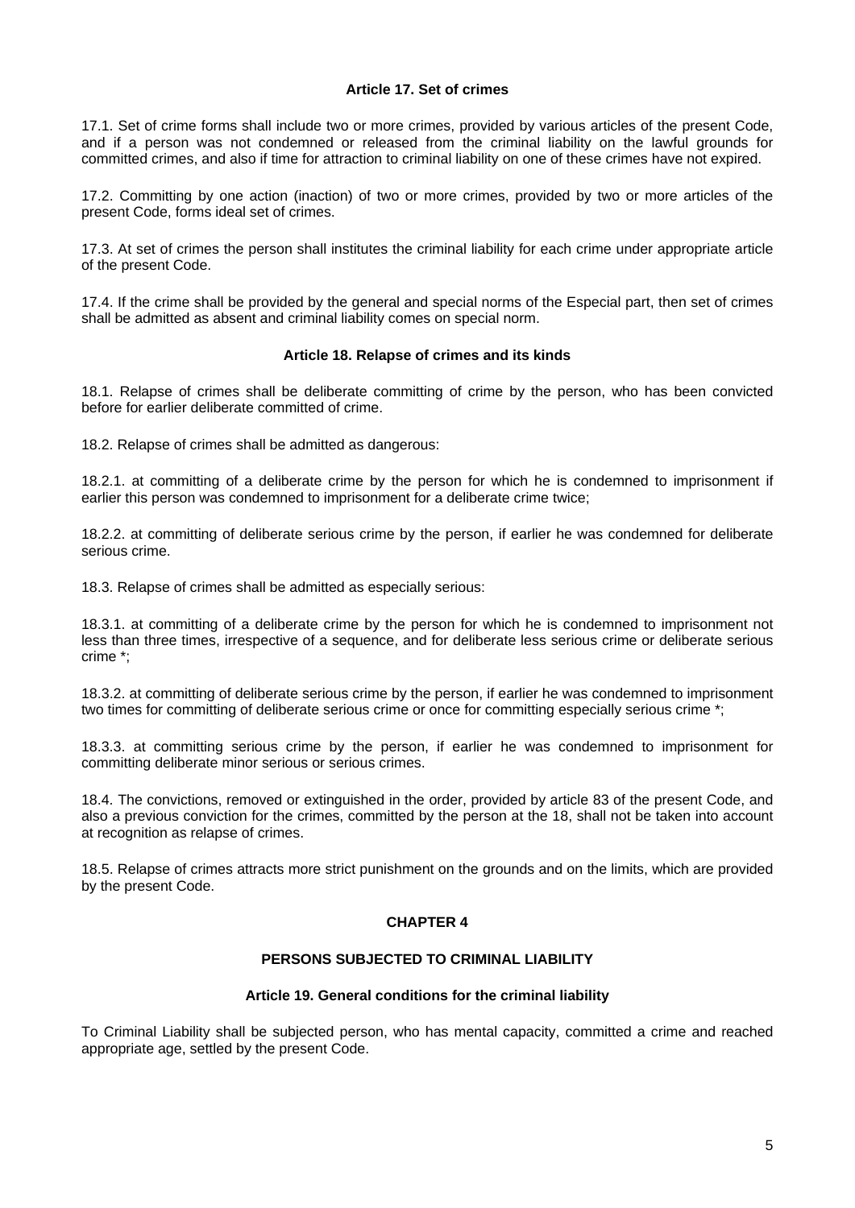### Article 17. Set of crimes

17.1. Set of crime forms shall include two or more crimes, provided by various articles of the present Code, and if a person was not condemned or released from the criminal liability on the lawful grounds for committed crimes, and also if time for attraction to criminal liability on one of these crimes have not expired.

17.2. Committing by one action (inaction) of two or more crimes, provided by two or more articles of the present Code, forms ideal set of crimes.

17.3. At set of crimes the person shall institutes the criminal liability for each crime under appropriate article of the present Code.

17.4. If the crime shall be provided by the general and special norms of the Especial part, then set of crimes shall be admitted as absent and criminal liability comes on special norm.

### Article 18. Relapse of crimes and its kinds

18.1. Relapse of crimes shall be deliberate committing of crime by the person, who has been convicted before for earlier deliberate committed of crime.

18.2. Relapse of crimes shall be admitted as dangerous:

18.2.1. at committing of a deliberate crime by the person for which he is condemned to imprisonment if earlier this person was condemned to imprisonment for a deliberate crime twice;

18.2.2. at committing of deliberate serious crime by the person, if earlier he was condemned for deliberate serious crime.

18.3. Relapse of crimes shall be admitted as especially serious:

18.3.1. at committing of a deliberate crime by the person for which he is condemned to imprisonment not less than three times, irrespective of a sequence, and for deliberate less serious crime or deliberate serious crime *;

18.3.2. at committing of deliberate serious crime by the person, if earlier he was condemned to imprisonment two times for committing of deliberate serious crime or once for committing especially serious crime *;

18.3.3. at committing serious crime by the person, if earlier he was condemned to imprisonment for committing deliberate minor serious or serious crimes.

18.4. The convictions, removed or extinguished in the order, provided by article 83 of the present Code, and also a previous conviction for the crimes, committed by the person at the 18, shall not be taken into account at recognition as relapse of crimes.

18.5. Relapse of crimes attracts more strict punishment on the grounds and on the limits, which are provided by the present Code.

## CHAPTER 4

## PERSONS SUBJECTED TO CRIMINAL LIABILITY

### Article 19. General conditions for the criminal liability

To Criminal Liability shall be subjected person, who has mental capacity, committed a crime and reached appropriate age, settled by the present Code.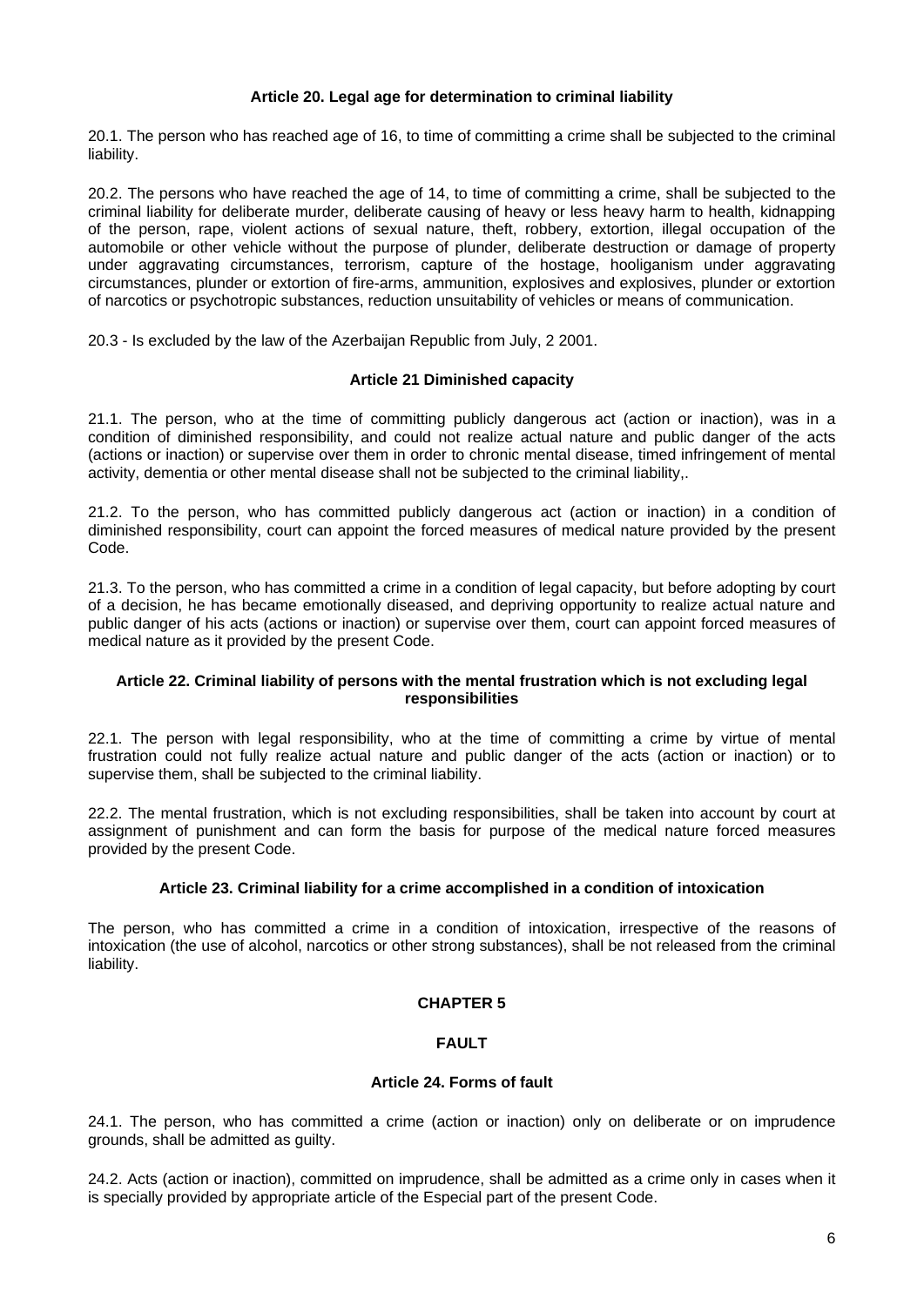### Article 20. Legal age for determination to criminal liability

20.1. The person who has reached age of 16, to time of committing a crime shall be subjected to the criminal liability.

20.2. The persons who have reached the age of 14, to time of committing a crime, shall be subjected to the criminal liability for deliberate murder, deliberate causing of heavy or less heavy harm to health, kidnapping of the person, rape, violent actions of sexual nature, theft, robbery, extortion, illegal occupation of the automobile or other vehicle without the purpose of plunder, deliberate destruction or damage of property under aggravating circumstances, terrorism, capture of the hostage, hooliganism under aggravating circumstances, plunder or extortion of fire-arms, ammunition, explosives and explosives, plunder or extortion of narcotics or psychotropic substances, reduction unsuitability of vehicles or means of communication.

20.3 - Is excluded by the law of the Azerbaijan Republic from July, 2 2001.

### Article 21 Diminished capacity

21.1. The person, who at the time of committing publicly dangerous act (action or inaction), was in a condition of diminished responsibility, and could not realize actual nature and public danger of the acts (actions or inaction) or supervise over them in order to chronic mental disease, timed infringement of mental activity, dementia or other mental disease shall not be subjected to the criminal liability,.

21.2. To the person, who has committed publicly dangerous act (action or inaction) in a condition of diminished responsibility, court can appoint the forced measures of medical nature provided by the present Code.

21.3. To the person, who has committed a crime in a condition of legal capacity, but before adopting by court of a decision, he has became emotionally diseased, and depriving opportunity to realize actual nature and public danger of his acts (actions or inaction) or supervise over them, court can appoint forced measures of medical nature as it provided by the present Code.

### Article 22. Criminal liability of persons with the mental frustration which is not excluding legal responsibilities

22.1. The person with legal responsibility, who at the time of committing a crime by virtue of mental frustration could not fully realize actual nature and public danger of the acts (action or inaction) or to supervise them, shall be subjected to the criminal liability.

22.2. The mental frustration, which is not excluding responsibilities, shall be taken into account by court at assignment of punishment and can form the basis for purpose of the medical nature forced measures provided by the present Code.

### Article 23. Criminal liability for a crime accomplished in a condition of intoxication

The person, who has committed a crime in a condition of intoxication, irrespective of the reasons of intoxication (the use of alcohol, narcotics or other strong substances), shall be not released from the criminal liability.

## CHAPTER 5

## FAULT

### Article 24. Forms of fault

24.1. The person, who has committed a crime (action or inaction) only on deliberate or on imprudence grounds, shall be admitted as guilty.

24.2. Acts (action or inaction), committed on imprudence, shall be admitted as a crime only in cases when it is specially provided by appropriate article of the Especial part of the present Code.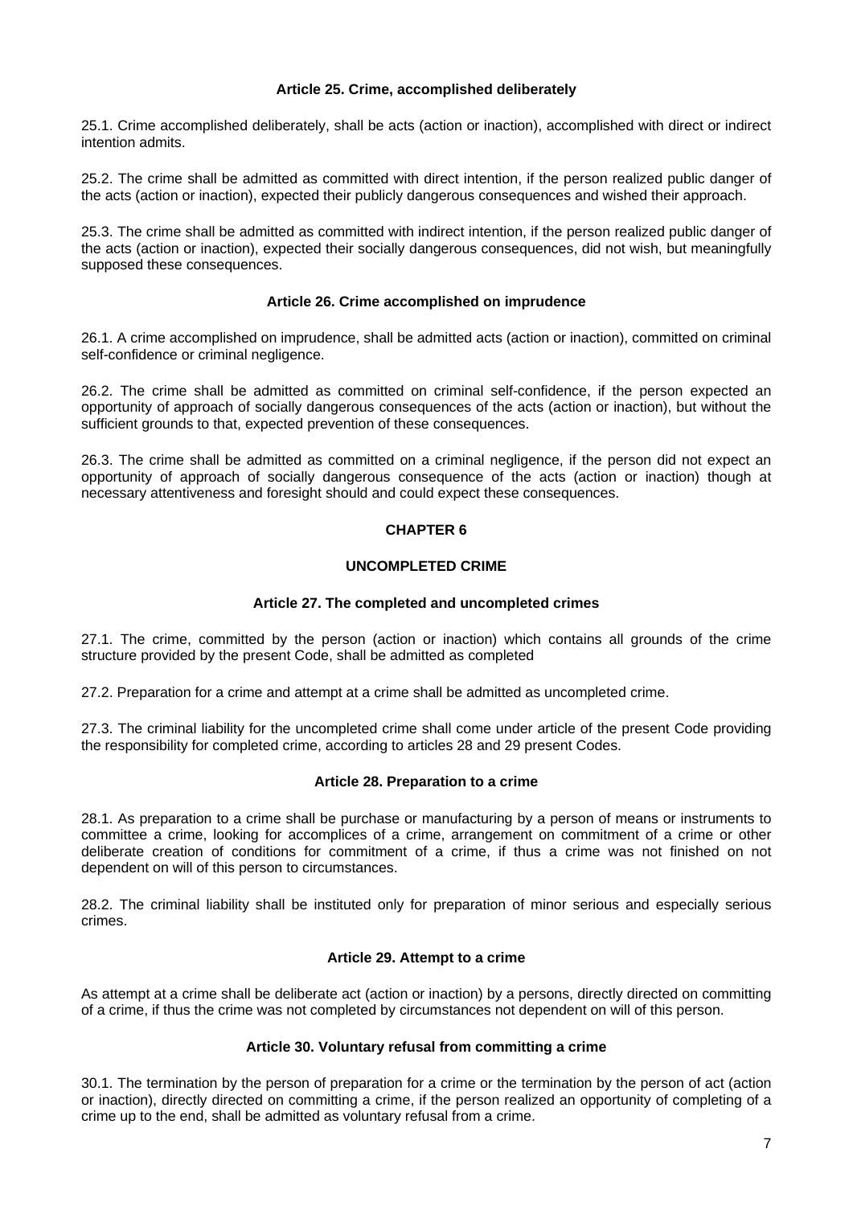### Article 25. Crime, accomplished deliberately

25.1. Crime accomplished deliberately, shall be acts (action or inaction), accomplished with direct or indirect intention admits.

25.2. The crime shall be admitted as committed with direct intention, if the person realized public danger of the acts (action or inaction), expected their publicly dangerous consequences and wished their approach.

25.3. The crime shall be admitted as committed with indirect intention, if the person realized public danger of the acts (action or inaction), expected their socially dangerous consequences, did not wish, but meaningfully supposed these consequences.

### Article 26. Crime accomplished on imprudence

26.1. A crime accomplished on imprudence, shall be admitted acts (action or inaction), committed on criminal self-confidence or criminal negligence.

26.2. The crime shall be admitted as committed on criminal self-confidence, if the person expected an opportunity of approach of socially dangerous consequences of the acts (action or inaction), but without the sufficient grounds to that, expected prevention of these consequences.

26.3. The crime shall be admitted as committed on a criminal negligence, if the person did not expect an opportunity of approach of socially dangerous consequence of the acts (action or inaction) though at necessary attentiveness and foresight should and could expect these consequences.

## CHAPTER 6

## UNCOMPLETED CRIME

### Article 27. The completed and uncompleted crimes

27.1. The crime, committed by the person (action or inaction) which contains all grounds of the crime structure provided by the present Code, shall be admitted as completed

27.2. Preparation for a crime and attempt at a crime shall be admitted as uncompleted crime.

27.3. The criminal liability for the uncompleted crime shall come under article of the present Code providing the responsibility for completed crime, according to articles 28 and 29 present Codes.

### Article 28. Preparation to a crime

28.1. As preparation to a crime shall be purchase or manufacturing by a person of means or instruments to committee a crime, looking for accomplices of a crime, arrangement on commitment of a crime or other deliberate creation of conditions for commitment of a crime, if thus a crime was not finished on not dependent on will of this person to circumstances.

28.2. The criminal liability shall be instituted only for preparation of minor serious and especially serious crimes.

### Article 29. Attempt to a crime

As attempt at a crime shall be deliberate act (action or inaction) by a persons, directly directed on committing of a crime, if thus the crime was not completed by circumstances not dependent on will of this person.

### Article 30. Voluntary refusal from committing a crime

30.1. The termination by the person of preparation for a crime or the termination by the person of act (action or inaction), directly directed on committing a crime, if the person realized an opportunity of completing of a crime up to the end, shall be admitted as voluntary refusal from a crime.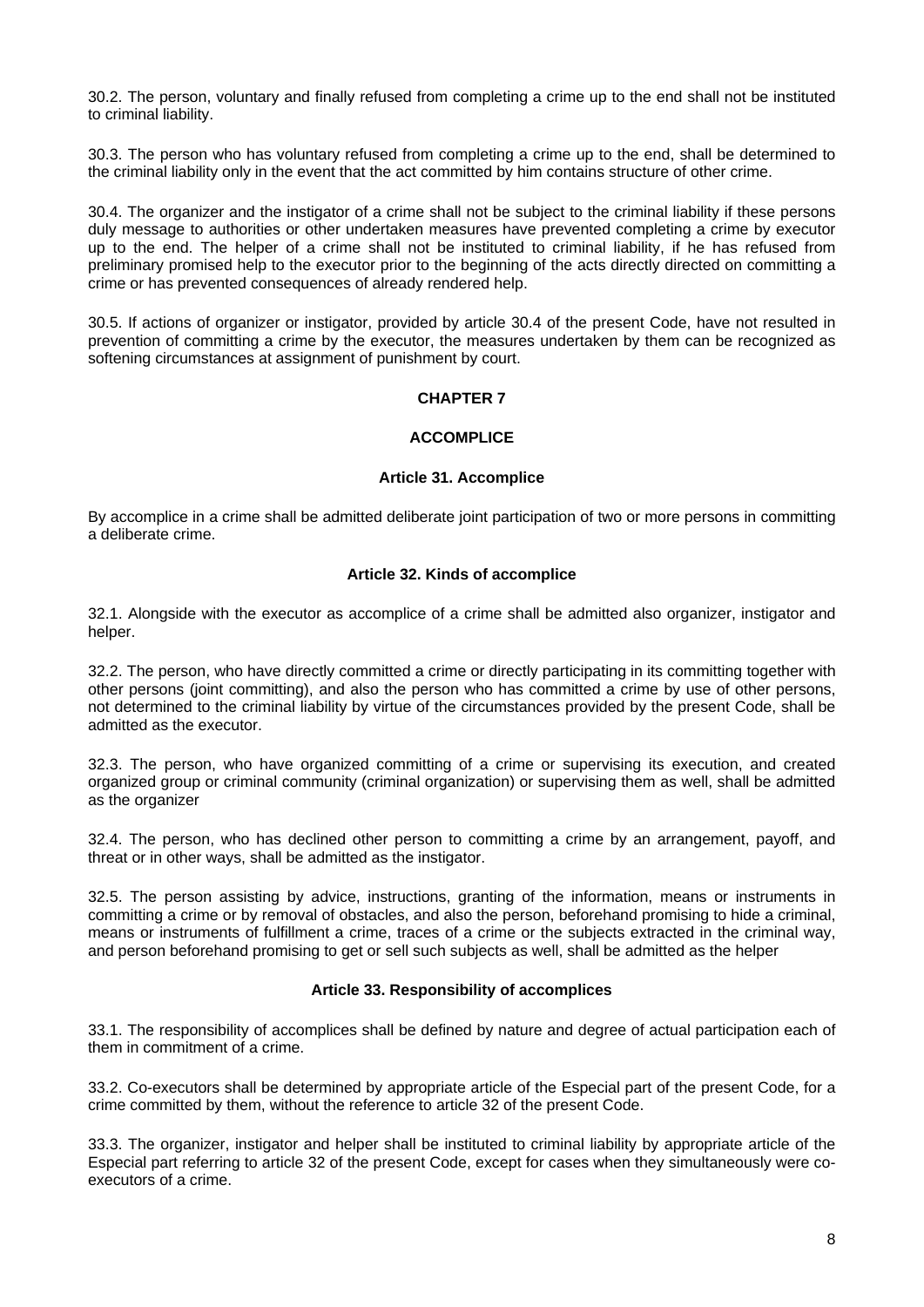30.2. The person, voluntary and finally refused from completing a crime up to the end shall not be instituted to criminal liability.

30.3. The person who has voluntary refused from completing a crime up to the end, shall be determined to the criminal liability only in the event that the act committed by him contains structure of other crime.

30.4. The organizer and the instigator of a crime shall not be subject to the criminal liability if these persons duly message to authorities or other undertaken measures have prevented completing a crime by executor up to the end. The helper of a crime shall not be instituted to criminal liability, if he has refused from preliminary promised help to the executor prior to the beginning of the acts directly directed on committing a crime or has prevented consequences of already rendered help.

30.5. If actions of organizer or instigator, provided by article 30.4 of the present Code, have not resulted in prevention of committing a crime by the executor, the measures undertaken by them can be recognized as softening circumstances at assignment of punishment by court.

## CHAPTER 7

## ACCOMPLICE

### Article 31. Accomplice

By accomplice in a crime shall be admitted deliberate joint participation of two or more persons in committing a deliberate crime.

### Article 32. Kinds of accomplice

32.1. Alongside with the executor as accomplice of a crime shall be admitted also organizer, instigator and helper.

32.2. The person, who have directly committed a crime or directly participating in its committing together with other persons (joint committing), and also the person who has committed a crime by use of other persons, not determined to the criminal liability by virtue of the circumstances provided by the present Code, shall be admitted as the executor.

32.3. The person, who have organized committing of a crime or supervising its execution, and created organized group or criminal community (criminal organization) or supervising them as well, shall be admitted as the organizer

32.4. The person, who has declined other person to committing a crime by an arrangement, payoff, and threat or in other ways, shall be admitted as the instigator.

32.5. The person assisting by advice, instructions, granting of the information, means or instruments in committing a crime or by removal of obstacles, and also the person, beforehand promising to hide a criminal, means or instruments of fulfillment a crime, traces of a crime or the subjects extracted in the criminal way, and person beforehand promising to get or sell such subjects as well, shall be admitted as the helper

### Article 33. Responsibility of accomplices

33.1. The responsibility of accomplices shall be defined by nature and degree of actual participation each of them in commitment of a crime.

33.2. Co-executors shall be determined by appropriate article of the Especial part of the present Code, for a crime committed by them, without the reference to article 32 of the present Code.

33.3. The organizer, instigator and helper shall be instituted to criminal liability by appropriate article of the Especial part referring to article 32 of the present Code, except for cases when they simultaneously were co-executors of a crime.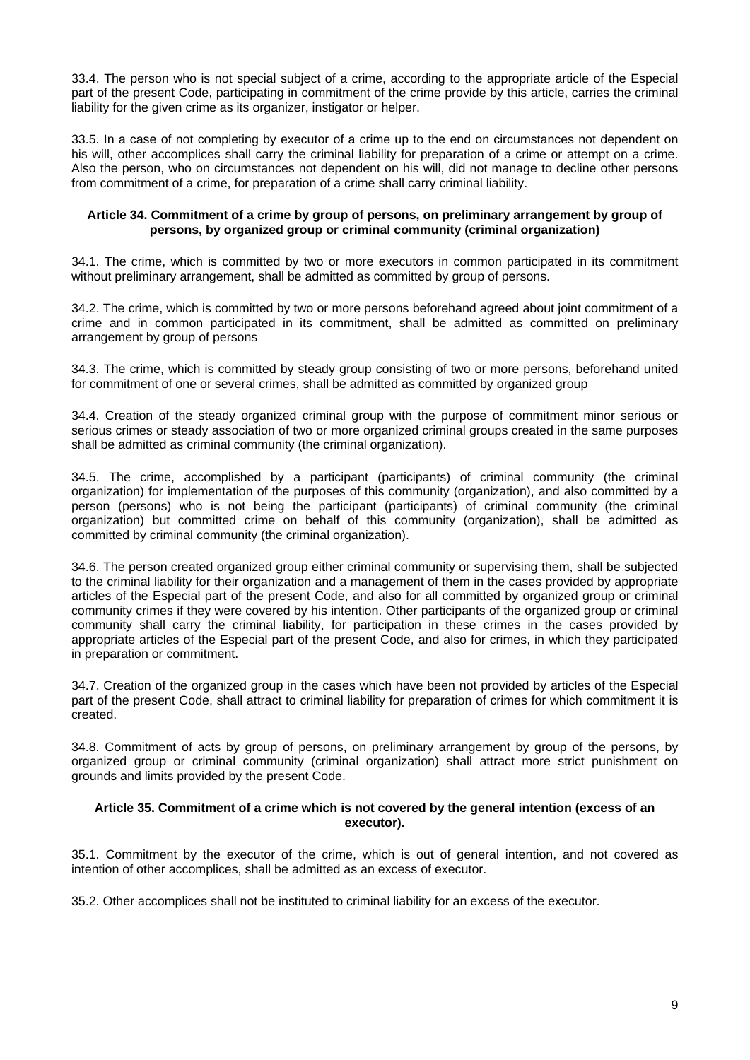33.4. The person who is not special subject of a crime, according to the appropriate article of the Especial part of the present Code, participating in commitment of the crime provide by this article, carries the criminal liability for the given crime as its organizer, instigator or helper.

33.5. In a case of not completing by executor of a crime up to the end on circumstances not dependent on his will, other accomplices shall carry the criminal liability for preparation of a crime or attempt on a crime. Also the person, who on circumstances not dependent on his will, did not manage to decline other persons from commitment of a crime, for preparation of a crime shall carry criminal liability.

### Article 34. Commitment of a crime by group of persons, on preliminary arrangement by group of persons, by organized group or criminal community (criminal organization)

34.1. The crime, which is committed by two or more executors in common participated in its commitment without preliminary arrangement, shall be admitted as committed by group of persons.

34.2. The crime, which is committed by two or more persons beforehand agreed about joint commitment of a crime and in common participated in its commitment, shall be admitted as committed on preliminary arrangement by group of persons

34.3. The crime, which is committed by steady group consisting of two or more persons, beforehand united for commitment of one or several crimes, shall be admitted as committed by organized group

34.4. Creation of the steady organized criminal group with the purpose of commitment minor serious or serious crimes or steady association of two or more organized criminal groups created in the same purposes shall be admitted as criminal community (the criminal organization).

34.5. The crime, accomplished by a participant (participants) of criminal community (the criminal organization) for implementation of the purposes of this community (organization), and also committed by a person (persons) who is not being the participant (participants) of criminal community (the criminal organization) but committed crime on behalf of this community (organization), shall be admitted as committed by criminal community (the criminal organization).

34.6. The person created organized group either criminal community or supervising them, shall be subjected to the criminal liability for their organization and a management of them in the cases provided by appropriate articles of the Especial part of the present Code, and also for all committed by organized group or criminal community crimes if they were covered by his intention. Other participants of the organized group or criminal community shall carry the criminal liability, for participation in these crimes in the cases provided by appropriate articles of the Especial part of the present Code, and also for crimes, in which they participated in preparation or commitment.

34.7. Creation of the organized group in the cases which have been not provided by articles of the Especial part of the present Code, shall attract to criminal liability for preparation of crimes for which commitment it is created.

34.8. Commitment of acts by group of persons, on preliminary arrangement by group of the persons, by organized group or criminal community (criminal organization) shall attract more strict punishment on grounds and limits provided by the present Code.

### Article 35. Commitment of a crime which is not covered by the general intention (excess of an executor).

35.1. Commitment by the executor of the crime, which is out of general intention, and not covered as intention of other accomplices, shall be admitted as an excess of executor.

35.2. Other accomplices shall not be instituted to criminal liability for an excess of the executor.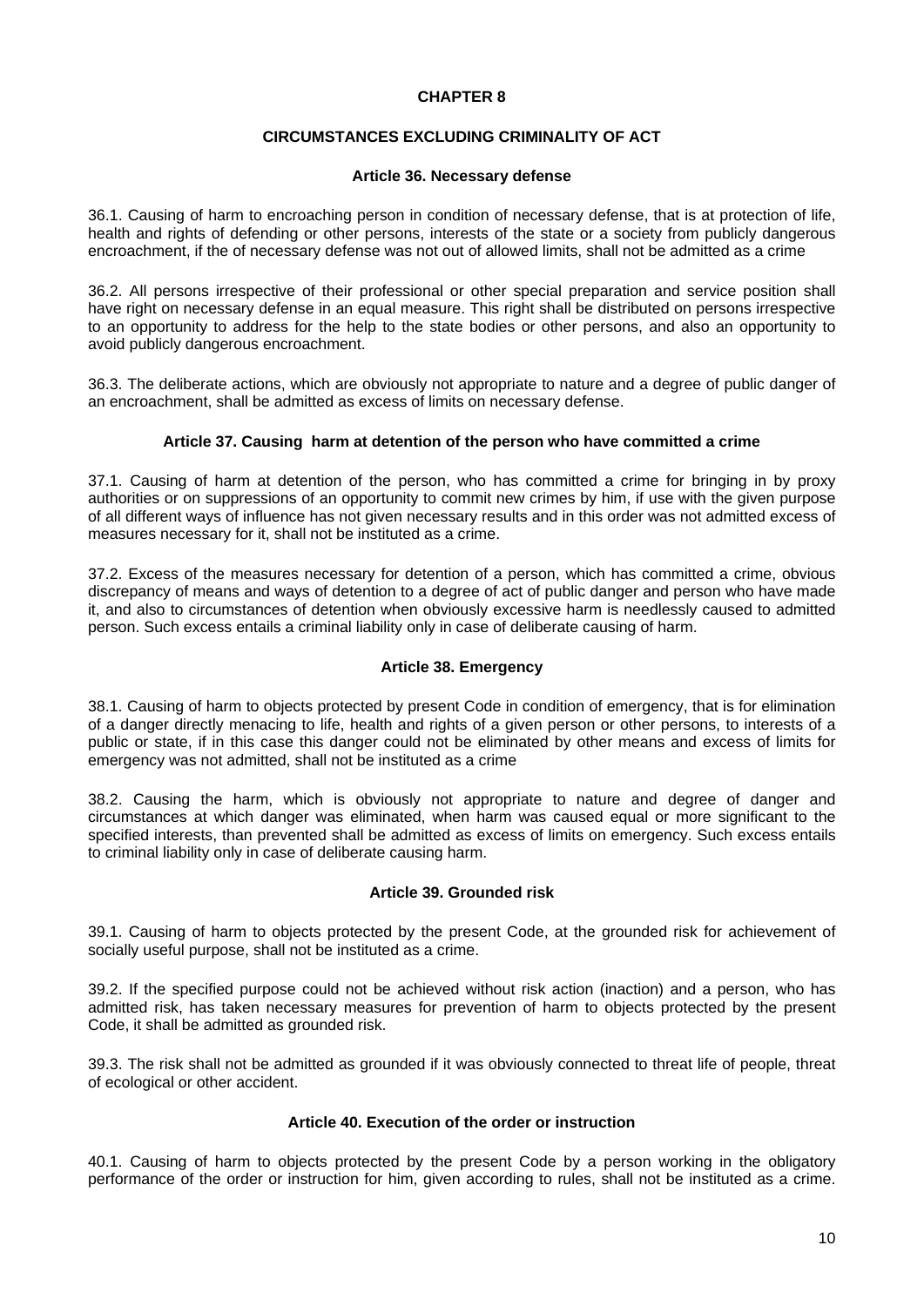## CHAPTER 8

## CIRCUMSTANCES EXCLUDING CRIMINALITY OF ACT

### Article 36. Necessary defense

36.1. Causing of harm to encroaching person in condition of necessary defense, that is at protection of life, health and rights of defending or other persons, interests of the state or a society from publicly dangerous encroachment, if the of necessary defense was not out of allowed limits, shall not be admitted as a crime

36.2. All persons irrespective of their professional or other special preparation and service position shall have right on necessary defense in an equal measure. This right shall be distributed on persons irrespective to an opportunity to address for the help to the state bodies or other persons, and also an opportunity to avoid publicly dangerous encroachment.

36.3. The deliberate actions, which are obviously not appropriate to nature and a degree of public danger of an encroachment, shall be admitted as excess of limits on necessary defense.

### Article 37. Causing harm at detention of the person who have committed a crime

37.1. Causing of harm at detention of the person, who has committed a crime for bringing in by proxy authorities or on suppressions of an opportunity to commit new crimes by him, if use with the given purpose of all different ways of influence has not given necessary results and in this order was not admitted excess of measures necessary for it, shall not be instituted as a crime.

37.2. Excess of the measures necessary for detention of a person, which has committed a crime, obvious discrepancy of means and ways of detention to a degree of act of public danger and person who have made it, and also to circumstances of detention when obviously excessive harm is needlessly caused to admitted person. Such excess entails a criminal liability only in case of deliberate causing of harm.

### Article 38. Emergency

38.1. Causing of harm to objects protected by present Code in condition of emergency, that is for elimination of a danger directly menacing to life, health and rights of a given person or other persons, to interests of a public or state, if in this case this danger could not be eliminated by other means and excess of limits for emergency was not admitted, shall not be instituted as a crime

38.2. Causing the harm, which is obviously not appropriate to nature and degree of danger and circumstances at which danger was eliminated, when harm was caused equal or more significant to the specified interests, than prevented shall be admitted as excess of limits on emergency. Such excess entails to criminal liability only in case of deliberate causing harm.

### Article 39. Grounded risk

39.1. Causing of harm to objects protected by the present Code, at the grounded risk for achievement of socially useful purpose, shall not be instituted as a crime.

39.2. If the specified purpose could not be achieved without risk action (inaction) and a person, who has admitted risk, has taken necessary measures for prevention of harm to objects protected by the present Code, it shall be admitted as grounded risk.

39.3. The risk shall not be admitted as grounded if it was obviously connected to threat life of people, threat of ecological or other accident.

### Article 40. Execution of the order or instruction

40.1. Causing of harm to objects protected by the present Code by a person working in the obligatory performance of the order or instruction for him, given according to rules, shall not be instituted as a crime.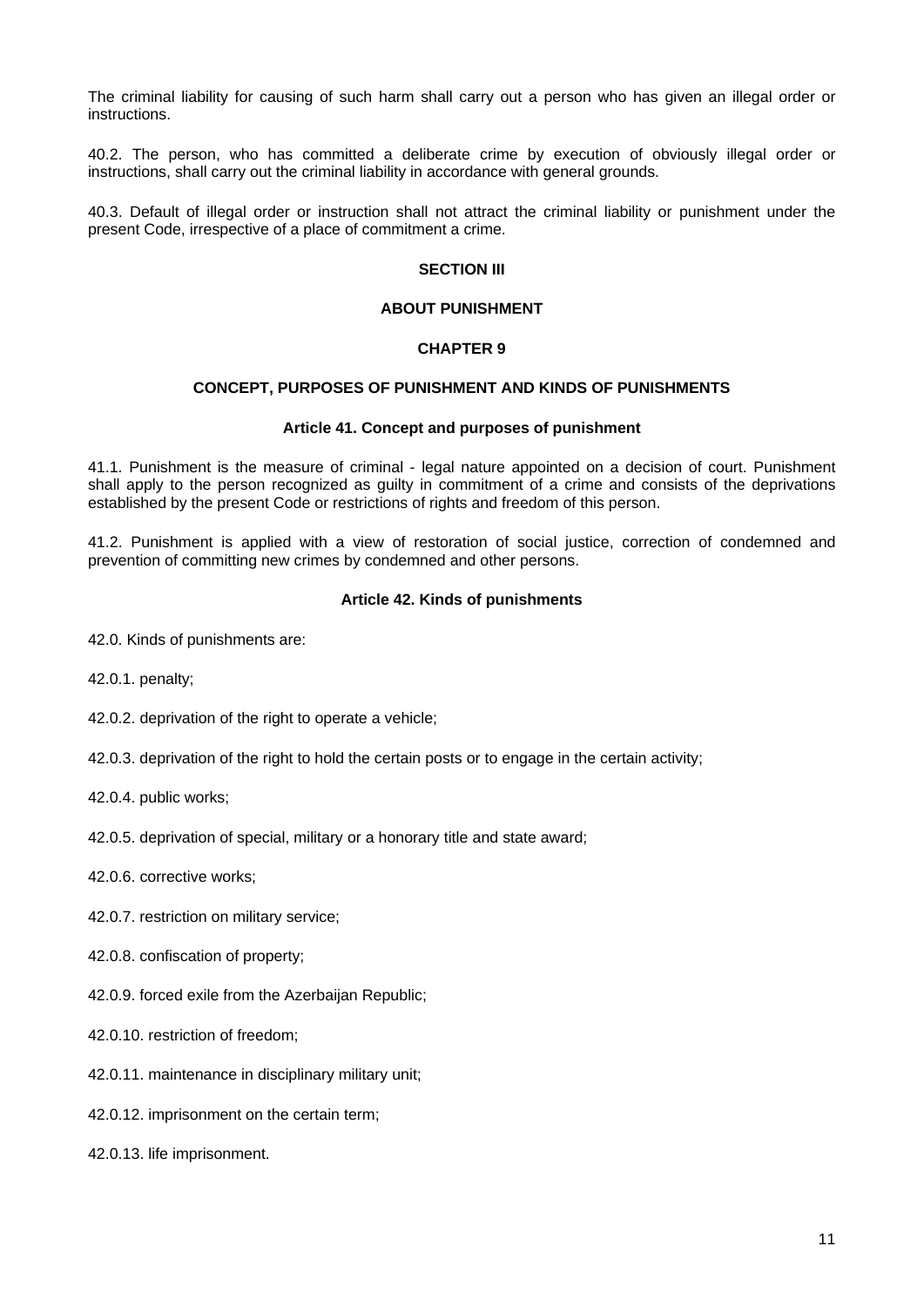The criminal liability for causing of such harm shall carry out a person who has given an illegal order or instructions.

40.2. The person, who has committed a deliberate crime by execution of obviously illegal order or instructions, shall carry out the criminal liability in accordance with general grounds.

40.3. Default of illegal order or instruction shall not attract the criminal liability or punishment under the present Code, irrespective of a place of commitment a crime.

## SECTION III

## ABOUT PUNISHMENT

## CHAPTER 9

## CONCEPT, PURPOSES OF PUNISHMENT AND KINDS OF PUNISHMENTS

### Article 41. Concept and purposes of punishment

41.1. Punishment is the measure of criminal - legal nature appointed on a decision of court. Punishment shall apply to the person recognized as guilty in commitment of a crime and consists of the deprivations established by the present Code or restrictions of rights and freedom of this person.

41.2. Punishment is applied with a view of restoration of social justice, correction of condemned and prevention of committing new crimes by condemned and other persons.

### Article 42. Kinds of punishments

42.0. Kinds of punishments are:

42.0.1. penalty;

42.0.2. deprivation of the right to operate a vehicle;

42.0.3. deprivation of the right to hold the certain posts or to engage in the certain activity;

42.0.4. public works;

42.0.5. deprivation of special, military or a honorary title and state award;

42.0.6. corrective works;

42.0.7. restriction on military service;

42.0.8. confiscation of property;

42.0.9. forced exile from the Azerbaijan Republic;

42.0.10. restriction of freedom;

42.0.11. maintenance in disciplinary military unit;

42.0.12. imprisonment on the certain term;

42.0.13. life imprisonment.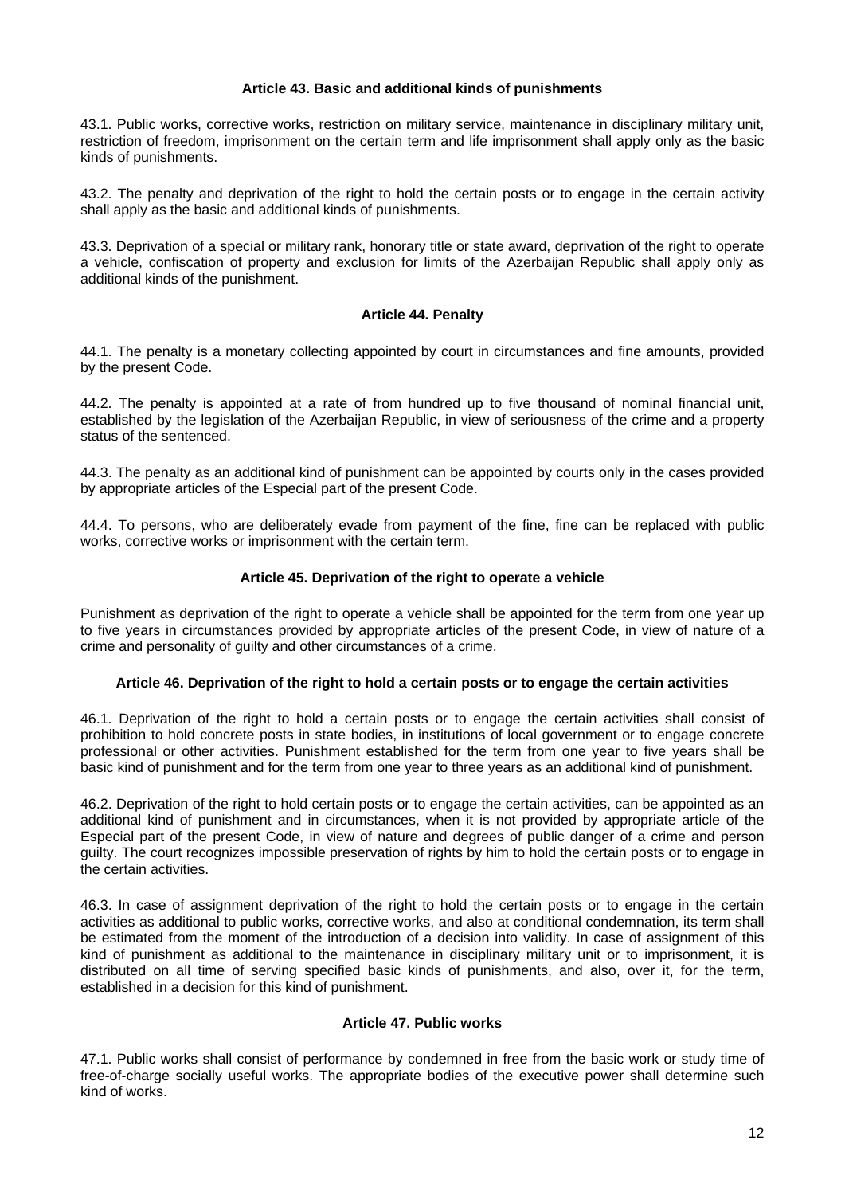### Article 43. Basic and additional kinds of punishments

43.1. Public works, corrective works, restriction on military service, maintenance in disciplinary military unit, restriction of freedom, imprisonment on the certain term and life imprisonment shall apply only as the basic kinds of punishments.

43.2. The penalty and deprivation of the right to hold the certain posts or to engage in the certain activity shall apply as the basic and additional kinds of punishments.

43.3. Deprivation of a special or military rank, honorary title or state award, deprivation of the right to operate a vehicle, confiscation of property and exclusion for limits of the Azerbaijan Republic shall apply only as additional kinds of the punishment.

### Article 44. Penalty

44.1. The penalty is a monetary collecting appointed by court in circumstances and fine amounts, provided by the present Code.

44.2. The penalty is appointed at a rate of from hundred up to five thousand of nominal financial unit, established by the legislation of the Azerbaijan Republic, in view of seriousness of the crime and a property status of the sentenced.

44.3. The penalty as an additional kind of punishment can be appointed by courts only in the cases provided by appropriate articles of the Especial part of the present Code.

44.4. To persons, who are deliberately evade from payment of the fine, fine can be replaced with public works, corrective works or imprisonment with the certain term.

### Article 45. Deprivation of the right to operate a vehicle

Punishment as deprivation of the right to operate a vehicle shall be appointed for the term from one year up to five years in circumstances provided by appropriate articles of the present Code, in view of nature of a crime and personality of guilty and other circumstances of a crime.

### Article 46. Deprivation of the right to hold a certain posts or to engage the certain activities

46.1. Deprivation of the right to hold a certain posts or to engage the certain activities shall consist of prohibition to hold concrete posts in state bodies, in institutions of local government or to engage concrete professional or other activities. Punishment established for the term from one year to five years shall be basic kind of punishment and for the term from one year to three years as an additional kind of punishment.

46.2. Deprivation of the right to hold certain posts or to engage the certain activities, can be appointed as an additional kind of punishment and in circumstances, when it is not provided by appropriate article of the Especial part of the present Code, in view of nature and degrees of public danger of a crime and person guilty. The court recognizes impossible preservation of rights by him to hold the certain posts or to engage in the certain activities.

46.3. In case of assignment deprivation of the right to hold the certain posts or to engage in the certain activities as additional to public works, corrective works, and also at conditional condemnation, its term shall be estimated from the moment of the introduction of a decision into validity. In case of assignment of this kind of punishment as additional to the maintenance in disciplinary military unit or to imprisonment, it is distributed on all time of serving specified basic kinds of punishments, and also, over it, for the term, established in a decision for this kind of punishment.

### Article 47. Public works

47.1. Public works shall consist of performance by condemned in free from the basic work or study time of free-of-charge socially useful works. The appropriate bodies of the executive power shall determine such kind of works.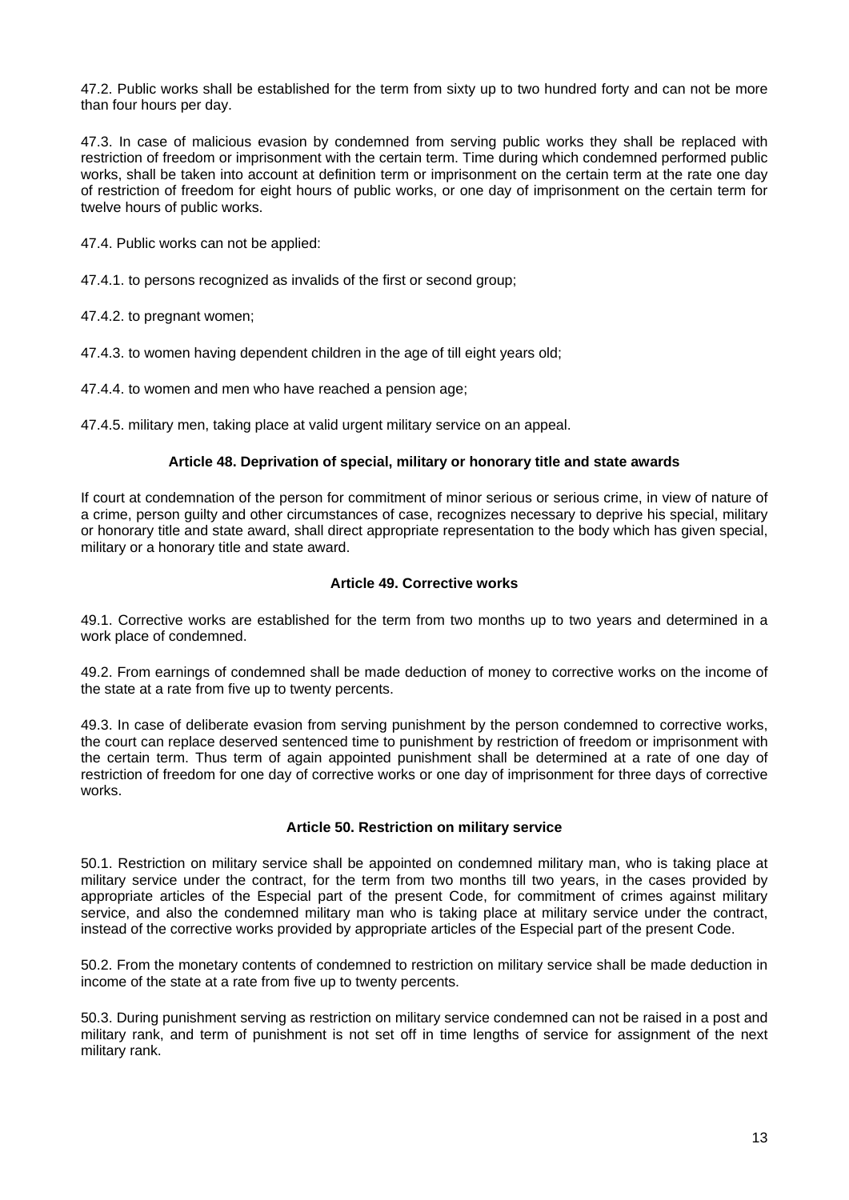47.2. Public works shall be established for the term from sixty up to two hundred forty and can not be more than four hours per day.

47.3. In case of malicious evasion by condemned from serving public works they shall be replaced with restriction of freedom or imprisonment with the certain term. Time during which condemned performed public works, shall be taken into account at definition term or imprisonment on the certain term at the rate one day of restriction of freedom for eight hours of public works, or one day of imprisonment on the certain term for twelve hours of public works.

47.4. Public works can not be applied:

47.4.1. to persons recognized as invalids of the first or second group;

47.4.2. to pregnant women;

47.4.3. to women having dependent children in the age of till eight years old;

47.4.4. to women and men who have reached a pension age;

47.4.5. military men, taking place at valid urgent military service on an appeal.

### Article 48. Deprivation of special, military or honorary title and state awards

If court at condemnation of the person for commitment of minor serious or serious crime, in view of nature of a crime, person guilty and other circumstances of case, recognizes necessary to deprive his special, military or honorary title and state award, shall direct appropriate representation to the body which has given special, military or a honorary title and state award.

### Article 49. Corrective works

49.1. Corrective works are established for the term from two months up to two years and determined in a work place of condemned.

49.2. From earnings of condemned shall be made deduction of money to corrective works on the income of the state at a rate from five up to twenty percents.

49.3. In case of deliberate evasion from serving punishment by the person condemned to corrective works, the court can replace deserved sentenced time to punishment by restriction of freedom or imprisonment with the certain term. Thus term of again appointed punishment shall be determined at a rate of one day of restriction of freedom for one day of corrective works or one day of imprisonment for three days of corrective works.

### Article 50. Restriction on military service

50.1. Restriction on military service shall be appointed on condemned military man, who is taking place at military service under the contract, for the term from two months till two years, in the cases provided by appropriate articles of the Especial part of the present Code, for commitment of crimes against military service, and also the condemned military man who is taking place at military service under the contract, instead of the corrective works provided by appropriate articles of the Especial part of the present Code.

50.2. From the monetary contents of condemned to restriction on military service shall be made deduction in income of the state at a rate from five up to twenty percents.

50.3. During punishment serving as restriction on military service condemned can not be raised in a post and military rank, and term of punishment is not set off in time lengths of service for assignment of the next military rank.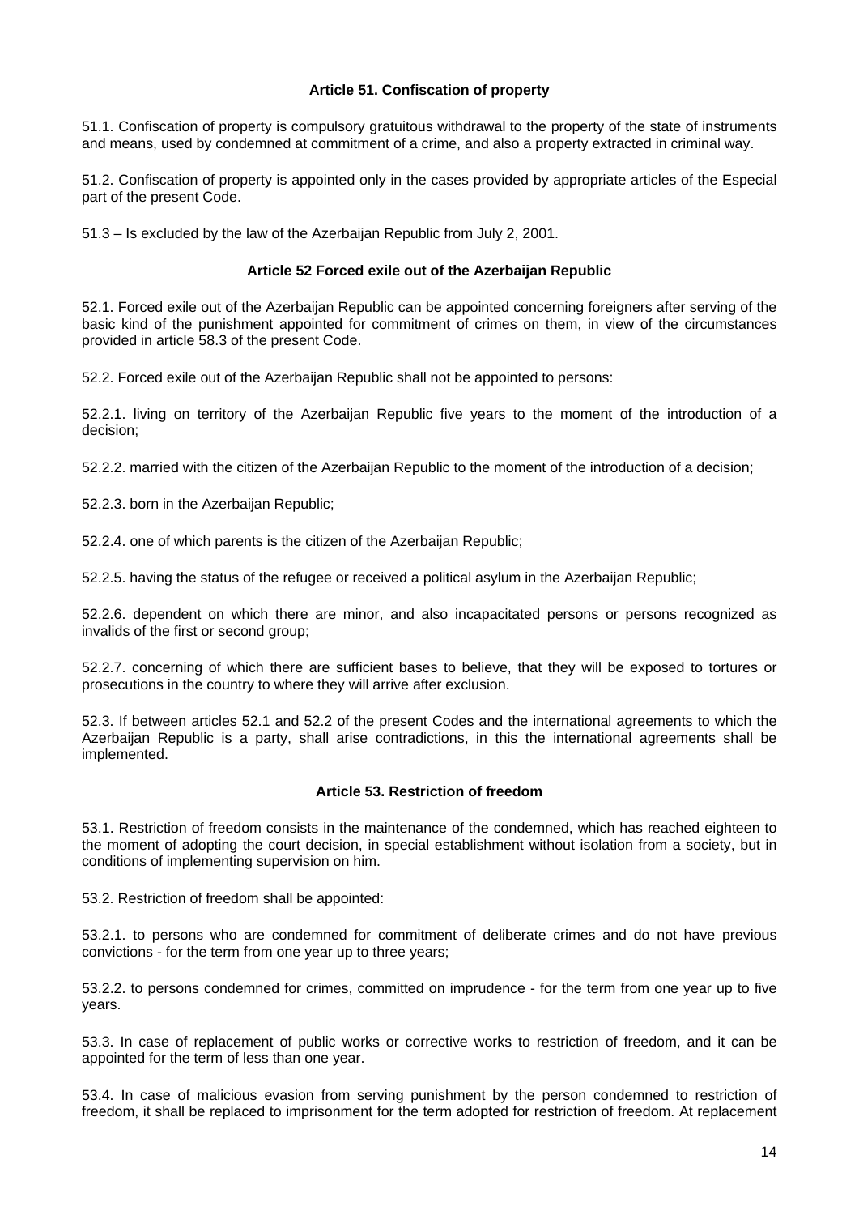### Article 51. Confiscation of property

51.1. Confiscation of property is compulsory gratuitous withdrawal to the property of the state of instruments and means, used by condemned at commitment of a crime, and also a property extracted in criminal way.

51.2. Confiscation of property is appointed only in the cases provided by appropriate articles of the Especial part of the present Code.

51.3 – Is excluded by the law of the Azerbaijan Republic from July 2, 2001.

### Article 52 Forced exile out of the Azerbaijan Republic

52.1. Forced exile out of the Azerbaijan Republic can be appointed concerning foreigners after serving of the basic kind of the punishment appointed for commitment of crimes on them, in view of the circumstances provided in article 58.3 of the present Code.

52.2. Forced exile out of the Azerbaijan Republic shall not be appointed to persons:

52.2.1. living on territory of the Azerbaijan Republic five years to the moment of the introduction of a decision;

52.2.2. married with the citizen of the Azerbaijan Republic to the moment of the introduction of a decision;

52.2.3. born in the Azerbaijan Republic;

52.2.4. one of which parents is the citizen of the Azerbaijan Republic;

52.2.5. having the status of the refugee or received a political asylum in the Azerbaijan Republic;

52.2.6. dependent on which there are minor, and also incapacitated persons or persons recognized as invalids of the first or second group;

52.2.7. concerning of which there are sufficient bases to believe, that they will be exposed to tortures or prosecutions in the country to where they will arrive after exclusion.

52.3. If between articles 52.1 and 52.2 of the present Codes and the international agreements to which the Azerbaijan Republic is a party, shall arise contradictions, in this the international agreements shall be implemented.

### Article 53. Restriction of freedom

53.1. Restriction of freedom consists in the maintenance of the condemned, which has reached eighteen to the moment of adopting the court decision, in special establishment without isolation from a society, but in conditions of implementing supervision on him.

53.2. Restriction of freedom shall be appointed:

53.2.1. to persons who are condemned for commitment of deliberate crimes and do not have previous convictions - for the term from one year up to three years;

53.2.2. to persons condemned for crimes, committed on imprudence - for the term from one year up to five years.

53.3. In case of replacement of public works or corrective works to restriction of freedom, and it can be appointed for the term of less than one year.

53.4. In case of malicious evasion from serving punishment by the person condemned to restriction of freedom, it shall be replaced to imprisonment for the term adopted for restriction of freedom. At replacement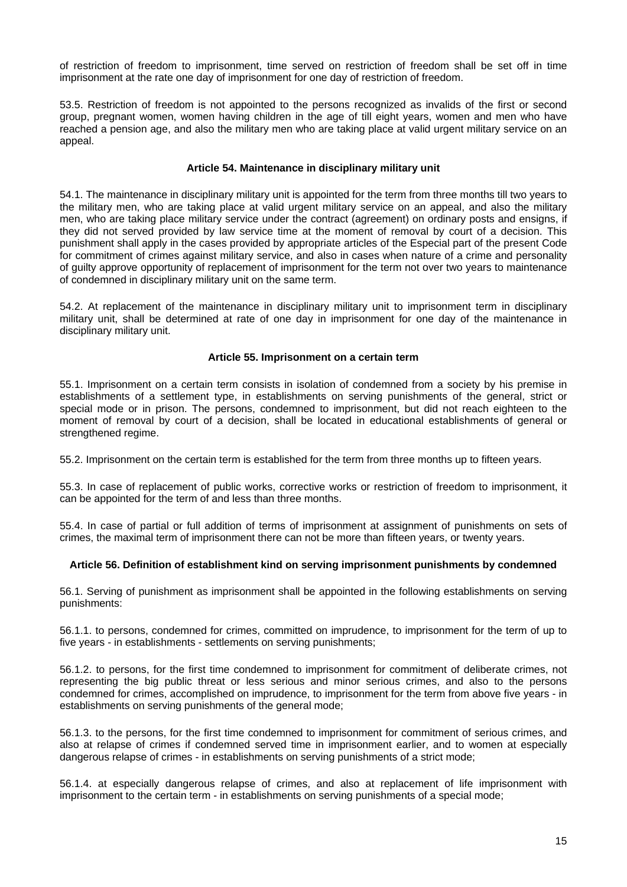of restriction of freedom to imprisonment, time served on restriction of freedom shall be set off in time imprisonment at the rate one day of imprisonment for one day of restriction of freedom.

53.5. Restriction of freedom is not appointed to the persons recognized as invalids of the first or second group, pregnant women, women having children in the age of till eight years, women and men who have reached a pension age, and also the military men who are taking place at valid urgent military service on an appeal.

### Article 54. Maintenance in disciplinary military unit

54.1. The maintenance in disciplinary military unit is appointed for the term from three months till two years to the military men, who are taking place at valid urgent military service on an appeal, and also the military men, who are taking place military service under the contract (agreement) on ordinary posts and ensigns, if they did not served provided by law service time at the moment of removal by court of a decision. This punishment shall apply in the cases provided by appropriate articles of the Especial part of the present Code for commitment of crimes against military service, and also in cases when nature of a crime and personality of guilty approve opportunity of replacement of imprisonment for the term not over two years to maintenance of condemned in disciplinary military unit on the same term.

54.2. At replacement of the maintenance in disciplinary military unit to imprisonment term in disciplinary military unit, shall be determined at rate of one day in imprisonment for one day of the maintenance in disciplinary military unit.

### Article 55. Imprisonment on a certain term

55.1. Imprisonment on a certain term consists in isolation of condemned from a society by his premise in establishments of a settlement type, in establishments on serving punishments of the general, strict or special mode or in prison. The persons, condemned to imprisonment, but did not reach eighteen to the moment of removal by court of a decision, shall be located in educational establishments of general or strengthened regime.

55.2. Imprisonment on the certain term is established for the term from three months up to fifteen years.

55.3. In case of replacement of public works, corrective works or restriction of freedom to imprisonment, it can be appointed for the term of and less than three months.

55.4. In case of partial or full addition of terms of imprisonment at assignment of punishments on sets of crimes, the maximal term of imprisonment there can not be more than fifteen years, or twenty years.

### Article 56. Definition of establishment kind on serving imprisonment punishments by condemned

56.1. Serving of punishment as imprisonment shall be appointed in the following establishments on serving punishments:

56.1.1. to persons, condemned for crimes, committed on imprudence, to imprisonment for the term of up to five years - in establishments - settlements on serving punishments;

56.1.2. to persons, for the first time condemned to imprisonment for commitment of deliberate crimes, not representing the big public threat or less serious and minor serious crimes, and also to the persons condemned for crimes, accomplished on imprudence, to imprisonment for the term from above five years - in establishments on serving punishments of the general mode;

56.1.3. to the persons, for the first time condemned to imprisonment for commitment of serious crimes, and also at relapse of crimes if condemned served time in imprisonment earlier, and to women at especially dangerous relapse of crimes - in establishments on serving punishments of a strict mode;

56.1.4. at especially dangerous relapse of crimes, and also at replacement of life imprisonment with imprisonment to the certain term - in establishments on serving punishments of a special mode;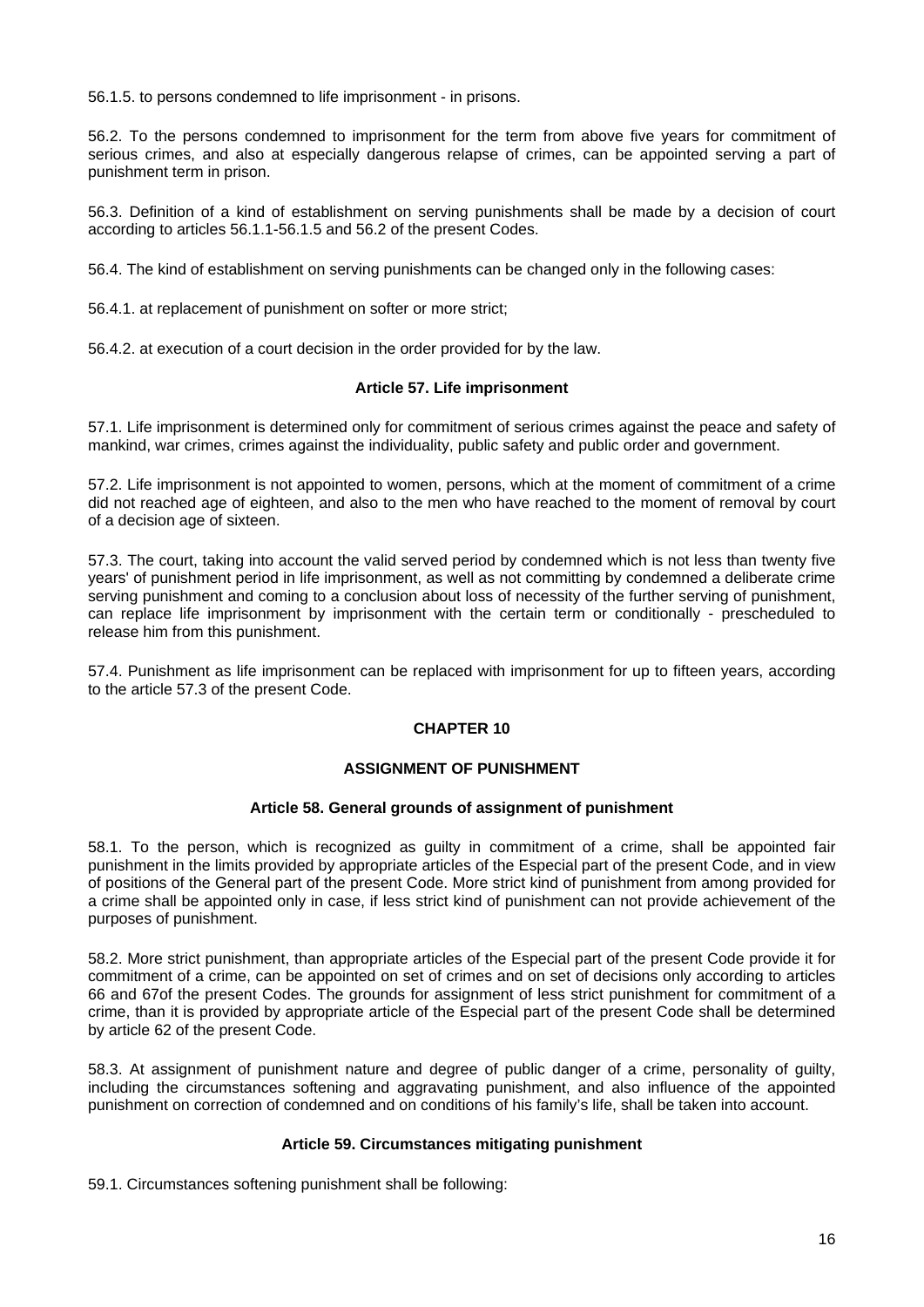56.1.5. to persons condemned to life imprisonment - in prisons.

56.2. To the persons condemned to imprisonment for the term from above five years for commitment of serious crimes, and also at especially dangerous relapse of crimes, can be appointed serving a part of punishment term in prison.

56.3. Definition of a kind of establishment on serving punishments shall be made by a decision of court according to articles 56.1.1-56.1.5 and 56.2 of the present Codes.

56.4. The kind of establishment on serving punishments can be changed only in the following cases:

56.4.1. at replacement of punishment on softer or more strict;

56.4.2. at execution of a court decision in the order provided for by the law.

### Article 57. Life imprisonment

57.1. Life imprisonment is determined only for commitment of serious crimes against the peace and safety of mankind, war crimes, crimes against the individuality, public safety and public order and government.

57.2. Life imprisonment is not appointed to women, persons, which at the moment of commitment of a crime did not reached age of eighteen, and also to the men who have reached to the moment of removal by court of a decision age of sixteen.

57.3. The court, taking into account the valid served period by condemned which is not less than twenty five years' of punishment period in life imprisonment, as well as not committing by condemned a deliberate crime serving punishment and coming to a conclusion about loss of necessity of the further serving of punishment, can replace life imprisonment by imprisonment with the certain term or conditionally - prescheduled to release him from this punishment.

57.4. Punishment as life imprisonment can be replaced with imprisonment for up to fifteen years, according to the article 57.3 of the present Code.

## CHAPTER 10

## ASSIGNMENT OF PUNISHMENT

### Article 58. General grounds of assignment of punishment

58.1. To the person, which is recognized as guilty in commitment of a crime, shall be appointed fair punishment in the limits provided by appropriate articles of the Especial part of the present Code, and in view of positions of the General part of the present Code. More strict kind of punishment from among provided for a crime shall be appointed only in case, if less strict kind of punishment can not provide achievement of the purposes of punishment.

58.2. More strict punishment, than appropriate articles of the Especial part of the present Code provide it for commitment of a crime, can be appointed on set of crimes and on set of decisions only according to articles 66 and 67of the present Codes. The grounds for assignment of less strict punishment for commitment of a crime, than it is provided by appropriate article of the Especial part of the present Code shall be determined by article 62 of the present Code.

58.3. At assignment of punishment nature and degree of public danger of a crime, personality of guilty, including the circumstances softening and aggravating punishment, and also influence of the appointed punishment on correction of condemned and on conditions of his family's life, shall be taken into account.

### Article 59. Circumstances mitigating punishment

59.1. Circumstances softening punishment shall be following: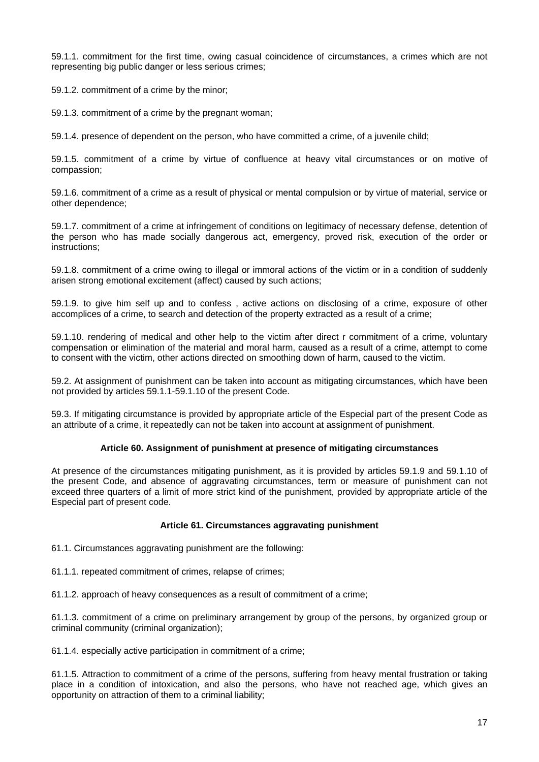59.1.1. commitment for the first time, owing casual coincidence of circumstances, a crimes which are not representing big public danger or less serious crimes;

59.1.2. commitment of a crime by the minor;

59.1.3. commitment of a crime by the pregnant woman;

59.1.4. presence of dependent on the person, who have committed a crime, of a juvenile child;

59.1.5. commitment of a crime by virtue of confluence at heavy vital circumstances or on motive of compassion;

59.1.6. commitment of a crime as a result of physical or mental compulsion or by virtue of material, service or other dependence;

59.1.7. commitment of a crime at infringement of conditions on legitimacy of necessary defense, detention of the person who has made socially dangerous act, emergency, proved risk, execution of the order or instructions;

59.1.8. commitment of a crime owing to illegal or immoral actions of the victim or in a condition of suddenly arisen strong emotional excitement (affect) caused by such actions;

59.1.9. to give him self up and to confess , active actions on disclosing of a crime, exposure of other accomplices of a crime, to search and detection of the property extracted as a result of a crime;

59.1.10. rendering of medical and other help to the victim after direct r commitment of a crime, voluntary compensation or elimination of the material and moral harm, caused as a result of a crime, attempt to come to consent with the victim, other actions directed on smoothing down of harm, caused to the victim.

59.2. At assignment of punishment can be taken into account as mitigating circumstances, which have been not provided by articles 59.1.1-59.1.10 of the present Code.

59.3. If mitigating circumstance is provided by appropriate article of the Especial part of the present Code as an attribute of a crime, it repeatedly can not be taken into account at assignment of punishment.

### Article 60. Assignment of punishment at presence of mitigating circumstances

At presence of the circumstances mitigating punishment, as it is provided by articles 59.1.9 and 59.1.10 of the present Code, and absence of aggravating circumstances, term or measure of punishment can not exceed three quarters of a limit of more strict kind of the punishment, provided by appropriate article of the Especial part of present code.

### Article 61. Circumstances aggravating punishment

61.1. Circumstances aggravating punishment are the following:

61.1.1. repeated commitment of crimes, relapse of crimes;

61.1.2. approach of heavy consequences as a result of commitment of a crime;

61.1.3. commitment of a crime on preliminary arrangement by group of the persons, by organized group or criminal community (criminal organization);

61.1.4. especially active participation in commitment of a crime;

61.1.5. Attraction to commitment of a crime of the persons, suffering from heavy mental frustration or taking place in a condition of intoxication, and also the persons, who have not reached age, which gives an opportunity on attraction of them to a criminal liability;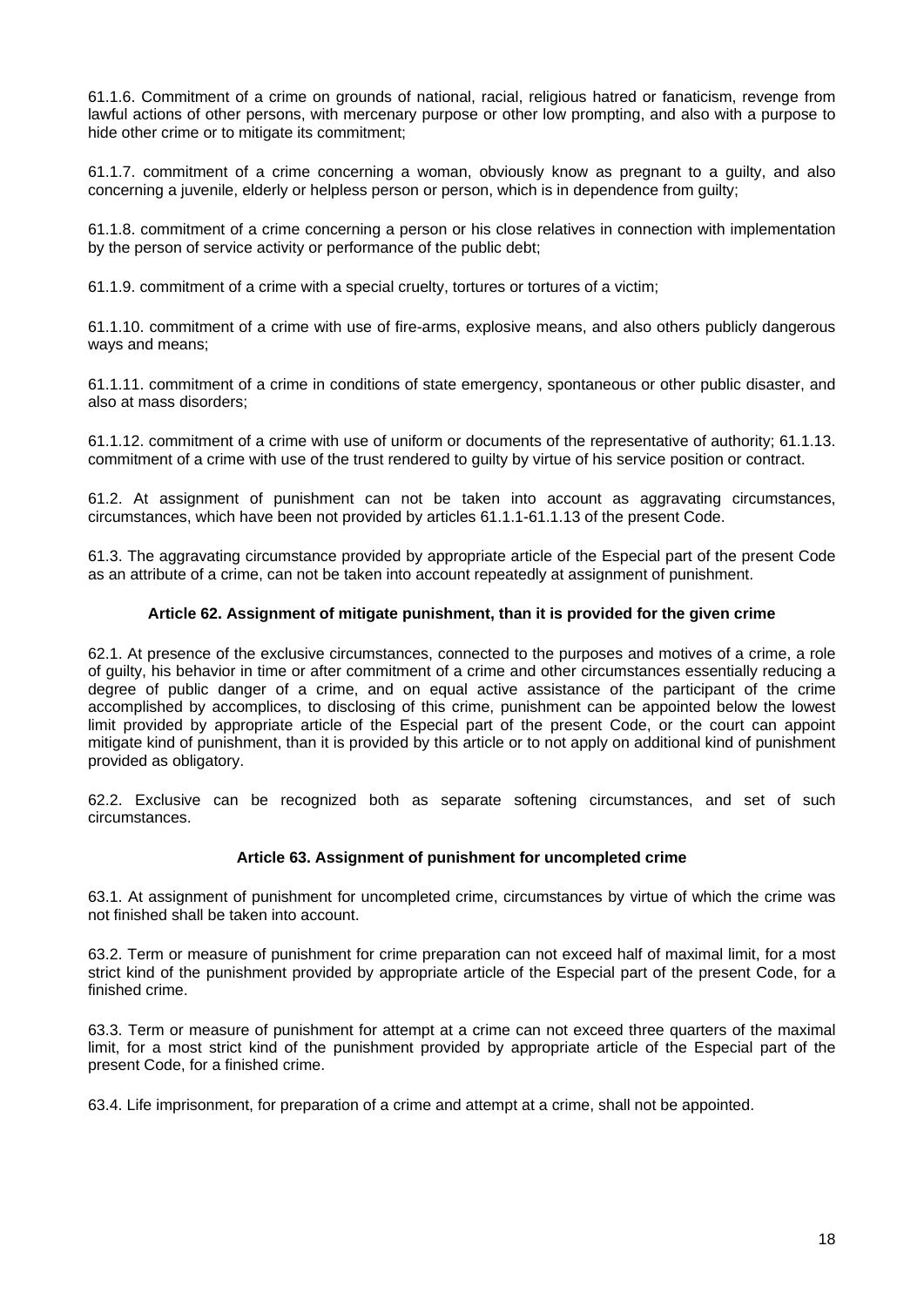61.1.6. Commitment of a crime on grounds of national, racial, religious hatred or fanaticism, revenge from lawful actions of other persons, with mercenary purpose or other low prompting, and also with a purpose to hide other crime or to mitigate its commitment;

61.1.7. commitment of a crime concerning a woman, obviously know as pregnant to a guilty, and also concerning a juvenile, elderly or helpless person or person, which is in dependence from guilty;

61.1.8. commitment of a crime concerning a person or his close relatives in connection with implementation by the person of service activity or performance of the public debt;

61.1.9. commitment of a crime with a special cruelty, tortures or tortures of a victim;

61.1.10. commitment of a crime with use of fire-arms, explosive means, and also others publicly dangerous ways and means;

61.1.11. commitment of a crime in conditions of state emergency, spontaneous or other public disaster, and also at mass disorders;

61.1.12. commitment of a crime with use of uniform or documents of the representative of authority; 61.1.13. commitment of a crime with use of the trust rendered to guilty by virtue of his service position or contract.

61.2. At assignment of punishment can not be taken into account as aggravating circumstances, circumstances, which have been not provided by articles 61.1.1-61.1.13 of the present Code.

61.3. The aggravating circumstance provided by appropriate article of the Especial part of the present Code as an attribute of a crime, can not be taken into account repeatedly at assignment of punishment.

### Article 62. Assignment of mitigate punishment, than it is provided for the given crime

62.1. At presence of the exclusive circumstances, connected to the purposes and motives of a crime, a role of guilty, his behavior in time or after commitment of a crime and other circumstances essentially reducing a degree of public danger of a crime, and on equal active assistance of the participant of the crime accomplished by accomplices, to disclosing of this crime, punishment can be appointed below the lowest limit provided by appropriate article of the Especial part of the present Code, or the court can appoint mitigate kind of punishment, than it is provided by this article or to not apply on additional kind of punishment provided as obligatory.

62.2. Exclusive can be recognized both as separate softening circumstances, and set of such circumstances.

### Article 63. Assignment of punishment for uncompleted crime

63.1. At assignment of punishment for uncompleted crime, circumstances by virtue of which the crime was not finished shall be taken into account.

63.2. Term or measure of punishment for crime preparation can not exceed half of maximal limit, for a most strict kind of the punishment provided by appropriate article of the Especial part of the present Code, for a finished crime.

63.3. Term or measure of punishment for attempt at a crime can not exceed three quarters of the maximal limit, for a most strict kind of the punishment provided by appropriate article of the Especial part of the present Code, for a finished crime.

63.4. Life imprisonment, for preparation of a crime and attempt at a crime, shall not be appointed.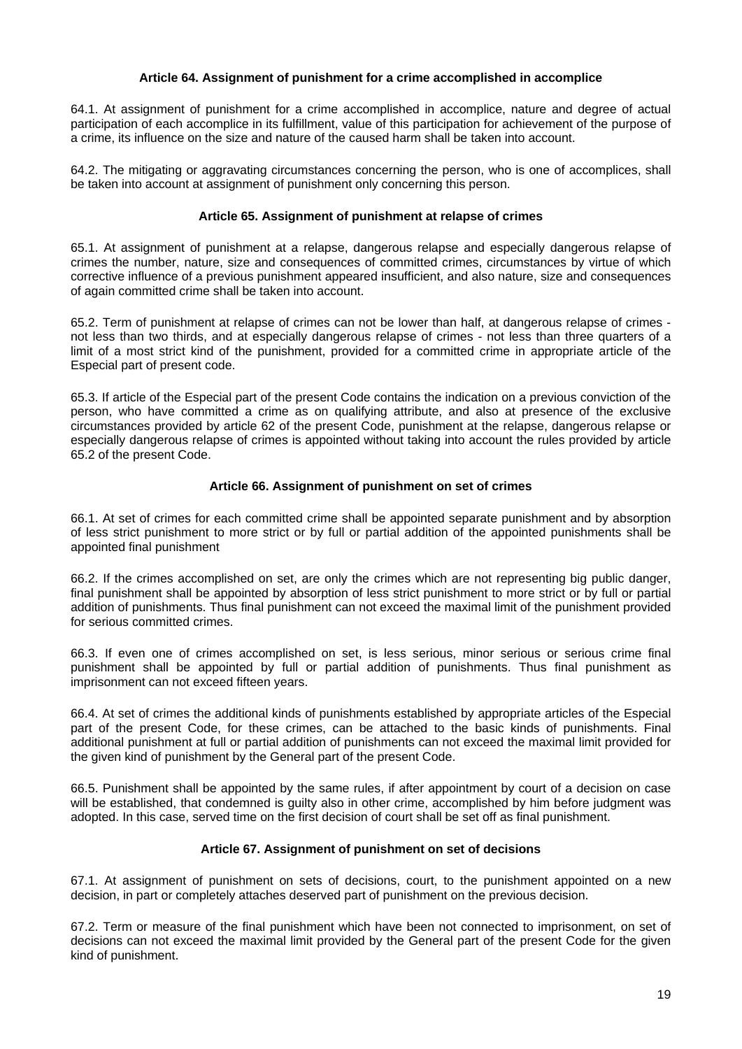### Article 64. Assignment of punishment for a crime accomplished in accomplice

64.1. At assignment of punishment for a crime accomplished in accomplice, nature and degree of actual participation of each accomplice in its fulfillment, value of this participation for achievement of the purpose of a crime, its influence on the size and nature of the caused harm shall be taken into account.

64.2. The mitigating or aggravating circumstances concerning the person, who is one of accomplices, shall be taken into account at assignment of punishment only concerning this person.

### Article 65. Assignment of punishment at relapse of crimes

65.1. At assignment of punishment at a relapse, dangerous relapse and especially dangerous relapse of crimes the number, nature, size and consequences of committed crimes, circumstances by virtue of which corrective influence of a previous punishment appeared insufficient, and also nature, size and consequences of again committed crime shall be taken into account.

65.2. Term of punishment at relapse of crimes can not be lower than half, at dangerous relapse of crimes - not less than two thirds, and at especially dangerous relapse of crimes - not less than three quarters of a limit of a most strict kind of the punishment, provided for a committed crime in appropriate article of the Especial part of present code.

65.3. If article of the Especial part of the present Code contains the indication on a previous conviction of the person, who have committed a crime as on qualifying attribute, and also at presence of the exclusive circumstances provided by article 62 of the present Code, punishment at the relapse, dangerous relapse or especially dangerous relapse of crimes is appointed without taking into account the rules provided by article 65.2 of the present Code.

### Article 66. Assignment of punishment on set of crimes

66.1. At set of crimes for each committed crime shall be appointed separate punishment and by absorption of less strict punishment to more strict or by full or partial addition of the appointed punishments shall be appointed final punishment

66.2. If the crimes accomplished on set, are only the crimes which are not representing big public danger, final punishment shall be appointed by absorption of less strict punishment to more strict or by full or partial addition of punishments. Thus final punishment can not exceed the maximal limit of the punishment provided for serious committed crimes.

66.3. If even one of crimes accomplished on set, is less serious, minor serious or serious crime final punishment shall be appointed by full or partial addition of punishments. Thus final punishment as imprisonment can not exceed fifteen years.

66.4. At set of crimes the additional kinds of punishments established by appropriate articles of the Especial part of the present Code, for these crimes, can be attached to the basic kinds of punishments. Final additional punishment at full or partial addition of punishments can not exceed the maximal limit provided for the given kind of punishment by the General part of the present Code.

66.5. Punishment shall be appointed by the same rules, if after appointment by court of a decision on case will be established, that condemned is guilty also in other crime, accomplished by him before judgment was adopted. In this case, served time on the first decision of court shall be set off as final punishment.

### Article 67. Assignment of punishment on set of decisions

67.1. At assignment of punishment on sets of decisions, court, to the punishment appointed on a new decision, in part or completely attaches deserved part of punishment on the previous decision.

67.2. Term or measure of the final punishment which have been not connected to imprisonment, on set of decisions can not exceed the maximal limit provided by the General part of the present Code for the given kind of punishment.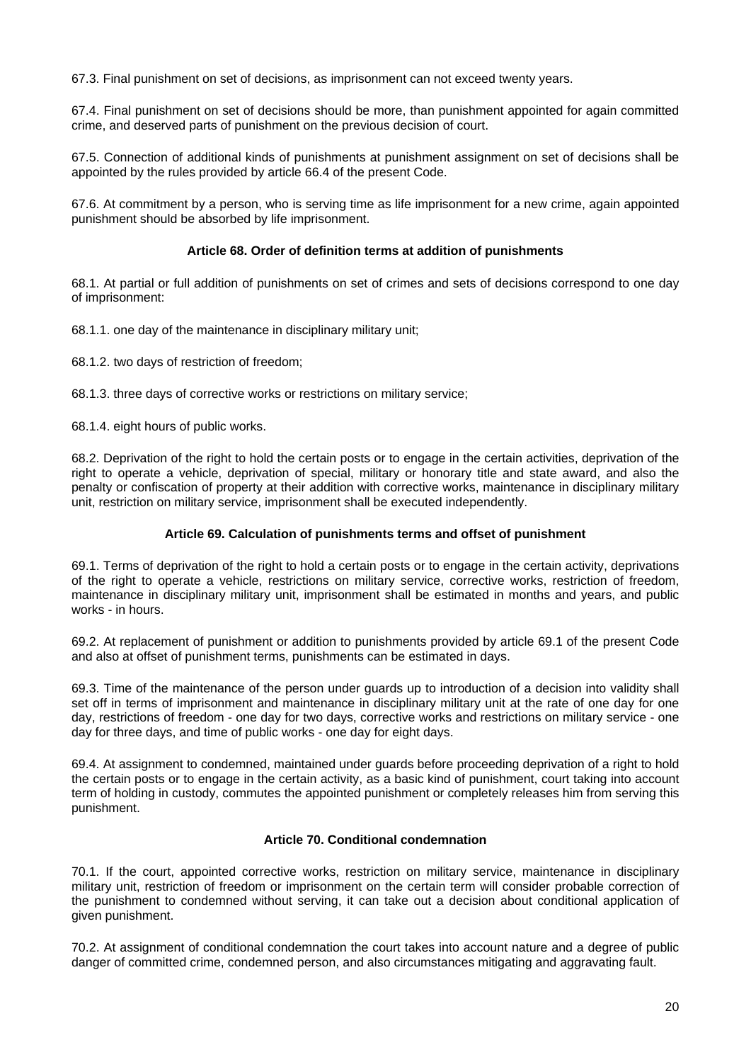67.3. Final punishment on set of decisions, as imprisonment can not exceed twenty years.

67.4. Final punishment on set of decisions should be more, than punishment appointed for again committed crime, and deserved parts of punishment on the previous decision of court.

67.5. Connection of additional kinds of punishments at punishment assignment on set of decisions shall be appointed by the rules provided by article 66.4 of the present Code.

67.6. At commitment by a person, who is serving time as life imprisonment for a new crime, again appointed punishment should be absorbed by life imprisonment.

### Article 68. Order of definition terms at addition of punishments

68.1. At partial or full addition of punishments on set of crimes and sets of decisions correspond to one day of imprisonment:

68.1.1. one day of the maintenance in disciplinary military unit;

68.1.2. two days of restriction of freedom;

68.1.3. three days of corrective works or restrictions on military service;

68.1.4. eight hours of public works.

68.2. Deprivation of the right to hold the certain posts or to engage in the certain activities, deprivation of the right to operate a vehicle, deprivation of special, military or honorary title and state award, and also the penalty or confiscation of property at their addition with corrective works, maintenance in disciplinary military unit, restriction on military service, imprisonment shall be executed independently.

### Article 69. Calculation of punishments terms and offset of punishment

69.1. Terms of deprivation of the right to hold a certain posts or to engage in the certain activity, deprivations of the right to operate a vehicle, restrictions on military service, corrective works, restriction of freedom, maintenance in disciplinary military unit, imprisonment shall be estimated in months and years, and public works - in hours.

69.2. At replacement of punishment or addition to punishments provided by article 69.1 of the present Code and also at offset of punishment terms, punishments can be estimated in days.

69.3. Time of the maintenance of the person under guards up to introduction of a decision into validity shall set off in terms of imprisonment and maintenance in disciplinary military unit at the rate of one day for one day, restrictions of freedom - one day for two days, corrective works and restrictions on military service - one day for three days, and time of public works - one day for eight days.

69.4. At assignment to condemned, maintained under guards before proceeding deprivation of a right to hold the certain posts or to engage in the certain activity, as a basic kind of punishment, court taking into account term of holding in custody, commutes the appointed punishment or completely releases him from serving this punishment.

### Article 70. Conditional condemnation

70.1. If the court, appointed corrective works, restriction on military service, maintenance in disciplinary military unit, restriction of freedom or imprisonment on the certain term will consider probable correction of the punishment to condemned without serving, it can take out a decision about conditional application of given punishment.

70.2. At assignment of conditional condemnation the court takes into account nature and a degree of public danger of committed crime, condemned person, and also circumstances mitigating and aggravating fault.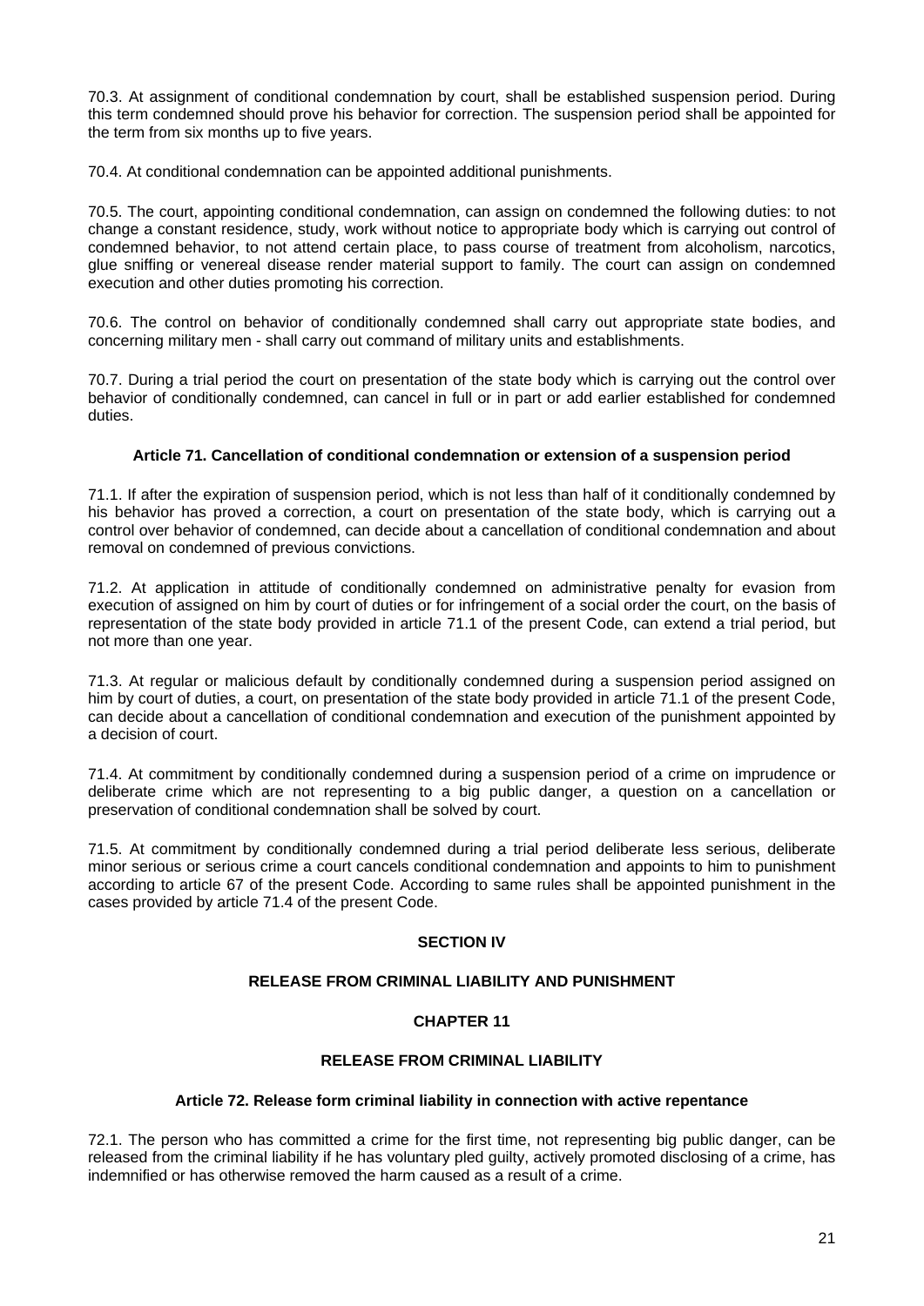70.3. At assignment of conditional condemnation by court, shall be established suspension period. During this term condemned should prove his behavior for correction. The suspension period shall be appointed for the term from six months up to five years.

70.4. At conditional condemnation can be appointed additional punishments.

70.5. The court, appointing conditional condemnation, can assign on condemned the following duties: to not change a constant residence, study, work without notice to appropriate body which is carrying out control of condemned behavior, to not attend certain place, to pass course of treatment from alcoholism, narcotics, glue sniffing or venereal disease render material support to family. The court can assign on condemned execution and other duties promoting his correction.

70.6. The control on behavior of conditionally condemned shall carry out appropriate state bodies, and concerning military men - shall carry out command of military units and establishments.

70.7. During a trial period the court on presentation of the state body which is carrying out the control over behavior of conditionally condemned, can cancel in full or in part or add earlier established for condemned duties.

#### Article 71. Cancellation of conditional condemnation or extension of a suspension period

71.1. If after the expiration of suspension period, which is not less than half of it conditionally condemned by his behavior has proved a correction, a court on presentation of the state body, which is carrying out a control over behavior of condemned, can decide about a cancellation of conditional condemnation and about removal on condemned of previous convictions.

71.2. At application in attitude of conditionally condemned on administrative penalty for evasion from execution of assigned on him by court of duties or for infringement of a social order the court, on the basis of representation of the state body provided in article 71.1 of the present Code, can extend a trial period, but not more than one year.

71.3. At regular or malicious default by conditionally condemned during a suspension period assigned on him by court of duties, a court, on presentation of the state body provided in article 71.1 of the present Code, can decide about a cancellation of conditional condemnation and execution of the punishment appointed by a decision of court.

71.4. At commitment by conditionally condemned during a suspension period of a crime on imprudence or deliberate crime which are not representing to a big public danger, a question on a cancellation or preservation of conditional condemnation shall be solved by court.

71.5. At commitment by conditionally condemned during a trial period deliberate less serious, deliberate minor serious or serious crime a court cancels conditional condemnation and appoints to him to punishment according to article 67 of the present Code. According to same rules shall be appointed punishment in the cases provided by article 71.4 of the present Code.

## SECTION IV

## RELEASE FROM CRIMINAL LIABILITY AND PUNISHMENT

### CHAPTER 11

### RELEASE FROM CRIMINAL LIABILITY

#### Article 72. Release form criminal liability in connection with active repentance

72.1. The person who has committed a crime for the first time, not representing big public danger, can be released from the criminal liability if he has voluntary pled guilty, actively promoted disclosing of a crime, has indemnified or has otherwise removed the harm caused as a result of a crime.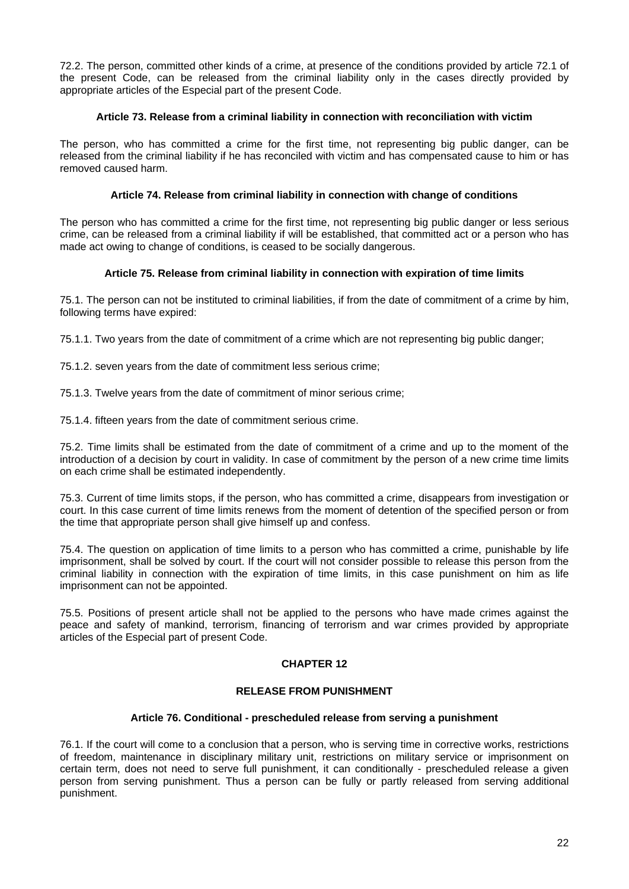72.2. The person, committed other kinds of a crime, at presence of the conditions provided by article 72.1 of the present Code, can be released from the criminal liability only in the cases directly provided by appropriate articles of the Especial part of the present Code.

#### Article 73. Release from a criminal liability in connection with reconciliation with victim

The person, who has committed a crime for the first time, not representing big public danger, can be released from the criminal liability if he has reconciled with victim and has compensated cause to him or has removed caused harm.

#### Article 74. Release from criminal liability in connection with change of conditions

The person who has committed a crime for the first time, not representing big public danger or less serious crime, can be released from a criminal liability if will be established, that committed act or a person who has made act owing to change of conditions, is ceased to be socially dangerous.

#### Article 75. Release from criminal liability in connection with expiration of time limits

75.1. The person can not be instituted to criminal liabilities, if from the date of commitment of a crime by him, following terms have expired:

75.1.1. Two years from the date of commitment of a crime which are not representing big public danger;

75.1.2. seven years from the date of commitment less serious crime;

75.1.3. Twelve years from the date of commitment of minor serious crime;

75.1.4. fifteen years from the date of commitment serious crime.

75.2. Time limits shall be estimated from the date of commitment of a crime and up to the moment of the introduction of a decision by court in validity. In case of commitment by the person of a new crime time limits on each crime shall be estimated independently.

75.3. Current of time limits stops, if the person, who has committed a crime, disappears from investigation or court. In this case current of time limits renews from the moment of detention of the specified person or from the time that appropriate person shall give himself up and confess.

75.4. The question on application of time limits to a person who has committed a crime, punishable by life imprisonment, shall be solved by court. If the court will not consider possible to release this person from the criminal liability in connection with the expiration of time limits, in this case punishment on him as life imprisonment can not be appointed.

75.5. Positions of present article shall not be applied to the persons who have made crimes against the peace and safety of mankind, terrorism, financing of terrorism and war crimes provided by appropriate articles of the Especial part of present Code.

## CHAPTER 12

## RELEASE FROM PUNISHMENT

#### Article 76. Conditional - prescheduled release from serving a punishment

76.1. If the court will come to a conclusion that a person, who is serving time in corrective works, restrictions of freedom, maintenance in disciplinary military unit, restrictions on military service or imprisonment on certain term, does not need to serve full punishment, it can conditionally - prescheduled release a given person from serving punishment. Thus a person can be fully or partly released from serving additional punishment.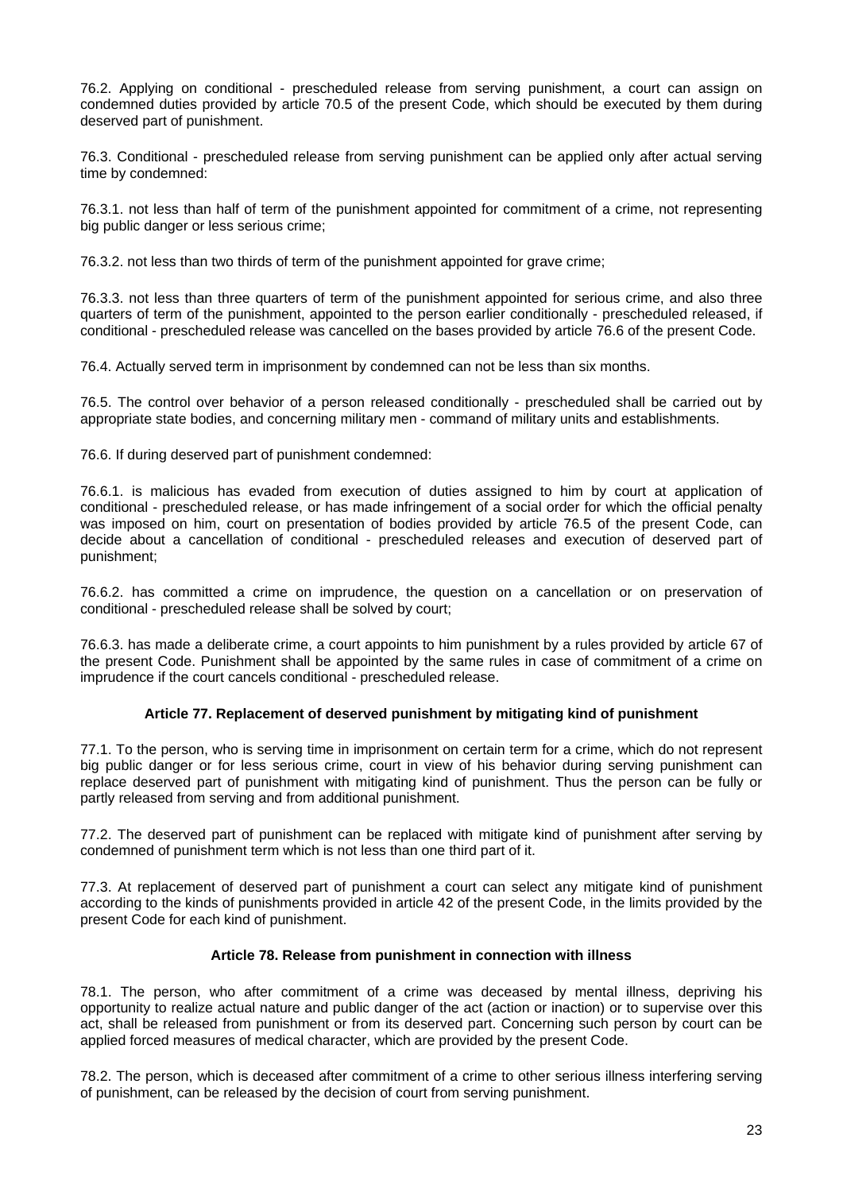76.2. Applying on conditional - prescheduled release from serving punishment, a court can assign on condemned duties provided by article 70.5 of the present Code, which should be executed by them during deserved part of punishment.

76.3. Conditional - prescheduled release from serving punishment can be applied only after actual serving time by condemned:

76.3.1. not less than half of term of the punishment appointed for commitment of a crime, not representing big public danger or less serious crime;

76.3.2. not less than two thirds of term of the punishment appointed for grave crime;

76.3.3. not less than three quarters of term of the punishment appointed for serious crime, and also three quarters of term of the punishment, appointed to the person earlier conditionally - prescheduled released, if conditional - prescheduled release was cancelled on the bases provided by article 76.6 of the present Code.

76.4. Actually served term in imprisonment by condemned can not be less than six months.

76.5. The control over behavior of a person released conditionally - prescheduled shall be carried out by appropriate state bodies, and concerning military men - command of military units and establishments.

76.6. If during deserved part of punishment condemned:

76.6.1. is malicious has evaded from execution of duties assigned to him by court at application of conditional - prescheduled release, or has made infringement of a social order for which the official penalty was imposed on him, court on presentation of bodies provided by article 76.5 of the present Code, can decide about a cancellation of conditional - prescheduled releases and execution of deserved part of punishment;

76.6.2. has committed a crime on imprudence, the question on a cancellation or on preservation of conditional - prescheduled release shall be solved by court;

76.6.3. has made a deliberate crime, a court appoints to him punishment by a rules provided by article 67 of the present Code. Punishment shall be appointed by the same rules in case of commitment of a crime on imprudence if the court cancels conditional - prescheduled release.

### Article 77. Replacement of deserved punishment by mitigating kind of punishment

77.1. To the person, who is serving time in imprisonment on certain term for a crime, which do not represent big public danger or for less serious crime, court in view of his behavior during serving punishment can replace deserved part of punishment with mitigating kind of punishment. Thus the person can be fully or partly released from serving and from additional punishment.

77.2. The deserved part of punishment can be replaced with mitigate kind of punishment after serving by condemned of punishment term which is not less than one third part of it.

77.3. At replacement of deserved part of punishment a court can select any mitigate kind of punishment according to the kinds of punishments provided in article 42 of the present Code, in the limits provided by the present Code for each kind of punishment.

### Article 78. Release from punishment in connection with illness

78.1. The person, who after commitment of a crime was deceased by mental illness, depriving his opportunity to realize actual nature and public danger of the act (action or inaction) or to supervise over this act, shall be released from punishment or from its deserved part. Concerning such person by court can be applied forced measures of medical character, which are provided by the present Code.

78.2. The person, which is deceased after commitment of a crime to other serious illness interfering serving of punishment, can be released by the decision of court from serving punishment.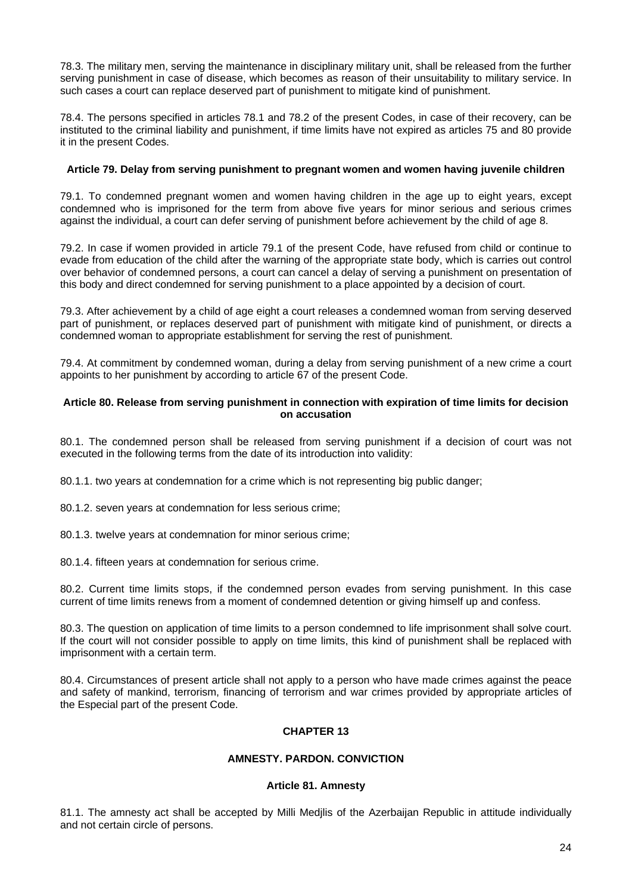78.3. The military men, serving the maintenance in disciplinary military unit, shall be released from the further serving punishment in case of disease, which becomes as reason of their unsuitability to military service. In such cases a court can replace deserved part of punishment to mitigate kind of punishment.

78.4. The persons specified in articles 78.1 and 78.2 of the present Codes, in case of their recovery, can be instituted to the criminal liability and punishment, if time limits have not expired as articles 75 and 80 provide it in the present Codes.

#### Article 79. Delay from serving punishment to pregnant women and women having juvenile children

79.1. To condemned pregnant women and women having children in the age up to eight years, except condemned who is imprisoned for the term from above five years for minor serious and serious crimes against the individual, a court can defer serving of punishment before achievement by the child of age 8.

79.2. In case if women provided in article 79.1 of the present Code, have refused from child or continue to evade from education of the child after the warning of the appropriate state body, which is carries out control over behavior of condemned persons, a court can cancel a delay of serving a punishment on presentation of this body and direct condemned for serving punishment to a place appointed by a decision of court.

79.3. After achievement by a child of age eight a court releases a condemned woman from serving deserved part of punishment, or replaces deserved part of punishment with mitigate kind of punishment, or directs a condemned woman to appropriate establishment for serving the rest of punishment.

79.4. At commitment by condemned woman, during a delay from serving punishment of a new crime a court appoints to her punishment by according to article 67 of the present Code.

#### Article 80. Release from serving punishment in connection with expiration of time limits for decision on accusation

80.1. The condemned person shall be released from serving punishment if a decision of court was not executed in the following terms from the date of its introduction into validity:

80.1.1. two years at condemnation for a crime which is not representing big public danger;

80.1.2. seven years at condemnation for less serious crime;

80.1.3. twelve years at condemnation for minor serious crime;

80.1.4. fifteen years at condemnation for serious crime.

80.2. Current time limits stops, if the condemned person evades from serving punishment. In this case current of time limits renews from a moment of condemned detention or giving himself up and confess.

80.3. The question on application of time limits to a person condemned to life imprisonment shall solve court. If the court will not consider possible to apply on time limits, this kind of punishment shall be replaced with imprisonment with a certain term.

80.4. Circumstances of present article shall not apply to a person who have made crimes against the peace and safety of mankind, terrorism, financing of terrorism and war crimes provided by appropriate articles of the Especial part of the present Code.

## CHAPTER 13

## AMNESTY. PARDON. CONVICTION

#### Article 81. Amnesty

81.1. The amnesty act shall be accepted by Milli Medjlis of the Azerbaijan Republic in attitude individually and not certain circle of persons.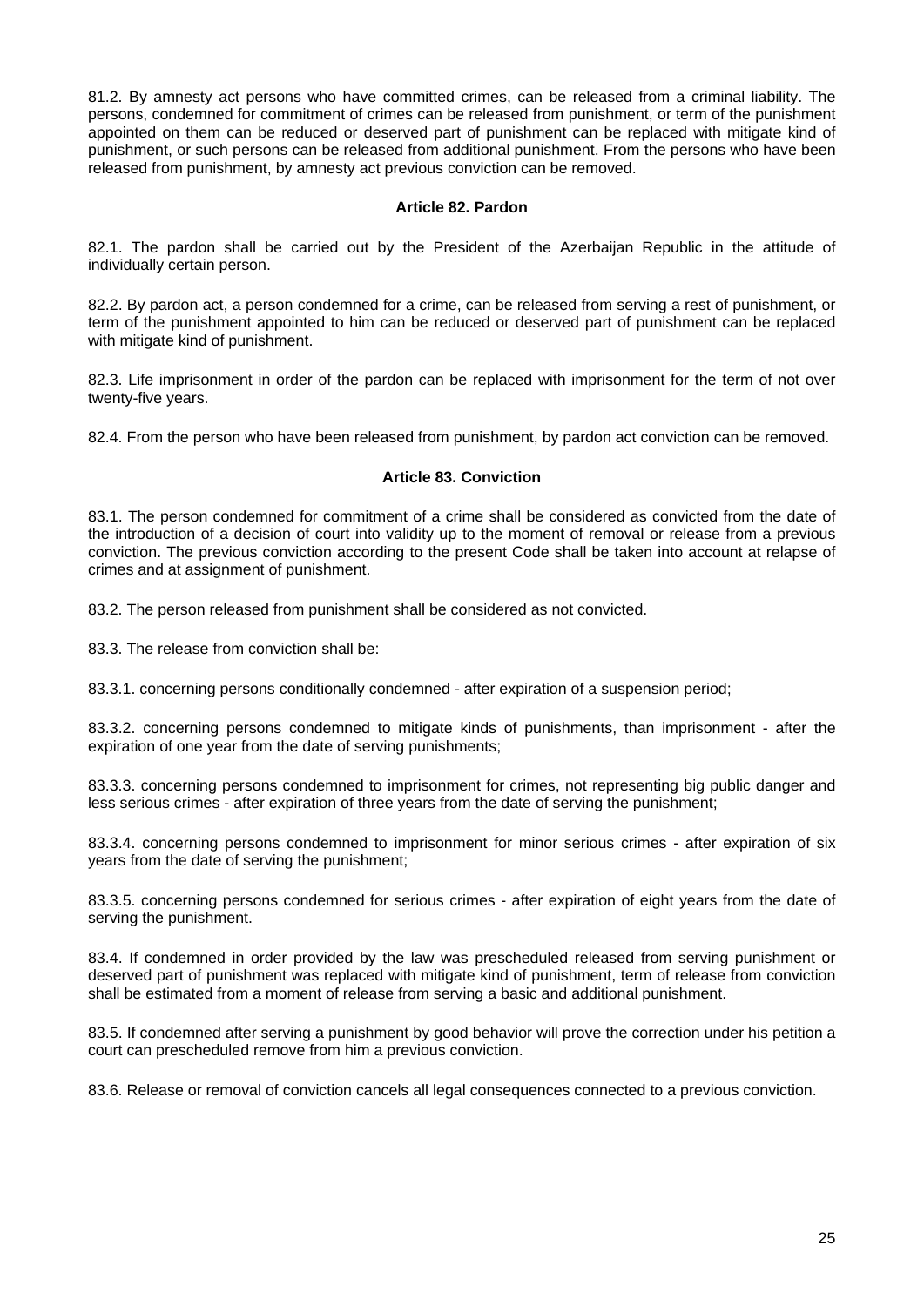81.2. By amnesty act persons who have committed crimes, can be released from a criminal liability. The persons, condemned for commitment of crimes can be released from punishment, or term of the punishment appointed on them can be reduced or deserved part of punishment can be replaced with mitigate kind of punishment, or such persons can be released from additional punishment. From the persons who have been released from punishment, by amnesty act previous conviction can be removed.

### Article 82. Pardon

82.1. The pardon shall be carried out by the President of the Azerbaijan Republic in the attitude of individually certain person.

82.2. By pardon act, a person condemned for a crime, can be released from serving a rest of punishment, or term of the punishment appointed to him can be reduced or deserved part of punishment can be replaced with mitigate kind of punishment.

82.3. Life imprisonment in order of the pardon can be replaced with imprisonment for the term of not over twenty-five years.

82.4. From the person who have been released from punishment, by pardon act conviction can be removed.

### Article 83. Conviction

83.1. The person condemned for commitment of a crime shall be considered as convicted from the date of the introduction of a decision of court into validity up to the moment of removal or release from a previous conviction. The previous conviction according to the present Code shall be taken into account at relapse of crimes and at assignment of punishment.

83.2. The person released from punishment shall be considered as not convicted.

83.3. The release from conviction shall be:

83.3.1. concerning persons conditionally condemned - after expiration of a suspension period;

83.3.2. concerning persons condemned to mitigate kinds of punishments, than imprisonment - after the expiration of one year from the date of serving punishments;

83.3.3. concerning persons condemned to imprisonment for crimes, not representing big public danger and less serious crimes - after expiration of three years from the date of serving the punishment;

83.3.4. concerning persons condemned to imprisonment for minor serious crimes - after expiration of six years from the date of serving the punishment;

83.3.5. concerning persons condemned for serious crimes - after expiration of eight years from the date of serving the punishment.

83.4. If condemned in order provided by the law was prescheduled released from serving punishment or deserved part of punishment was replaced with mitigate kind of punishment, term of release from conviction shall be estimated from a moment of release from serving a basic and additional punishment.

83.5. If condemned after serving a punishment by good behavior will prove the correction under his petition a court can prescheduled remove from him a previous conviction.

83.6. Release or removal of conviction cancels all legal consequences connected to a previous conviction.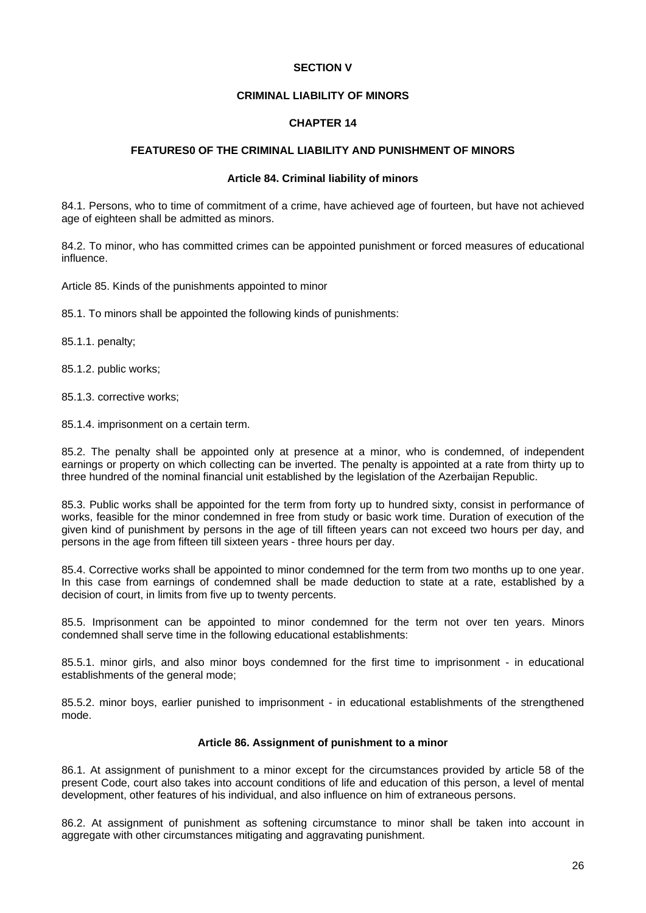# SECTION V

# CRIMINAL LIABILITY OF MINORS

## CHAPTER 14

## FEATURES0 OF THE CRIMINAL LIABILITY AND PUNISHMENT OF MINORS

### Article 84. Criminal liability of minors

84.1. Persons, who to time of commitment of a crime, have achieved age of fourteen, but have not achieved age of eighteen shall be admitted as minors.

84.2. To minor, who has committed crimes can be appointed punishment or forced measures of educational influence.

Article 85. Kinds of the punishments appointed to minor

85.1. To minors shall be appointed the following kinds of punishments:

85.1.1. penalty;

85.1.2. public works;

85.1.3. corrective works;

85.1.4. imprisonment on a certain term.

85.2. The penalty shall be appointed only at presence at a minor, who is condemned, of independent earnings or property on which collecting can be inverted. The penalty is appointed at a rate from thirty up to three hundred of the nominal financial unit established by the legislation of the Azerbaijan Republic.

85.3. Public works shall be appointed for the term from forty up to hundred sixty, consist in performance of works, feasible for the minor condemned in free from study or basic work time. Duration of execution of the given kind of punishment by persons in the age of till fifteen years can not exceed two hours per day, and persons in the age from fifteen till sixteen years - three hours per day.

85.4. Corrective works shall be appointed to minor condemned for the term from two months up to one year. In this case from earnings of condemned shall be made deduction to state at a rate, established by a decision of court, in limits from five up to twenty percents.

85.5. Imprisonment can be appointed to minor condemned for the term not over ten years. Minors condemned shall serve time in the following educational establishments:

85.5.1. minor girls, and also minor boys condemned for the first time to imprisonment - in educational establishments of the general mode;

85.5.2. minor boys, earlier punished to imprisonment - in educational establishments of the strengthened mode.

### Article 86. Assignment of punishment to a minor

86.1. At assignment of punishment to a minor except for the circumstances provided by article 58 of the present Code, court also takes into account conditions of life and education of this person, a level of mental development, other features of his individual, and also influence on him of extraneous persons.

86.2. At assignment of punishment as softening circumstance to minor shall be taken into account in aggregate with other circumstances mitigating and aggravating punishment.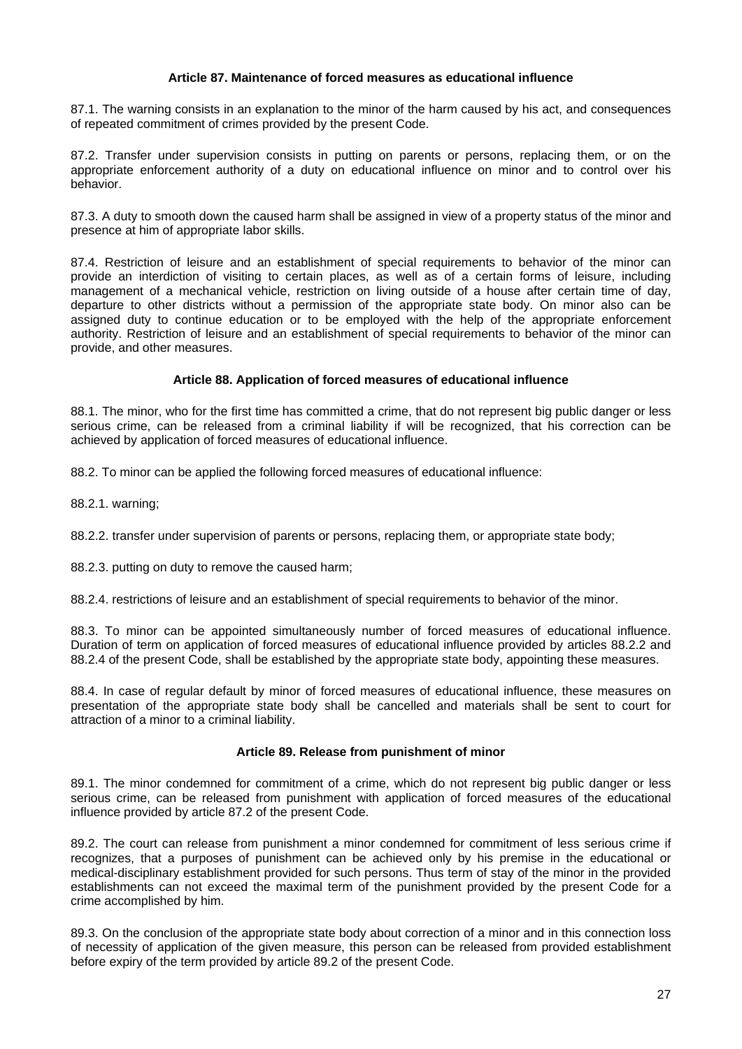### Article 87. Maintenance of forced measures as educational influence

87.1. The warning consists in an explanation to the minor of the harm caused by his act, and consequences of repeated commitment of crimes provided by the present Code.

87.2. Transfer under supervision consists in putting on parents or persons, replacing them, or on the appropriate enforcement authority of a duty on educational influence on minor and to control over his behavior.

87.3. A duty to smooth down the caused harm shall be assigned in view of a property status of the minor and presence at him of appropriate labor skills.

87.4. Restriction of leisure and an establishment of special requirements to behavior of the minor can provide an interdiction of visiting to certain places, as well as of a certain forms of leisure, including management of a mechanical vehicle, restriction on living outside of a house after certain time of day, departure to other districts without a permission of the appropriate state body. On minor also can be assigned duty to continue education or to be employed with the help of the appropriate enforcement authority. Restriction of leisure and an establishment of special requirements to behavior of the minor can provide, and other measures.

### Article 88. Application of forced measures of educational influence

88.1. The minor, who for the first time has committed a crime, that do not represent big public danger or less serious crime, can be released from a criminal liability if will be recognized, that his correction can be achieved by application of forced measures of educational influence.

88.2. To minor can be applied the following forced measures of educational influence:

88.2.1. warning;

88.2.2. transfer under supervision of parents or persons, replacing them, or appropriate state body;

88.2.3. putting on duty to remove the caused harm;

88.2.4. restrictions of leisure and an establishment of special requirements to behavior of the minor.

88.3. To minor can be appointed simultaneously number of forced measures of educational influence. Duration of term on application of forced measures of educational influence provided by articles 88.2.2 and 88.2.4 of the present Code, shall be established by the appropriate state body, appointing these measures.

88.4. In case of regular default by minor of forced measures of educational influence, these measures on presentation of the appropriate state body shall be cancelled and materials shall be sent to court for attraction of a minor to a criminal liability.

### Article 89. Release from punishment of minor

89.1. The minor condemned for commitment of a crime, which do not represent big public danger or less serious crime, can be released from punishment with application of forced measures of the educational influence provided by article 87.2 of the present Code.

89.2. The court can release from punishment a minor condemned for commitment of less serious crime if recognizes, that a purposes of punishment can be achieved only by his premise in the educational or medical-disciplinary establishment provided for such persons. Thus term of stay of the minor in the provided establishments can not exceed the maximal term of the punishment provided by the present Code for a crime accomplished by him.

89.3. On the conclusion of the appropriate state body about correction of a minor and in this connection loss of necessity of application of the given measure, this person can be released from provided establishment before expiry of the term provided by article 89.2 of the present Code.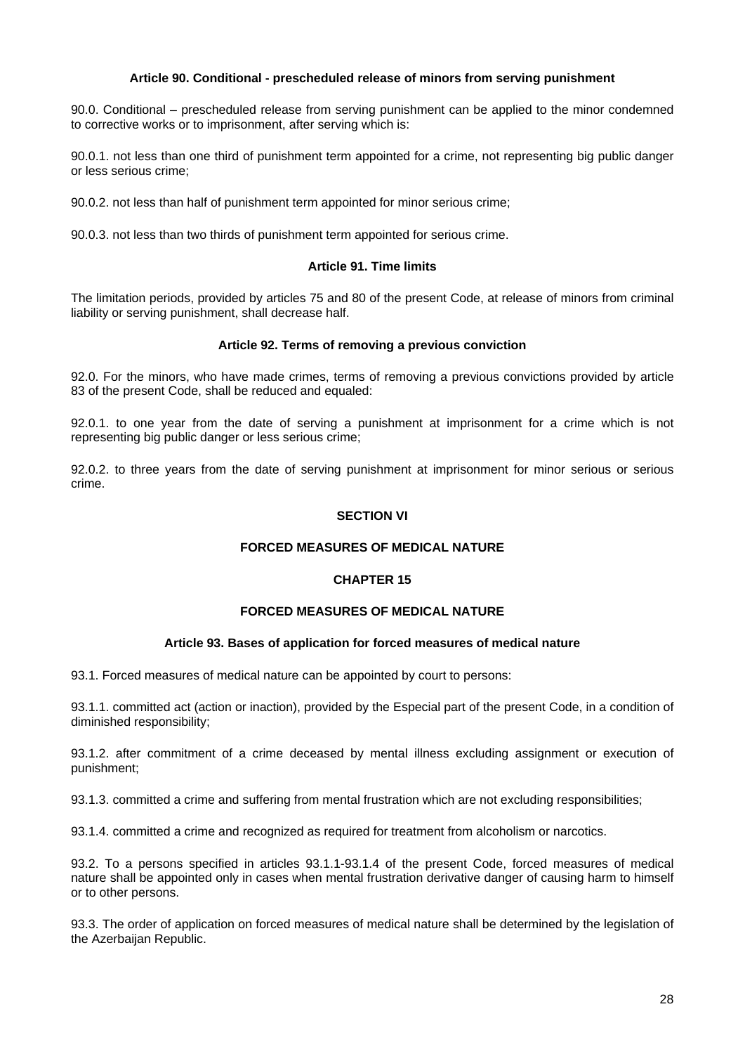#### Article 90. Conditional - prescheduled release of minors from serving punishment

90.0. Conditional – prescheduled release from serving punishment can be applied to the minor condemned to corrective works or to imprisonment, after serving which is:

90.0.1. not less than one third of punishment term appointed for a crime, not representing big public danger or less serious crime;

90.0.2. not less than half of punishment term appointed for minor serious crime;

90.0.3. not less than two thirds of punishment term appointed for serious crime.

#### Article 91. Time limits

The limitation periods, provided by articles 75 and 80 of the present Code, at release of minors from criminal liability or serving punishment, shall decrease half.

#### Article 92. Terms of removing a previous conviction

92.0. For the minors, who have made crimes, terms of removing a previous convictions provided by article 83 of the present Code, shall be reduced and equaled:

92.0.1. to one year from the date of serving a punishment at imprisonment for a crime which is not representing big public danger or less serious crime;

92.0.2. to three years from the date of serving punishment at imprisonment for minor serious or serious crime.

## SECTION VI

## FORCED MEASURES OF MEDICAL NATURE

### CHAPTER 15

### FORCED MEASURES OF MEDICAL NATURE

#### Article 93. Bases of application for forced measures of medical nature

93.1. Forced measures of medical nature can be appointed by court to persons:

93.1.1. committed act (action or inaction), provided by the Especial part of the present Code, in a condition of diminished responsibility;

93.1.2. after commitment of a crime deceased by mental illness excluding assignment or execution of punishment;

93.1.3. committed a crime and suffering from mental frustration which are not excluding responsibilities;

93.1.4. committed a crime and recognized as required for treatment from alcoholism or narcotics.

93.2. To a persons specified in articles 93.1.1-93.1.4 of the present Code, forced measures of medical nature shall be appointed only in cases when mental frustration derivative danger of causing harm to himself or to other persons.

93.3. The order of application on forced measures of medical nature shall be determined by the legislation of the Azerbaijan Republic.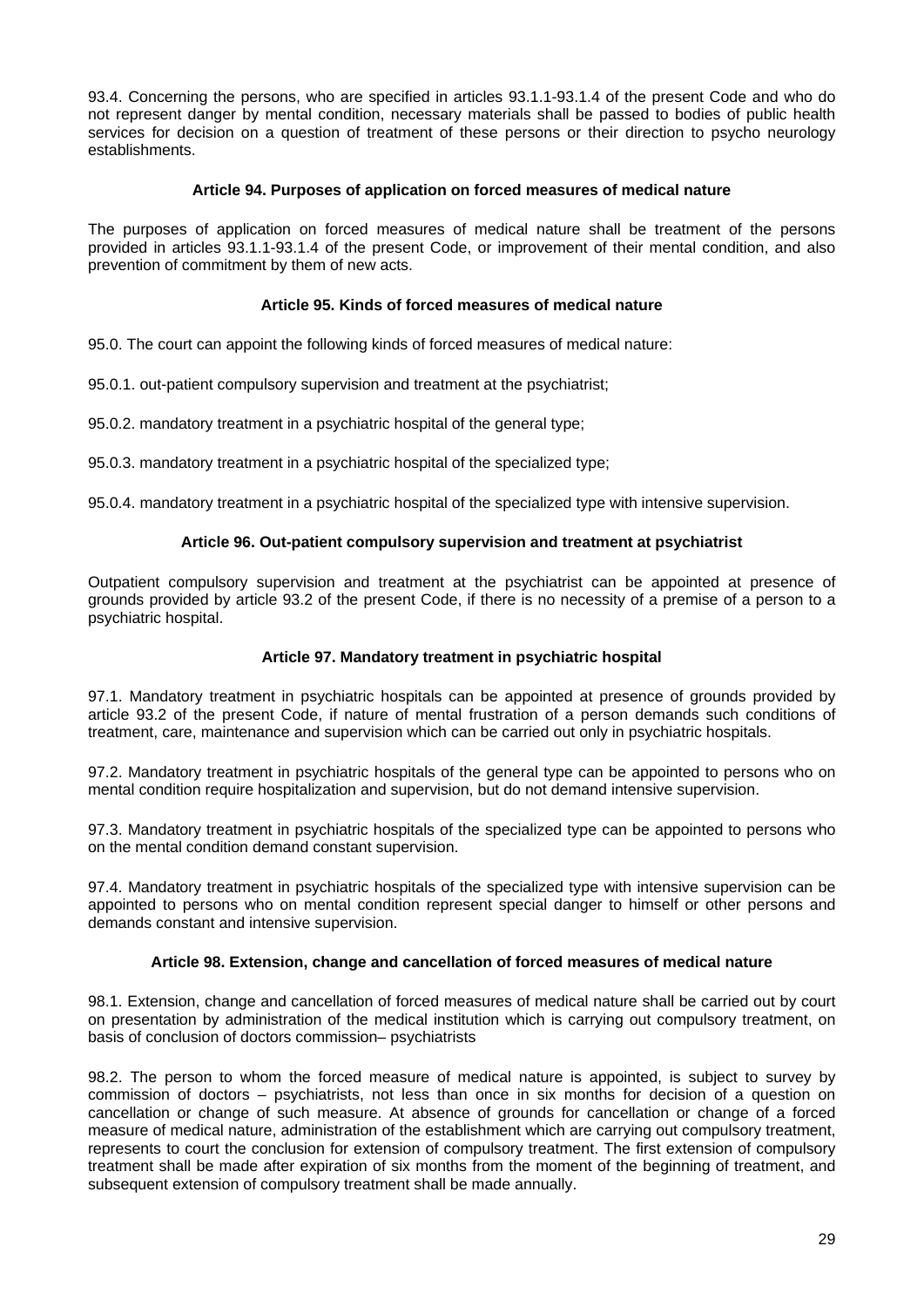93.4. Concerning the persons, who are specified in articles 93.1.1-93.1.4 of the present Code and who do not represent danger by mental condition, necessary materials shall be passed to bodies of public health services for decision on a question of treatment of these persons or their direction to psycho neurology establishments.

### Article 94. Purposes of application on forced measures of medical nature

The purposes of application on forced measures of medical nature shall be treatment of the persons provided in articles 93.1.1-93.1.4 of the present Code, or improvement of their mental condition, and also prevention of commitment by them of new acts.

### Article 95. Kinds of forced measures of medical nature

95.0. The court can appoint the following kinds of forced measures of medical nature:

95.0.1. out-patient compulsory supervision and treatment at the psychiatrist;

95.0.2. mandatory treatment in a psychiatric hospital of the general type;

95.0.3. mandatory treatment in a psychiatric hospital of the specialized type;

95.0.4. mandatory treatment in a psychiatric hospital of the specialized type with intensive supervision.

### Article 96. Out-patient compulsory supervision and treatment at psychiatrist

Outpatient compulsory supervision and treatment at the psychiatrist can be appointed at presence of grounds provided by article 93.2 of the present Code, if there is no necessity of a premise of a person to a psychiatric hospital.

### Article 97. Mandatory treatment in psychiatric hospital

97.1. Mandatory treatment in psychiatric hospitals can be appointed at presence of grounds provided by article 93.2 of the present Code, if nature of mental frustration of a person demands such conditions of treatment, care, maintenance and supervision which can be carried out only in psychiatric hospitals.

97.2. Mandatory treatment in psychiatric hospitals of the general type can be appointed to persons who on mental condition require hospitalization and supervision, but do not demand intensive supervision.

97.3. Mandatory treatment in psychiatric hospitals of the specialized type can be appointed to persons who on the mental condition demand constant supervision.

97.4. Mandatory treatment in psychiatric hospitals of the specialized type with intensive supervision can be appointed to persons who on mental condition represent special danger to himself or other persons and demands constant and intensive supervision.

### Article 98. Extension, change and cancellation of forced measures of medical nature

98.1. Extension, change and cancellation of forced measures of medical nature shall be carried out by court on presentation by administration of the medical institution which is carrying out compulsory treatment, on basis of conclusion of doctors commission– psychiatrists

98.2. The person to whom the forced measure of medical nature is appointed, is subject to survey by commission of doctors – psychiatrists, not less than once in six months for decision of a question on cancellation or change of such measure. At absence of grounds for cancellation or change of a forced measure of medical nature, administration of the establishment which are carrying out compulsory treatment, represents to court the conclusion for extension of compulsory treatment. The first extension of compulsory treatment shall be made after expiration of six months from the moment of the beginning of treatment, and subsequent extension of compulsory treatment shall be made annually.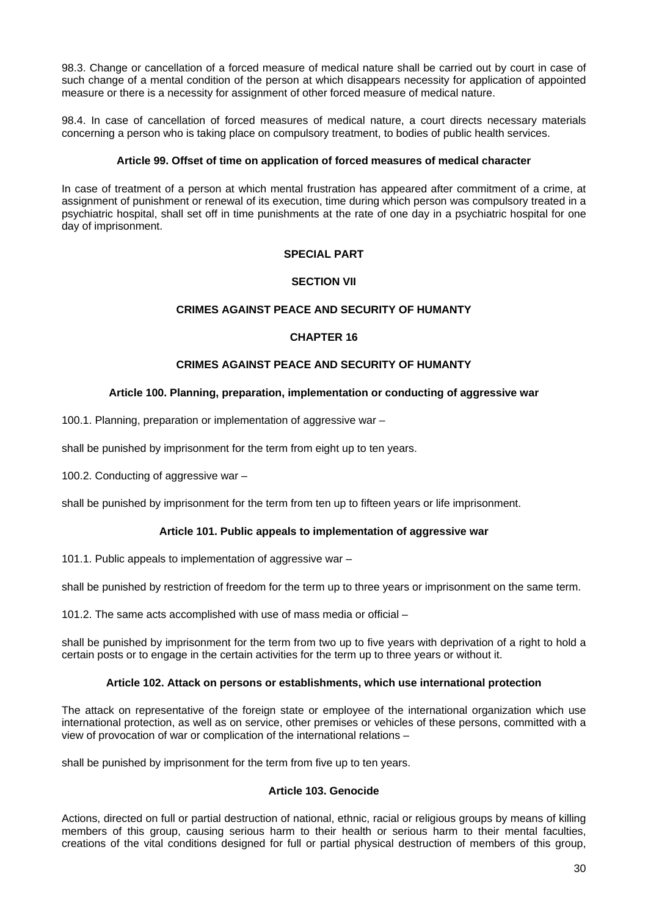98.3. Change or cancellation of a forced measure of medical nature shall be carried out by court in case of such change of a mental condition of the person at which disappears necessity for application of appointed measure or there is a necessity for assignment of other forced measure of medical nature.

98.4. In case of cancellation of forced measures of medical nature, a court directs necessary materials concerning a person who is taking place on compulsory treatment, to bodies of public health services.

#### Article 99. Offset of time on application of forced measures of medical character

In case of treatment of a person at which mental frustration has appeared after commitment of a crime, at assignment of punishment or renewal of its execution, time during which person was compulsory treated in a psychiatric hospital, shall set off in time punishments at the rate of one day in a psychiatric hospital for one day of imprisonment.

# SPECIAL PART

## SECTION VII

## CRIMES AGAINST PEACE AND SECURITY OF HUMANTY

### CHAPTER 16

### CRIMES AGAINST PEACE AND SECURITY OF HUMANTY

#### Article 100. Planning, preparation, implementation or conducting of aggressive war

100.1. Planning, preparation or implementation of aggressive war –

shall be punished by imprisonment for the term from eight up to ten years.

100.2. Conducting of aggressive war –

shall be punished by imprisonment for the term from ten up to fifteen years or life imprisonment.

#### Article 101. Public appeals to implementation of aggressive war

101.1. Public appeals to implementation of aggressive war –

shall be punished by restriction of freedom for the term up to three years or imprisonment on the same term.

101.2. The same acts accomplished with use of mass media or official –

shall be punished by imprisonment for the term from two up to five years with deprivation of a right to hold a certain posts or to engage in the certain activities for the term up to three years or without it.

#### Article 102. Attack on persons or establishments, which use international protection

The attack on representative of the foreign state or employee of the international organization which use international protection, as well as on service, other premises or vehicles of these persons, committed with a view of provocation of war or complication of the international relations –

shall be punished by imprisonment for the term from five up to ten years.

#### Article 103. Genocide

Actions, directed on full or partial destruction of national, ethnic, racial or religious groups by means of killing members of this group, causing serious harm to their health or serious harm to their mental faculties, creations of the vital conditions designed for full or partial physical destruction of members of this group,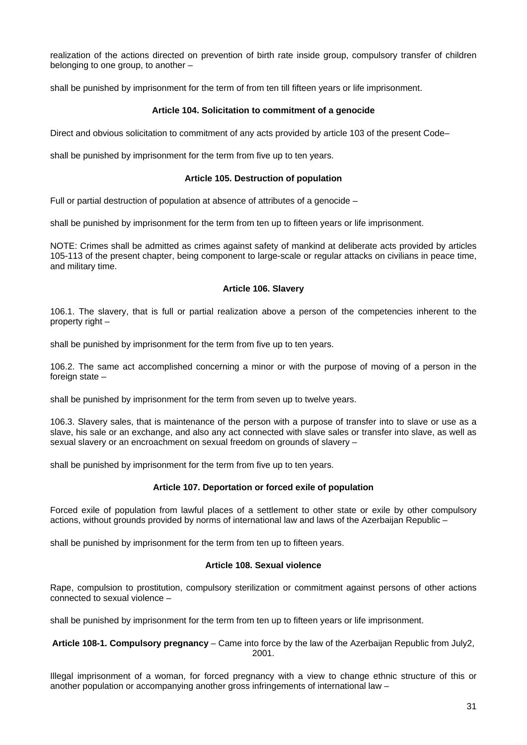realization of the actions directed on prevention of birth rate inside group, compulsory transfer of children belonging to one group, to another –

shall be punished by imprisonment for the term of from ten till fifteen years or life imprisonment.

#### Article 104. Solicitation to commitment of a genocide

Direct and obvious solicitation to commitment of any acts provided by article 103 of the present Code–

shall be punished by imprisonment for the term from five up to ten years.

#### Article 105. Destruction of population

Full or partial destruction of population at absence of attributes of a genocide –

shall be punished by imprisonment for the term from ten up to fifteen years or life imprisonment.

NOTE: Crimes shall be admitted as crimes against safety of mankind at deliberate acts provided by articles 105-113 of the present chapter, being component to large-scale or regular attacks on civilians in peace time, and military time.

#### Article 106. Slavery

106.1. The slavery, that is full or partial realization above a person of the competencies inherent to the property right –

shall be punished by imprisonment for the term from five up to ten years.

106.2. The same act accomplished concerning a minor or with the purpose of moving of a person in the foreign state –

shall be punished by imprisonment for the term from seven up to twelve years.

106.3. Slavery sales, that is maintenance of the person with a purpose of transfer into to slave or use as a slave, his sale or an exchange, and also any act connected with slave sales or transfer into slave, as well as sexual slavery or an encroachment on sexual freedom on grounds of slavery –

shall be punished by imprisonment for the term from five up to ten years.

#### Article 107. Deportation or forced exile of population

Forced exile of population from lawful places of a settlement to other state or exile by other compulsory actions, without grounds provided by norms of international law and laws of the Azerbaijan Republic –

shall be punished by imprisonment for the term from ten up to fifteen years.

#### Article 108. Sexual violence

Rape, compulsion to prostitution, compulsory sterilization or commitment against persons of other actions connected to sexual violence –

shall be punished by imprisonment for the term from ten up to fifteen years or life imprisonment.

**Article 108-1. Compulsory pregnancy** – Came into force by the law of the Azerbaijan Republic from July2, 2001.

Illegal imprisonment of a woman, for forced pregnancy with a view to change ethnic structure of this or another population or accompanying another gross infringements of international law –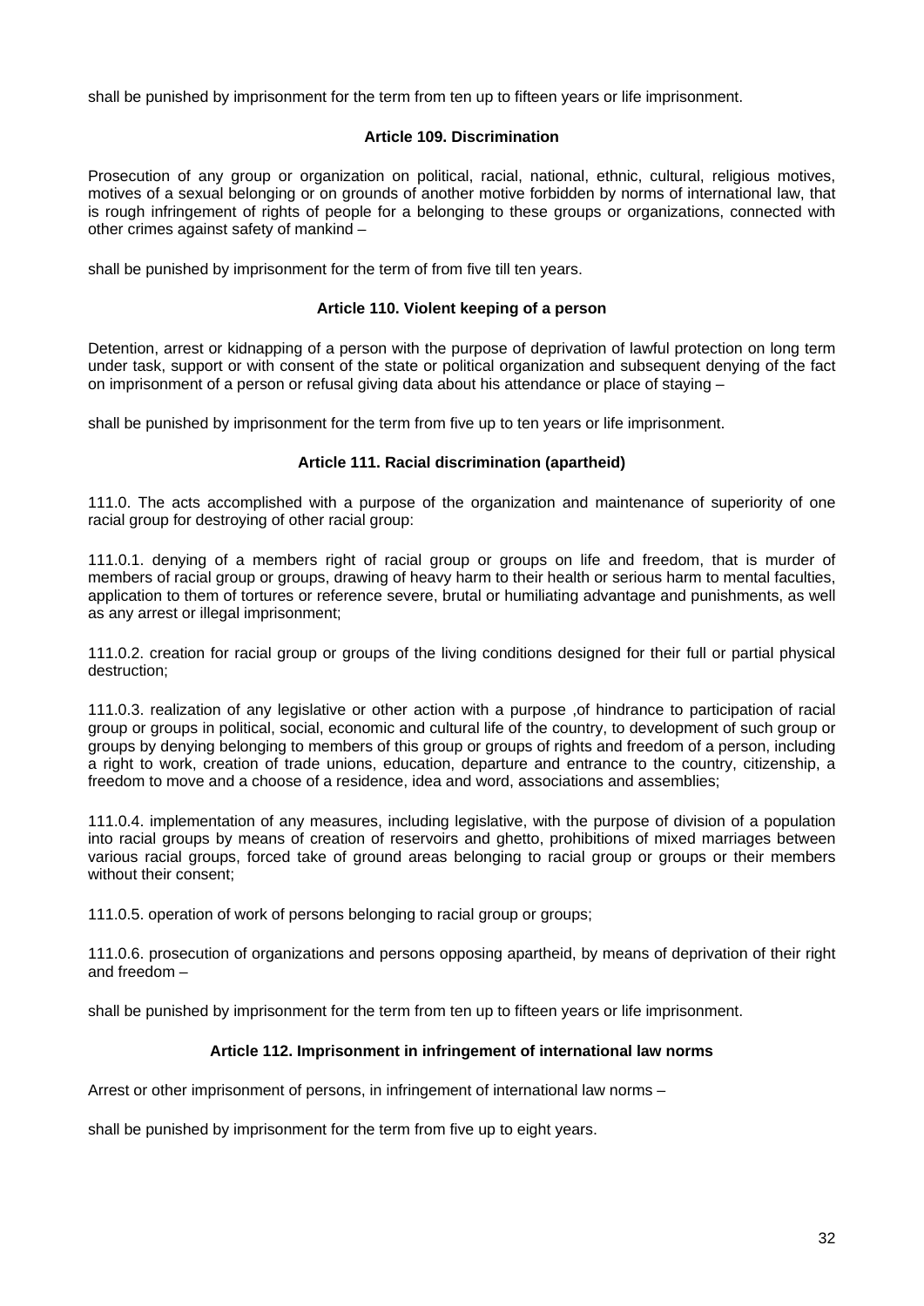shall be punished by imprisonment for the term from ten up to fifteen years or life imprisonment.

### Article 109. Discrimination

Prosecution of any group or organization on political, racial, national, ethnic, cultural, religious motives, motives of a sexual belonging or on grounds of another motive forbidden by norms of international law, that is rough infringement of rights of people for a belonging to these groups or organizations, connected with other crimes against safety of mankind –

shall be punished by imprisonment for the term of from five till ten years.

### Article 110. Violent keeping of a person

Detention, arrest or kidnapping of a person with the purpose of deprivation of lawful protection on long term under task, support or with consent of the state or political organization and subsequent denying of the fact on imprisonment of a person or refusal giving data about his attendance or place of staying –

shall be punished by imprisonment for the term from five up to ten years or life imprisonment.

### Article 111. Racial discrimination (apartheid)

111.0. The acts accomplished with a purpose of the organization and maintenance of superiority of one racial group for destroying of other racial group:

111.0.1. denying of a members right of racial group or groups on life and freedom, that is murder of members of racial group or groups, drawing of heavy harm to their health or serious harm to mental faculties, application to them of tortures or reference severe, brutal or humiliating advantage and punishments, as well as any arrest or illegal imprisonment;

111.0.2. creation for racial group or groups of the living conditions designed for their full or partial physical destruction;

111.0.3. realization of any legislative or other action with a purpose ,of hindrance to participation of racial group or groups in political, social, economic and cultural life of the country, to development of such group or groups by denying belonging to members of this group or groups of rights and freedom of a person, including a right to work, creation of trade unions, education, departure and entrance to the country, citizenship, a freedom to move and a choose of a residence, idea and word, associations and assemblies;

111.0.4. implementation of any measures, including legislative, with the purpose of division of a population into racial groups by means of creation of reservoirs and ghetto, prohibitions of mixed marriages between various racial groups, forced take of ground areas belonging to racial group or groups or their members without their consent;

111.0.5. operation of work of persons belonging to racial group or groups;

111.0.6. prosecution of organizations and persons opposing apartheid, by means of deprivation of their right and freedom –

shall be punished by imprisonment for the term from ten up to fifteen years or life imprisonment.

### Article 112. Imprisonment in infringement of international law norms

Arrest or other imprisonment of persons, in infringement of international law norms –

shall be punished by imprisonment for the term from five up to eight years.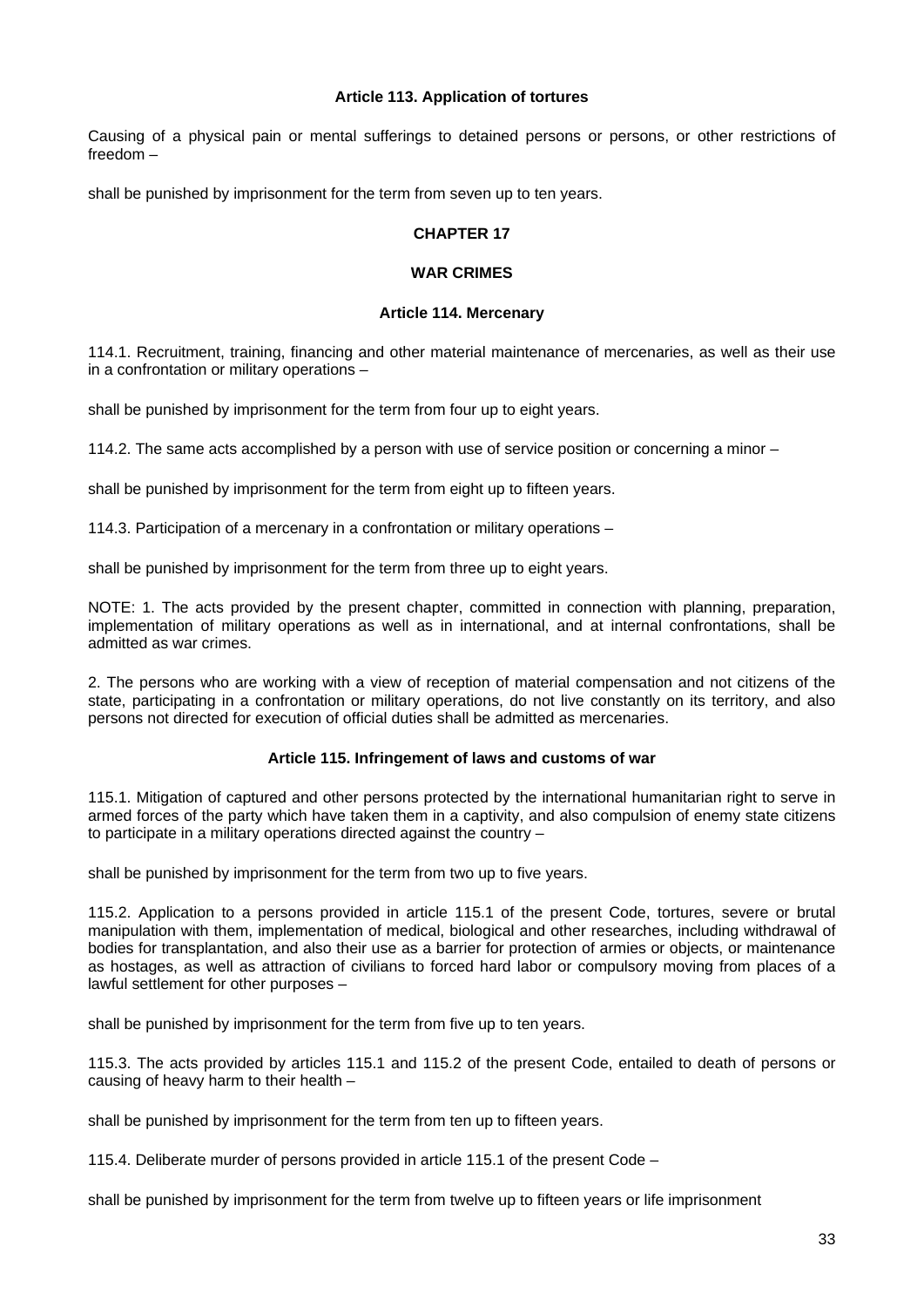### Article 113. Application of tortures

Causing of a physical pain or mental sufferings to detained persons or persons, or other restrictions of freedom –

shall be punished by imprisonment for the term from seven up to ten years.

## CHAPTER 17

## WAR CRIMES

### Article 114. Mercenary

114.1. Recruitment, training, financing and other material maintenance of mercenaries, as well as their use in a confrontation or military operations –

shall be punished by imprisonment for the term from four up to eight years.

114.2. The same acts accomplished by a person with use of service position or concerning a minor –

shall be punished by imprisonment for the term from eight up to fifteen years.

114.3. Participation of a mercenary in a confrontation or military operations –

shall be punished by imprisonment for the term from three up to eight years.

NOTE: 1. The acts provided by the present chapter, committed in connection with planning, preparation, implementation of military operations as well as in international, and at internal confrontations, shall be admitted as war crimes.

2. The persons who are working with a view of reception of material compensation and not citizens of the state, participating in a confrontation or military operations, do not live constantly on its territory, and also persons not directed for execution of official duties shall be admitted as mercenaries.

### Article 115. Infringement of laws and customs of war

115.1. Mitigation of captured and other persons protected by the international humanitarian right to serve in armed forces of the party which have taken them in a captivity, and also compulsion of enemy state citizens to participate in a military operations directed against the country –

shall be punished by imprisonment for the term from two up to five years.

115.2. Application to a persons provided in article 115.1 of the present Code, tortures, severe or brutal manipulation with them, implementation of medical, biological and other researches, including withdrawal of bodies for transplantation, and also their use as a barrier for protection of armies or objects, or maintenance as hostages, as well as attraction of civilians to forced hard labor or compulsory moving from places of a lawful settlement for other purposes –

shall be punished by imprisonment for the term from five up to ten years.

115.3. The acts provided by articles 115.1 and 115.2 of the present Code, entailed to death of persons or causing of heavy harm to their health –

shall be punished by imprisonment for the term from ten up to fifteen years.

115.4. Deliberate murder of persons provided in article 115.1 of the present Code –

shall be punished by imprisonment for the term from twelve up to fifteen years or life imprisonment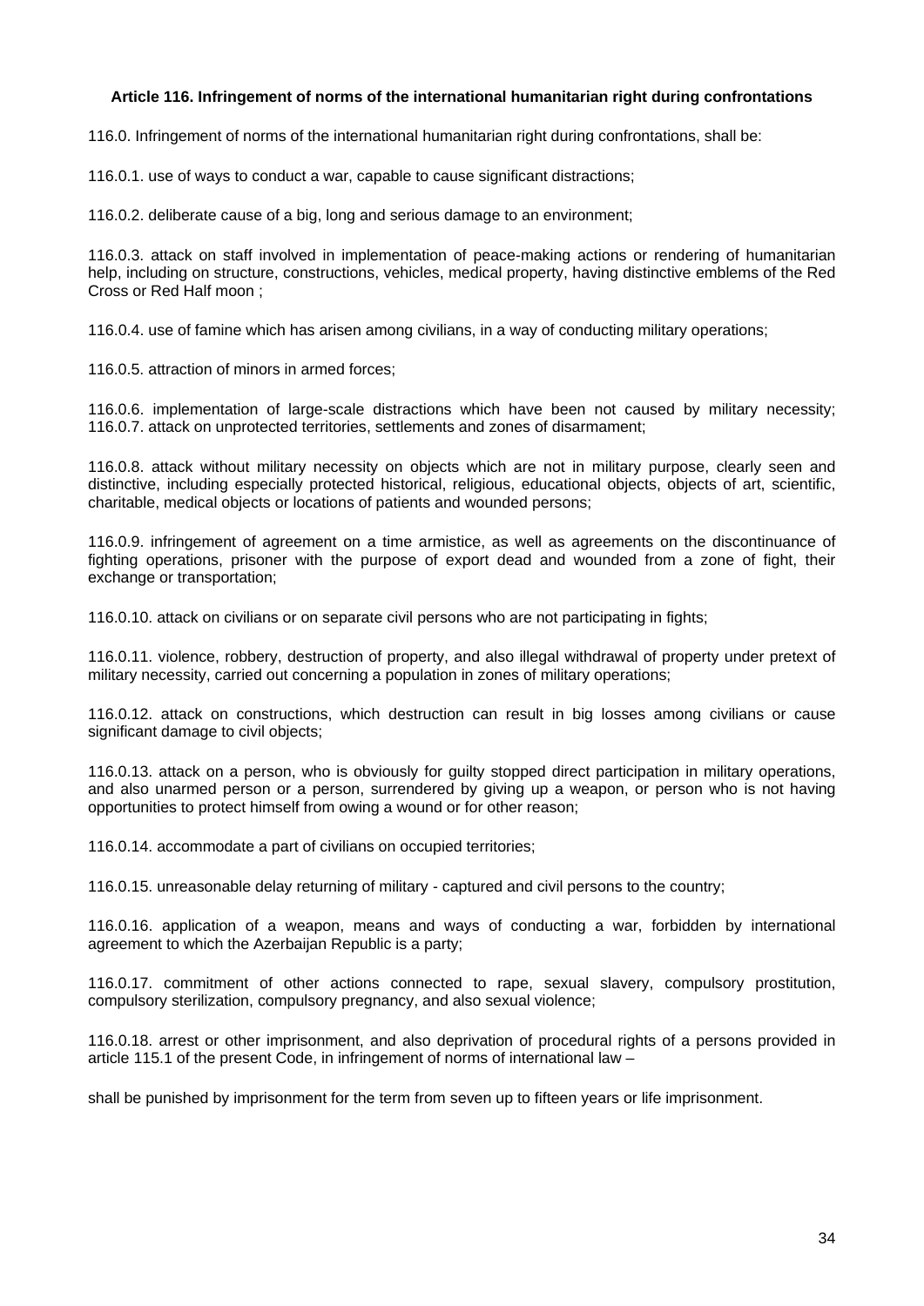**Article 116. Infringement of norms of the international humanitarian right during confrontations**

116.0. Infringement of norms of the international humanitarian right during confrontations, shall be:

116.0.1. use of ways to conduct a war, capable to cause significant distractions;

116.0.2. deliberate cause of a big, long and serious damage to an environment;

116.0.3. attack on staff involved in implementation of peace-making actions or rendering of humanitarian help, including on structure, constructions, vehicles, medical property, having distinctive emblems of the Red Cross or Red Half moon ;

116.0.4. use of famine which has arisen among civilians, in a way of conducting military operations;

116.0.5. attraction of minors in armed forces;

116.0.6. implementation of large-scale distractions which have been not caused by military necessity;
116.0.7. attack on unprotected territories, settlements and zones of disarmament;

116.0.8. attack without military necessity on objects which are not in military purpose, clearly seen and distinctive, including especially protected historical, religious, educational objects, objects of art, scientific, charitable, medical objects or locations of patients and wounded persons;

116.0.9. infringement of agreement on a time armistice, as well as agreements on the discontinuance of fighting operations, prisoner with the purpose of export dead and wounded from a zone of fight, their exchange or transportation;

116.0.10. attack on civilians or on separate civil persons who are not participating in fights;

116.0.11. violence, robbery, destruction of property, and also illegal withdrawal of property under pretext of military necessity, carried out concerning a population in zones of military operations;

116.0.12. attack on constructions, which destruction can result in big losses among civilians or cause significant damage to civil objects;

116.0.13. attack on a person, who is obviously for guilty stopped direct participation in military operations, and also unarmed person or a person, surrendered by giving up a weapon, or person who is not having opportunities to protect himself from owing a wound or for other reason;

116.0.14. accommodate a part of civilians on occupied territories;

116.0.15. unreasonable delay returning of military - captured and civil persons to the country;

116.0.16. application of a weapon, means and ways of conducting a war, forbidden by international agreement to which the Azerbaijan Republic is a party;

116.0.17. commitment of other actions connected to rape, sexual slavery, compulsory prostitution, compulsory sterilization, compulsory pregnancy, and also sexual violence;

116.0.18. arrest or other imprisonment, and also deprivation of procedural rights of a persons provided in article 115.1 of the present Code, in infringement of norms of international law –

shall be punished by imprisonment for the term from seven up to fifteen years or life imprisonment.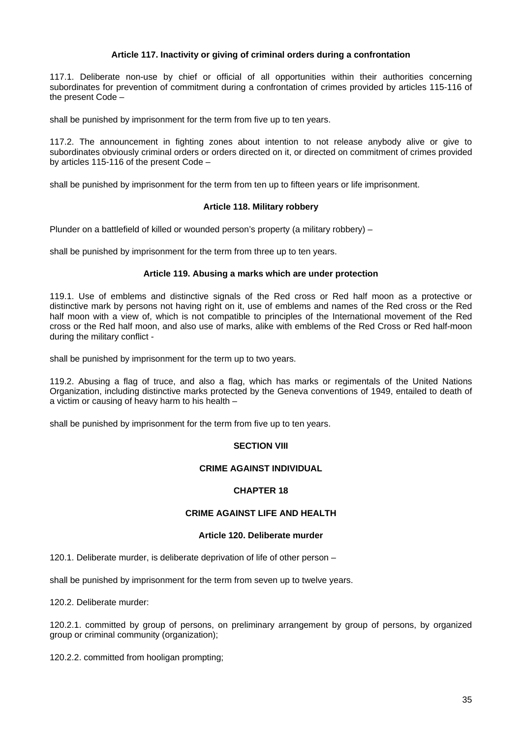#### Article 117. Inactivity or giving of criminal orders during a confrontation

117.1. Deliberate non-use by chief or official of all opportunities within their authorities concerning subordinates for prevention of commitment during a confrontation of crimes provided by articles 115-116 of the present Code –

shall be punished by imprisonment for the term from five up to ten years.

117.2. The announcement in fighting zones about intention to not release anybody alive or give to subordinates obviously criminal orders or orders directed on it, or directed on commitment of crimes provided by articles 115-116 of the present Code –

shall be punished by imprisonment for the term from ten up to fifteen years or life imprisonment.

#### Article 118. Military robbery

Plunder on a battlefield of killed or wounded person's property (a military robbery) –

shall be punished by imprisonment for the term from three up to ten years.

#### Article 119. Abusing a marks which are under protection

119.1. Use of emblems and distinctive signals of the Red cross or Red half moon as a protective or distinctive mark by persons not having right on it, use of emblems and names of the Red cross or the Red half moon with a view of, which is not compatible to principles of the International movement of the Red cross or the Red half moon, and also use of marks, alike with emblems of the Red Cross or Red half-moon during the military conflict -

shall be punished by imprisonment for the term up to two years.

119.2. Abusing a flag of truce, and also a flag, which has marks or regimentals of the United Nations Organization, including distinctive marks protected by the Geneva conventions of 1949, entailed to death of a victim or causing of heavy harm to his health –

shall be punished by imprisonment for the term from five up to ten years.

## SECTION VIII

## CRIME AGAINST INDIVIDUAL

### CHAPTER 18

### CRIME AGAINST LIFE AND HEALTH

#### Article 120. Deliberate murder

120.1. Deliberate murder, is deliberate deprivation of life of other person –

shall be punished by imprisonment for the term from seven up to twelve years.

120.2. Deliberate murder:

120.2.1. committed by group of persons, on preliminary arrangement by group of persons, by organized group or criminal community (organization);

120.2.2. committed from hooligan prompting;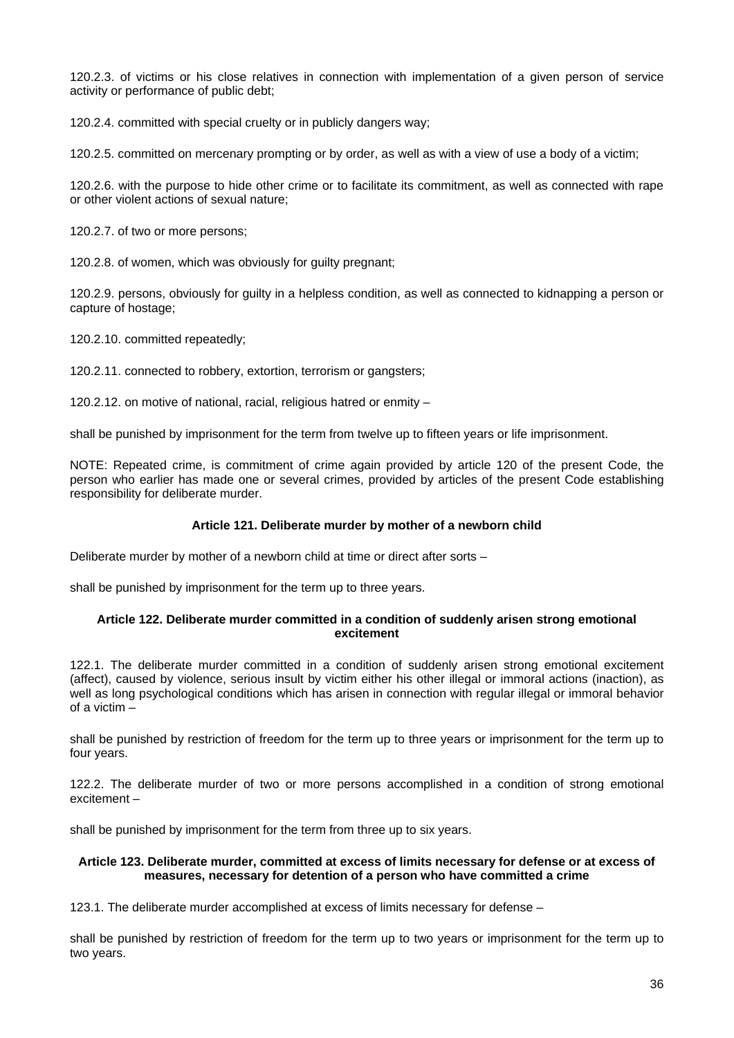120.2.3. of victims or his close relatives in connection with implementation of a given person of service activity or performance of public debt;

120.2.4. committed with special cruelty or in publicly dangers way;

120.2.5. committed on mercenary prompting or by order, as well as with a view of use a body of a victim;

120.2.6. with the purpose to hide other crime or to facilitate its commitment, as well as connected with rape or other violent actions of sexual nature;

120.2.7. of two or more persons;

120.2.8. of women, which was obviously for guilty pregnant;

120.2.9. persons, obviously for guilty in a helpless condition, as well as connected to kidnapping a person or capture of hostage;

120.2.10. committed repeatedly;

120.2.11. connected to robbery, extortion, terrorism or gangsters;

120.2.12. on motive of national, racial, religious hatred or enmity –

shall be punished by imprisonment for the term from twelve up to fifteen years or life imprisonment.

NOTE: Repeated crime, is commitment of crime again provided by article 120 of the present Code, the person who earlier has made one or several crimes, provided by articles of the present Code establishing responsibility for deliberate murder.

#### Article 121. Deliberate murder by mother of a newborn child

Deliberate murder by mother of a newborn child at time or direct after sorts –

shall be punished by imprisonment for the term up to three years.

#### Article 122. Deliberate murder committed in a condition of suddenly arisen strong emotional excitement

122.1. The deliberate murder committed in a condition of suddenly arisen strong emotional excitement (affect), caused by violence, serious insult by victim either his other illegal or immoral actions (inaction), as well as long psychological conditions which has arisen in connection with regular illegal or immoral behavior of a victim –

shall be punished by restriction of freedom for the term up to three years or imprisonment for the term up to four years.

122.2. The deliberate murder of two or more persons accomplished in a condition of strong emotional excitement –

shall be punished by imprisonment for the term from three up to six years.

#### Article 123. Deliberate murder, committed at excess of limits necessary for defense or at excess of measures, necessary for detention of a person who have committed a crime

123.1. The deliberate murder accomplished at excess of limits necessary for defense –

shall be punished by restriction of freedom for the term up to two years or imprisonment for the term up to two years.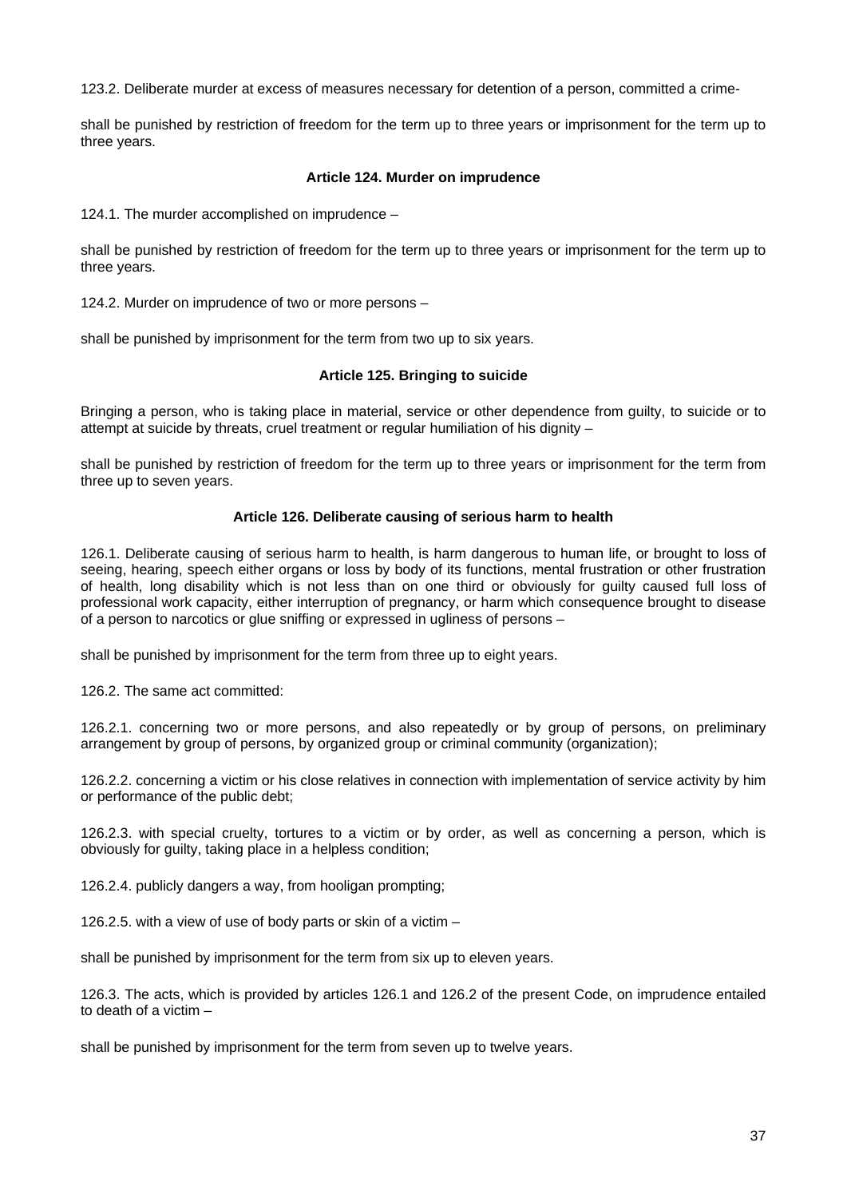123.2. Deliberate murder at excess of measures necessary for detention of a person, committed a crime-

shall be punished by restriction of freedom for the term up to three years or imprisonment for the term up to three years.

### Article 124. Murder on imprudence

124.1. The murder accomplished on imprudence –

shall be punished by restriction of freedom for the term up to three years or imprisonment for the term up to three years.

124.2. Murder on imprudence of two or more persons –

shall be punished by imprisonment for the term from two up to six years.

### Article 125. Bringing to suicide

Bringing a person, who is taking place in material, service or other dependence from guilty, to suicide or to attempt at suicide by threats, cruel treatment or regular humiliation of his dignity –

shall be punished by restriction of freedom for the term up to three years or imprisonment for the term from three up to seven years.

### Article 126. Deliberate causing of serious harm to health

126.1. Deliberate causing of serious harm to health, is harm dangerous to human life, or brought to loss of seeing, hearing, speech either organs or loss by body of its functions, mental frustration or other frustration of health, long disability which is not less than on one third or obviously for guilty caused full loss of professional work capacity, either interruption of pregnancy, or harm which consequence brought to disease of a person to narcotics or glue sniffing or expressed in ugliness of persons –

shall be punished by imprisonment for the term from three up to eight years.

126.2. The same act committed:

126.2.1. concerning two or more persons, and also repeatedly or by group of persons, on preliminary arrangement by group of persons, by organized group or criminal community (organization);

126.2.2. concerning a victim or his close relatives in connection with implementation of service activity by him or performance of the public debt;

126.2.3. with special cruelty, tortures to a victim or by order, as well as concerning a person, which is obviously for guilty, taking place in a helpless condition;

126.2.4. publicly dangers a way, from hooligan prompting;

126.2.5. with a view of use of body parts or skin of a victim –

shall be punished by imprisonment for the term from six up to eleven years.

126.3. The acts, which is provided by articles 126.1 and 126.2 of the present Code, on imprudence entailed to death of a victim –

shall be punished by imprisonment for the term from seven up to twelve years.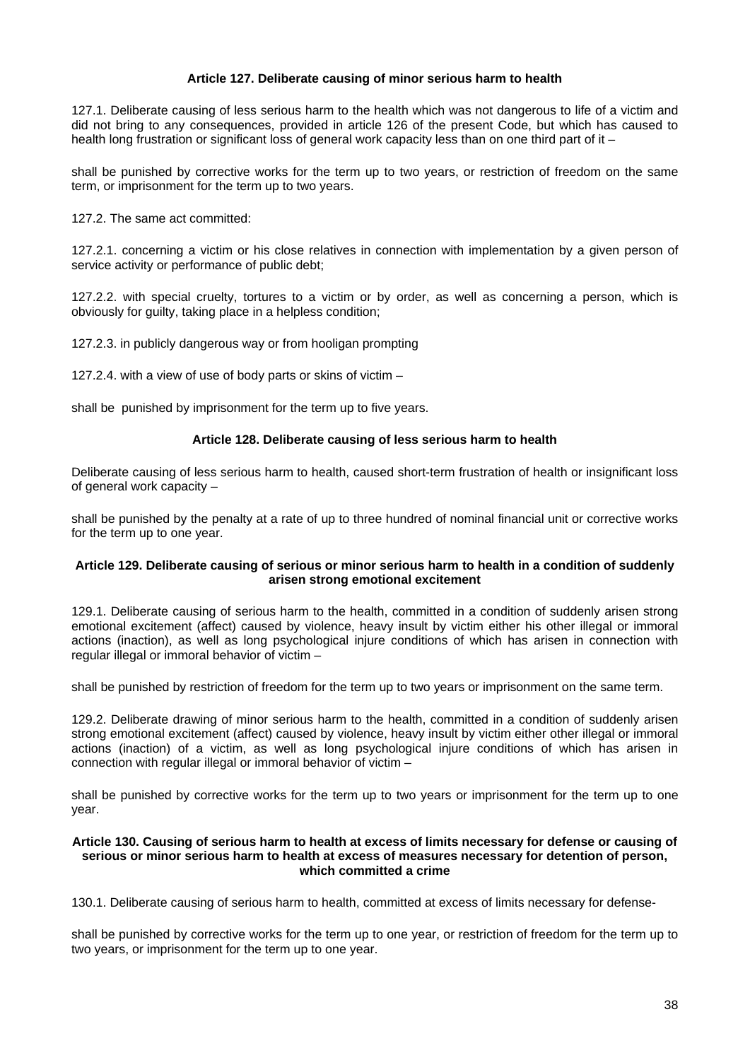### Article 127. Deliberate causing of minor serious harm to health

127.1. Deliberate causing of less serious harm to the health which was not dangerous to life of a victim and did not bring to any consequences, provided in article 126 of the present Code, but which has caused to health long frustration or significant loss of general work capacity less than on one third part of it –

shall be punished by corrective works for the term up to two years, or restriction of freedom on the same term, or imprisonment for the term up to two years.

127.2. The same act committed:

127.2.1. concerning a victim or his close relatives in connection with implementation by a given person of service activity or performance of public debt;

127.2.2. with special cruelty, tortures to a victim or by order, as well as concerning a person, which is obviously for guilty, taking place in a helpless condition;

127.2.3. in publicly dangerous way or from hooligan prompting

127.2.4. with a view of use of body parts or skins of victim –

shall be punished by imprisonment for the term up to five years.

### Article 128. Deliberate causing of less serious harm to health

Deliberate causing of less serious harm to health, caused short-term frustration of health or insignificant loss of general work capacity –

shall be punished by the penalty at a rate of up to three hundred of nominal financial unit or corrective works for the term up to one year.

### Article 129. Deliberate causing of serious or minor serious harm to health in a condition of suddenly arisen strong emotional excitement

129.1. Deliberate causing of serious harm to the health, committed in a condition of suddenly arisen strong emotional excitement (affect) caused by violence, heavy insult by victim either his other illegal or immoral actions (inaction), as well as long psychological injure conditions of which has arisen in connection with regular illegal or immoral behavior of victim –

shall be punished by restriction of freedom for the term up to two years or imprisonment on the same term.

129.2. Deliberate drawing of minor serious harm to the health, committed in a condition of suddenly arisen strong emotional excitement (affect) caused by violence, heavy insult by victim either other illegal or immoral actions (inaction) of a victim, as well as long psychological injure conditions of which has arisen in connection with regular illegal or immoral behavior of victim –

shall be punished by corrective works for the term up to two years or imprisonment for the term up to one year.

### Article 130. Causing of serious harm to health at excess of limits necessary for defense or causing of serious or minor serious harm to health at excess of measures necessary for detention of person, which committed a crime

130.1. Deliberate causing of serious harm to health, committed at excess of limits necessary for defense-

shall be punished by corrective works for the term up to one year, or restriction of freedom for the term up to two years, or imprisonment for the term up to one year.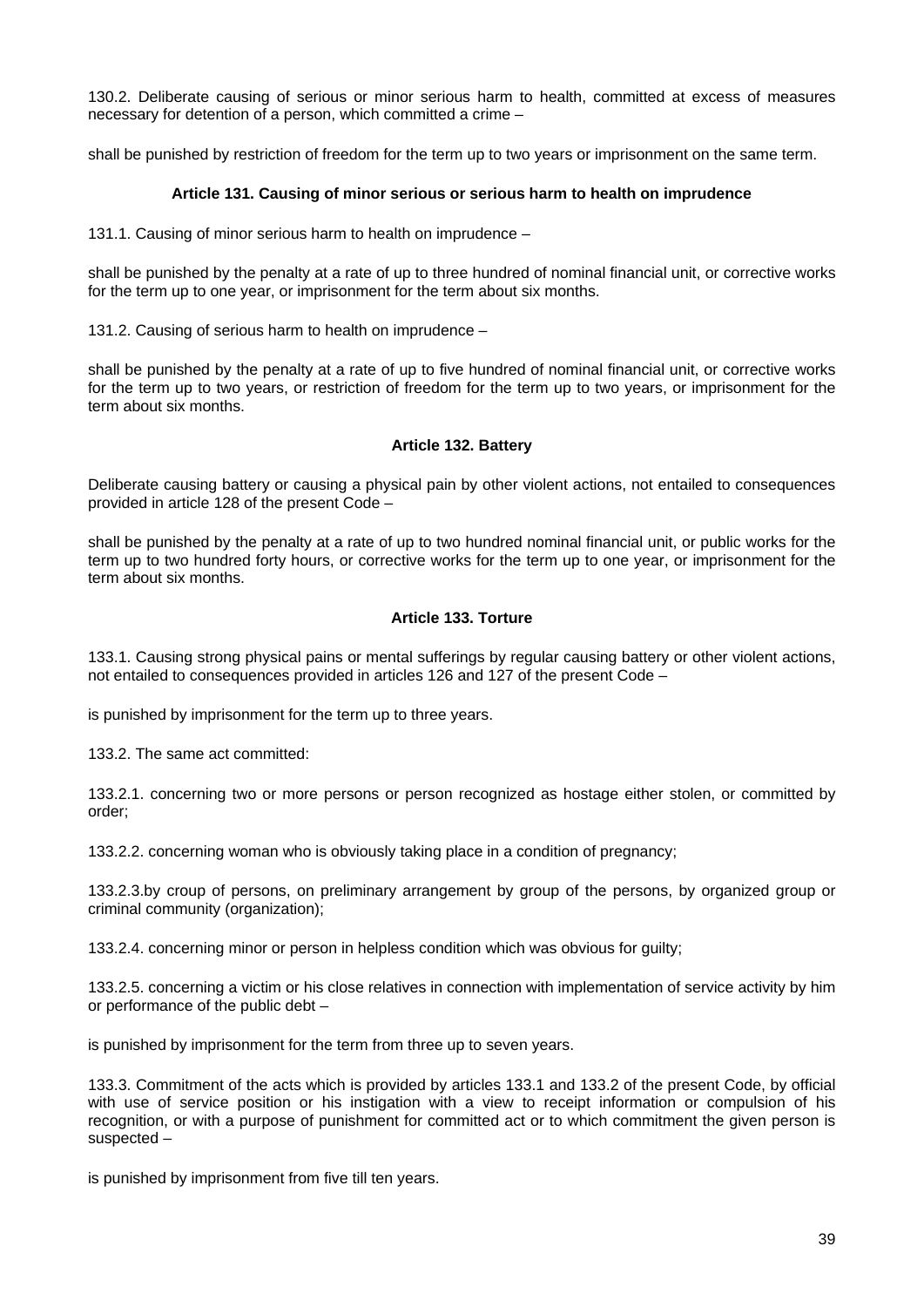130.2. Deliberate causing of serious or minor serious harm to health, committed at excess of measures necessary for detention of a person, which committed a crime –

shall be punished by restriction of freedom for the term up to two years or imprisonment on the same term.

### Article 131. Causing of minor serious or serious harm to health on imprudence

131.1. Causing of minor serious harm to health on imprudence –

shall be punished by the penalty at a rate of up to three hundred of nominal financial unit, or corrective works for the term up to one year, or imprisonment for the term about six months.

131.2. Causing of serious harm to health on imprudence –

shall be punished by the penalty at a rate of up to five hundred of nominal financial unit, or corrective works for the term up to two years, or restriction of freedom for the term up to two years, or imprisonment for the term about six months.

### Article 132. Battery

Deliberate causing battery or causing a physical pain by other violent actions, not entailed to consequences provided in article 128 of the present Code –

shall be punished by the penalty at a rate of up to two hundred nominal financial unit, or public works for the term up to two hundred forty hours, or corrective works for the term up to one year, or imprisonment for the term about six months.

### Article 133. Torture

133.1. Causing strong physical pains or mental sufferings by regular causing battery or other violent actions, not entailed to consequences provided in articles 126 and 127 of the present Code –

is punished by imprisonment for the term up to three years.

133.2. The same act committed:

133.2.1. concerning two or more persons or person recognized as hostage either stolen, or committed by order;

133.2.2. concerning woman who is obviously taking place in a condition of pregnancy;

133.2.3.by croup of persons, on preliminary arrangement by group of the persons, by organized group or criminal community (organization);

133.2.4. concerning minor or person in helpless condition which was obvious for guilty;

133.2.5. concerning a victim or his close relatives in connection with implementation of service activity by him or performance of the public debt –

is punished by imprisonment for the term from three up to seven years.

133.3. Commitment of the acts which is provided by articles 133.1 and 133.2 of the present Code, by official with use of service position or his instigation with a view to receipt information or compulsion of his recognition, or with a purpose of punishment for committed act or to which commitment the given person is suspected –

is punished by imprisonment from five till ten years.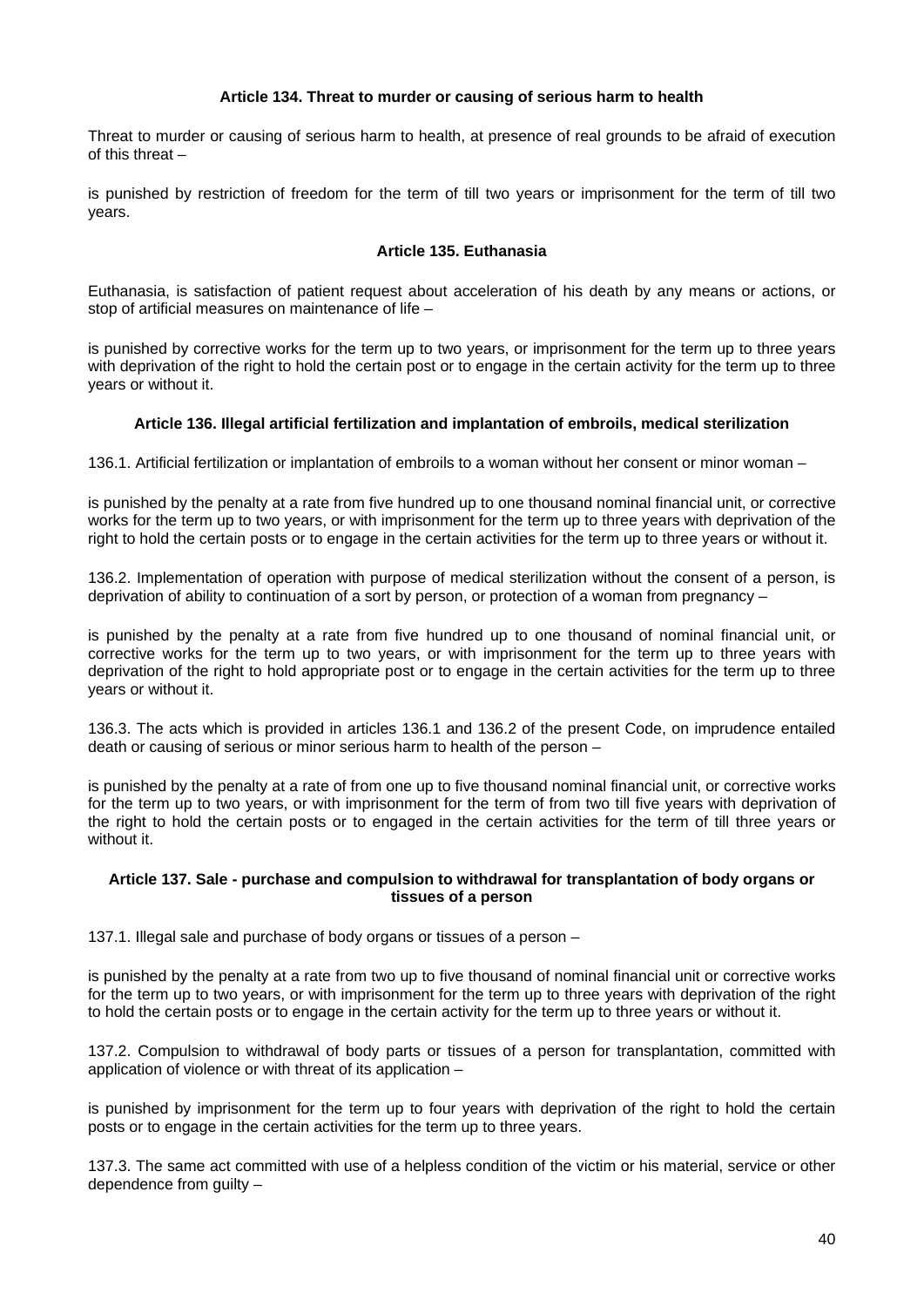### Article 134. Threat to murder or causing of serious harm to health

Threat to murder or causing of serious harm to health, at presence of real grounds to be afraid of execution of this threat –

is punished by restriction of freedom for the term of till two years or imprisonment for the term of till two years.

### Article 135. Euthanasia

Euthanasia, is satisfaction of patient request about acceleration of his death by any means or actions, or stop of artificial measures on maintenance of life –

is punished by corrective works for the term up to two years, or imprisonment for the term up to three years with deprivation of the right to hold the certain post or to engage in the certain activity for the term up to three years or without it.

### Article 136. Illegal artificial fertilization and implantation of embroils, medical sterilization

136.1. Artificial fertilization or implantation of embroils to a woman without her consent or minor woman –

is punished by the penalty at a rate from five hundred up to one thousand nominal financial unit, or corrective works for the term up to two years, or with imprisonment for the term up to three years with deprivation of the right to hold the certain posts or to engage in the certain activities for the term up to three years or without it.

136.2. Implementation of operation with purpose of medical sterilization without the consent of a person, is deprivation of ability to continuation of a sort by person, or protection of a woman from pregnancy –

is punished by the penalty at a rate from five hundred up to one thousand of nominal financial unit, or corrective works for the term up to two years, or with imprisonment for the term up to three years with deprivation of the right to hold appropriate post or to engage in the certain activities for the term up to three years or without it.

136.3. The acts which is provided in articles 136.1 and 136.2 of the present Code, on imprudence entailed death or causing of serious or minor serious harm to health of the person –

is punished by the penalty at a rate of from one up to five thousand nominal financial unit, or corrective works for the term up to two years, or with imprisonment for the term of from two till five years with deprivation of the right to hold the certain posts or to engaged in the certain activities for the term of till three years or without it.

### Article 137. Sale - purchase and compulsion to withdrawal for transplantation of body organs or tissues of a person

137.1. Illegal sale and purchase of body organs or tissues of a person –

is punished by the penalty at a rate from two up to five thousand of nominal financial unit or corrective works for the term up to two years, or with imprisonment for the term up to three years with deprivation of the right to hold the certain posts or to engage in the certain activity for the term up to three years or without it.

137.2. Compulsion to withdrawal of body parts or tissues of a person for transplantation, committed with application of violence or with threat of its application –

is punished by imprisonment for the term up to four years with deprivation of the right to hold the certain posts or to engage in the certain activities for the term up to three years.

137.3. The same act committed with use of a helpless condition of the victim or his material, service or other dependence from guilty –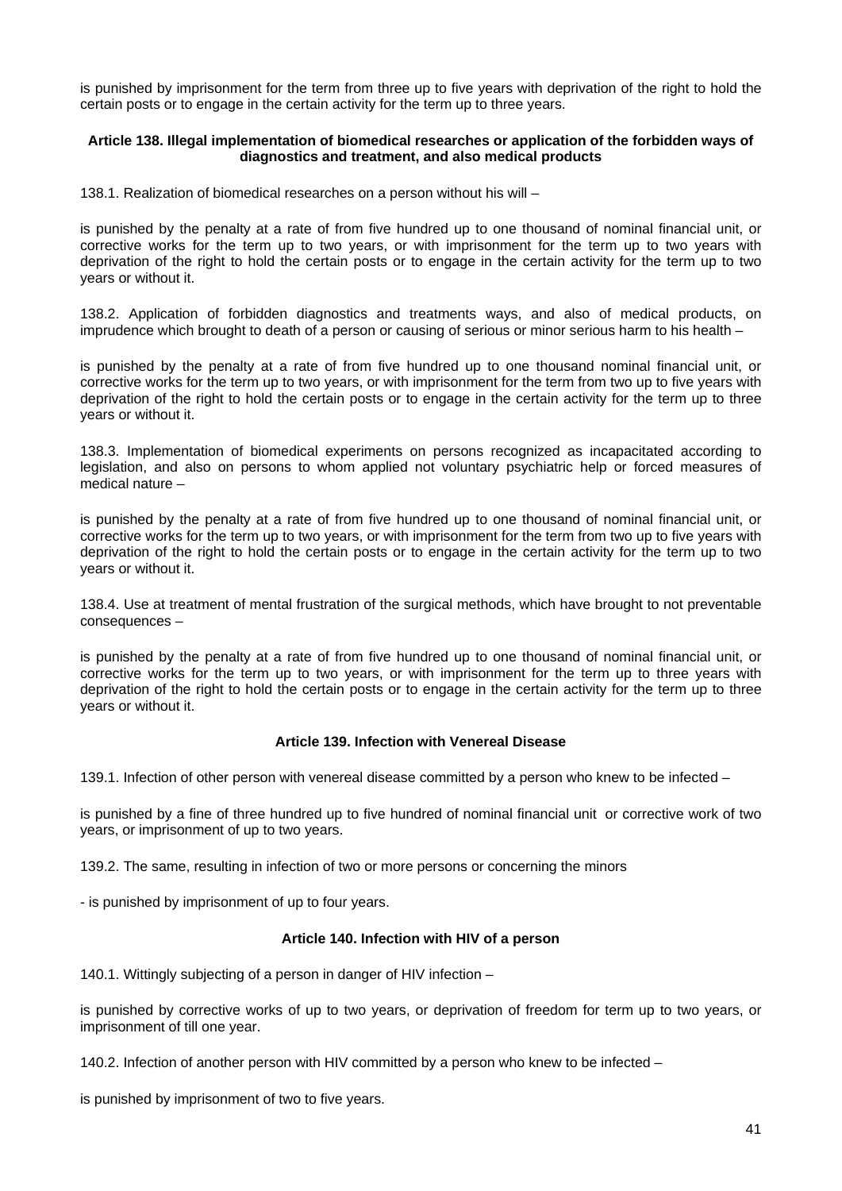is punished by imprisonment for the term from three up to five years with deprivation of the right to hold the certain posts or to engage in the certain activity for the term up to three years.

**Article 138. Illegal implementation of biomedical researches or application of the forbidden ways of diagnostics and treatment, and also medical products**

138.1. Realization of biomedical researches on a person without his will –

is punished by the penalty at a rate of from five hundred up to one thousand of nominal financial unit, or corrective works for the term up to two years, or with imprisonment for the term up to two years with deprivation of the right to hold the certain posts or to engage in the certain activity for the term up to two years or without it.

138.2. Application of forbidden diagnostics and treatments ways, and also of medical products, on imprudence which brought to death of a person or causing of serious or minor serious harm to his health –

is punished by the penalty at a rate of from five hundred up to one thousand nominal financial unit, or corrective works for the term up to two years, or with imprisonment for the term from two up to five years with deprivation of the right to hold the certain posts or to engage in the certain activity for the term up to three years or without it.

138.3. Implementation of biomedical experiments on persons recognized as incapacitated according to legislation, and also on persons to whom applied not voluntary psychiatric help or forced measures of medical nature –

is punished by the penalty at a rate of from five hundred up to one thousand of nominal financial unit, or corrective works for the term up to two years, or with imprisonment for the term from two up to five years with deprivation of the right to hold the certain posts or to engage in the certain activity for the term up to two years or without it.

138.4. Use at treatment of mental frustration of the surgical methods, which have brought to not preventable consequences –

is punished by the penalty at a rate of from five hundred up to one thousand of nominal financial unit, or corrective works for the term up to two years, or with imprisonment for the term up to three years with deprivation of the right to hold the certain posts or to engage in the certain activity for the term up to three years or without it.

**Article 139. Infection with Venereal Disease**

139.1. Infection of other person with venereal disease committed by a person who knew to be infected –

is punished by a fine of three hundred up to five hundred of nominal financial unit or corrective work of two years, or imprisonment of up to two years.

139.2. The same, resulting in infection of two or more persons or concerning the minors

- is punished by imprisonment of up to four years.

**Article 140. Infection with HIV of a person**

140.1. Wittingly subjecting of a person in danger of HIV infection –

is punished by corrective works of up to two years, or deprivation of freedom for term up to two years, or imprisonment of till one year.

140.2. Infection of another person with HIV committed by a person who knew to be infected –

is punished by imprisonment of two to five years.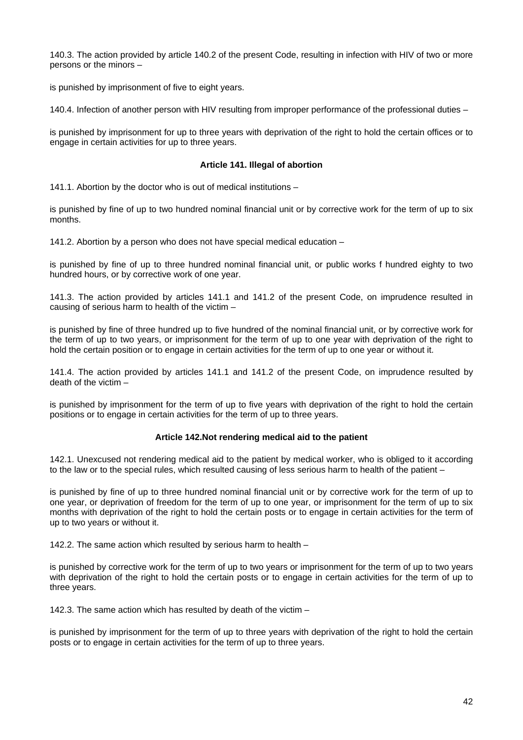140.3. The action provided by article 140.2 of the present Code, resulting in infection with HIV of two or more persons or the minors –

is punished by imprisonment of five to eight years.

140.4. Infection of another person with HIV resulting from improper performance of the professional duties –

is punished by imprisonment for up to three years with deprivation of the right to hold the certain offices or to engage in certain activities for up to three years.

### Article 141. Illegal of abortion

141.1. Abortion by the doctor who is out of medical institutions –

is punished by fine of up to two hundred nominal financial unit or by corrective work for the term of up to six months.

141.2. Abortion by a person who does not have special medical education –

is punished by fine of up to three hundred nominal financial unit, or public works f hundred eighty to two hundred hours, or by corrective work of one year.

141.3. The action provided by articles 141.1 and 141.2 of the present Code, on imprudence resulted in causing of serious harm to health of the victim –

is punished by fine of three hundred up to five hundred of the nominal financial unit, or by corrective work for the term of up to two years, or imprisonment for the term of up to one year with deprivation of the right to hold the certain position or to engage in certain activities for the term of up to one year or without it.

141.4. The action provided by articles 141.1 and 141.2 of the present Code, on imprudence resulted by death of the victim –

is punished by imprisonment for the term of up to five years with deprivation of the right to hold the certain positions or to engage in certain activities for the term of up to three years.

### Article 142.Not rendering medical aid to the patient

142.1. Unexcused not rendering medical aid to the patient by medical worker, who is obliged to it according to the law or to the special rules, which resulted causing of less serious harm to health of the patient –

is punished by fine of up to three hundred nominal financial unit or by corrective work for the term of up to one year, or deprivation of freedom for the term of up to one year, or imprisonment for the term of up to six months with deprivation of the right to hold the certain posts or to engage in certain activities for the term of up to two years or without it.

142.2. The same action which resulted by serious harm to health –

is punished by corrective work for the term of up to two years or imprisonment for the term of up to two years with deprivation of the right to hold the certain posts or to engage in certain activities for the term of up to three years.

142.3. The same action which has resulted by death of the victim –

is punished by imprisonment for the term of up to three years with deprivation of the right to hold the certain posts or to engage in certain activities for the term of up to three years.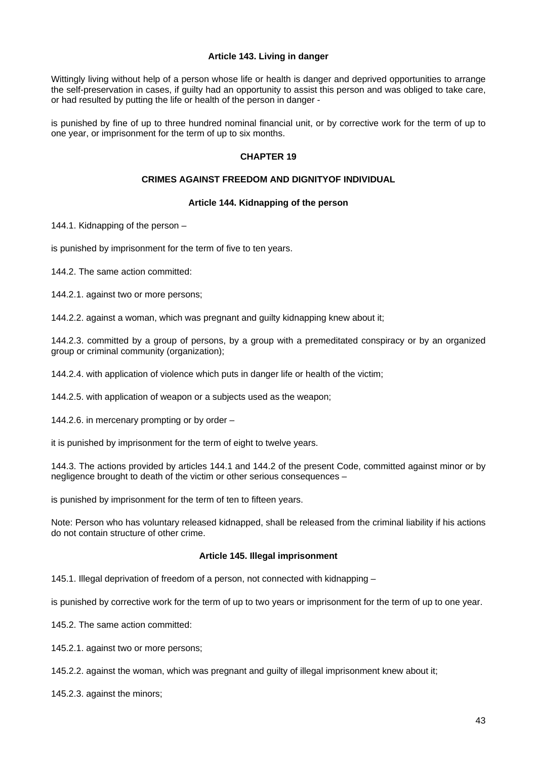### Article 143. Living in danger

Wittingly living without help of a person whose life or health is danger and deprived opportunities to arrange the self-preservation in cases, if guilty had an opportunity to assist this person and was obliged to take care, or had resulted by putting the life or health of the person in danger -

is punished by fine of up to three hundred nominal financial unit, or by corrective work for the term of up to one year, or imprisonment for the term of up to six months.

## CHAPTER 19

## CRIMES AGAINST FREEDOM AND DIGNITYOF INDIVIDUAL

### Article 144. Kidnapping of the person

144.1. Kidnapping of the person –

is punished by imprisonment for the term of five to ten years.

144.2. The same action committed:

144.2.1. against two or more persons;

144.2.2. against a woman, which was pregnant and guilty kidnapping knew about it;

144.2.3. committed by a group of persons, by a group with a premeditated conspiracy or by an organized group or criminal community (organization);

144.2.4. with application of violence which puts in danger life or health of the victim;

144.2.5. with application of weapon or a subjects used as the weapon;

144.2.6. in mercenary prompting or by order –

it is punished by imprisonment for the term of eight to twelve years.

144.3. The actions provided by articles 144.1 and 144.2 of the present Code, committed against minor or by negligence brought to death of the victim or other serious consequences –

is punished by imprisonment for the term of ten to fifteen years.

Note: Person who has voluntary released kidnapped, shall be released from the criminal liability if his actions do not contain structure of other crime.

### Article 145. Illegal imprisonment

145.1. Illegal deprivation of freedom of a person, not connected with kidnapping –

is punished by corrective work for the term of up to two years or imprisonment for the term of up to one year.

145.2. The same action committed:

145.2.1. against two or more persons;

145.2.2. against the woman, which was pregnant and guilty of illegal imprisonment knew about it;

145.2.3. against the minors;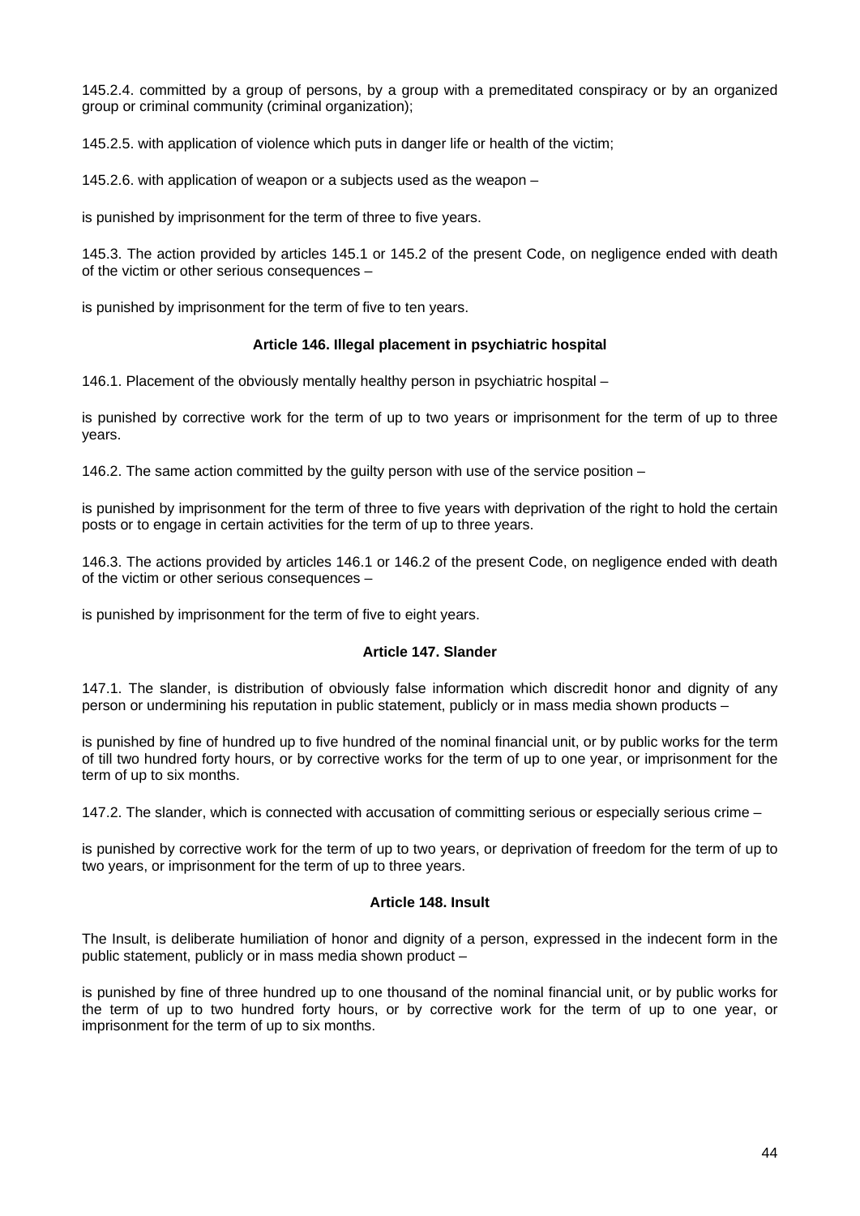145.2.4. committed by a group of persons, by a group with a premeditated conspiracy or by an organized group or criminal community (criminal organization);

145.2.5. with application of violence which puts in danger life or health of the victim;

145.2.6. with application of weapon or a subjects used as the weapon –

is punished by imprisonment for the term of three to five years.

145.3. The action provided by articles 145.1 or 145.2 of the present Code, on negligence ended with death of the victim or other serious consequences –

is punished by imprisonment for the term of five to ten years.

**Article 146. Illegal placement in psychiatric hospital**

146.1. Placement of the obviously mentally healthy person in psychiatric hospital –

is punished by corrective work for the term of up to two years or imprisonment for the term of up to three years.

146.2. The same action committed by the guilty person with use of the service position –

is punished by imprisonment for the term of three to five years with deprivation of the right to hold the certain posts or to engage in certain activities for the term of up to three years.

146.3. The actions provided by articles 146.1 or 146.2 of the present Code, on negligence ended with death of the victim or other serious consequences –

is punished by imprisonment for the term of five to eight years.

**Article 147. Slander**

147.1. The slander, is distribution of obviously false information which discredit honor and dignity of any person or undermining his reputation in public statement, publicly or in mass media shown products –

is punished by fine of hundred up to five hundred of the nominal financial unit, or by public works for the term of till two hundred forty hours, or by corrective works for the term of up to one year, or imprisonment for the term of up to six months.

147.2. The slander, which is connected with accusation of committing serious or especially serious crime –

is punished by corrective work for the term of up to two years, or deprivation of freedom for the term of up to two years, or imprisonment for the term of up to three years.

**Article 148. Insult**

The Insult, is deliberate humiliation of honor and dignity of a person, expressed in the indecent form in the public statement, publicly or in mass media shown product –

is punished by fine of three hundred up to one thousand of the nominal financial unit, or by public works for the term of up to two hundred forty hours, or by corrective work for the term of up to one year, or imprisonment for the term of up to six months.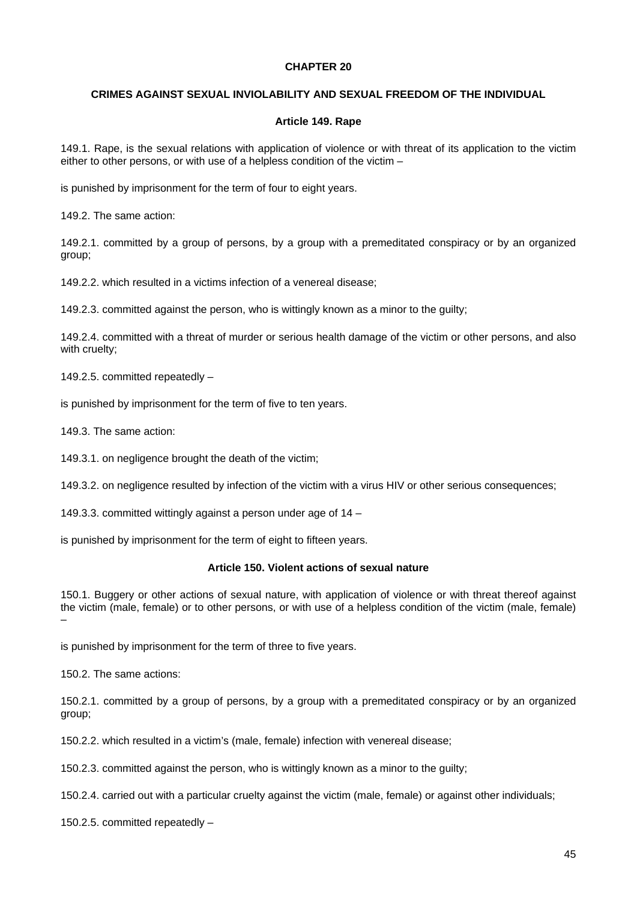## CHAPTER 20

### CRIMES AGAINST SEXUAL INVIOLABILITY AND SEXUAL FREEDOM OF THE INDIVIDUAL

#### Article 149. Rape

149.1. Rape, is the sexual relations with application of violence or with threat of its application to the victim either to other persons, or with use of a helpless condition of the victim –

is punished by imprisonment for the term of four to eight years.

149.2. The same action:

149.2.1. committed by a group of persons, by a group with a premeditated conspiracy or by an organized group;

149.2.2. which resulted in a victims infection of a venereal disease;

149.2.3. committed against the person, who is wittingly known as a minor to the guilty;

149.2.4. committed with a threat of murder or serious health damage of the victim or other persons, and also with cruelty;

149.2.5. committed repeatedly –

is punished by imprisonment for the term of five to ten years.

149.3. The same action:

149.3.1. on negligence brought the death of the victim;

149.3.2. on negligence resulted by infection of the victim with a virus HIV or other serious consequences;

149.3.3. committed wittingly against a person under age of 14 –

is punished by imprisonment for the term of eight to fifteen years.

#### Article 150. Violent actions of sexual nature

150.1. Buggery or other actions of sexual nature, with application of violence or with threat thereof against the victim (male, female) or to other persons, or with use of a helpless condition of the victim (male, female) –

is punished by imprisonment for the term of three to five years.

150.2. The same actions:

150.2.1. committed by a group of persons, by a group with a premeditated conspiracy or by an organized group;

150.2.2. which resulted in a victim's (male, female) infection with venereal disease;

150.2.3. committed against the person, who is wittingly known as a minor to the guilty;

150.2.4. carried out with a particular cruelty against the victim (male, female) or against other individuals;

150.2.5. committed repeatedly –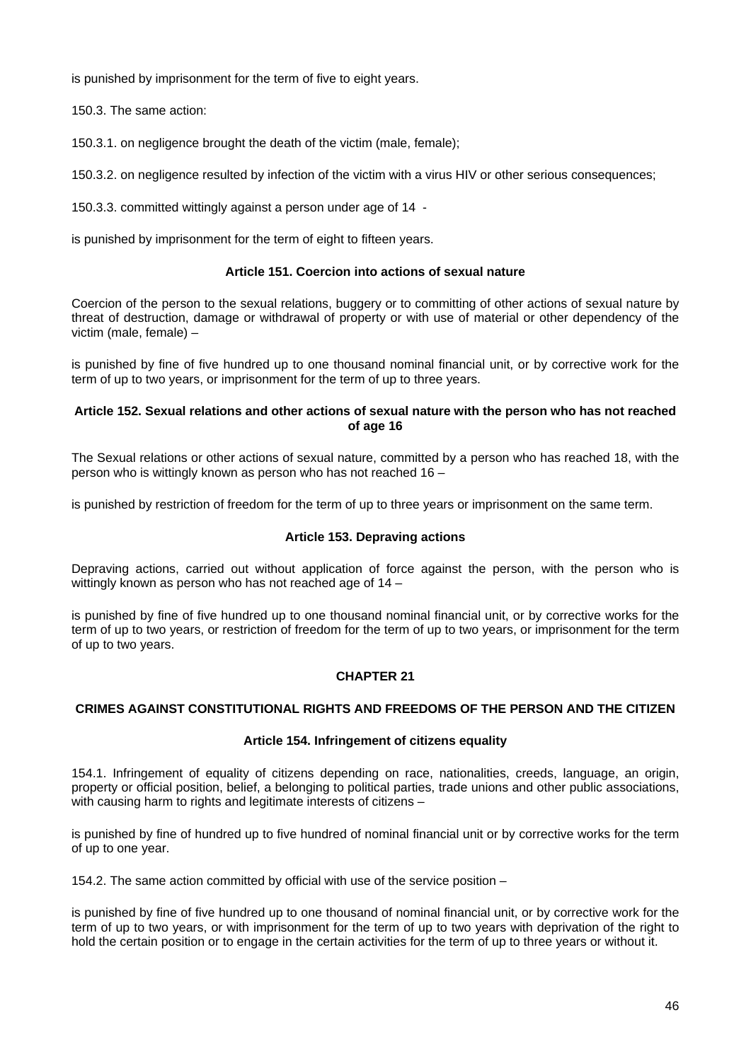is punished by imprisonment for the term of five to eight years.

150.3. The same action:

150.3.1. on negligence brought the death of the victim (male, female);

150.3.2. on negligence resulted by infection of the victim with a virus HIV or other serious consequences;

150.3.3. committed wittingly against a person under age of 14 -

is punished by imprisonment for the term of eight to fifteen years.

#### Article 151. Coercion into actions of sexual nature

Coercion of the person to the sexual relations, buggery or to committing of other actions of sexual nature by threat of destruction, damage or withdrawal of property or with use of material or other dependency of the victim (male, female) –

is punished by fine of five hundred up to one thousand nominal financial unit, or by corrective work for the term of up to two years, or imprisonment for the term of up to three years.

#### Article 152. Sexual relations and other actions of sexual nature with the person who has not reached of age 16

The Sexual relations or other actions of sexual nature, committed by a person who has reached 18, with the person who is wittingly known as person who has not reached 16 –

is punished by restriction of freedom for the term of up to three years or imprisonment on the same term.

#### Article 153. Depraving actions

Depraving actions, carried out without application of force against the person, with the person who is wittingly known as person who has not reached age of 14 –

is punished by fine of five hundred up to one thousand nominal financial unit, or by corrective works for the term of up to two years, or restriction of freedom for the term of up to two years, or imprisonment for the term of up to two years.

## CHAPTER 21

## CRIMES AGAINST CONSTITUTIONAL RIGHTS AND FREEDOMS OF THE PERSON AND THE CITIZEN

#### Article 154. Infringement of citizens equality

154.1. Infringement of equality of citizens depending on race, nationalities, creeds, language, an origin, property or official position, belief, a belonging to political parties, trade unions and other public associations, with causing harm to rights and legitimate interests of citizens –

is punished by fine of hundred up to five hundred of nominal financial unit or by corrective works for the term of up to one year.

154.2. The same action committed by official with use of the service position –

is punished by fine of five hundred up to one thousand of nominal financial unit, or by corrective work for the term of up to two years, or with imprisonment for the term of up to two years with deprivation of the right to hold the certain position or to engage in the certain activities for the term of up to three years or without it.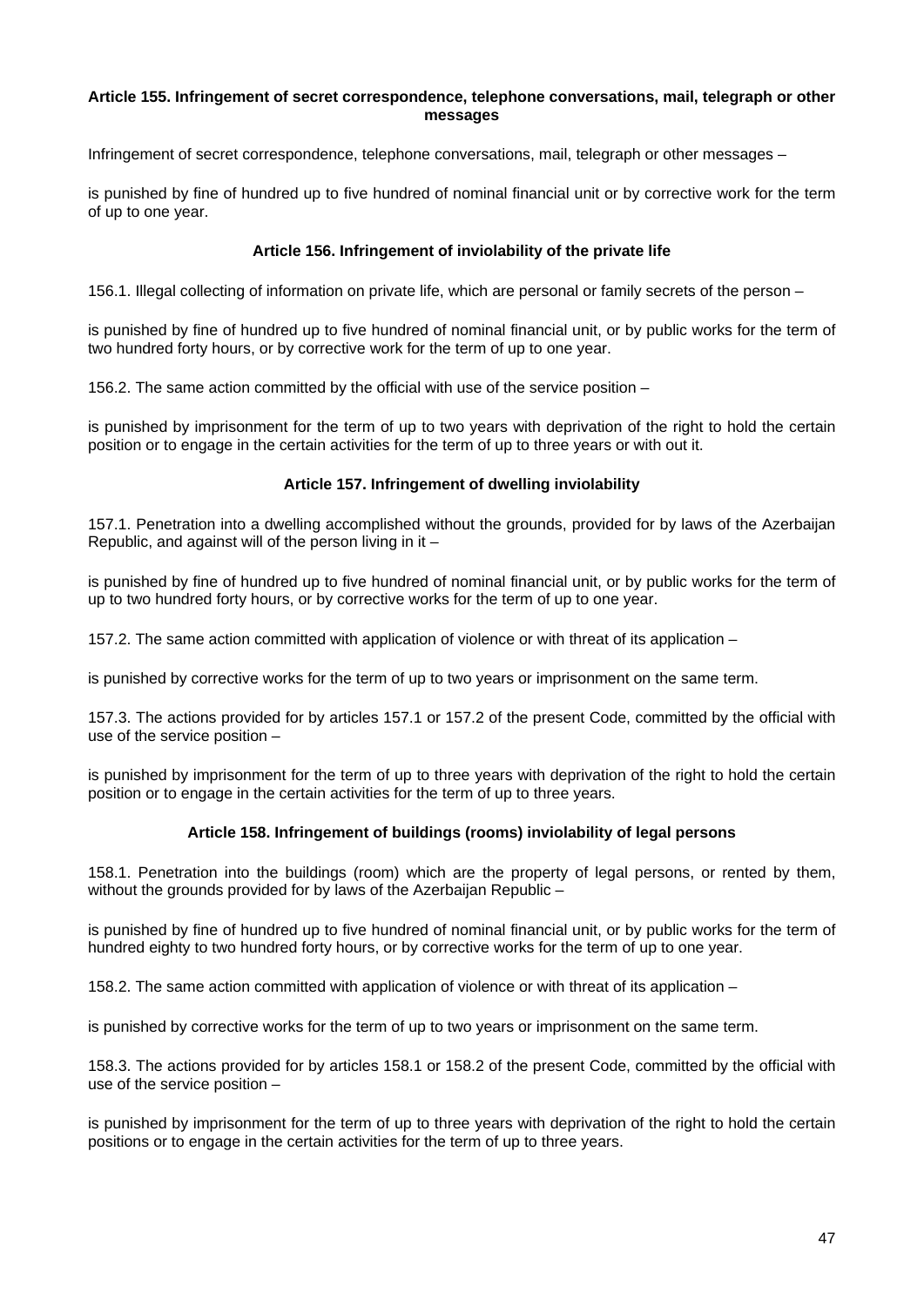### Article 155. Infringement of secret correspondence, telephone conversations, mail, telegraph or other messages

Infringement of secret correspondence, telephone conversations, mail, telegraph or other messages –

is punished by fine of hundred up to five hundred of nominal financial unit or by corrective work for the term of up to one year.

### Article 156. Infringement of inviolability of the private life

156.1. Illegal collecting of information on private life, which are personal or family secrets of the person –

is punished by fine of hundred up to five hundred of nominal financial unit, or by public works for the term of two hundred forty hours, or by corrective work for the term of up to one year.

156.2. The same action committed by the official with use of the service position –

is punished by imprisonment for the term of up to two years with deprivation of the right to hold the certain position or to engage in the certain activities for the term of up to three years or with out it.

### Article 157. Infringement of dwelling inviolability

157.1. Penetration into a dwelling accomplished without the grounds, provided for by laws of the Azerbaijan Republic, and against will of the person living in it –

is punished by fine of hundred up to five hundred of nominal financial unit, or by public works for the term of up to two hundred forty hours, or by corrective works for the term of up to one year.

157.2. The same action committed with application of violence or with threat of its application –

is punished by corrective works for the term of up to two years or imprisonment on the same term.

157.3. The actions provided for by articles 157.1 or 157.2 of the present Code, committed by the official with use of the service position –

is punished by imprisonment for the term of up to three years with deprivation of the right to hold the certain position or to engage in the certain activities for the term of up to three years.

### Article 158. Infringement of buildings (rooms) inviolability of legal persons

158.1. Penetration into the buildings (room) which are the property of legal persons, or rented by them, without the grounds provided for by laws of the Azerbaijan Republic –

is punished by fine of hundred up to five hundred of nominal financial unit, or by public works for the term of hundred eighty to two hundred forty hours, or by corrective works for the term of up to one year.

158.2. The same action committed with application of violence or with threat of its application –

is punished by corrective works for the term of up to two years or imprisonment on the same term.

158.3. The actions provided for by articles 158.1 or 158.2 of the present Code, committed by the official with use of the service position –

is punished by imprisonment for the term of up to three years with deprivation of the right to hold the certain positions or to engage in the certain activities for the term of up to three years.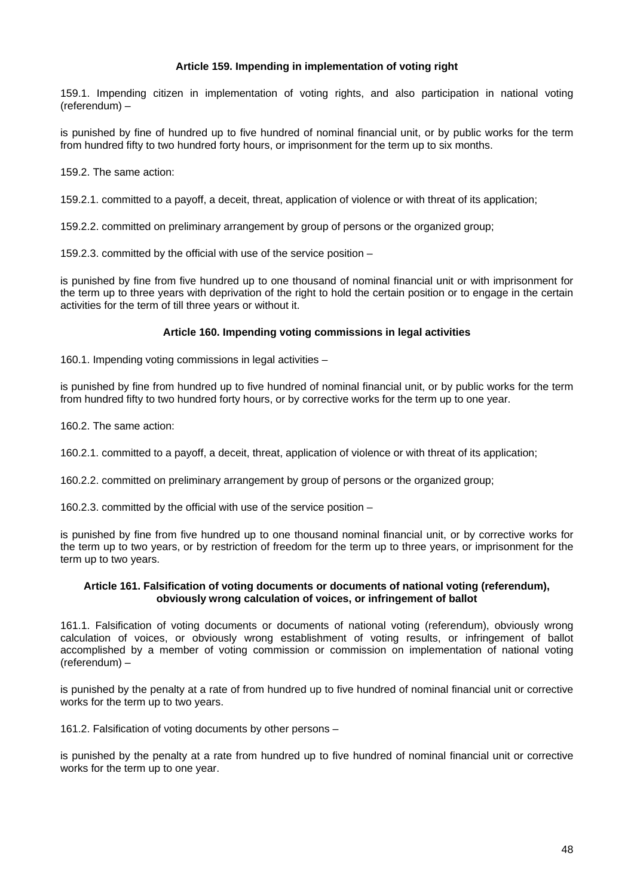### Article 159. Impending in implementation of voting right

159.1. Impending citizen in implementation of voting rights, and also participation in national voting (referendum) –

is punished by fine of hundred up to five hundred of nominal financial unit, or by public works for the term from hundred fifty to two hundred forty hours, or imprisonment for the term up to six months.

159.2. The same action:

159.2.1. committed to a payoff, a deceit, threat, application of violence or with threat of its application;

159.2.2. committed on preliminary arrangement by group of persons or the organized group;

159.2.3. committed by the official with use of the service position –

is punished by fine from five hundred up to one thousand of nominal financial unit or with imprisonment for the term up to three years with deprivation of the right to hold the certain position or to engage in the certain activities for the term of till three years or without it.

### Article 160. Impending voting commissions in legal activities

160.1. Impending voting commissions in legal activities –

is punished by fine from hundred up to five hundred of nominal financial unit, or by public works for the term from hundred fifty to two hundred forty hours, or by corrective works for the term up to one year.

160.2. The same action:

160.2.1. committed to a payoff, a deceit, threat, application of violence or with threat of its application;

160.2.2. committed on preliminary arrangement by group of persons or the organized group;

160.2.3. committed by the official with use of the service position –

is punished by fine from five hundred up to one thousand nominal financial unit, or by corrective works for the term up to two years, or by restriction of freedom for the term up to three years, or imprisonment for the term up to two years.

### Article 161. Falsification of voting documents or documents of national voting (referendum), obviously wrong calculation of voices, or infringement of ballot

161.1. Falsification of voting documents or documents of national voting (referendum), obviously wrong calculation of voices, or obviously wrong establishment of voting results, or infringement of ballot accomplished by a member of voting commission or commission on implementation of national voting (referendum) –

is punished by the penalty at a rate of from hundred up to five hundred of nominal financial unit or corrective works for the term up to two years.

161.2. Falsification of voting documents by other persons –

is punished by the penalty at a rate from hundred up to five hundred of nominal financial unit or corrective works for the term up to one year.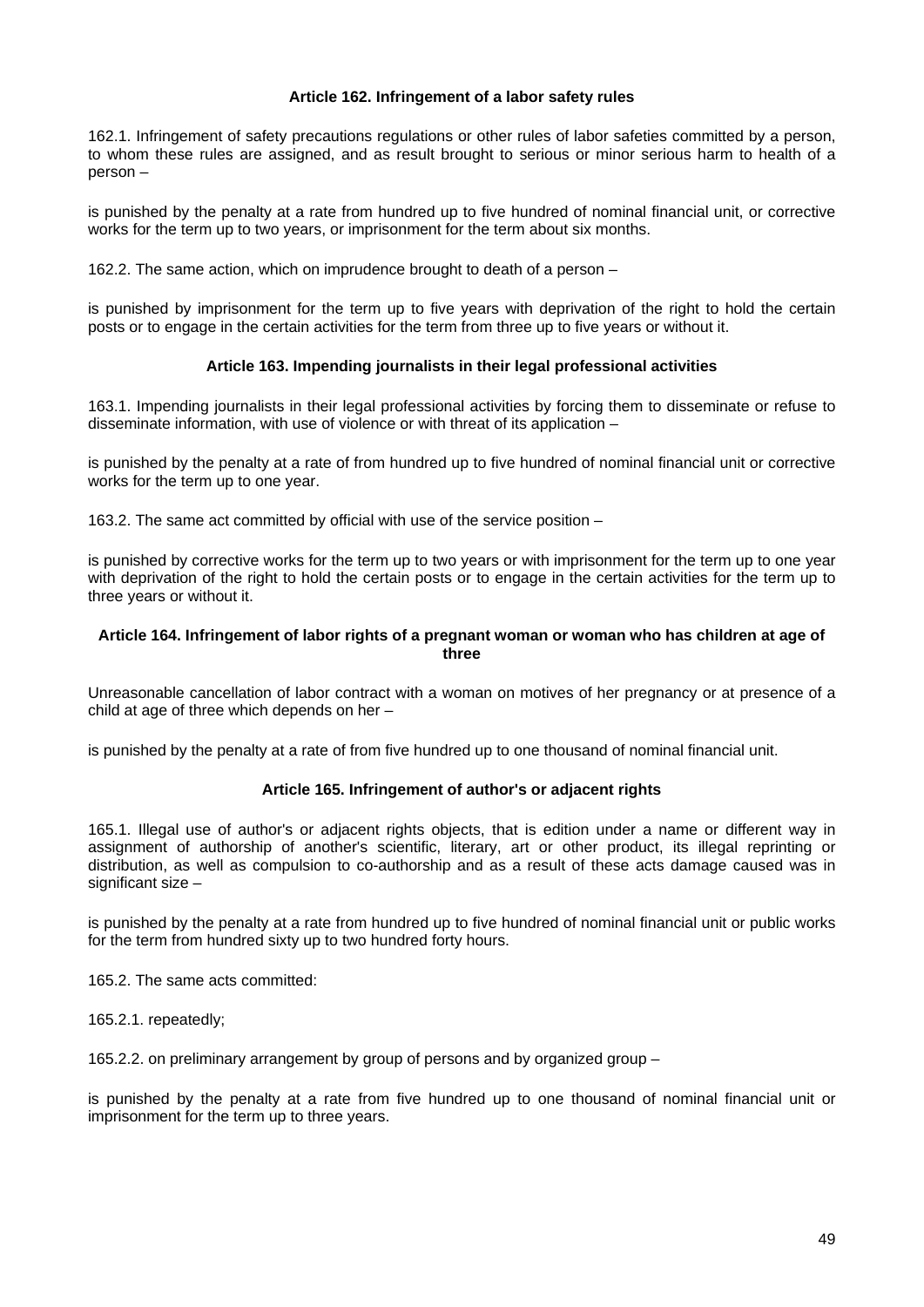**Article 162. Infringement of a labor safety rules**

162.1. Infringement of safety precautions regulations or other rules of labor safeties committed by a person, to whom these rules are assigned, and as result brought to serious or minor serious harm to health of a person –

is punished by the penalty at a rate from hundred up to five hundred of nominal financial unit, or corrective works for the term up to two years, or imprisonment for the term about six months.

162.2. The same action, which on imprudence brought to death of a person –

is punished by imprisonment for the term up to five years with deprivation of the right to hold the certain posts or to engage in the certain activities for the term from three up to five years or without it.

**Article 163. Impending journalists in their legal professional activities**

163.1. Impending journalists in their legal professional activities by forcing them to disseminate or refuse to disseminate information, with use of violence or with threat of its application –

is punished by the penalty at a rate of from hundred up to five hundred of nominal financial unit or corrective works for the term up to one year.

163.2. The same act committed by official with use of the service position –

is punished by corrective works for the term up to two years or with imprisonment for the term up to one year with deprivation of the right to hold the certain posts or to engage in the certain activities for the term up to three years or without it.

**Article 164. Infringement of labor rights of a pregnant woman or woman who has children at age of three**

Unreasonable cancellation of labor contract with a woman on motives of her pregnancy or at presence of a child at age of three which depends on her –

is punished by the penalty at a rate of from five hundred up to one thousand of nominal financial unit.

**Article 165. Infringement of author's or adjacent rights**

165.1. Illegal use of author's or adjacent rights objects, that is edition under a name or different way in assignment of authorship of another's scientific, literary, art or other product, its illegal reprinting or distribution, as well as compulsion to co-authorship and as a result of these acts damage caused was in significant size –

is punished by the penalty at a rate from hundred up to five hundred of nominal financial unit or public works for the term from hundred sixty up to two hundred forty hours.

165.2. The same acts committed:

165.2.1. repeatedly;

165.2.2. on preliminary arrangement by group of persons and by organized group –

is punished by the penalty at a rate from five hundred up to one thousand of nominal financial unit or imprisonment for the term up to three years.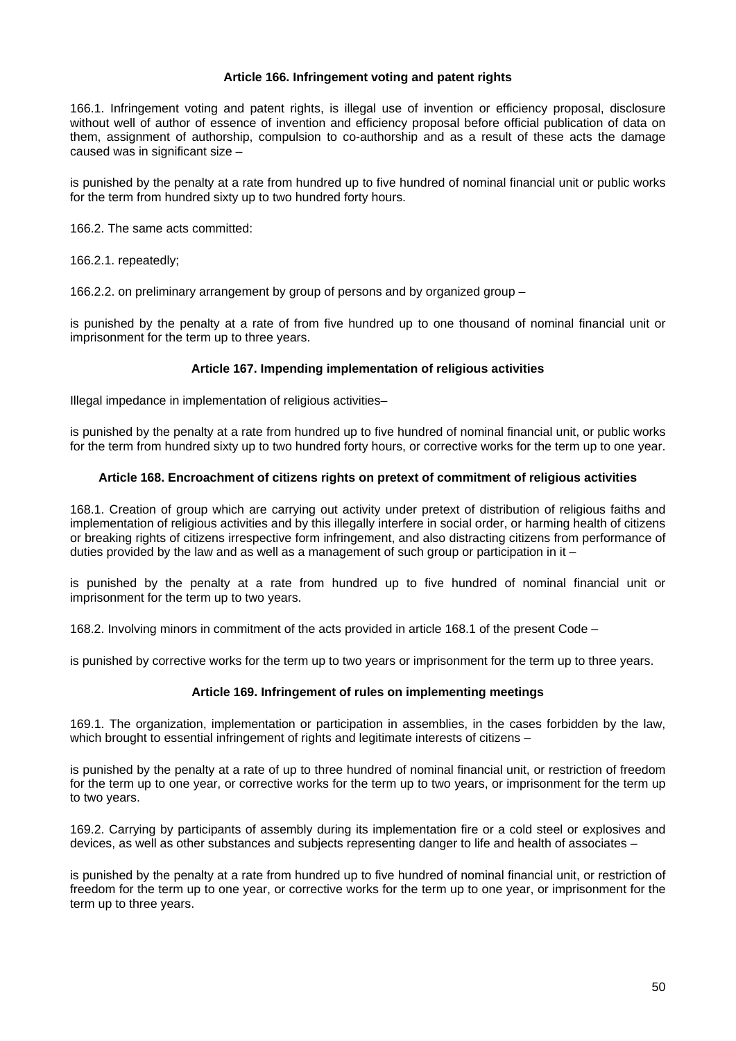### Article 166. Infringement voting and patent rights

166.1. Infringement voting and patent rights, is illegal use of invention or efficiency proposal, disclosure without well of author of essence of invention and efficiency proposal before official publication of data on them, assignment of authorship, compulsion to co-authorship and as a result of these acts the damage caused was in significant size –

is punished by the penalty at a rate from hundred up to five hundred of nominal financial unit or public works for the term from hundred sixty up to two hundred forty hours.

166.2. The same acts committed:

166.2.1. repeatedly;

166.2.2. on preliminary arrangement by group of persons and by organized group –

is punished by the penalty at a rate of from five hundred up to one thousand of nominal financial unit or imprisonment for the term up to three years.

### Article 167. Impending implementation of religious activities

Illegal impedance in implementation of religious activities–

is punished by the penalty at a rate from hundred up to five hundred of nominal financial unit, or public works for the term from hundred sixty up to two hundred forty hours, or corrective works for the term up to one year.

### Article 168. Encroachment of citizens rights on pretext of commitment of religious activities

168.1. Creation of group which are carrying out activity under pretext of distribution of religious faiths and implementation of religious activities and by this illegally interfere in social order, or harming health of citizens or breaking rights of citizens irrespective form infringement, and also distracting citizens from performance of duties provided by the law and as well as a management of such group or participation in it –

is punished by the penalty at a rate from hundred up to five hundred of nominal financial unit or imprisonment for the term up to two years.

168.2. Involving minors in commitment of the acts provided in article 168.1 of the present Code –

is punished by corrective works for the term up to two years or imprisonment for the term up to three years.

### Article 169. Infringement of rules on implementing meetings

169.1. The organization, implementation or participation in assemblies, in the cases forbidden by the law, which brought to essential infringement of rights and legitimate interests of citizens –

is punished by the penalty at a rate of up to three hundred of nominal financial unit, or restriction of freedom for the term up to one year, or corrective works for the term up to two years, or imprisonment for the term up to two years.

169.2. Carrying by participants of assembly during its implementation fire or a cold steel or explosives and devices, as well as other substances and subjects representing danger to life and health of associates –

is punished by the penalty at a rate from hundred up to five hundred of nominal financial unit, or restriction of freedom for the term up to one year, or corrective works for the term up to one year, or imprisonment for the term up to three years.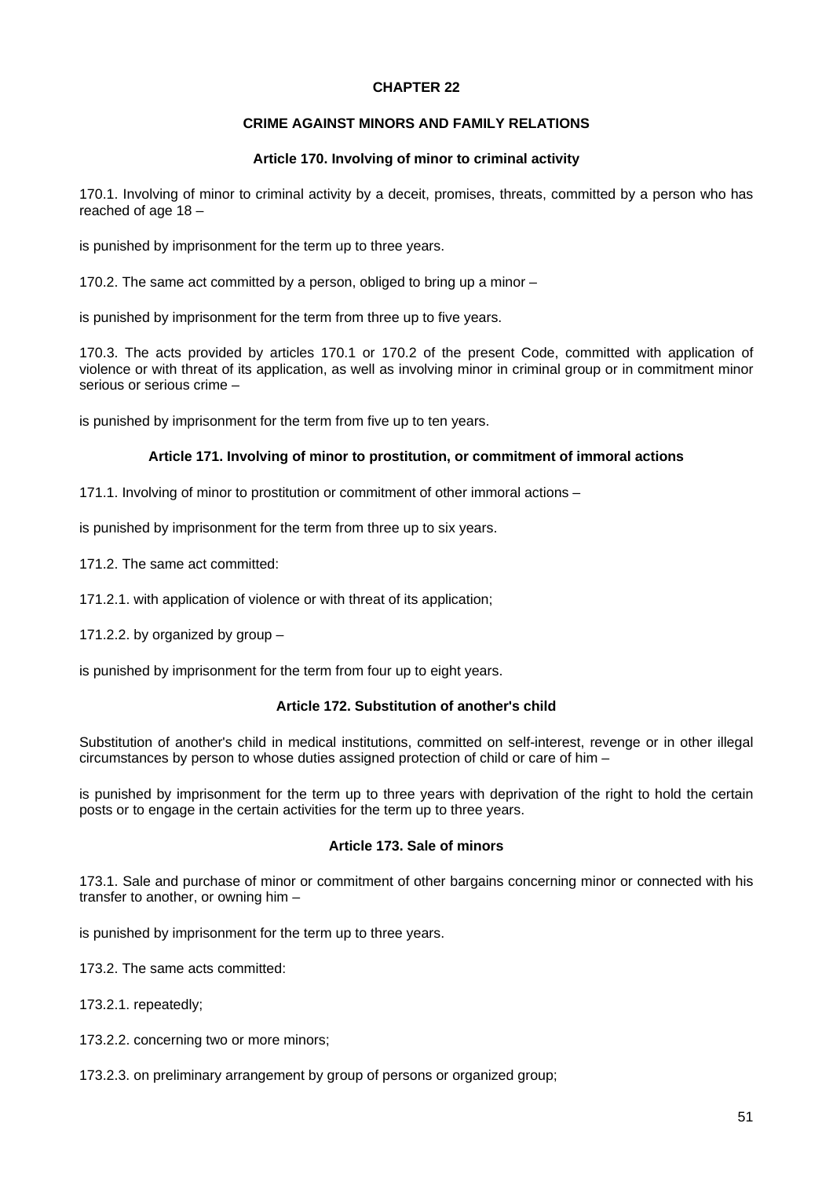## CHAPTER 22

## CRIME AGAINST MINORS AND FAMILY RELATIONS

### Article 170. Involving of minor to criminal activity

170.1. Involving of minor to criminal activity by a deceit, promises, threats, committed by a person who has reached of age 18 –

is punished by imprisonment for the term up to three years.

170.2. The same act committed by a person, obliged to bring up a minor –

is punished by imprisonment for the term from three up to five years.

170.3. The acts provided by articles 170.1 or 170.2 of the present Code, committed with application of violence or with threat of its application, as well as involving minor in criminal group or in commitment minor serious or serious crime –

is punished by imprisonment for the term from five up to ten years.

### Article 171. Involving of minor to prostitution, or commitment of immoral actions

171.1. Involving of minor to prostitution or commitment of other immoral actions –

is punished by imprisonment for the term from three up to six years.

171.2. The same act committed:

171.2.1. with application of violence or with threat of its application;

171.2.2. by organized by group –

is punished by imprisonment for the term from four up to eight years.

### Article 172. Substitution of another's child

Substitution of another's child in medical institutions, committed on self-interest, revenge or in other illegal circumstances by person to whose duties assigned protection of child or care of him –

is punished by imprisonment for the term up to three years with deprivation of the right to hold the certain posts or to engage in the certain activities for the term up to three years.

### Article 173. Sale of minors

173.1. Sale and purchase of minor or commitment of other bargains concerning minor or connected with his transfer to another, or owning him –

is punished by imprisonment for the term up to three years.

173.2. The same acts committed:

173.2.1. repeatedly;

173.2.2. concerning two or more minors;

173.2.3. on preliminary arrangement by group of persons or organized group;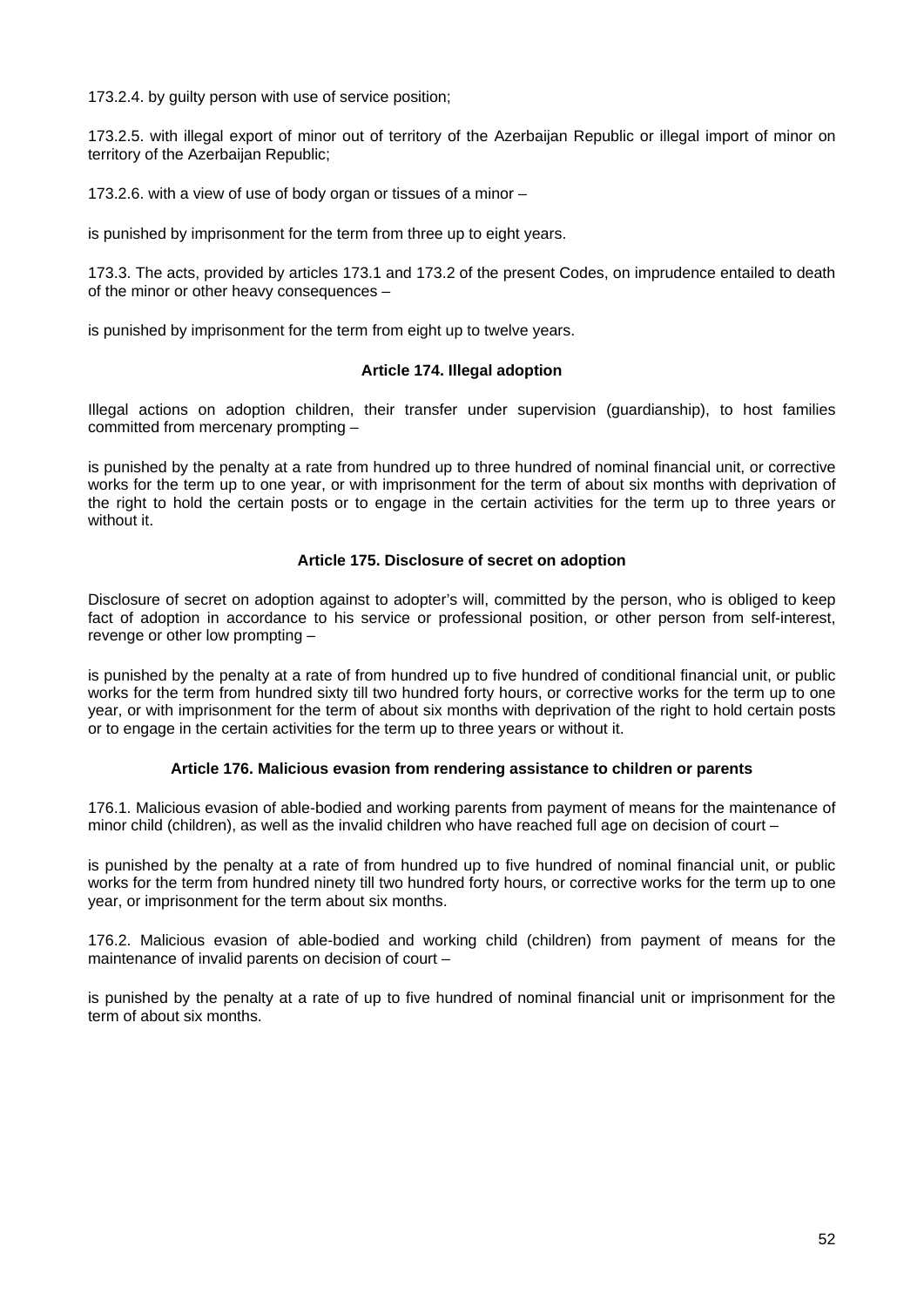173.2.4. by guilty person with use of service position;

173.2.5. with illegal export of minor out of territory of the Azerbaijan Republic or illegal import of minor on territory of the Azerbaijan Republic;

173.2.6. with a view of use of body organ or tissues of a minor –

is punished by imprisonment for the term from three up to eight years.

173.3. The acts, provided by articles 173.1 and 173.2 of the present Codes, on imprudence entailed to death of the minor or other heavy consequences –

is punished by imprisonment for the term from eight up to twelve years.

#### Article 174. Illegal adoption

Illegal actions on adoption children, their transfer under supervision (guardianship), to host families committed from mercenary prompting –

is punished by the penalty at a rate from hundred up to three hundred of nominal financial unit, or corrective works for the term up to one year, or with imprisonment for the term of about six months with deprivation of the right to hold the certain posts or to engage in the certain activities for the term up to three years or without it.

#### Article 175. Disclosure of secret on adoption

Disclosure of secret on adoption against to adopter's will, committed by the person, who is obliged to keep fact of adoption in accordance to his service or professional position, or other person from self-interest, revenge or other low prompting –

is punished by the penalty at a rate of from hundred up to five hundred of conditional financial unit, or public works for the term from hundred sixty till two hundred forty hours, or corrective works for the term up to one year, or with imprisonment for the term of about six months with deprivation of the right to hold certain posts or to engage in the certain activities for the term up to three years or without it.

#### Article 176. Malicious evasion from rendering assistance to children or parents

176.1. Malicious evasion of able-bodied and working parents from payment of means for the maintenance of minor child (children), as well as the invalid children who have reached full age on decision of court –

is punished by the penalty at a rate of from hundred up to five hundred of nominal financial unit, or public works for the term from hundred ninety till two hundred forty hours, or corrective works for the term up to one year, or imprisonment for the term about six months.

176.2. Malicious evasion of able-bodied and working child (children) from payment of means for the maintenance of invalid parents on decision of court –

is punished by the penalty at a rate of up to five hundred of nominal financial unit or imprisonment for the term of about six months.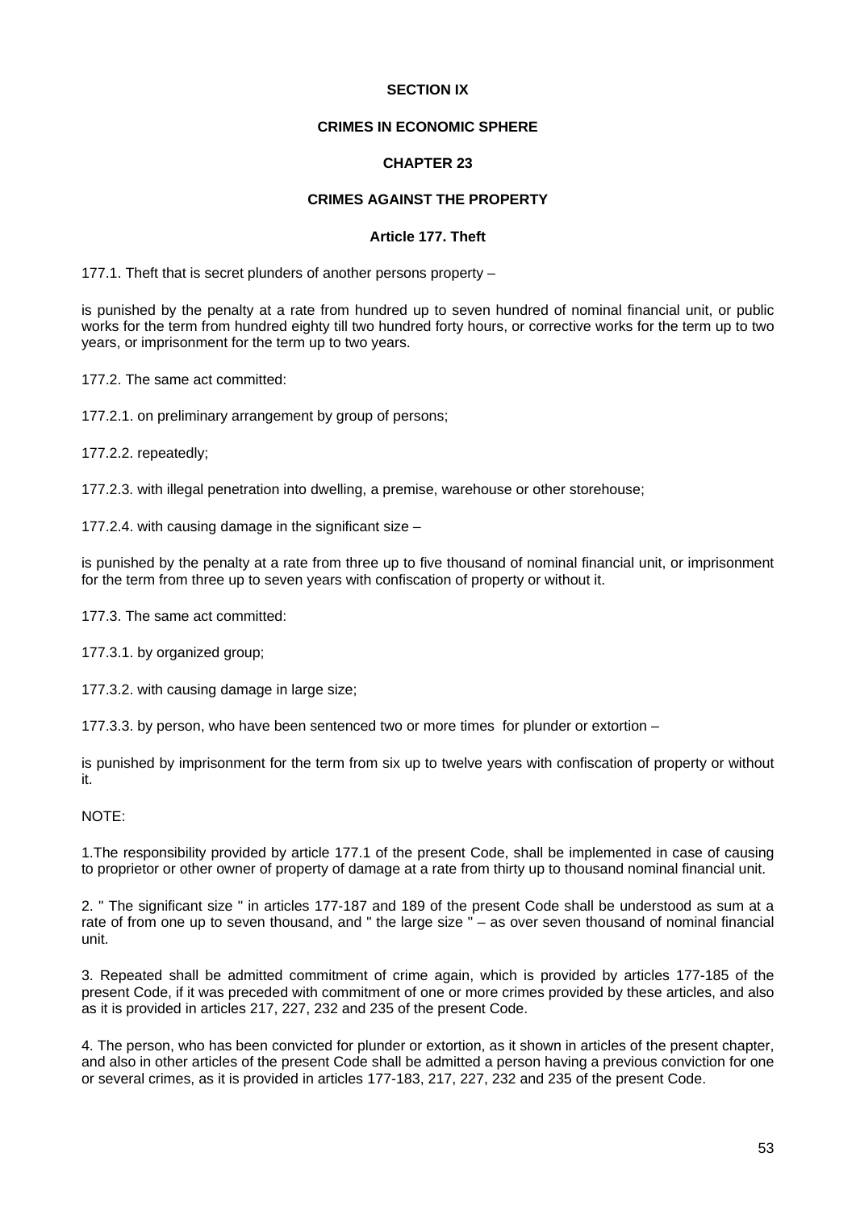## SECTION IX

## CRIMES IN ECONOMIC SPHERE

## CHAPTER 23

## CRIMES AGAINST THE PROPERTY

### Article 177. Theft

177.1. Theft that is secret plunders of another persons property –

is punished by the penalty at a rate from hundred up to seven hundred of nominal financial unit, or public works for the term from hundred eighty till two hundred forty hours, or corrective works for the term up to two years, or imprisonment for the term up to two years.

177.2. The same act committed:

177.2.1. on preliminary arrangement by group of persons;

177.2.2. repeatedly;

177.2.3. with illegal penetration into dwelling, a premise, warehouse or other storehouse;

177.2.4. with causing damage in the significant size –

is punished by the penalty at a rate from three up to five thousand of nominal financial unit, or imprisonment for the term from three up to seven years with confiscation of property or without it.

177.3. The same act committed:

177.3.1. by organized group;

177.3.2. with causing damage in large size;

177.3.3. by person, who have been sentenced two or more times for plunder or extortion –

is punished by imprisonment for the term from six up to twelve years with confiscation of property or without it.

NOTE:

1.The responsibility provided by article 177.1 of the present Code, shall be implemented in case of causing to proprietor or other owner of property of damage at a rate from thirty up to thousand nominal financial unit.

2. " The significant size " in articles 177-187 and 189 of the present Code shall be understood as sum at a rate of from one up to seven thousand, and " the large size " – as over seven thousand of nominal financial unit.

3. Repeated shall be admitted commitment of crime again, which is provided by articles 177-185 of the present Code, if it was preceded with commitment of one or more crimes provided by these articles, and also as it is provided in articles 217, 227, 232 and 235 of the present Code.

4. The person, who has been convicted for plunder or extortion, as it shown in articles of the present chapter, and also in other articles of the present Code shall be admitted a person having a previous conviction for one or several crimes, as it is provided in articles 177-183, 217, 227, 232 and 235 of the present Code.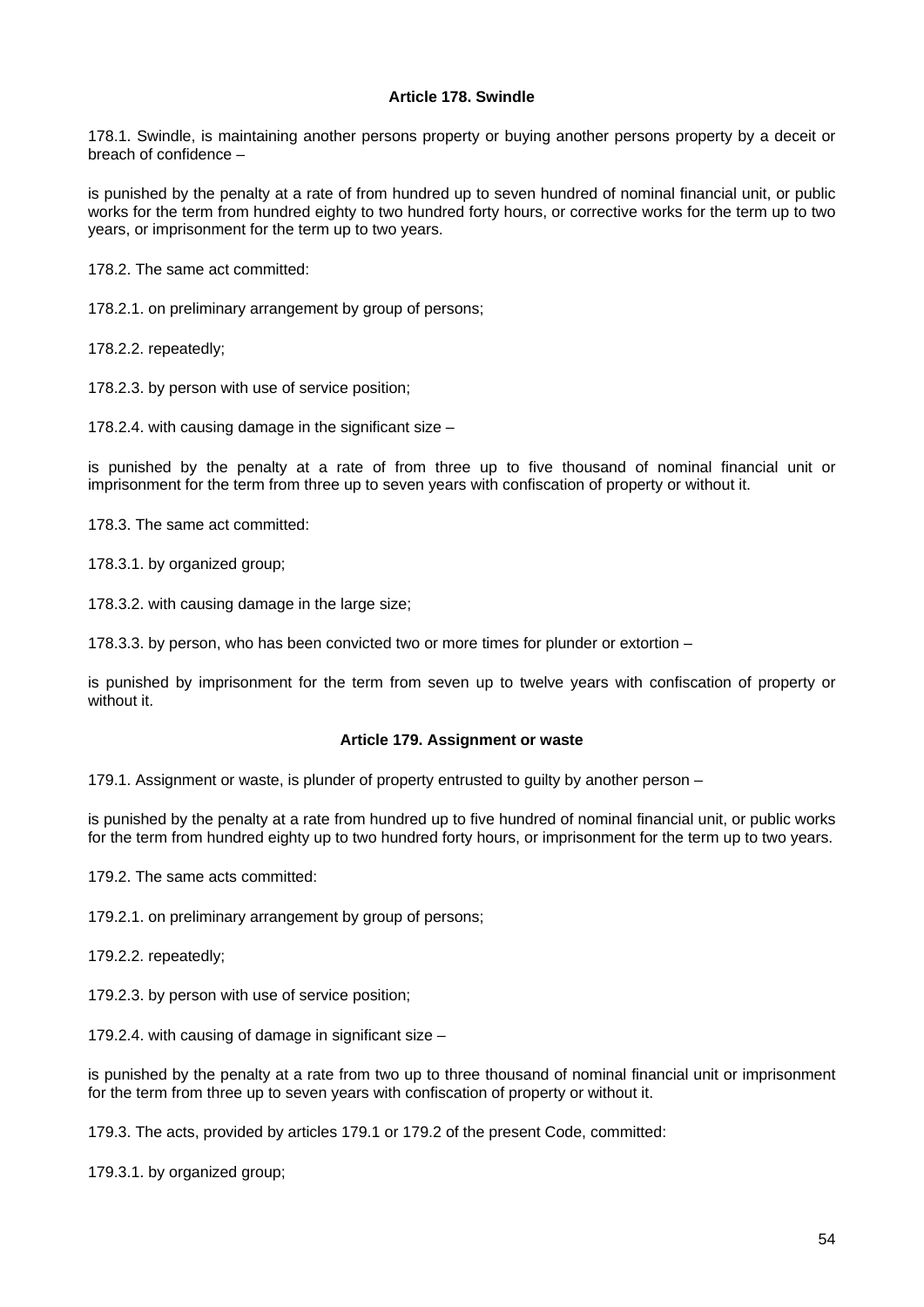### Article 178. Swindle

178.1. Swindle, is maintaining another persons property or buying another persons property by a deceit or breach of confidence –

is punished by the penalty at a rate of from hundred up to seven hundred of nominal financial unit, or public works for the term from hundred eighty to two hundred forty hours, or corrective works for the term up to two years, or imprisonment for the term up to two years.

178.2. The same act committed:

178.2.1. on preliminary arrangement by group of persons;

178.2.2. repeatedly;

178.2.3. by person with use of service position;

178.2.4. with causing damage in the significant size –

is punished by the penalty at a rate of from three up to five thousand of nominal financial unit or imprisonment for the term from three up to seven years with confiscation of property or without it.

178.3. The same act committed:

178.3.1. by organized group;

178.3.2. with causing damage in the large size;

178.3.3. by person, who has been convicted two or more times for plunder or extortion –

is punished by imprisonment for the term from seven up to twelve years with confiscation of property or without it.

### Article 179. Assignment or waste

179.1. Assignment or waste, is plunder of property entrusted to guilty by another person –

is punished by the penalty at a rate from hundred up to five hundred of nominal financial unit, or public works for the term from hundred eighty up to two hundred forty hours, or imprisonment for the term up to two years.

179.2. The same acts committed:

179.2.1. on preliminary arrangement by group of persons;

179.2.2. repeatedly;

179.2.3. by person with use of service position;

179.2.4. with causing of damage in significant size –

is punished by the penalty at a rate from two up to three thousand of nominal financial unit or imprisonment for the term from three up to seven years with confiscation of property or without it.

179.3. The acts, provided by articles 179.1 or 179.2 of the present Code, committed:

179.3.1. by organized group;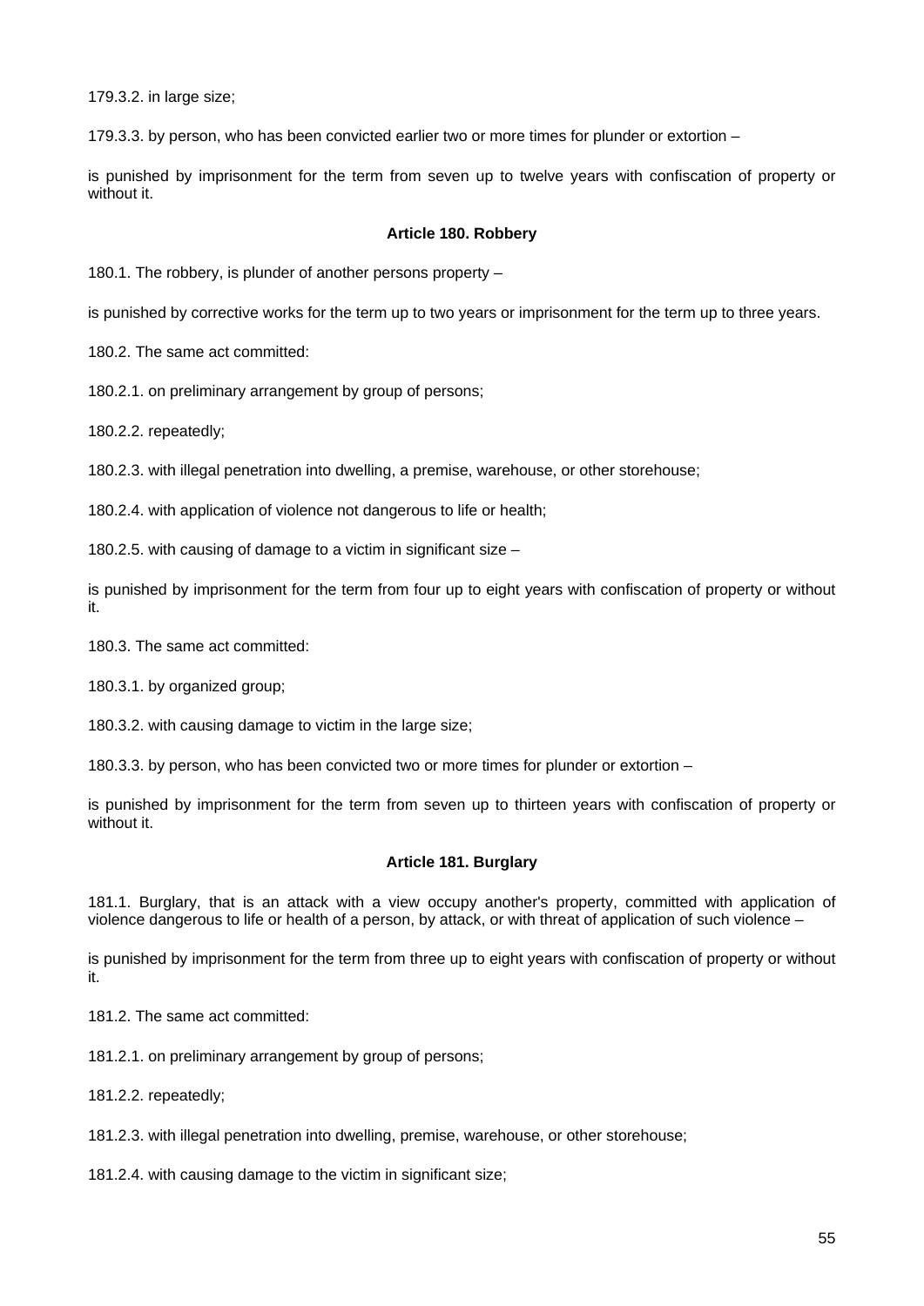179.3.2. in large size;

179.3.3. by person, who has been convicted earlier two or more times for plunder or extortion –

is punished by imprisonment for the term from seven up to twelve years with confiscation of property or without it.

#### Article 180. Robbery

180.1. The robbery, is plunder of another persons property –

is punished by corrective works for the term up to two years or imprisonment for the term up to three years.

180.2. The same act committed:

180.2.1. on preliminary arrangement by group of persons;

180.2.2. repeatedly;

180.2.3. with illegal penetration into dwelling, a premise, warehouse, or other storehouse;

180.2.4. with application of violence not dangerous to life or health;

180.2.5. with causing of damage to a victim in significant size –

is punished by imprisonment for the term from four up to eight years with confiscation of property or without it.

180.3. The same act committed:

180.3.1. by organized group;

180.3.2. with causing damage to victim in the large size;

180.3.3. by person, who has been convicted two or more times for plunder or extortion –

is punished by imprisonment for the term from seven up to thirteen years with confiscation of property or without it.

#### Article 181. Burglary

181.1. Burglary, that is an attack with a view occupy another's property, committed with application of violence dangerous to life or health of a person, by attack, or with threat of application of such violence –

is punished by imprisonment for the term from three up to eight years with confiscation of property or without it.

181.2. The same act committed:

181.2.1. on preliminary arrangement by group of persons;

181.2.2. repeatedly;

181.2.3. with illegal penetration into dwelling, premise, warehouse, or other storehouse;

181.2.4. with causing damage to the victim in significant size;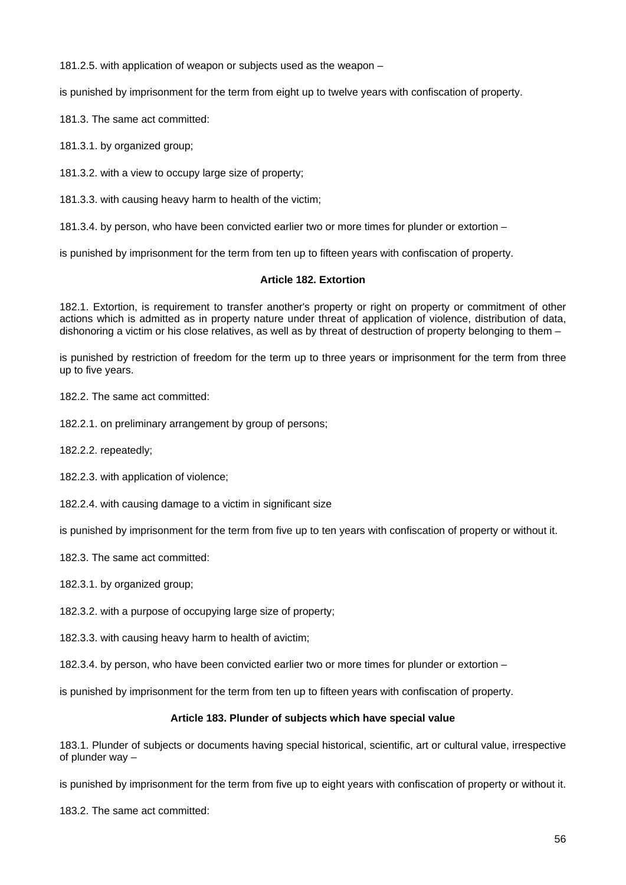181.2.5. with application of weapon or subjects used as the weapon –

is punished by imprisonment for the term from eight up to twelve years with confiscation of property.

181.3. The same act committed:

181.3.1. by organized group;

181.3.2. with a view to occupy large size of property;

181.3.3. with causing heavy harm to health of the victim;

181.3.4. by person, who have been convicted earlier two or more times for plunder or extortion –

is punished by imprisonment for the term from ten up to fifteen years with confiscation of property.

#### Article 182. Extortion

182.1. Extortion, is requirement to transfer another's property or right on property or commitment of other actions which is admitted as in property nature under threat of application of violence, distribution of data, dishonoring a victim or his close relatives, as well as by threat of destruction of property belonging to them –

is punished by restriction of freedom for the term up to three years or imprisonment for the term from three up to five years.

182.2. The same act committed:

182.2.1. on preliminary arrangement by group of persons;

182.2.2. repeatedly;

182.2.3. with application of violence;

182.2.4. with causing damage to a victim in significant size

is punished by imprisonment for the term from five up to ten years with confiscation of property or without it.

182.3. The same act committed:

182.3.1. by organized group;

182.3.2. with a purpose of occupying large size of property;

182.3.3. with causing heavy harm to health of avictim;

182.3.4. by person, who have been convicted earlier two or more times for plunder or extortion –

is punished by imprisonment for the term from ten up to fifteen years with confiscation of property.

#### Article 183. Plunder of subjects which have special value

183.1. Plunder of subjects or documents having special historical, scientific, art or cultural value, irrespective of plunder way –

is punished by imprisonment for the term from five up to eight years with confiscation of property or without it.

183.2. The same act committed: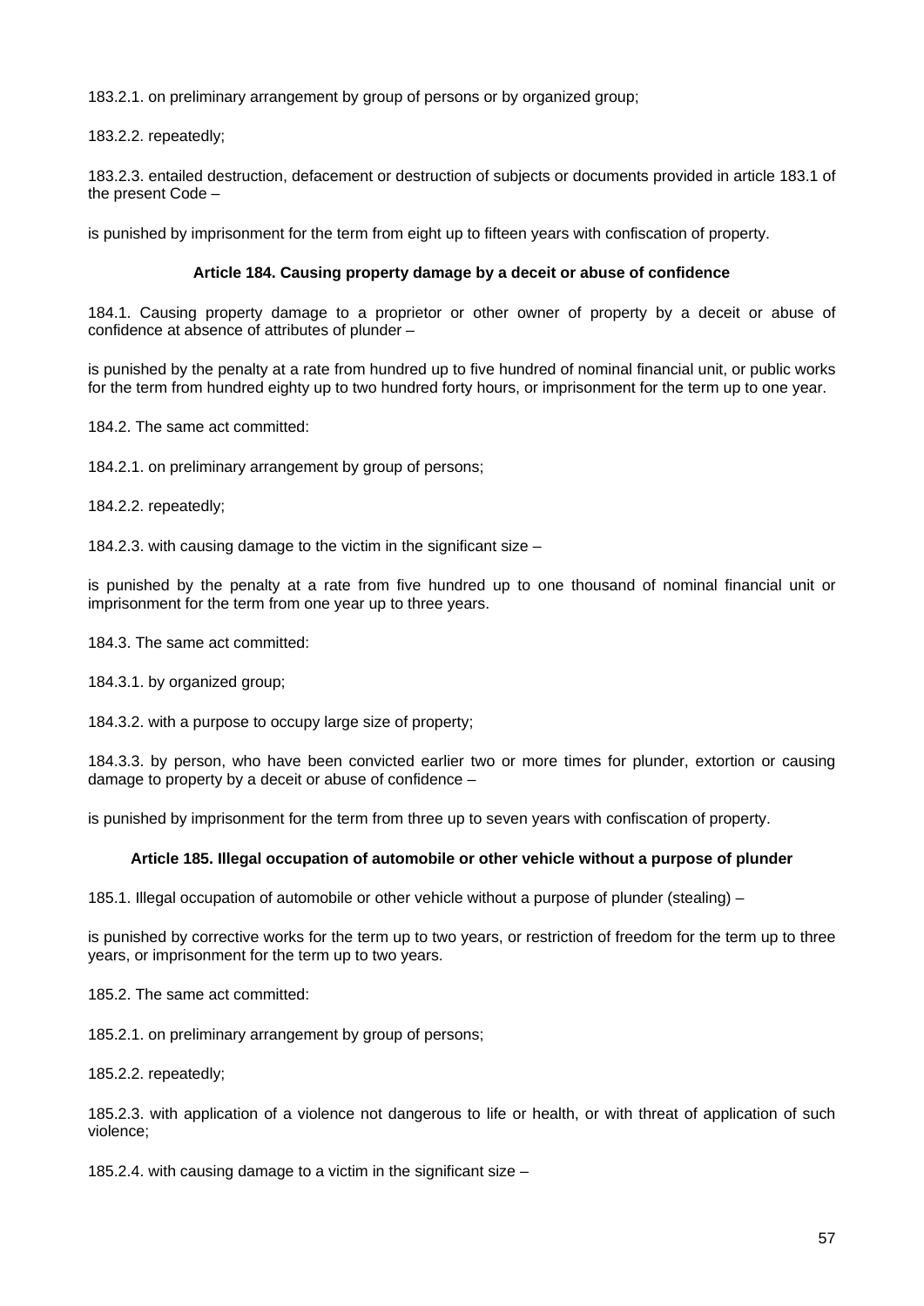183.2.1. on preliminary arrangement by group of persons or by organized group;

183.2.2. repeatedly;

183.2.3. entailed destruction, defacement or destruction of subjects or documents provided in article 183.1 of the present Code –

is punished by imprisonment for the term from eight up to fifteen years with confiscation of property.

#### Article 184. Causing property damage by a deceit or abuse of confidence

184.1. Causing property damage to a proprietor or other owner of property by a deceit or abuse of confidence at absence of attributes of plunder –

is punished by the penalty at a rate from hundred up to five hundred of nominal financial unit, or public works for the term from hundred eighty up to two hundred forty hours, or imprisonment for the term up to one year.

184.2. The same act committed:

184.2.1. on preliminary arrangement by group of persons;

184.2.2. repeatedly;

184.2.3. with causing damage to the victim in the significant size –

is punished by the penalty at a rate from five hundred up to one thousand of nominal financial unit or imprisonment for the term from one year up to three years.

184.3. The same act committed:

184.3.1. by organized group;

184.3.2. with a purpose to occupy large size of property;

184.3.3. by person, who have been convicted earlier two or more times for plunder, extortion or causing damage to property by a deceit or abuse of confidence –

is punished by imprisonment for the term from three up to seven years with confiscation of property.

#### Article 185. Illegal occupation of automobile or other vehicle without a purpose of plunder

185.1. Illegal occupation of automobile or other vehicle without a purpose of plunder (stealing) –

is punished by corrective works for the term up to two years, or restriction of freedom for the term up to three years, or imprisonment for the term up to two years.

185.2. The same act committed:

185.2.1. on preliminary arrangement by group of persons;

185.2.2. repeatedly;

185.2.3. with application of a violence not dangerous to life or health, or with threat of application of such violence;

185.2.4. with causing damage to a victim in the significant size –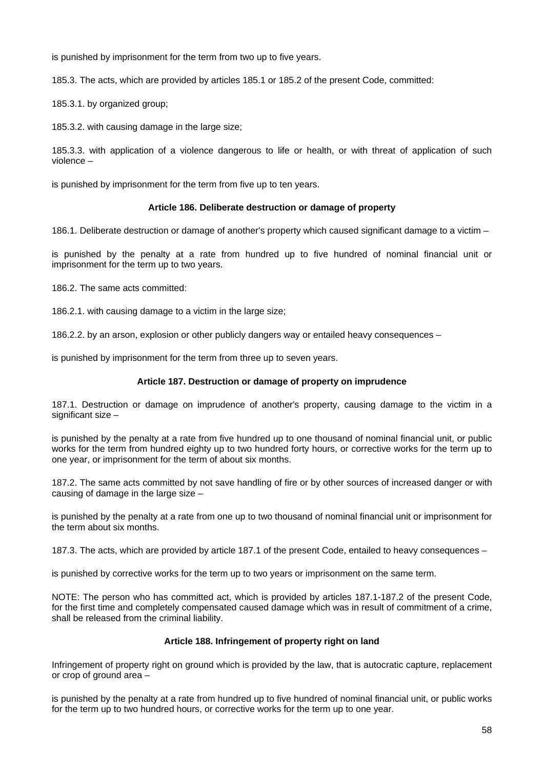is punished by imprisonment for the term from two up to five years.

185.3. The acts, which are provided by articles 185.1 or 185.2 of the present Code, committed:

185.3.1. by organized group;

185.3.2. with causing damage in the large size;

185.3.3. with application of a violence dangerous to life or health, or with threat of application of such violence –

is punished by imprisonment for the term from five up to ten years.

### Article 186. Deliberate destruction or damage of property

186.1. Deliberate destruction or damage of another's property which caused significant damage to a victim –

is punished by the penalty at a rate from hundred up to five hundred of nominal financial unit or imprisonment for the term up to two years.

186.2. The same acts committed:

186.2.1. with causing damage to a victim in the large size;

186.2.2. by an arson, explosion or other publicly dangers way or entailed heavy consequences –

is punished by imprisonment for the term from three up to seven years.

### Article 187. Destruction or damage of property on imprudence

187.1. Destruction or damage on imprudence of another's property, causing damage to the victim in a significant size –

is punished by the penalty at a rate from five hundred up to one thousand of nominal financial unit, or public works for the term from hundred eighty up to two hundred forty hours, or corrective works for the term up to one year, or imprisonment for the term of about six months.

187.2. The same acts committed by not save handling of fire or by other sources of increased danger or with causing of damage in the large size –

is punished by the penalty at a rate from one up to two thousand of nominal financial unit or imprisonment for the term about six months.

187.3. The acts, which are provided by article 187.1 of the present Code, entailed to heavy consequences –

is punished by corrective works for the term up to two years or imprisonment on the same term.

NOTE: The person who has committed act, which is provided by articles 187.1-187.2 of the present Code, for the first time and completely compensated caused damage which was in result of commitment of a crime, shall be released from the criminal liability.

### Article 188. Infringement of property right on land

Infringement of property right on ground which is provided by the law, that is autocratic capture, replacement or crop of ground area –

is punished by the penalty at a rate from hundred up to five hundred of nominal financial unit, or public works for the term up to two hundred hours, or corrective works for the term up to one year.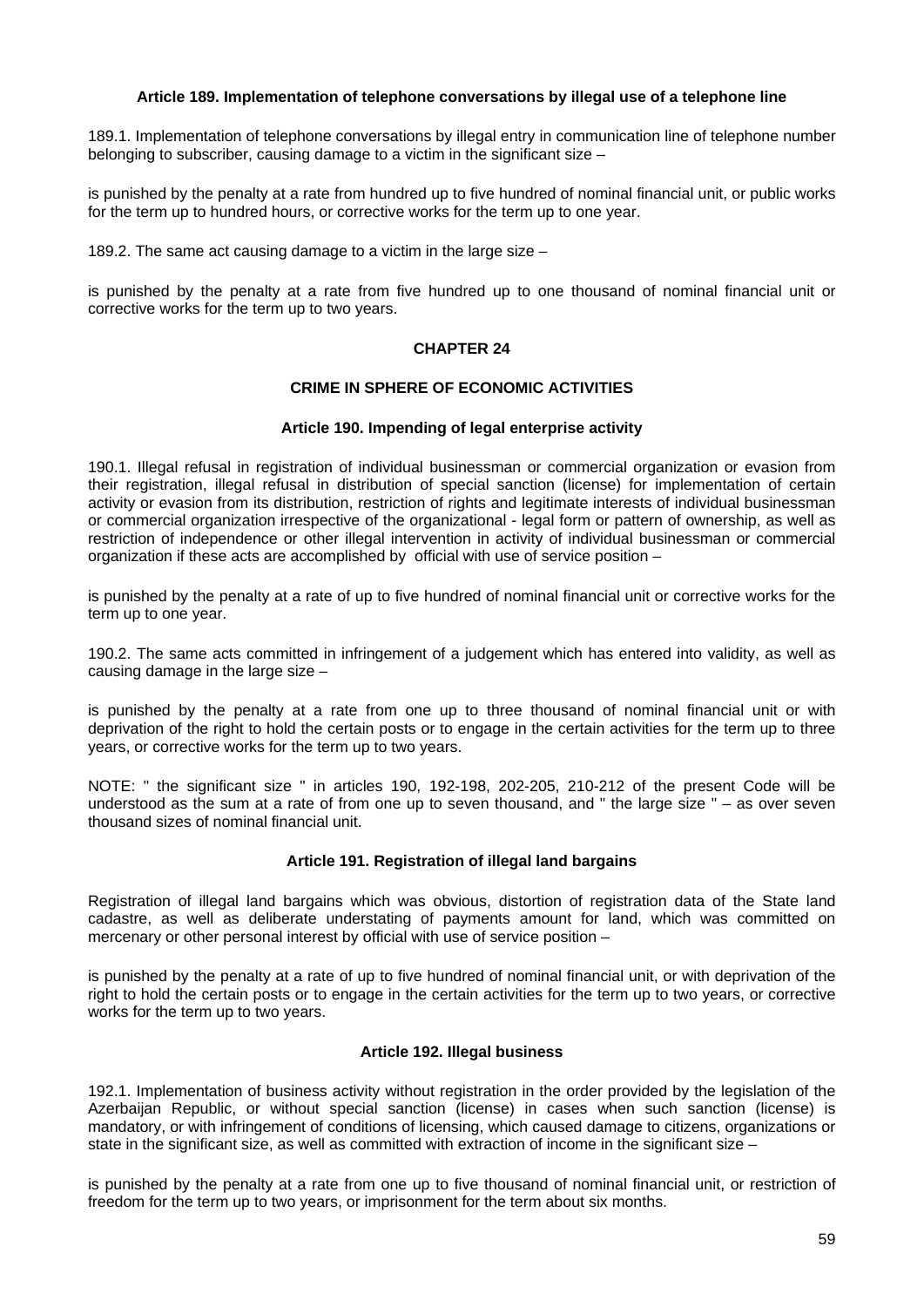### Article 189. Implementation of telephone conversations by illegal use of a telephone line

189.1. Implementation of telephone conversations by illegal entry in communication line of telephone number belonging to subscriber, causing damage to a victim in the significant size –

is punished by the penalty at a rate from hundred up to five hundred of nominal financial unit, or public works for the term up to hundred hours, or corrective works for the term up to one year.

189.2. The same act causing damage to a victim in the large size –

is punished by the penalty at a rate from five hundred up to one thousand of nominal financial unit or corrective works for the term up to two years.

## CHAPTER 24

## CRIME IN SPHERE OF ECONOMIC ACTIVITIES

### Article 190. Impending of legal enterprise activity

190.1. Illegal refusal in registration of individual businessman or commercial organization or evasion from their registration, illegal refusal in distribution of special sanction (license) for implementation of certain activity or evasion from its distribution, restriction of rights and legitimate interests of individual businessman or commercial organization irrespective of the organizational - legal form or pattern of ownership, as well as restriction of independence or other illegal intervention in activity of individual businessman or commercial organization if these acts are accomplished by official with use of service position –

is punished by the penalty at a rate of up to five hundred of nominal financial unit or corrective works for the term up to one year.

190.2. The same acts committed in infringement of a judgement which has entered into validity, as well as causing damage in the large size –

is punished by the penalty at a rate from one up to three thousand of nominal financial unit or with deprivation of the right to hold the certain posts or to engage in the certain activities for the term up to three years, or corrective works for the term up to two years.

NOTE: " the significant size " in articles 190, 192-198, 202-205, 210-212 of the present Code will be understood as the sum at a rate of from one up to seven thousand, and " the large size " – as over seven thousand sizes of nominal financial unit.

### Article 191. Registration of illegal land bargains

Registration of illegal land bargains which was obvious, distortion of registration data of the State land cadastre, as well as deliberate understating of payments amount for land, which was committed on mercenary or other personal interest by official with use of service position –

is punished by the penalty at a rate of up to five hundred of nominal financial unit, or with deprivation of the right to hold the certain posts or to engage in the certain activities for the term up to two years, or corrective works for the term up to two years.

### Article 192. Illegal business

192.1. Implementation of business activity without registration in the order provided by the legislation of the Azerbaijan Republic, or without special sanction (license) in cases when such sanction (license) is mandatory, or with infringement of conditions of licensing, which caused damage to citizens, organizations or state in the significant size, as well as committed with extraction of income in the significant size –

is punished by the penalty at a rate from one up to five thousand of nominal financial unit, or restriction of freedom for the term up to two years, or imprisonment for the term about six months.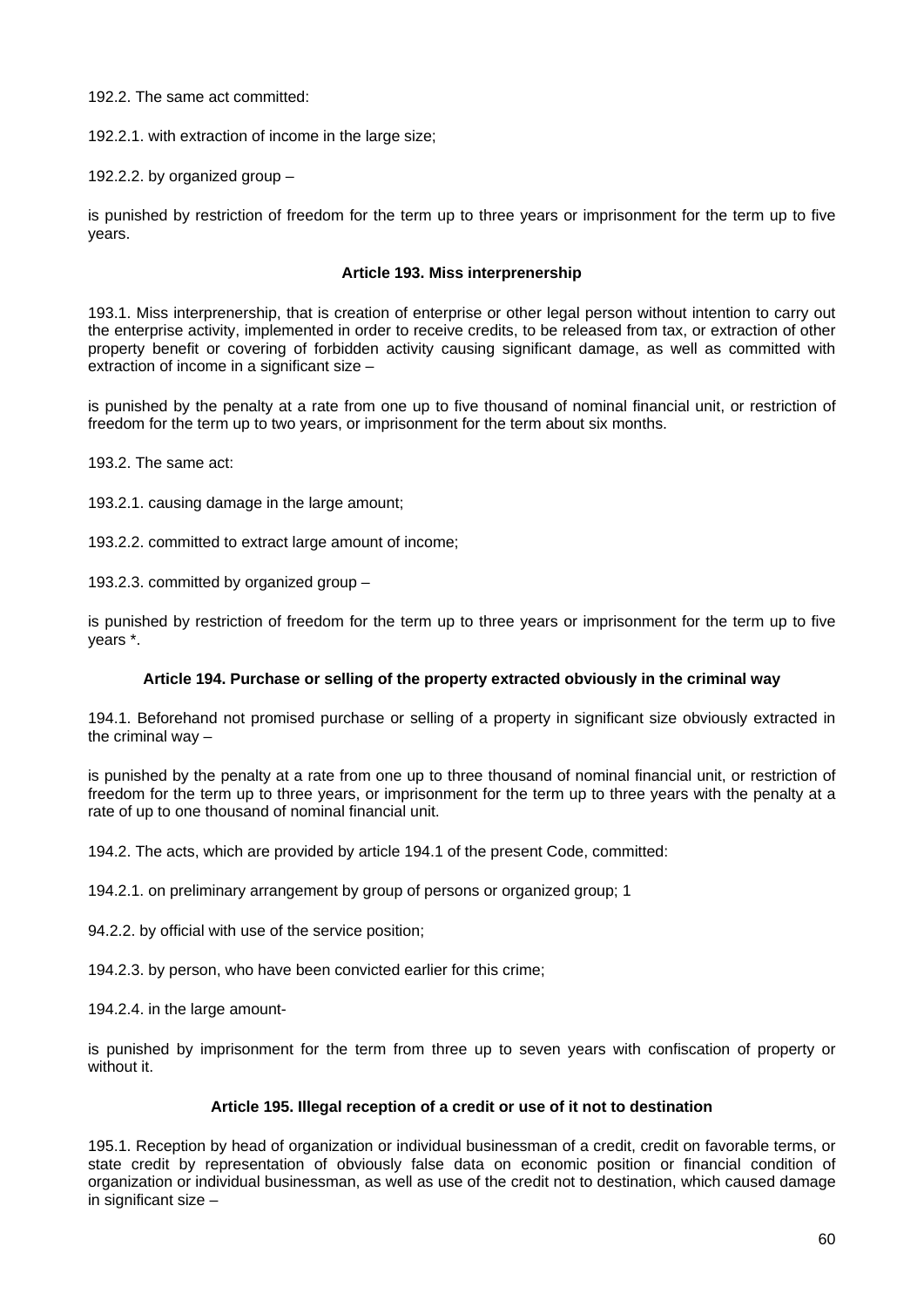192.2. The same act committed:

192.2.1. with extraction of income in the large size;

192.2.2. by organized group –

is punished by restriction of freedom for the term up to three years or imprisonment for the term up to five years.

### Article 193. Miss interprenership

193.1. Miss interprenership, that is creation of enterprise or other legal person without intention to carry out the enterprise activity, implemented in order to receive credits, to be released from tax, or extraction of other property benefit or covering of forbidden activity causing significant damage, as well as committed with extraction of income in a significant size –

is punished by the penalty at a rate from one up to five thousand of nominal financial unit, or restriction of freedom for the term up to two years, or imprisonment for the term about six months.

193.2. The same act:

193.2.1. causing damage in the large amount;

193.2.2. committed to extract large amount of income;

193.2.3. committed by organized group –

is punished by restriction of freedom for the term up to three years or imprisonment for the term up to five years *.

### Article 194. Purchase or selling of the property extracted obviously in the criminal way

194.1. Beforehand not promised purchase or selling of a property in significant size obviously extracted in the criminal way –

is punished by the penalty at a rate from one up to three thousand of nominal financial unit, or restriction of freedom for the term up to three years, or imprisonment for the term up to three years with the penalty at a rate of up to one thousand of nominal financial unit.

194.2. The acts, which are provided by article 194.1 of the present Code, committed:

194.2.1. on preliminary arrangement by group of persons or organized group; 1

94.2.2. by official with use of the service position;

194.2.3. by person, who have been convicted earlier for this crime;

194.2.4. in the large amount-

is punished by imprisonment for the term from three up to seven years with confiscation of property or without it.

### Article 195. Illegal reception of a credit or use of it not to destination

195.1. Reception by head of organization or individual businessman of a credit, credit on favorable terms, or state credit by representation of obviously false data on economic position or financial condition of organization or individual businessman, as well as use of the credit not to destination, which caused damage in significant size –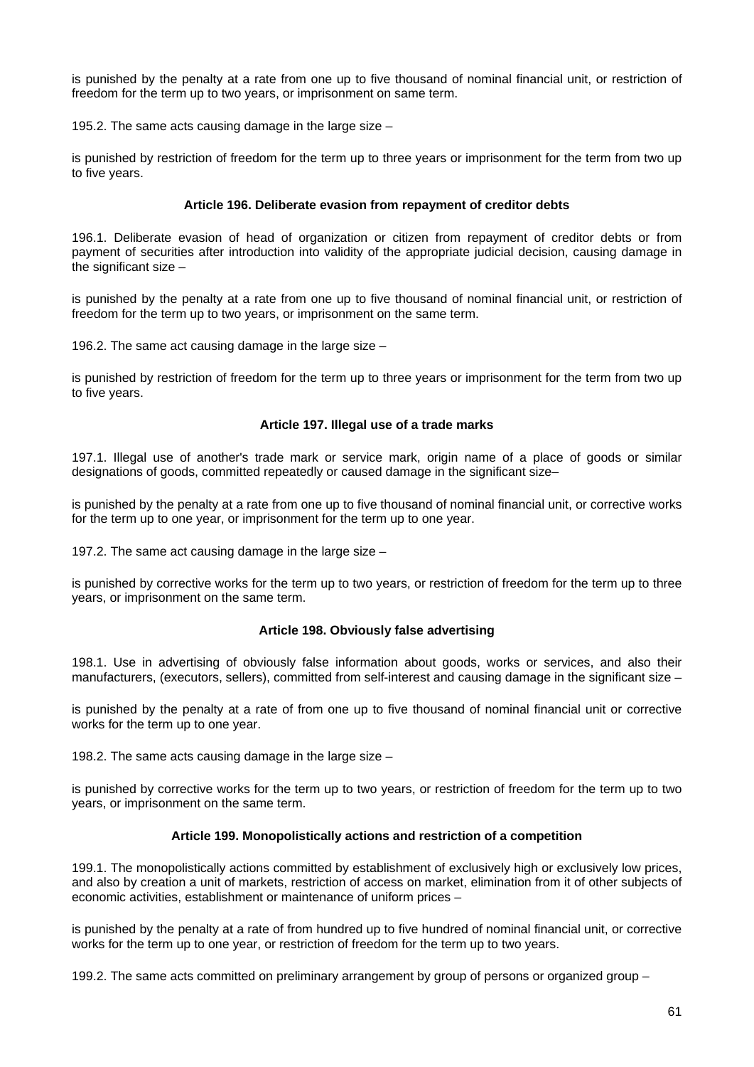is punished by the penalty at a rate from one up to five thousand of nominal financial unit, or restriction of freedom for the term up to two years, or imprisonment on same term.

195.2. The same acts causing damage in the large size –

is punished by restriction of freedom for the term up to three years or imprisonment for the term from two up to five years.

#### Article 196. Deliberate evasion from repayment of creditor debts

196.1. Deliberate evasion of head of organization or citizen from repayment of creditor debts or from payment of securities after introduction into validity of the appropriate judicial decision, causing damage in the significant size –

is punished by the penalty at a rate from one up to five thousand of nominal financial unit, or restriction of freedom for the term up to two years, or imprisonment on the same term.

196.2. The same act causing damage in the large size –

is punished by restriction of freedom for the term up to three years or imprisonment for the term from two up to five years.

#### Article 197. Illegal use of a trade marks

197.1. Illegal use of another's trade mark or service mark, origin name of a place of goods or similar designations of goods, committed repeatedly or caused damage in the significant size–

is punished by the penalty at a rate from one up to five thousand of nominal financial unit, or corrective works for the term up to one year, or imprisonment for the term up to one year.

197.2. The same act causing damage in the large size –

is punished by corrective works for the term up to two years, or restriction of freedom for the term up to three years, or imprisonment on the same term.

#### Article 198. Obviously false advertising

198.1. Use in advertising of obviously false information about goods, works or services, and also their manufacturers, (executors, sellers), committed from self-interest and causing damage in the significant size –

is punished by the penalty at a rate of from one up to five thousand of nominal financial unit or corrective works for the term up to one year.

198.2. The same acts causing damage in the large size –

is punished by corrective works for the term up to two years, or restriction of freedom for the term up to two years, or imprisonment on the same term.

#### Article 199. Monopolistically actions and restriction of a competition

199.1. The monopolistically actions committed by establishment of exclusively high or exclusively low prices, and also by creation a unit of markets, restriction of access on market, elimination from it of other subjects of economic activities, establishment or maintenance of uniform prices –

is punished by the penalty at a rate of from hundred up to five hundred of nominal financial unit, or corrective works for the term up to one year, or restriction of freedom for the term up to two years.

199.2. The same acts committed on preliminary arrangement by group of persons or organized group –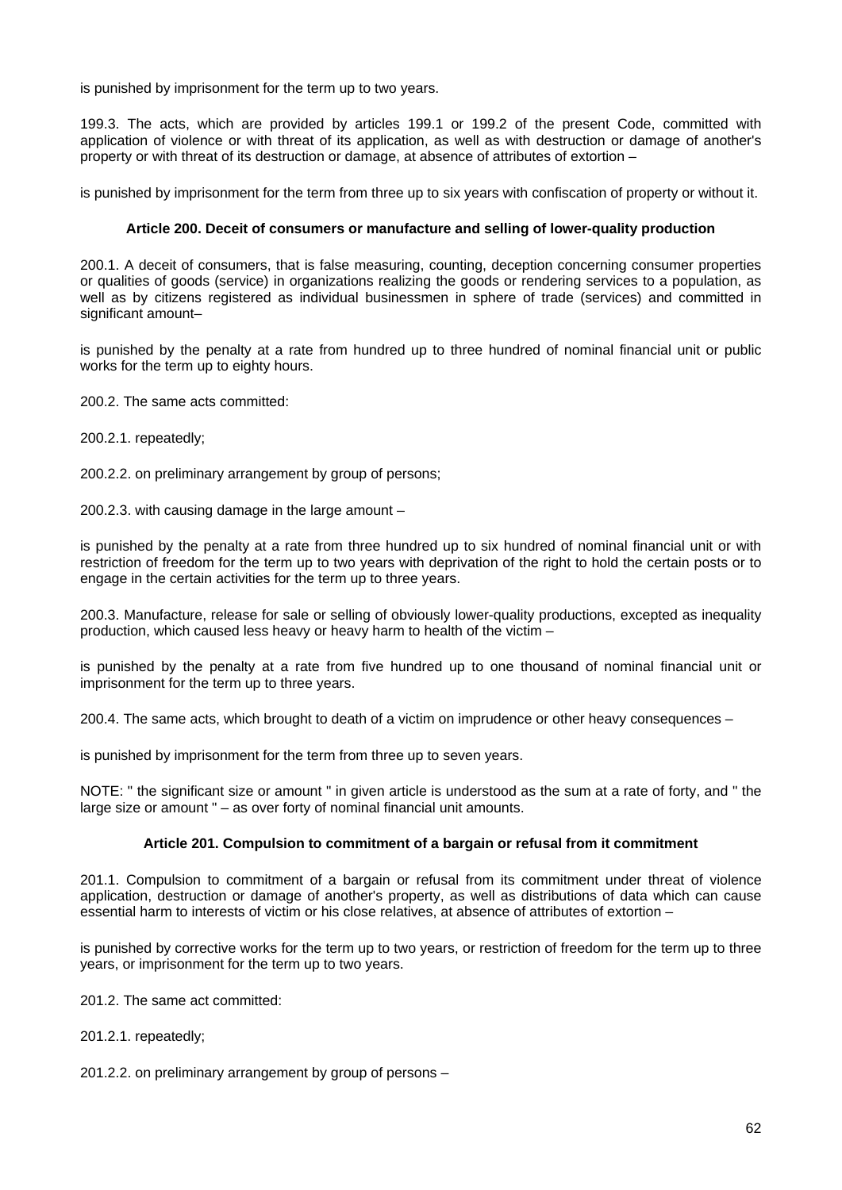is punished by imprisonment for the term up to two years.

199.3. The acts, which are provided by articles 199.1 or 199.2 of the present Code, committed with application of violence or with threat of its application, as well as with destruction or damage of another's property or with threat of its destruction or damage, at absence of attributes of extortion –

is punished by imprisonment for the term from three up to six years with confiscation of property or without it.

#### Article 200. Deceit of consumers or manufacture and selling of lower-quality production

200.1. A deceit of consumers, that is false measuring, counting, deception concerning consumer properties or qualities of goods (service) in organizations realizing the goods or rendering services to a population, as well as by citizens registered as individual businessmen in sphere of trade (services) and committed in significant amount–

is punished by the penalty at a rate from hundred up to three hundred of nominal financial unit or public works for the term up to eighty hours.

200.2. The same acts committed:

200.2.1. repeatedly;

200.2.2. on preliminary arrangement by group of persons;

200.2.3. with causing damage in the large amount –

is punished by the penalty at a rate from three hundred up to six hundred of nominal financial unit or with restriction of freedom for the term up to two years with deprivation of the right to hold the certain posts or to engage in the certain activities for the term up to three years.

200.3. Manufacture, release for sale or selling of obviously lower-quality productions, excepted as inequality production, which caused less heavy or heavy harm to health of the victim –

is punished by the penalty at a rate from five hundred up to one thousand of nominal financial unit or imprisonment for the term up to three years.

200.4. The same acts, which brought to death of a victim on imprudence or other heavy consequences –

is punished by imprisonment for the term from three up to seven years.

NOTE: " the significant size or amount " in given article is understood as the sum at a rate of forty, and " the large size or amount " – as over forty of nominal financial unit amounts.

#### Article 201. Compulsion to commitment of a bargain or refusal from it commitment

201.1. Compulsion to commitment of a bargain or refusal from its commitment under threat of violence application, destruction or damage of another's property, as well as distributions of data which can cause essential harm to interests of victim or his close relatives, at absence of attributes of extortion –

is punished by corrective works for the term up to two years, or restriction of freedom for the term up to three years, or imprisonment for the term up to two years.

201.2. The same act committed:

201.2.1. repeatedly;

201.2.2. on preliminary arrangement by group of persons –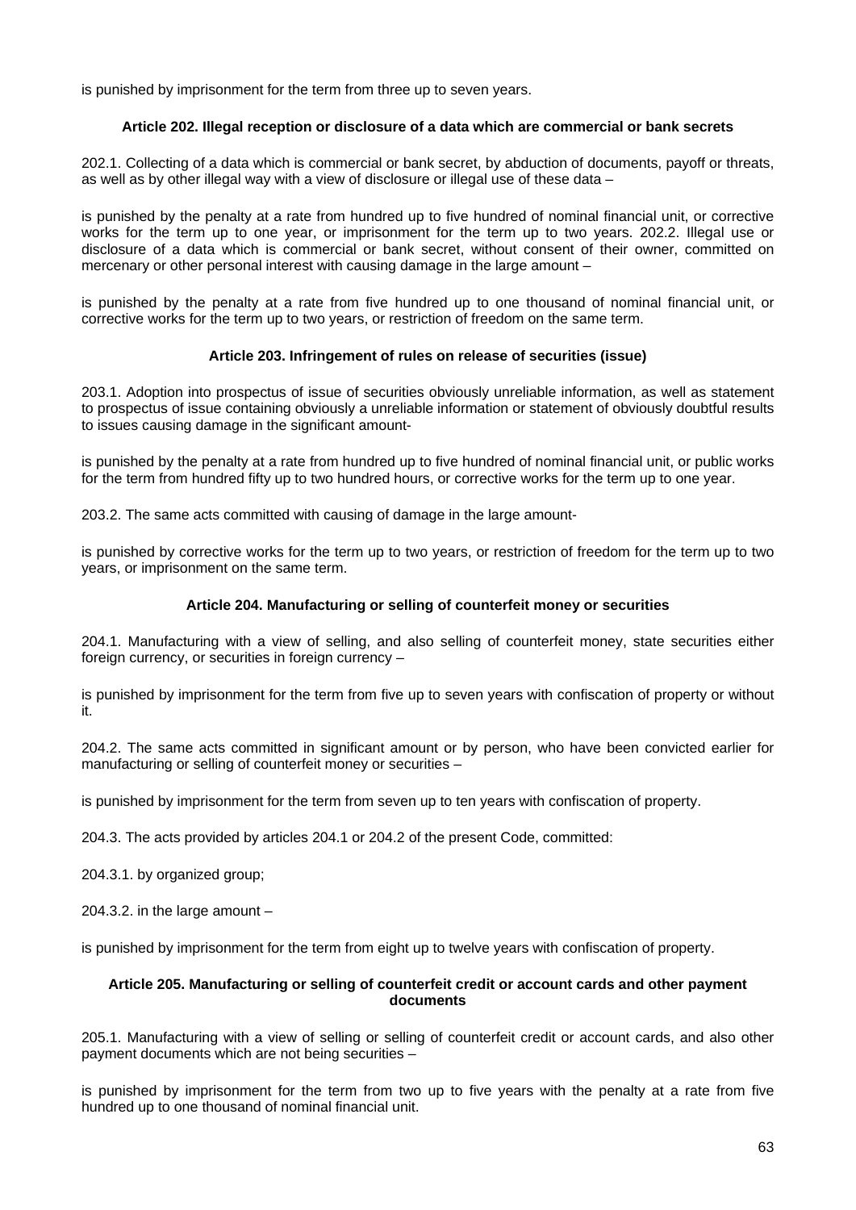is punished by imprisonment for the term from three up to seven years.

### Article 202. Illegal reception or disclosure of a data which are commercial or bank secrets

202.1. Collecting of a data which is commercial or bank secret, by abduction of documents, payoff or threats, as well as by other illegal way with a view of disclosure or illegal use of these data –

is punished by the penalty at a rate from hundred up to five hundred of nominal financial unit, or corrective works for the term up to one year, or imprisonment for the term up to two years. 202.2. Illegal use or disclosure of a data which is commercial or bank secret, without consent of their owner, committed on mercenary or other personal interest with causing damage in the large amount –

is punished by the penalty at a rate from five hundred up to one thousand of nominal financial unit, or corrective works for the term up to two years, or restriction of freedom on the same term.

### Article 203. Infringement of rules on release of securities (issue)

203.1. Adoption into prospectus of issue of securities obviously unreliable information, as well as statement to prospectus of issue containing obviously a unreliable information or statement of obviously doubtful results to issues causing damage in the significant amount-

is punished by the penalty at a rate from hundred up to five hundred of nominal financial unit, or public works for the term from hundred fifty up to two hundred hours, or corrective works for the term up to one year.

203.2. The same acts committed with causing of damage in the large amount-

is punished by corrective works for the term up to two years, or restriction of freedom for the term up to two years, or imprisonment on the same term.

### Article 204. Manufacturing or selling of counterfeit money or securities

204.1. Manufacturing with a view of selling, and also selling of counterfeit money, state securities either foreign currency, or securities in foreign currency –

is punished by imprisonment for the term from five up to seven years with confiscation of property or without it.

204.2. The same acts committed in significant amount or by person, who have been convicted earlier for manufacturing or selling of counterfeit money or securities –

is punished by imprisonment for the term from seven up to ten years with confiscation of property.

204.3. The acts provided by articles 204.1 or 204.2 of the present Code, committed:

204.3.1. by organized group;

204.3.2. in the large amount –

is punished by imprisonment for the term from eight up to twelve years with confiscation of property.

### Article 205. Manufacturing or selling of counterfeit credit or account cards and other payment documents

205.1. Manufacturing with a view of selling or selling of counterfeit credit or account cards, and also other payment documents which are not being securities –

is punished by imprisonment for the term from two up to five years with the penalty at a rate from five hundred up to one thousand of nominal financial unit.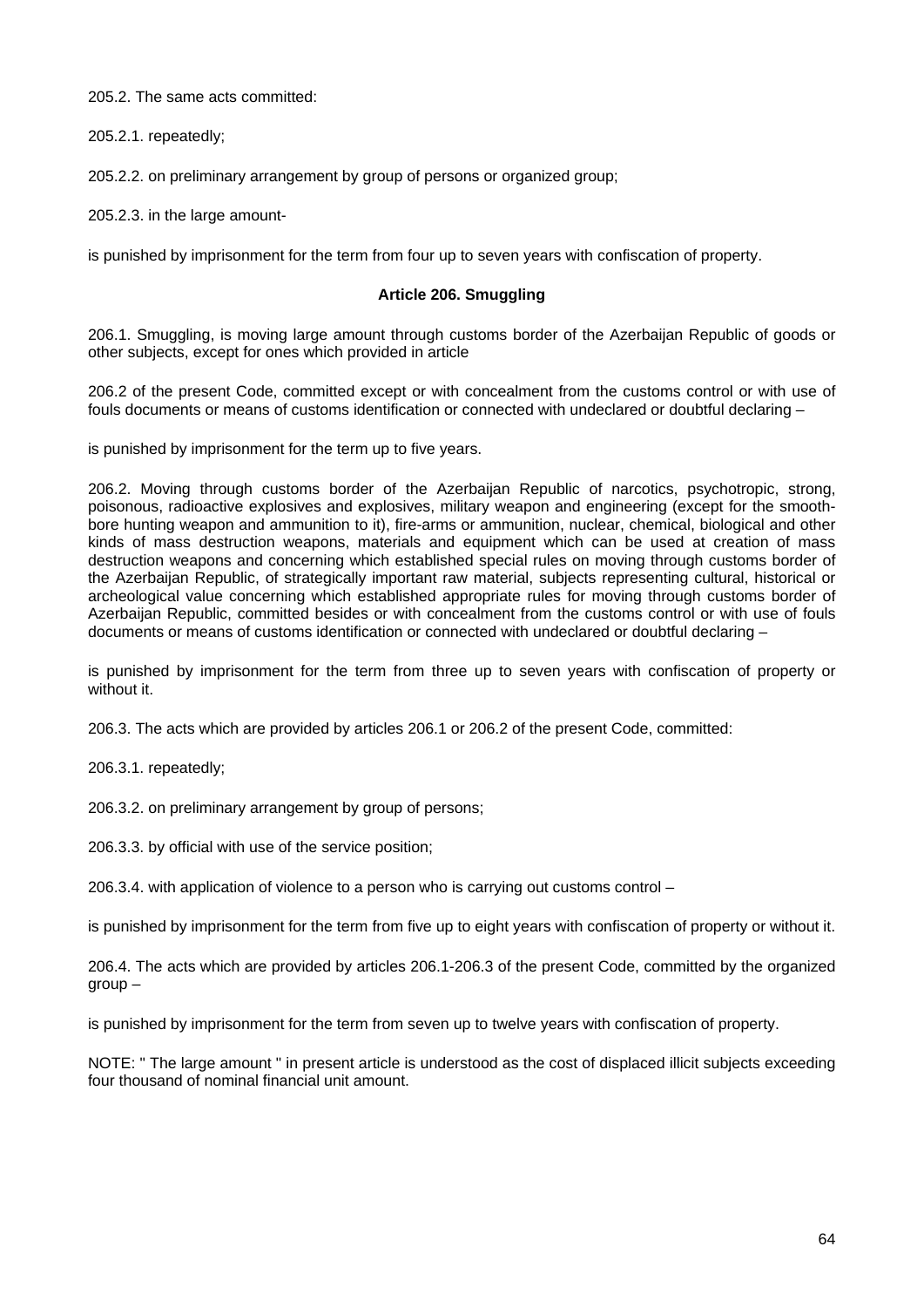205.2. The same acts committed:

205.2.1. repeatedly;

205.2.2. on preliminary arrangement by group of persons or organized group;

205.2.3. in the large amount-

is punished by imprisonment for the term from four up to seven years with confiscation of property.

### Article 206. Smuggling

206.1. Smuggling, is moving large amount through customs border of the Azerbaijan Republic of goods or other subjects, except for ones which provided in article

206.2 of the present Code, committed except or with concealment from the customs control or with use of fouls documents or means of customs identification or connected with undeclared or doubtful declaring –

is punished by imprisonment for the term up to five years.

206.2. Moving through customs border of the Azerbaijan Republic of narcotics, psychotropic, strong, poisonous, radioactive explosives and explosives, military weapon and engineering (except for the smooth-bore hunting weapon and ammunition to it), fire-arms or ammunition, nuclear, chemical, biological and other kinds of mass destruction weapons, materials and equipment which can be used at creation of mass destruction weapons and concerning which established special rules on moving through customs border of the Azerbaijan Republic, of strategically important raw material, subjects representing cultural, historical or archeological value concerning which established appropriate rules for moving through customs border of Azerbaijan Republic, committed besides or with concealment from the customs control or with use of fouls documents or means of customs identification or connected with undeclared or doubtful declaring –

is punished by imprisonment for the term from three up to seven years with confiscation of property or without it.

206.3. The acts which are provided by articles 206.1 or 206.2 of the present Code, committed:

206.3.1. repeatedly;

206.3.2. on preliminary arrangement by group of persons;

206.3.3. by official with use of the service position;

206.3.4. with application of violence to a person who is carrying out customs control –

is punished by imprisonment for the term from five up to eight years with confiscation of property or without it.

206.4. The acts which are provided by articles 206.1-206.3 of the present Code, committed by the organized group –

is punished by imprisonment for the term from seven up to twelve years with confiscation of property.

NOTE: " The large amount " in present article is understood as the cost of displaced illicit subjects exceeding four thousand of nominal financial unit amount.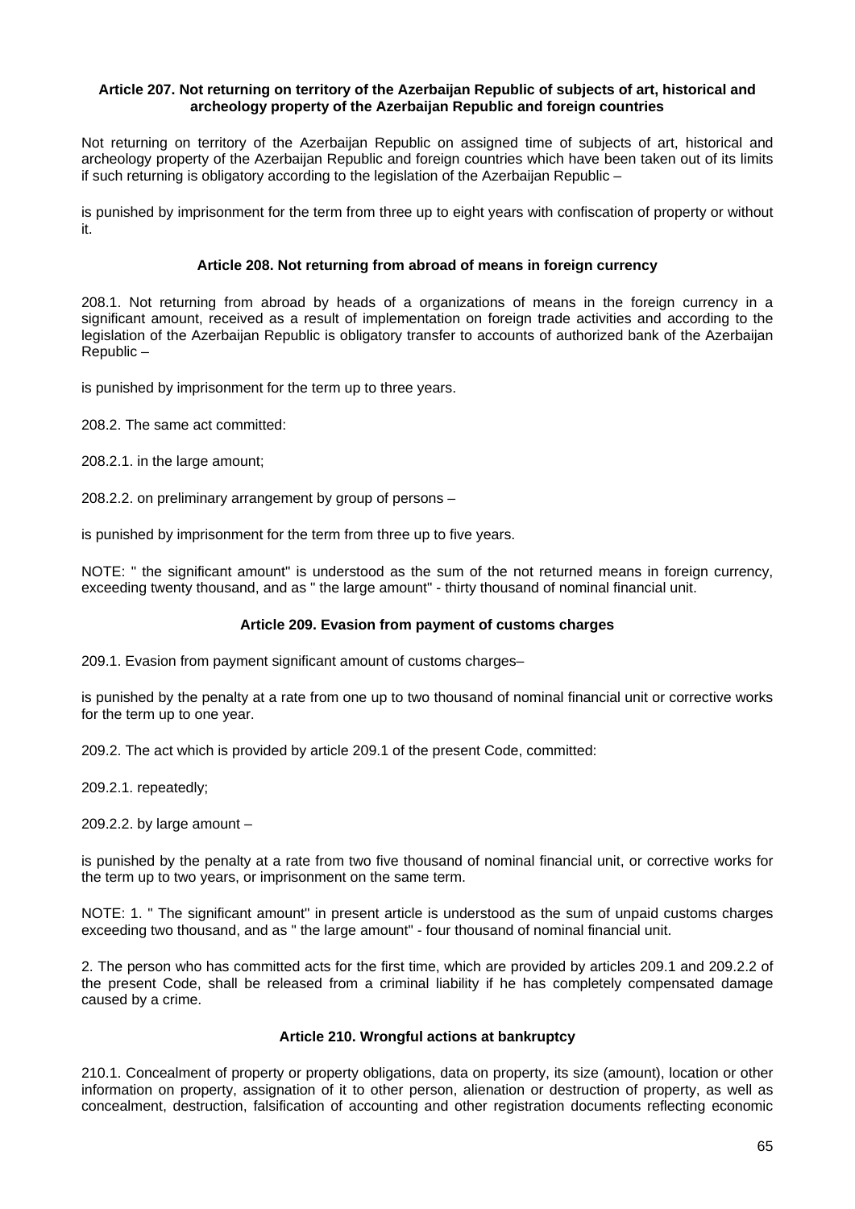**Article 207. Not returning on territory of the Azerbaijan Republic of subjects of art, historical and archeology property of the Azerbaijan Republic and foreign countries**

Not returning on territory of the Azerbaijan Republic on assigned time of subjects of art, historical and archeology property of the Azerbaijan Republic and foreign countries which have been taken out of its limits if such returning is obligatory according to the legislation of the Azerbaijan Republic –

is punished by imprisonment for the term from three up to eight years with confiscation of property or without it.

**Article 208. Not returning from abroad of means in foreign currency**

208.1. Not returning from abroad by heads of a organizations of means in the foreign currency in a significant amount, received as a result of implementation on foreign trade activities and according to the legislation of the Azerbaijan Republic is obligatory transfer to accounts of authorized bank of the Azerbaijan Republic –

is punished by imprisonment for the term up to three years.

208.2. The same act committed:

208.2.1. in the large amount;

208.2.2. on preliminary arrangement by group of persons –

is punished by imprisonment for the term from three up to five years.

NOTE: " the significant amount" is understood as the sum of the not returned means in foreign currency, exceeding twenty thousand, and as " the large amount" - thirty thousand of nominal financial unit.

**Article 209. Evasion from payment of customs charges**

209.1. Evasion from payment significant amount of customs charges–

is punished by the penalty at a rate from one up to two thousand of nominal financial unit or corrective works for the term up to one year.

209.2. The act which is provided by article 209.1 of the present Code, committed:

209.2.1. repeatedly;

209.2.2. by large amount –

is punished by the penalty at a rate from two five thousand of nominal financial unit, or corrective works for the term up to two years, or imprisonment on the same term.

NOTE: 1. " The significant amount" in present article is understood as the sum of unpaid customs charges exceeding two thousand, and as " the large amount" - four thousand of nominal financial unit.

2. The person who has committed acts for the first time, which are provided by articles 209.1 and 209.2.2 of the present Code, shall be released from a criminal liability if he has completely compensated damage caused by a crime.

**Article 210. Wrongful actions at bankruptcy**

210.1. Concealment of property or property obligations, data on property, its size (amount), location or other information on property, assignation of it to other person, alienation or destruction of property, as well as concealment, destruction, falsification of accounting and other registration documents reflecting economic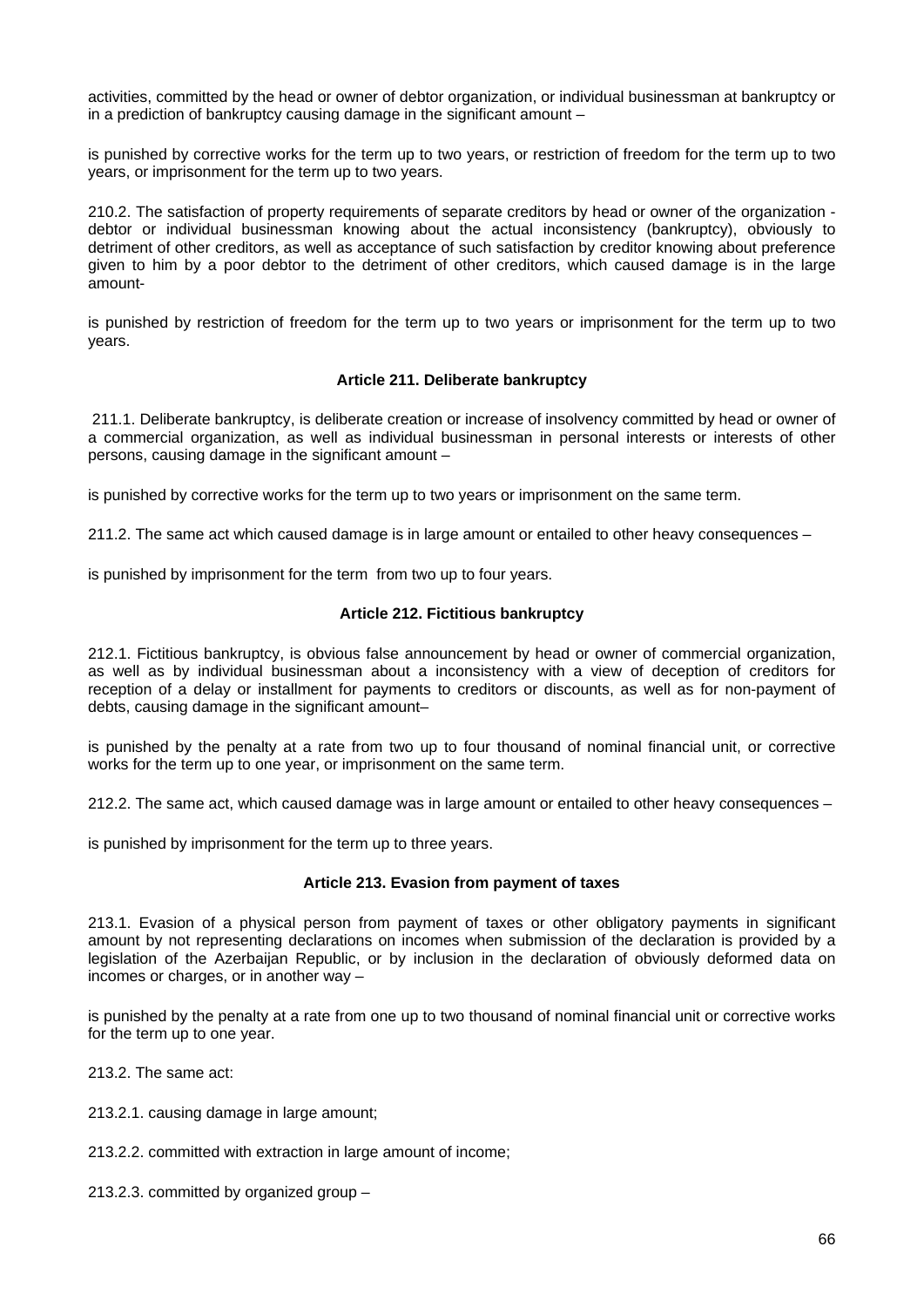activities, committed by the head or owner of debtor organization, or individual businessman at bankruptcy or in a prediction of bankruptcy causing damage in the significant amount –

is punished by corrective works for the term up to two years, or restriction of freedom for the term up to two years, or imprisonment for the term up to two years.

210.2. The satisfaction of property requirements of separate creditors by head or owner of the organization - debtor or individual businessman knowing about the actual inconsistency (bankruptcy), obviously to detriment of other creditors, as well as acceptance of such satisfaction by creditor knowing about preference given to him by a poor debtor to the detriment of other creditors, which caused damage is in the large amount-

is punished by restriction of freedom for the term up to two years or imprisonment for the term up to two years.

### Article 211. Deliberate bankruptcy

211.1. Deliberate bankruptcy, is deliberate creation or increase of insolvency committed by head or owner of a commercial organization, as well as individual businessman in personal interests or interests of other persons, causing damage in the significant amount –

is punished by corrective works for the term up to two years or imprisonment on the same term.

211.2. The same act which caused damage is in large amount or entailed to other heavy consequences –

is punished by imprisonment for the term from two up to four years.

### Article 212. Fictitious bankruptcy

212.1. Fictitious bankruptcy, is obvious false announcement by head or owner of commercial organization, as well as by individual businessman about a inconsistency with a view of deception of creditors for reception of a delay or installment for payments to creditors or discounts, as well as for non-payment of debts, causing damage in the significant amount–

is punished by the penalty at a rate from two up to four thousand of nominal financial unit, or corrective works for the term up to one year, or imprisonment on the same term.

212.2. The same act, which caused damage was in large amount or entailed to other heavy consequences –

is punished by imprisonment for the term up to three years.

### Article 213. Evasion from payment of taxes

213.1. Evasion of a physical person from payment of taxes or other obligatory payments in significant amount by not representing declarations on incomes when submission of the declaration is provided by a legislation of the Azerbaijan Republic, or by inclusion in the declaration of obviously deformed data on incomes or charges, or in another way –

is punished by the penalty at a rate from one up to two thousand of nominal financial unit or corrective works for the term up to one year.

213.2. The same act:

213.2.1. causing damage in large amount;

213.2.2. committed with extraction in large amount of income;

213.2.3. committed by organized group –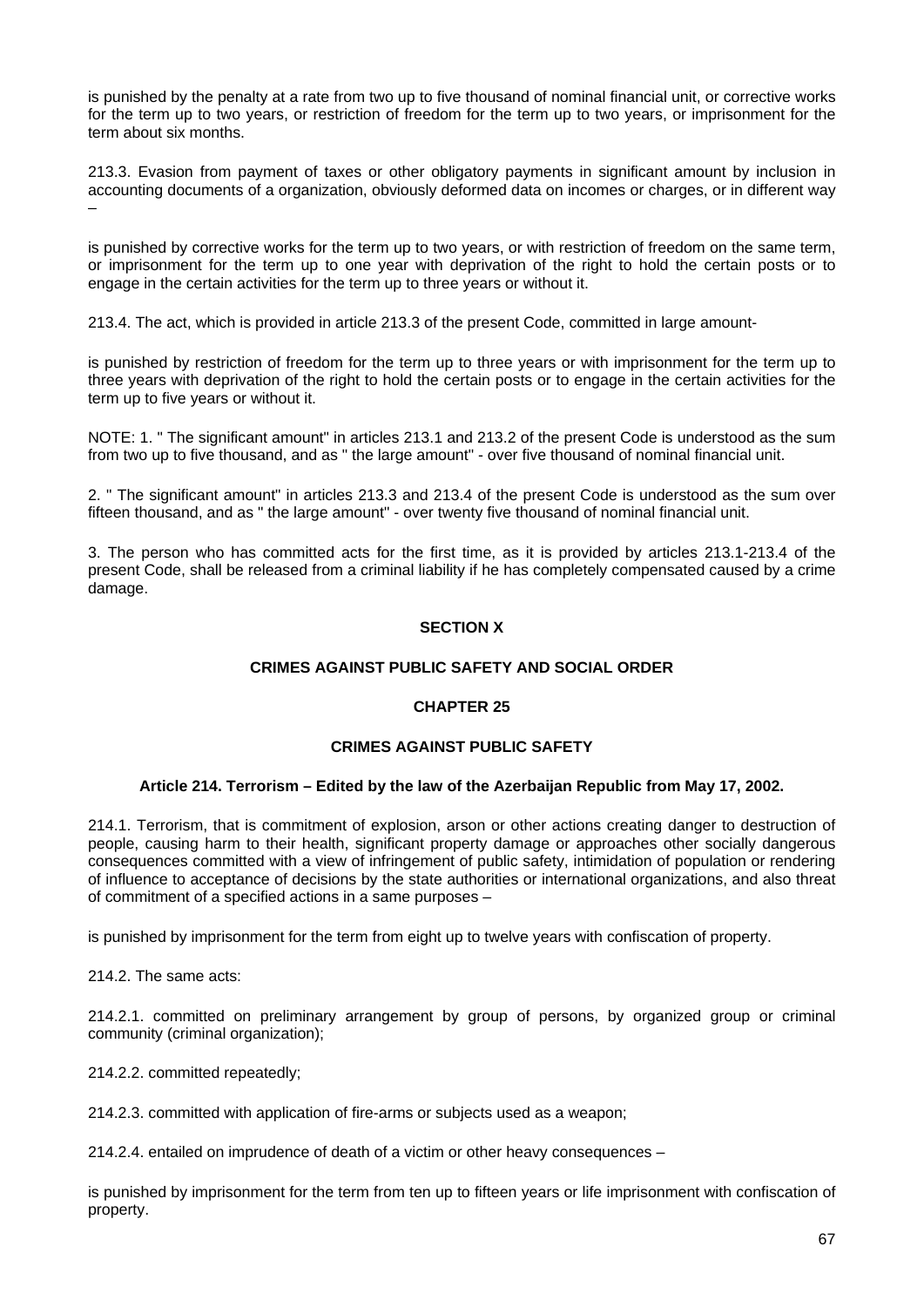is punished by the penalty at a rate from two up to five thousand of nominal financial unit, or corrective works for the term up to two years, or restriction of freedom for the term up to two years, or imprisonment for the term about six months.

213.3. Evasion from payment of taxes or other obligatory payments in significant amount by inclusion in accounting documents of a organization, obviously deformed data on incomes or charges, or in different way –

is punished by corrective works for the term up to two years, or with restriction of freedom on the same term, or imprisonment for the term up to one year with deprivation of the right to hold the certain posts or to engage in the certain activities for the term up to three years or without it.

213.4. The act, which is provided in article 213.3 of the present Code, committed in large amount-

is punished by restriction of freedom for the term up to three years or with imprisonment for the term up to three years with deprivation of the right to hold the certain posts or to engage in the certain activities for the term up to five years or without it.

NOTE: 1. " The significant amount" in articles 213.1 and 213.2 of the present Code is understood as the sum from two up to five thousand, and as " the large amount" - over five thousand of nominal financial unit.

2. " The significant amount" in articles 213.3 and 213.4 of the present Code is understood as the sum over fifteen thousand, and as " the large amount" - over twenty five thousand of nominal financial unit.

3. The person who has committed acts for the first time, as it is provided by articles 213.1-213.4 of the present Code, shall be released from a criminal liability if he has completely compensated caused by a crime damage.

## SECTION X

## CRIMES AGAINST PUBLIC SAFETY AND SOCIAL ORDER

## CHAPTER 25

## CRIMES AGAINST PUBLIC SAFETY

### Article 214. Terrorism – Edited by the law of the Azerbaijan Republic from May 17, 2002.

214.1. Terrorism, that is commitment of explosion, arson or other actions creating danger to destruction of people, causing harm to their health, significant property damage or approaches other socially dangerous consequences committed with a view of infringement of public safety, intimidation of population or rendering of influence to acceptance of decisions by the state authorities or international organizations, and also threat of commitment of a specified actions in a same purposes –

is punished by imprisonment for the term from eight up to twelve years with confiscation of property.

214.2. The same acts:

214.2.1. committed on preliminary arrangement by group of persons, by organized group or criminal community (criminal organization);

214.2.2. committed repeatedly;

214.2.3. committed with application of fire-arms or subjects used as a weapon;

214.2.4. entailed on imprudence of death of a victim or other heavy consequences –

is punished by imprisonment for the term from ten up to fifteen years or life imprisonment with confiscation of property.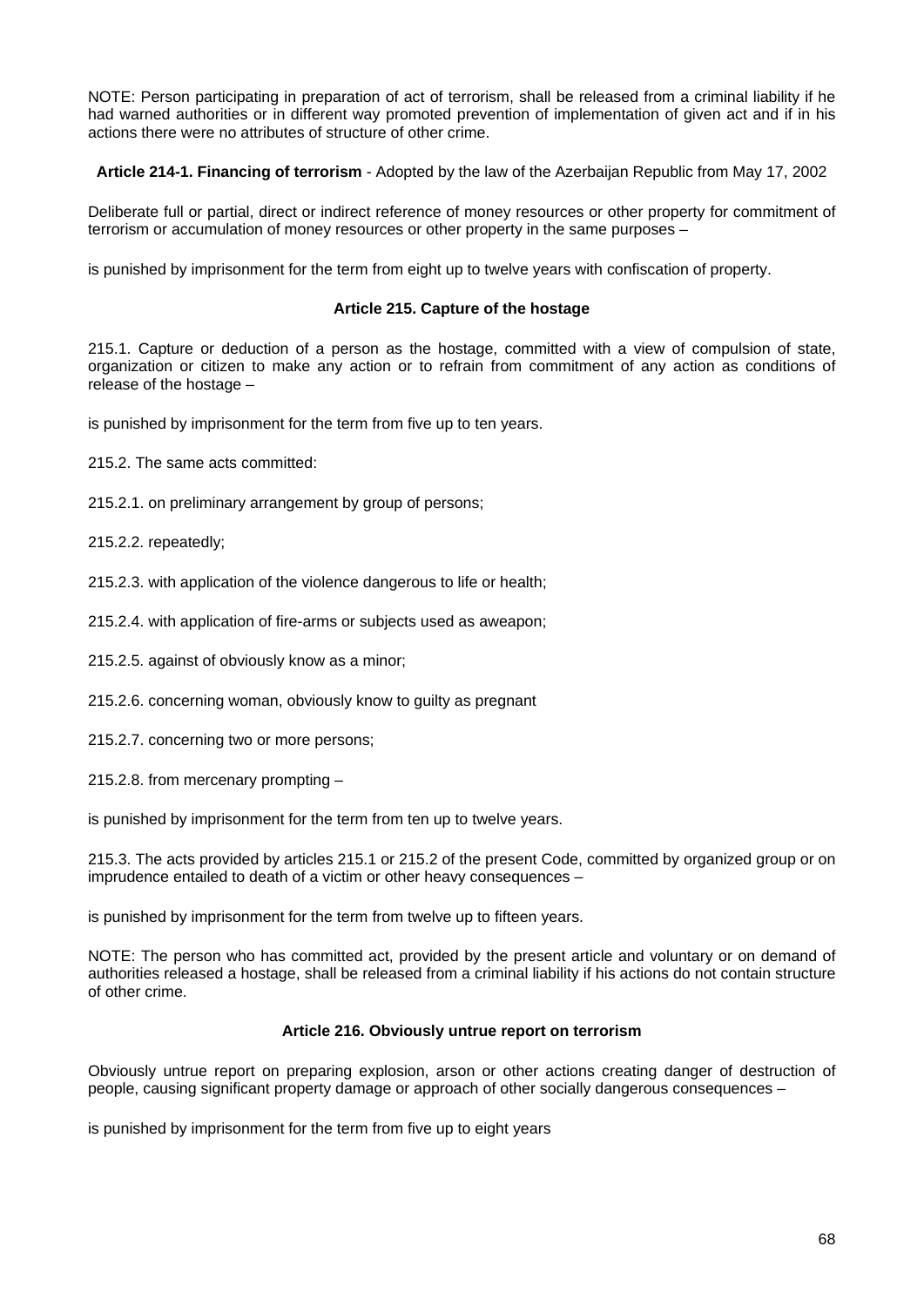NOTE: Person participating in preparation of act of terrorism, shall be released from a criminal liability if he had warned authorities or in different way promoted prevention of implementation of given act and if in his actions there were no attributes of structure of other crime.

**Article 214-1. Financing of terrorism** - Adopted by the law of the Azerbaijan Republic from May 17, 2002

Deliberate full or partial, direct or indirect reference of money resources or other property for commitment of terrorism or accumulation of money resources or other property in the same purposes –

is punished by imprisonment for the term from eight up to twelve years with confiscation of property.

**Article 215. Capture of the hostage**

215.1. Capture or deduction of a person as the hostage, committed with a view of compulsion of state, organization or citizen to make any action or to refrain from commitment of any action as conditions of release of the hostage –

is punished by imprisonment for the term from five up to ten years.

215.2. The same acts committed:

215.2.1. on preliminary arrangement by group of persons;

215.2.2. repeatedly;

215.2.3. with application of the violence dangerous to life or health;

215.2.4. with application of fire-arms or subjects used as aweapon;

215.2.5. against of obviously know as a minor;

215.2.6. concerning woman, obviously know to guilty as pregnant

215.2.7. concerning two or more persons;

215.2.8. from mercenary prompting –

is punished by imprisonment for the term from ten up to twelve years.

215.3. The acts provided by articles 215.1 or 215.2 of the present Code, committed by organized group or on imprudence entailed to death of a victim or other heavy consequences –

is punished by imprisonment for the term from twelve up to fifteen years.

NOTE: The person who has committed act, provided by the present article and voluntary or on demand of authorities released a hostage, shall be released from a criminal liability if his actions do not contain structure of other crime.

**Article 216. Obviously untrue report on terrorism**

Obviously untrue report on preparing explosion, arson or other actions creating danger of destruction of people, causing significant property damage or approach of other socially dangerous consequences –

is punished by imprisonment for the term from five up to eight years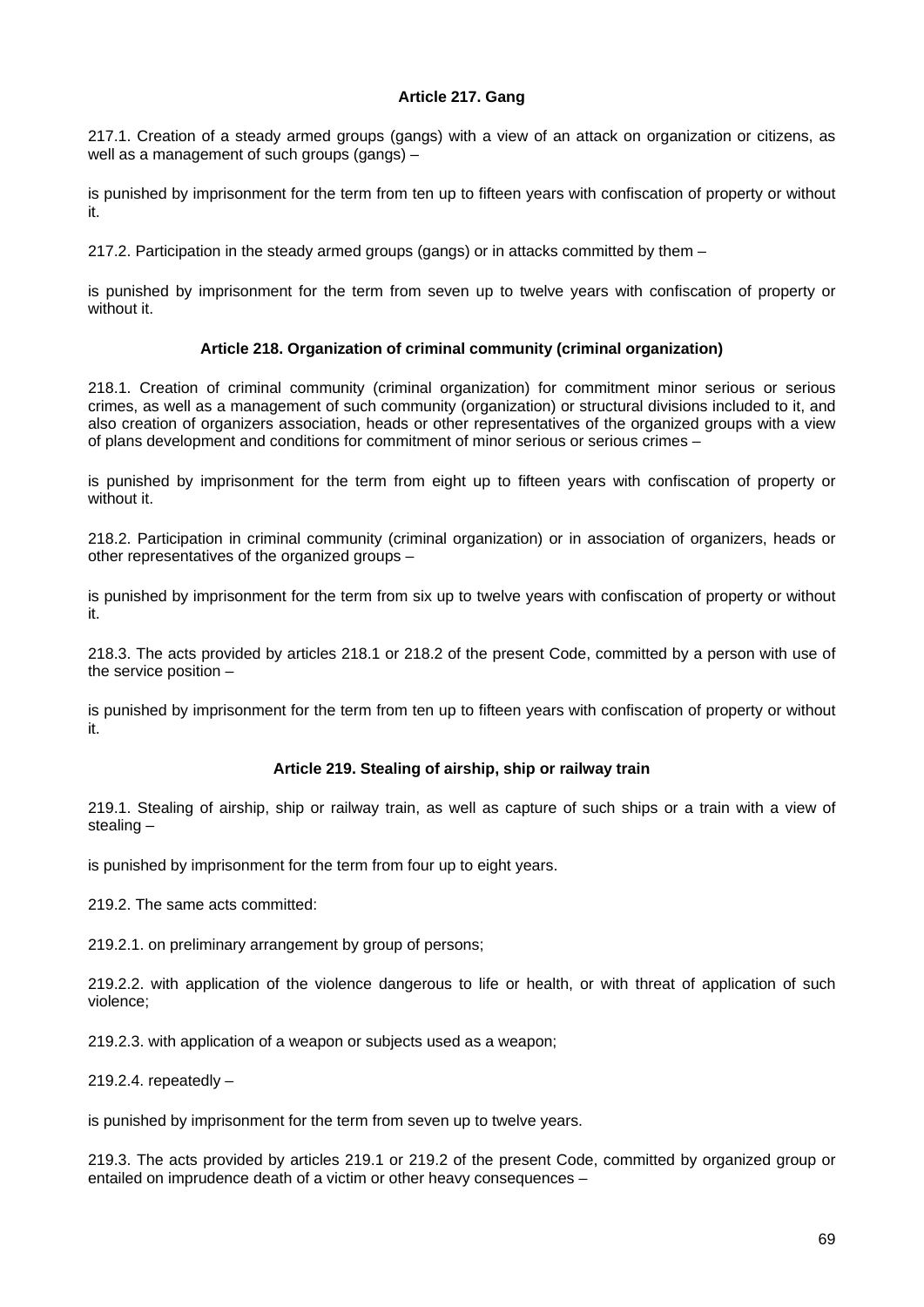**Article 217. Gang**

217.1. Creation of a steady armed groups (gangs) with a view of an attack on organization or citizens, as well as a management of such groups (gangs) –

is punished by imprisonment for the term from ten up to fifteen years with confiscation of property or without it.

217.2. Participation in the steady armed groups (gangs) or in attacks committed by them –

is punished by imprisonment for the term from seven up to twelve years with confiscation of property or without it.

**Article 218. Organization of criminal community (criminal organization)**

218.1. Creation of criminal community (criminal organization) for commitment minor serious or serious crimes, as well as a management of such community (organization) or structural divisions included to it, and also creation of organizers association, heads or other representatives of the organized groups with a view of plans development and conditions for commitment of minor serious or serious crimes –

is punished by imprisonment for the term from eight up to fifteen years with confiscation of property or without it.

218.2. Participation in criminal community (criminal organization) or in association of organizers, heads or other representatives of the organized groups –

is punished by imprisonment for the term from six up to twelve years with confiscation of property or without it.

218.3. The acts provided by articles 218.1 or 218.2 of the present Code, committed by a person with use of the service position –

is punished by imprisonment for the term from ten up to fifteen years with confiscation of property or without it.

**Article 219. Stealing of airship, ship or railway train**

219.1. Stealing of airship, ship or railway train, as well as capture of such ships or a train with a view of stealing –

is punished by imprisonment for the term from four up to eight years.

219.2. The same acts committed:

219.2.1. on preliminary arrangement by group of persons;

219.2.2. with application of the violence dangerous to life or health, or with threat of application of such violence;

219.2.3. with application of a weapon or subjects used as a weapon;

219.2.4. repeatedly –

is punished by imprisonment for the term from seven up to twelve years.

219.3. The acts provided by articles 219.1 or 219.2 of the present Code, committed by organized group or entailed on imprudence death of a victim or other heavy consequences –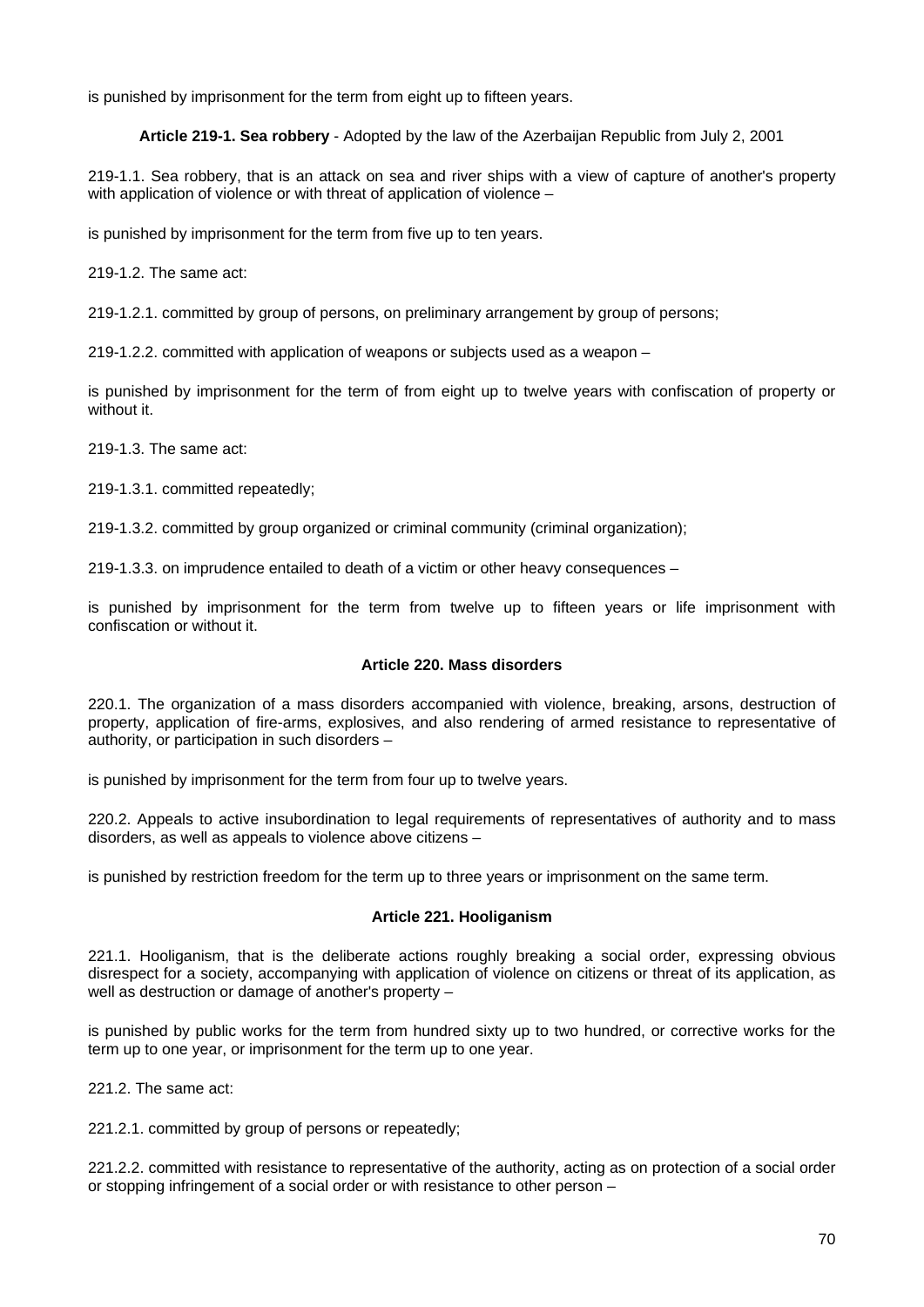is punished by imprisonment for the term from eight up to fifteen years.

**Article 219-1. Sea robbery** - Adopted by the law of the Azerbaijan Republic from July 2, 2001

219-1.1. Sea robbery, that is an attack on sea and river ships with a view of capture of another's property with application of violence or with threat of application of violence –

is punished by imprisonment for the term from five up to ten years.

219-1.2. The same act:

219-1.2.1. committed by group of persons, on preliminary arrangement by group of persons;

219-1.2.2. committed with application of weapons or subjects used as a weapon –

is punished by imprisonment for the term of from eight up to twelve years with confiscation of property or without it.

219-1.3. The same act:

219-1.3.1. committed repeatedly;

219-1.3.2. committed by group organized or criminal community (criminal organization);

219-1.3.3. on imprudence entailed to death of a victim or other heavy consequences –

is punished by imprisonment for the term from twelve up to fifteen years or life imprisonment with confiscation or without it.

**Article 220. Mass disorders**

220.1. The organization of a mass disorders accompanied with violence, breaking, arsons, destruction of property, application of fire-arms, explosives, and also rendering of armed resistance to representative of authority, or participation in such disorders –

is punished by imprisonment for the term from four up to twelve years.

220.2. Appeals to active insubordination to legal requirements of representatives of authority and to mass disorders, as well as appeals to violence above citizens –

is punished by restriction freedom for the term up to three years or imprisonment on the same term.

**Article 221. Hooliganism**

221.1. Hooliganism, that is the deliberate actions roughly breaking a social order, expressing obvious disrespect for a society, accompanying with application of violence on citizens or threat of its application, as well as destruction or damage of another's property –

is punished by public works for the term from hundred sixty up to two hundred, or corrective works for the term up to one year, or imprisonment for the term up to one year.

221.2. The same act:

221.2.1. committed by group of persons or repeatedly;

221.2.2. committed with resistance to representative of the authority, acting as on protection of a social order or stopping infringement of a social order or with resistance to other person –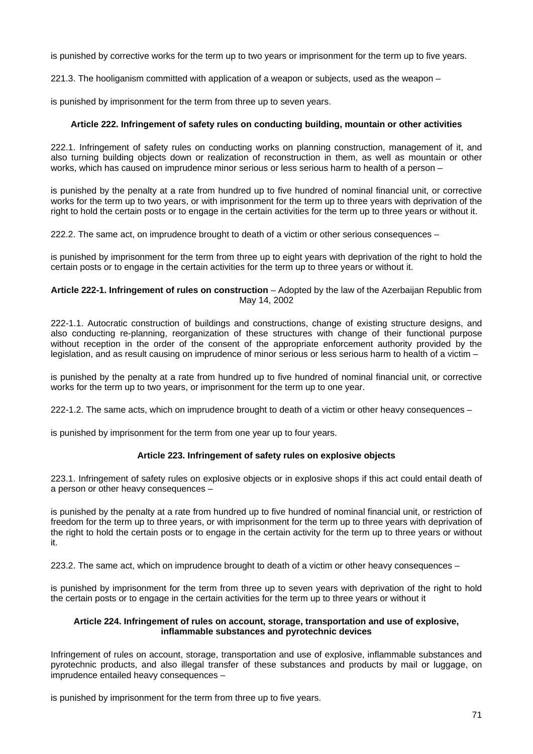is punished by corrective works for the term up to two years or imprisonment for the term up to five years.

221.3. The hooliganism committed with application of a weapon or subjects, used as the weapon –

is punished by imprisonment for the term from three up to seven years.

### Article 222. Infringement of safety rules on conducting building, mountain or other activities

222.1. Infringement of safety rules on conducting works on planning construction, management of it, and also turning building objects down or realization of reconstruction in them, as well as mountain or other works, which has caused on imprudence minor serious or less serious harm to health of a person –

is punished by the penalty at a rate from hundred up to five hundred of nominal financial unit, or corrective works for the term up to two years, or with imprisonment for the term up to three years with deprivation of the right to hold the certain posts or to engage in the certain activities for the term up to three years or without it.

222.2. The same act, on imprudence brought to death of a victim or other serious consequences –

is punished by imprisonment for the term from three up to eight years with deprivation of the right to hold the certain posts or to engage in the certain activities for the term up to three years or without it.

**Article 222-1. Infringement of rules on construction** – Adopted by the law of the Azerbaijan Republic from May 14, 2002

222-1.1. Autocratic construction of buildings and constructions, change of existing structure designs, and also conducting re-planning, reorganization of these structures with change of their functional purpose without reception in the order of the consent of the appropriate enforcement authority provided by the legislation, and as result causing on imprudence of minor serious or less serious harm to health of a victim –

is punished by the penalty at a rate from hundred up to five hundred of nominal financial unit, or corrective works for the term up to two years, or imprisonment for the term up to one year.

222-1.2. The same acts, which on imprudence brought to death of a victim or other heavy consequences –

is punished by imprisonment for the term from one year up to four years.

### Article 223. Infringement of safety rules on explosive objects

223.1. Infringement of safety rules on explosive objects or in explosive shops if this act could entail death of a person or other heavy consequences –

is punished by the penalty at a rate from hundred up to five hundred of nominal financial unit, or restriction of freedom for the term up to three years, or with imprisonment for the term up to three years with deprivation of the right to hold the certain posts or to engage in the certain activity for the term up to three years or without it.

223.2. The same act, which on imprudence brought to death of a victim or other heavy consequences –

is punished by imprisonment for the term from three up to seven years with deprivation of the right to hold the certain posts or to engage in the certain activities for the term up to three years or without it

### Article 224. Infringement of rules on account, storage, transportation and use of explosive, inflammable substances and pyrotechnic devices

Infringement of rules on account, storage, transportation and use of explosive, inflammable substances and pyrotechnic products, and also illegal transfer of these substances and products by mail or luggage, on imprudence entailed heavy consequences –

is punished by imprisonment for the term from three up to five years.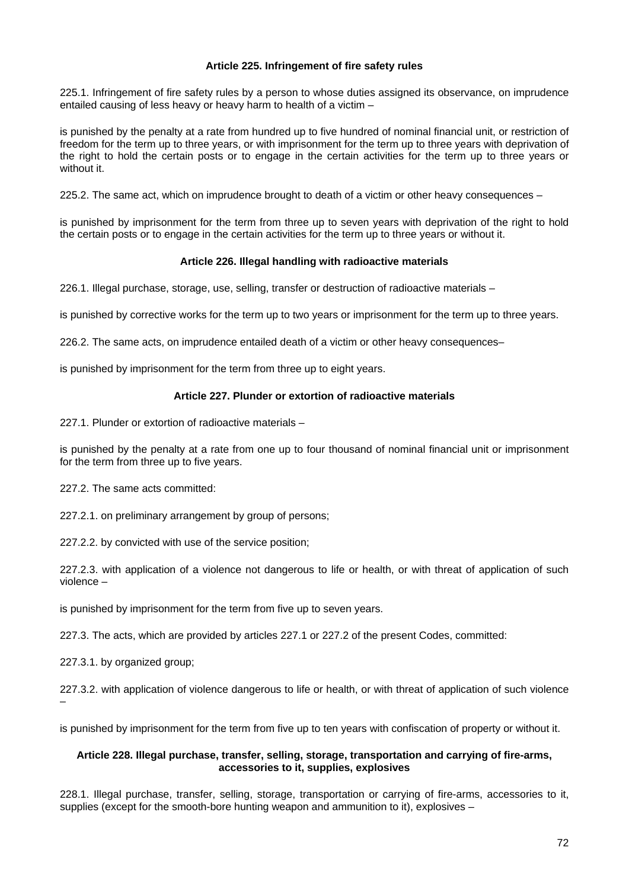### Article 225. Infringement of fire safety rules

225.1. Infringement of fire safety rules by a person to whose duties assigned its observance, on imprudence entailed causing of less heavy or heavy harm to health of a victim –

is punished by the penalty at a rate from hundred up to five hundred of nominal financial unit, or restriction of freedom for the term up to three years, or with imprisonment for the term up to three years with deprivation of the right to hold the certain posts or to engage in the certain activities for the term up to three years or without it.

225.2. The same act, which on imprudence brought to death of a victim or other heavy consequences –

is punished by imprisonment for the term from three up to seven years with deprivation of the right to hold the certain posts or to engage in the certain activities for the term up to three years or without it.

### Article 226. Illegal handling with radioactive materials

226.1. Illegal purchase, storage, use, selling, transfer or destruction of radioactive materials –

is punished by corrective works for the term up to two years or imprisonment for the term up to three years.

226.2. The same acts, on imprudence entailed death of a victim or other heavy consequences–

is punished by imprisonment for the term from three up to eight years.

### Article 227. Plunder or extortion of radioactive materials

227.1. Plunder or extortion of radioactive materials –

is punished by the penalty at a rate from one up to four thousand of nominal financial unit or imprisonment for the term from three up to five years.

227.2. The same acts committed:

227.2.1. on preliminary arrangement by group of persons;

227.2.2. by convicted with use of the service position;

227.2.3. with application of a violence not dangerous to life or health, or with threat of application of such violence –

is punished by imprisonment for the term from five up to seven years.

227.3. The acts, which are provided by articles 227.1 or 227.2 of the present Codes, committed:

227.3.1. by organized group;

227.3.2. with application of violence dangerous to life or health, or with threat of application of such violence –

is punished by imprisonment for the term from five up to ten years with confiscation of property or without it.

### Article 228. Illegal purchase, transfer, selling, storage, transportation and carrying of fire-arms, accessories to it, supplies, explosives

228.1. Illegal purchase, transfer, selling, storage, transportation or carrying of fire-arms, accessories to it, supplies (except for the smooth-bore hunting weapon and ammunition to it), explosives –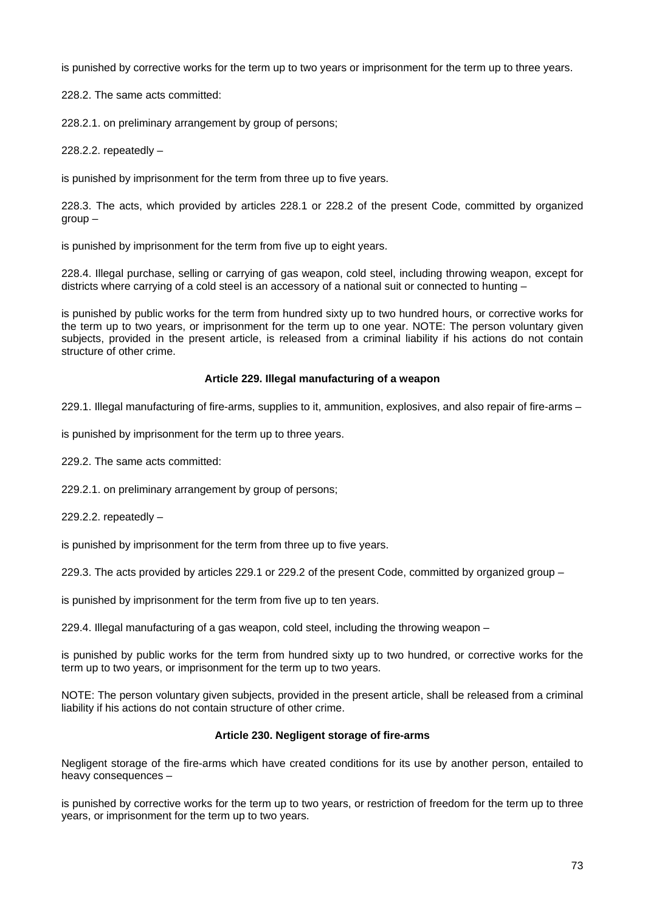is punished by corrective works for the term up to two years or imprisonment for the term up to three years.

228.2. The same acts committed:

228.2.1. on preliminary arrangement by group of persons;

228.2.2. repeatedly –

is punished by imprisonment for the term from three up to five years.

228.3. The acts, which provided by articles 228.1 or 228.2 of the present Code, committed by organized group –

is punished by imprisonment for the term from five up to eight years.

228.4. Illegal purchase, selling or carrying of gas weapon, cold steel, including throwing weapon, except for districts where carrying of a cold steel is an accessory of a national suit or connected to hunting –

is punished by public works for the term from hundred sixty up to two hundred hours, or corrective works for the term up to two years, or imprisonment for the term up to one year. NOTE: The person voluntary given subjects, provided in the present article, is released from a criminal liability if his actions do not contain structure of other crime.

### Article 229. Illegal manufacturing of a weapon

229.1. Illegal manufacturing of fire-arms, supplies to it, ammunition, explosives, and also repair of fire-arms –

is punished by imprisonment for the term up to three years.

229.2. The same acts committed:

229.2.1. on preliminary arrangement by group of persons;

229.2.2. repeatedly –

is punished by imprisonment for the term from three up to five years.

229.3. The acts provided by articles 229.1 or 229.2 of the present Code, committed by organized group –

is punished by imprisonment for the term from five up to ten years.

229.4. Illegal manufacturing of a gas weapon, cold steel, including the throwing weapon –

is punished by public works for the term from hundred sixty up to two hundred, or corrective works for the term up to two years, or imprisonment for the term up to two years.

NOTE: The person voluntary given subjects, provided in the present article, shall be released from a criminal liability if his actions do not contain structure of other crime.

### Article 230. Negligent storage of fire-arms

Negligent storage of the fire-arms which have created conditions for its use by another person, entailed to heavy consequences –

is punished by corrective works for the term up to two years, or restriction of freedom for the term up to three years, or imprisonment for the term up to two years.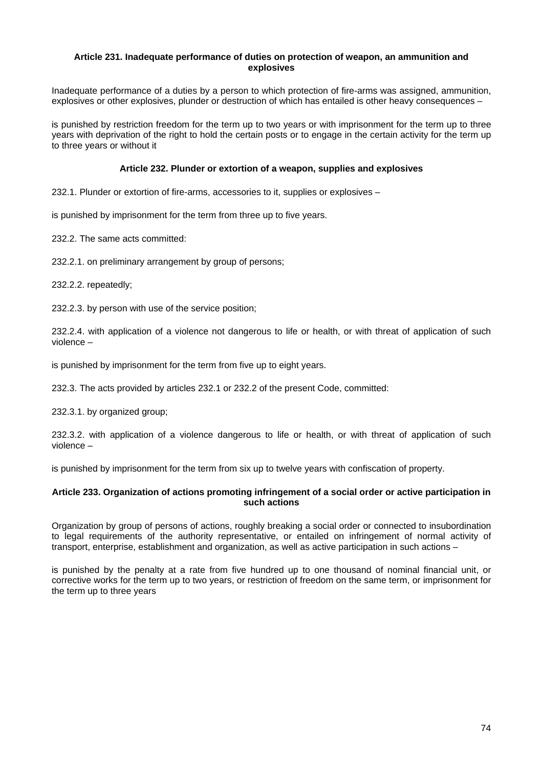### Article 231. Inadequate performance of duties on protection of weapon, an ammunition and explosives

Inadequate performance of a duties by a person to which protection of fire-arms was assigned, ammunition, explosives or other explosives, plunder or destruction of which has entailed is other heavy consequences –

is punished by restriction freedom for the term up to two years or with imprisonment for the term up to three years with deprivation of the right to hold the certain posts or to engage in the certain activity for the term up to three years or without it

### Article 232. Plunder or extortion of a weapon, supplies and explosives

232.1. Plunder or extortion of fire-arms, accessories to it, supplies or explosives –

is punished by imprisonment for the term from three up to five years.

232.2. The same acts committed:

232.2.1. on preliminary arrangement by group of persons;

232.2.2. repeatedly;

232.2.3. by person with use of the service position;

232.2.4. with application of a violence not dangerous to life or health, or with threat of application of such violence –

is punished by imprisonment for the term from five up to eight years.

232.3. The acts provided by articles 232.1 or 232.2 of the present Code, committed:

232.3.1. by organized group;

232.3.2. with application of a violence dangerous to life or health, or with threat of application of such violence –

is punished by imprisonment for the term from six up to twelve years with confiscation of property.

### Article 233. Organization of actions promoting infringement of a social order or active participation in such actions

Organization by group of persons of actions, roughly breaking a social order or connected to insubordination to legal requirements of the authority representative, or entailed on infringement of normal activity of transport, enterprise, establishment and organization, as well as active participation in such actions –

is punished by the penalty at a rate from five hundred up to one thousand of nominal financial unit, or corrective works for the term up to two years, or restriction of freedom on the same term, or imprisonment for the term up to three years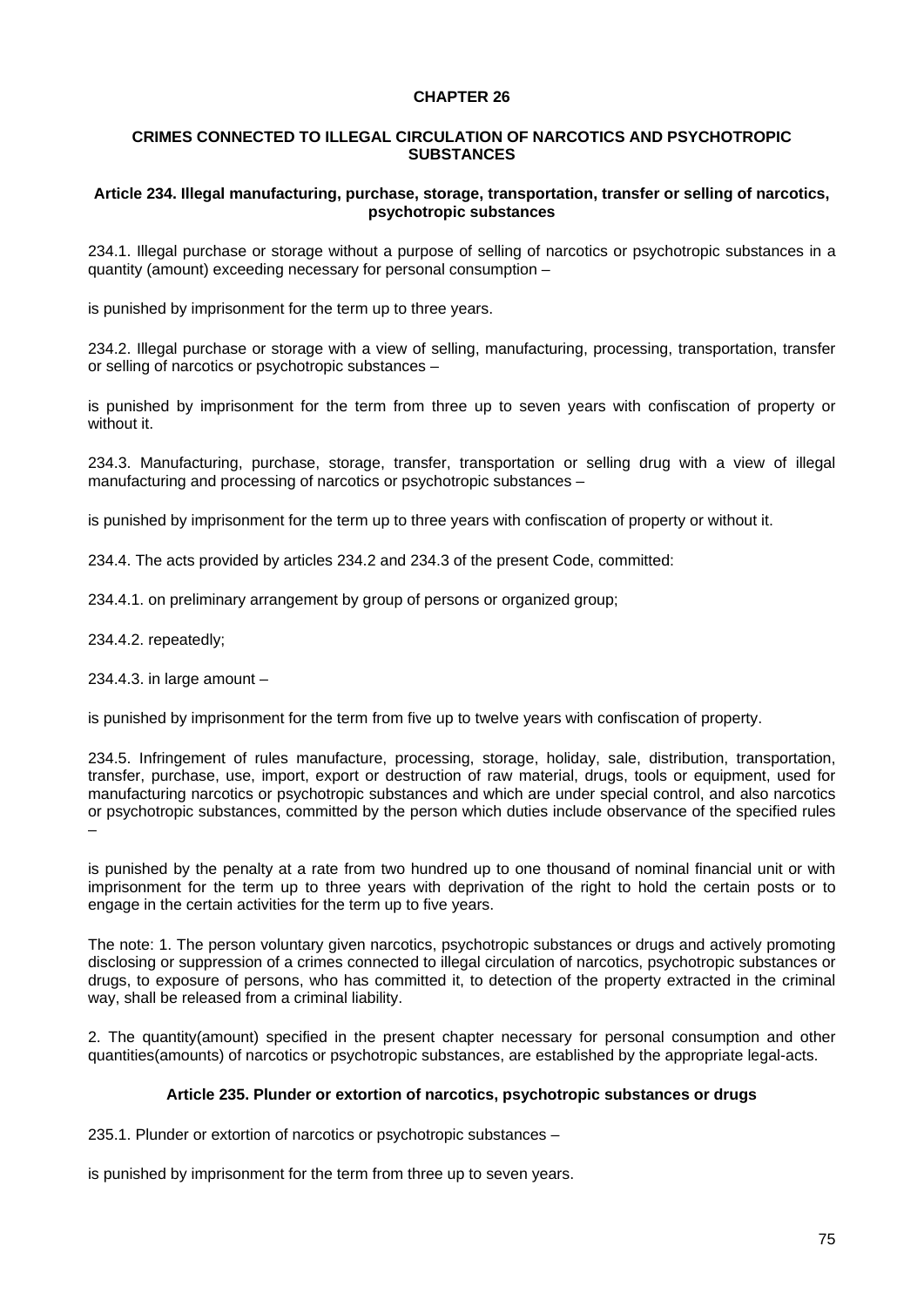# CHAPTER 26

## CRIMES CONNECTED TO ILLEGAL CIRCULATION OF NARCOTICS AND PSYCHOTROPIC SUBSTANCES

### Article 234. Illegal manufacturing, purchase, storage, transportation, transfer or selling of narcotics, psychotropic substances

234.1. Illegal purchase or storage without a purpose of selling of narcotics or psychotropic substances in a quantity (amount) exceeding necessary for personal consumption –

is punished by imprisonment for the term up to three years.

234.2. Illegal purchase or storage with a view of selling, manufacturing, processing, transportation, transfer or selling of narcotics or psychotropic substances –

is punished by imprisonment for the term from three up to seven years with confiscation of property or without it.

234.3. Manufacturing, purchase, storage, transfer, transportation or selling drug with a view of illegal manufacturing and processing of narcotics or psychotropic substances –

is punished by imprisonment for the term up to three years with confiscation of property or without it.

234.4. The acts provided by articles 234.2 and 234.3 of the present Code, committed:

234.4.1. on preliminary arrangement by group of persons or organized group;

234.4.2. repeatedly;

234.4.3. in large amount –

is punished by imprisonment for the term from five up to twelve years with confiscation of property.

234.5. Infringement of rules manufacture, processing, storage, holiday, sale, distribution, transportation, transfer, purchase, use, import, export or destruction of raw material, drugs, tools or equipment, used for manufacturing narcotics or psychotropic substances and which are under special control, and also narcotics or psychotropic substances, committed by the person which duties include observance of the specified rules –

is punished by the penalty at a rate from two hundred up to one thousand of nominal financial unit or with imprisonment for the term up to three years with deprivation of the right to hold the certain posts or to engage in the certain activities for the term up to five years.

The note: 1. The person voluntary given narcotics, psychotropic substances or drugs and actively promoting disclosing or suppression of a crimes connected to illegal circulation of narcotics, psychotropic substances or drugs, to exposure of persons, who has committed it, to detection of the property extracted in the criminal way, shall be released from a criminal liability.

2. The quantity(amount) specified in the present chapter necessary for personal consumption and other quantities(amounts) of narcotics or psychotropic substances, are established by the appropriate legal-acts.

### Article 235. Plunder or extortion of narcotics, psychotropic substances or drugs

235.1. Plunder or extortion of narcotics or psychotropic substances –

is punished by imprisonment for the term from three up to seven years.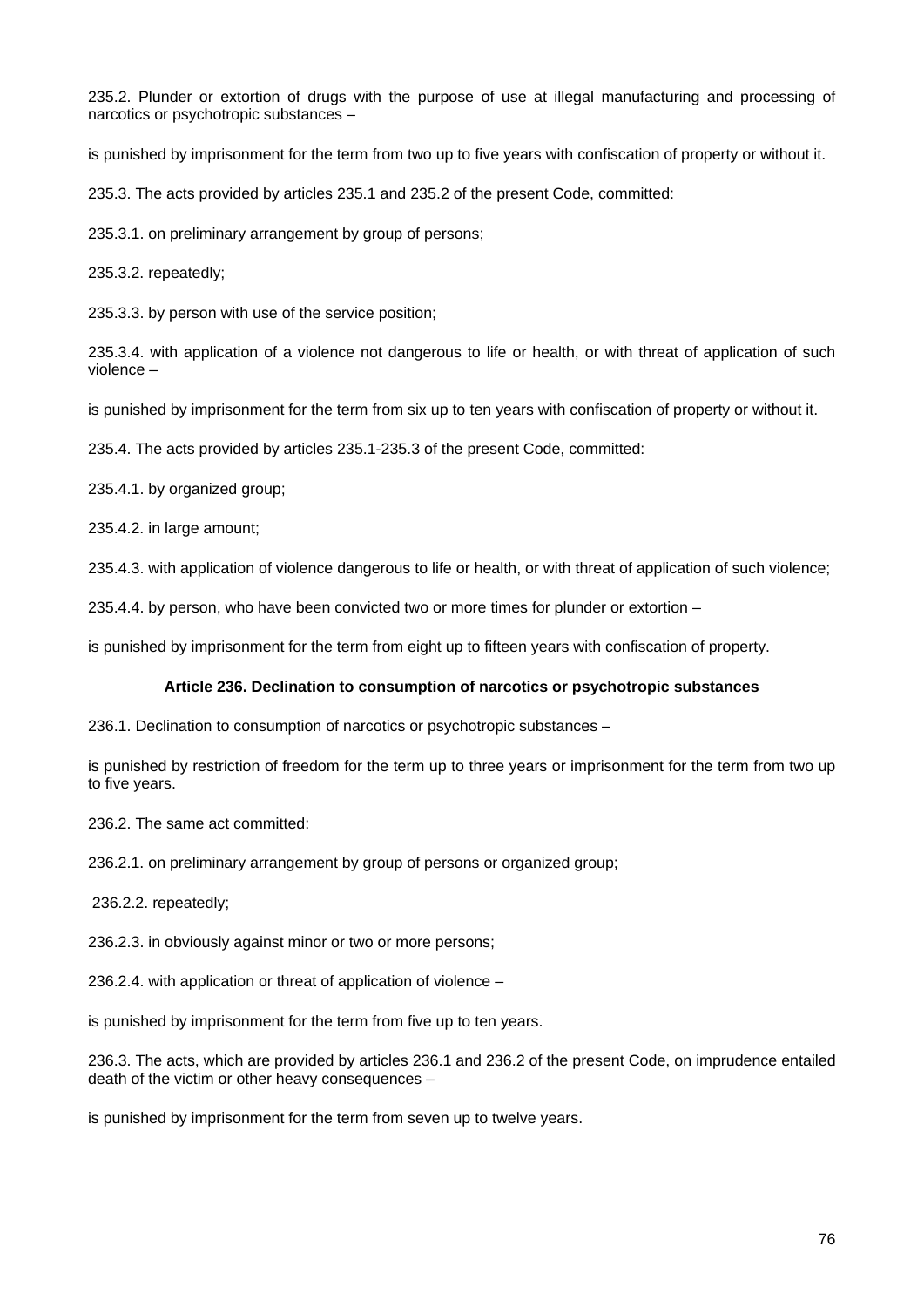235.2. Plunder or extortion of drugs with the purpose of use at illegal manufacturing and processing of narcotics or psychotropic substances –

is punished by imprisonment for the term from two up to five years with confiscation of property or without it.

235.3. The acts provided by articles 235.1 and 235.2 of the present Code, committed:

235.3.1. on preliminary arrangement by group of persons;

235.3.2. repeatedly;

235.3.3. by person with use of the service position;

235.3.4. with application of a violence not dangerous to life or health, or with threat of application of such violence –

is punished by imprisonment for the term from six up to ten years with confiscation of property or without it.

235.4. The acts provided by articles 235.1-235.3 of the present Code, committed:

235.4.1. by organized group;

235.4.2. in large amount;

235.4.3. with application of violence dangerous to life or health, or with threat of application of such violence;

235.4.4. by person, who have been convicted two or more times for plunder or extortion –

is punished by imprisonment for the term from eight up to fifteen years with confiscation of property.

### Article 236. Declination to consumption of narcotics or psychotropic substances

236.1. Declination to consumption of narcotics or psychotropic substances –

is punished by restriction of freedom for the term up to three years or imprisonment for the term from two up to five years.

236.2. The same act committed:

236.2.1. on preliminary arrangement by group of persons or organized group;

236.2.2. repeatedly;

236.2.3. in obviously against minor or two or more persons;

236.2.4. with application or threat of application of violence –

is punished by imprisonment for the term from five up to ten years.

236.3. The acts, which are provided by articles 236.1 and 236.2 of the present Code, on imprudence entailed death of the victim or other heavy consequences –

is punished by imprisonment for the term from seven up to twelve years.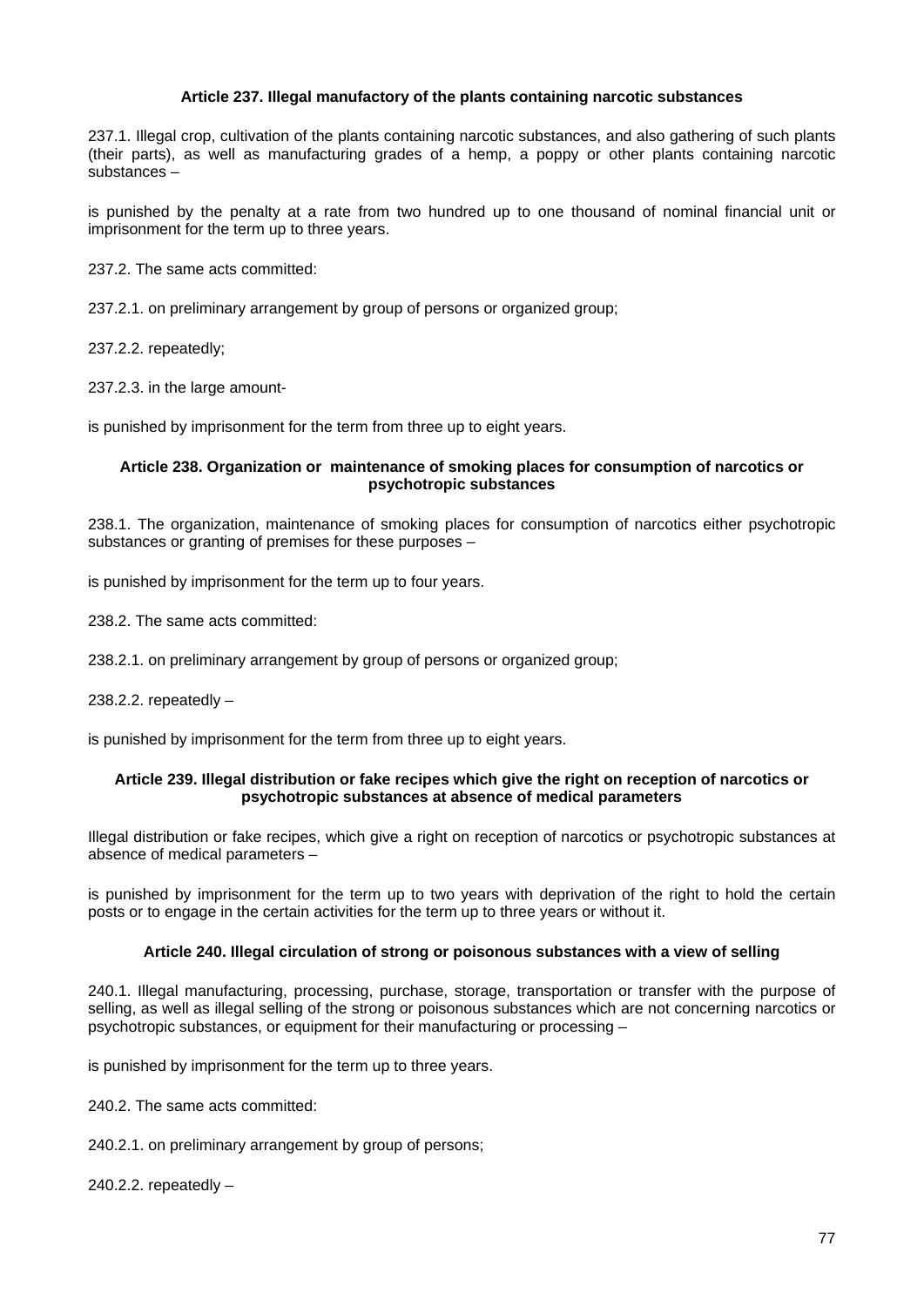**Article 237. Illegal manufactory of the plants containing narcotic substances**

237.1. Illegal crop, cultivation of the plants containing narcotic substances, and also gathering of such plants (their parts), as well as manufacturing grades of a hemp, a poppy or other plants containing narcotic substances –

is punished by the penalty at a rate from two hundred up to one thousand of nominal financial unit or imprisonment for the term up to three years.

237.2. The same acts committed:

237.2.1. on preliminary arrangement by group of persons or organized group;

237.2.2. repeatedly;

237.2.3. in the large amount-

is punished by imprisonment for the term from three up to eight years.

**Article 238. Organization or maintenance of smoking places for consumption of narcotics or psychotropic substances**

238.1. The organization, maintenance of smoking places for consumption of narcotics either psychotropic substances or granting of premises for these purposes –

is punished by imprisonment for the term up to four years.

238.2. The same acts committed:

238.2.1. on preliminary arrangement by group of persons or organized group;

238.2.2. repeatedly –

is punished by imprisonment for the term from three up to eight years.

**Article 239. Illegal distribution or fake recipes which give the right on reception of narcotics or psychotropic substances at absence of medical parameters**

Illegal distribution or fake recipes, which give a right on reception of narcotics or psychotropic substances at absence of medical parameters –

is punished by imprisonment for the term up to two years with deprivation of the right to hold the certain posts or to engage in the certain activities for the term up to three years or without it.

**Article 240. Illegal circulation of strong or poisonous substances with a view of selling**

240.1. Illegal manufacturing, processing, purchase, storage, transportation or transfer with the purpose of selling, as well as illegal selling of the strong or poisonous substances which are not concerning narcotics or psychotropic substances, or equipment for their manufacturing or processing –

is punished by imprisonment for the term up to three years.

240.2. The same acts committed:

240.2.1. on preliminary arrangement by group of persons;

240.2.2. repeatedly –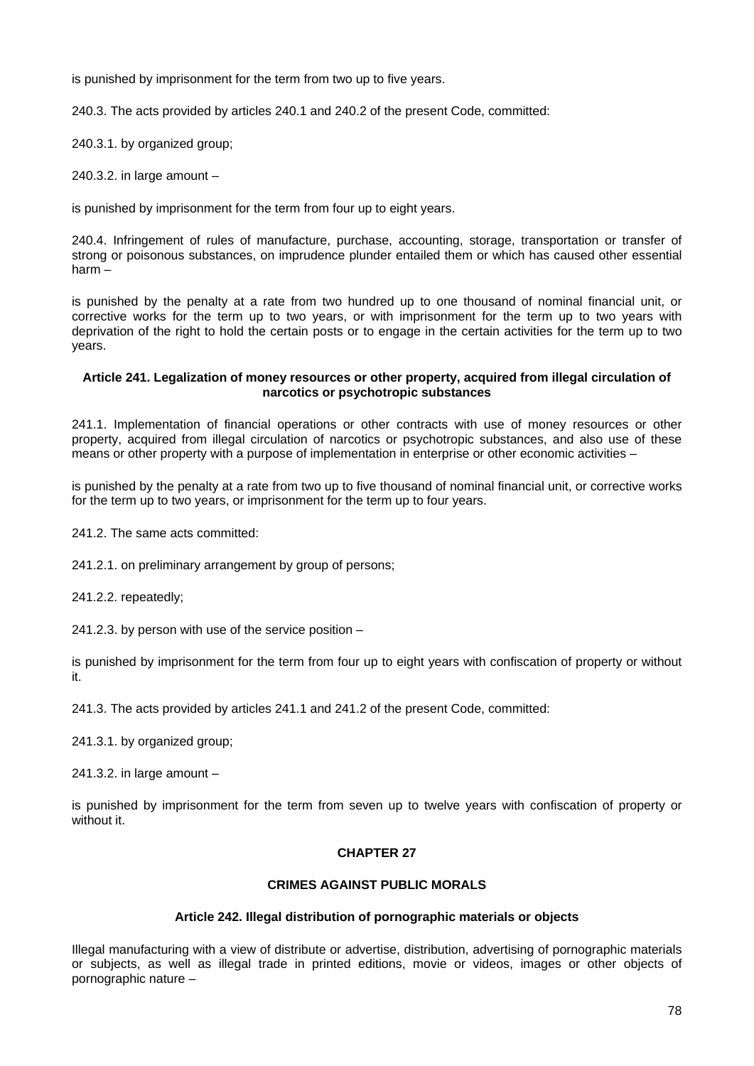is punished by imprisonment for the term from two up to five years.

240.3. The acts provided by articles 240.1 and 240.2 of the present Code, committed:

240.3.1. by organized group;

240.3.2. in large amount –

is punished by imprisonment for the term from four up to eight years.

240.4. Infringement of rules of manufacture, purchase, accounting, storage, transportation or transfer of strong or poisonous substances, on imprudence plunder entailed them or which has caused other essential harm –

is punished by the penalty at a rate from two hundred up to one thousand of nominal financial unit, or corrective works for the term up to two years, or with imprisonment for the term up to two years with deprivation of the right to hold the certain posts or to engage in the certain activities for the term up to two years.

#### Article 241. Legalization of money resources or other property, acquired from illegal circulation of narcotics or psychotropic substances

241.1. Implementation of financial operations or other contracts with use of money resources or other property, acquired from illegal circulation of narcotics or psychotropic substances, and also use of these means or other property with a purpose of implementation in enterprise or other economic activities –

is punished by the penalty at a rate from two up to five thousand of nominal financial unit, or corrective works for the term up to two years, or imprisonment for the term up to four years.

241.2. The same acts committed:

241.2.1. on preliminary arrangement by group of persons;

241.2.2. repeatedly;

241.2.3. by person with use of the service position –

is punished by imprisonment for the term from four up to eight years with confiscation of property or without it.

241.3. The acts provided by articles 241.1 and 241.2 of the present Code, committed:

241.3.1. by organized group;

241.3.2. in large amount –

is punished by imprisonment for the term from seven up to twelve years with confiscation of property or without it.

## CHAPTER 27

## CRIMES AGAINST PUBLIC MORALS

#### Article 242. Illegal distribution of pornographic materials or objects

Illegal manufacturing with a view of distribute or advertise, distribution, advertising of pornographic materials or subjects, as well as illegal trade in printed editions, movie or videos, images or other objects of pornographic nature –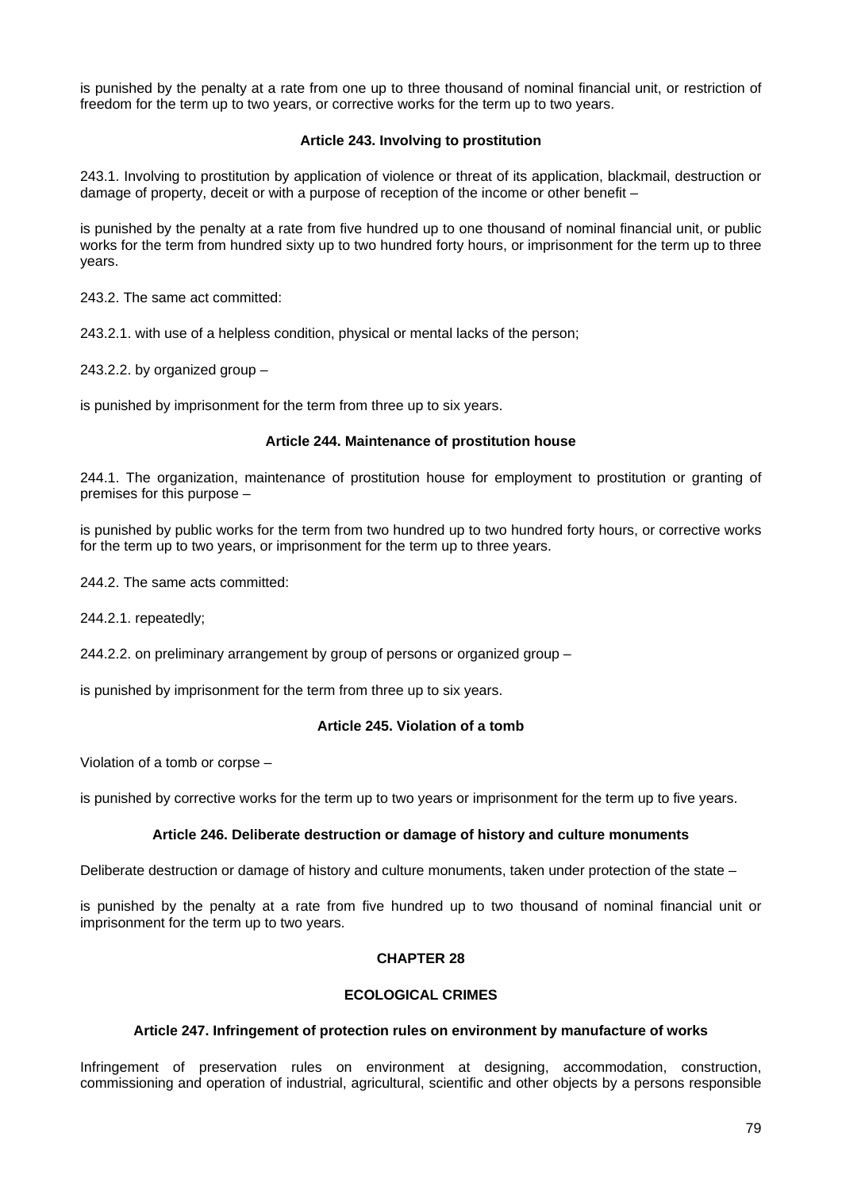is punished by the penalty at a rate from one up to three thousand of nominal financial unit, or restriction of freedom for the term up to two years, or corrective works for the term up to two years.

#### Article 243. Involving to prostitution

243.1. Involving to prostitution by application of violence or threat of its application, blackmail, destruction or damage of property, deceit or with a purpose of reception of the income or other benefit –

is punished by the penalty at a rate from five hundred up to one thousand of nominal financial unit, or public works for the term from hundred sixty up to two hundred forty hours, or imprisonment for the term up to three years.

243.2. The same act committed:

243.2.1. with use of a helpless condition, physical or mental lacks of the person;

243.2.2. by organized group –

is punished by imprisonment for the term from three up to six years.

#### Article 244. Maintenance of prostitution house

244.1. The organization, maintenance of prostitution house for employment to prostitution or granting of premises for this purpose –

is punished by public works for the term from two hundred up to two hundred forty hours, or corrective works for the term up to two years, or imprisonment for the term up to three years.

244.2. The same acts committed:

244.2.1. repeatedly;

244.2.2. on preliminary arrangement by group of persons or organized group –

is punished by imprisonment for the term from three up to six years.

#### Article 245. Violation of a tomb

Violation of a tomb or corpse –

is punished by corrective works for the term up to two years or imprisonment for the term up to five years.

#### Article 246. Deliberate destruction or damage of history and culture monuments

Deliberate destruction or damage of history and culture monuments, taken under protection of the state –

is punished by the penalty at a rate from five hundred up to two thousand of nominal financial unit or imprisonment for the term up to two years.

## CHAPTER 28

## ECOLOGICAL CRIMES

#### Article 247. Infringement of protection rules on environment by manufacture of works

Infringement of preservation rules on environment at designing, accommodation, construction, commissioning and operation of industrial, agricultural, scientific and other objects by a persons responsible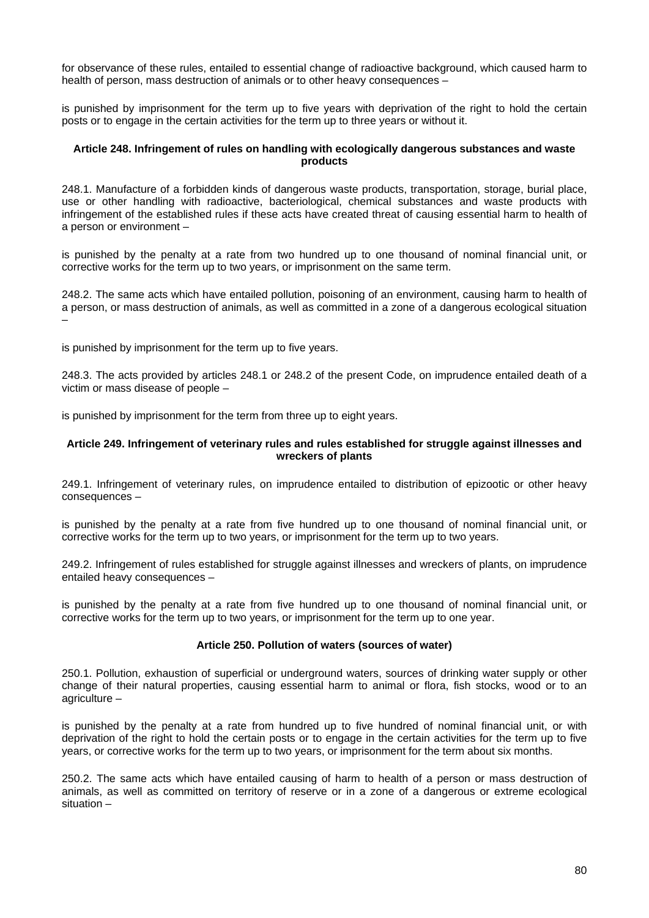for observance of these rules, entailed to essential change of radioactive background, which caused harm to health of person, mass destruction of animals or to other heavy consequences –

is punished by imprisonment for the term up to five years with deprivation of the right to hold the certain posts or to engage in the certain activities for the term up to three years or without it.

### Article 248. Infringement of rules on handling with ecologically dangerous substances and waste products

248.1. Manufacture of a forbidden kinds of dangerous waste products, transportation, storage, burial place, use or other handling with radioactive, bacteriological, chemical substances and waste products with infringement of the established rules if these acts have created threat of causing essential harm to health of a person or environment –

is punished by the penalty at a rate from two hundred up to one thousand of nominal financial unit, or corrective works for the term up to two years, or imprisonment on the same term.

248.2. The same acts which have entailed pollution, poisoning of an environment, causing harm to health of a person, or mass destruction of animals, as well as committed in a zone of a dangerous ecological situation –

is punished by imprisonment for the term up to five years.

248.3. The acts provided by articles 248.1 or 248.2 of the present Code, on imprudence entailed death of a victim or mass disease of people –

is punished by imprisonment for the term from three up to eight years.

### Article 249. Infringement of veterinary rules and rules established for struggle against illnesses and wreckers of plants

249.1. Infringement of veterinary rules, on imprudence entailed to distribution of epizootic or other heavy consequences –

is punished by the penalty at a rate from five hundred up to one thousand of nominal financial unit, or corrective works for the term up to two years, or imprisonment for the term up to two years.

249.2. Infringement of rules established for struggle against illnesses and wreckers of plants, on imprudence entailed heavy consequences –

is punished by the penalty at a rate from five hundred up to one thousand of nominal financial unit, or corrective works for the term up to two years, or imprisonment for the term up to one year.

### Article 250. Pollution of waters (sources of water)

250.1. Pollution, exhaustion of superficial or underground waters, sources of drinking water supply or other change of their natural properties, causing essential harm to animal or flora, fish stocks, wood or to an agriculture –

is punished by the penalty at a rate from hundred up to five hundred of nominal financial unit, or with deprivation of the right to hold the certain posts or to engage in the certain activities for the term up to five years, or corrective works for the term up to two years, or imprisonment for the term about six months.

250.2. The same acts which have entailed causing of harm to health of a person or mass destruction of animals, as well as committed on territory of reserve or in a zone of a dangerous or extreme ecological situation –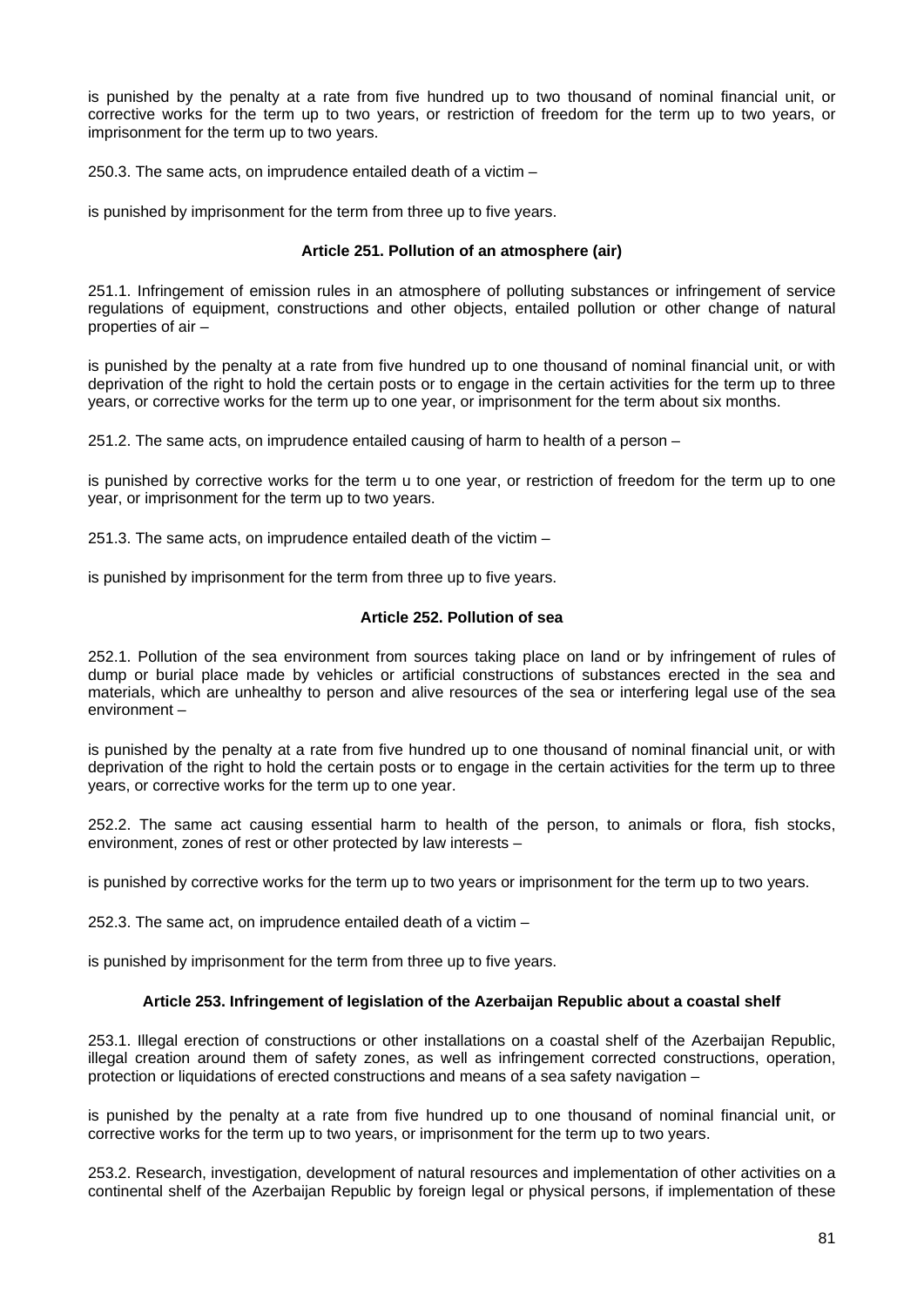is punished by the penalty at a rate from five hundred up to two thousand of nominal financial unit, or corrective works for the term up to two years, or restriction of freedom for the term up to two years, or imprisonment for the term up to two years.

250.3. The same acts, on imprudence entailed death of a victim –

is punished by imprisonment for the term from three up to five years.

### Article 251. Pollution of an atmosphere (air)

251.1. Infringement of emission rules in an atmosphere of polluting substances or infringement of service regulations of equipment, constructions and other objects, entailed pollution or other change of natural properties of air –

is punished by the penalty at a rate from five hundred up to one thousand of nominal financial unit, or with deprivation of the right to hold the certain posts or to engage in the certain activities for the term up to three years, or corrective works for the term up to one year, or imprisonment for the term about six months.

251.2. The same acts, on imprudence entailed causing of harm to health of a person –

is punished by corrective works for the term u to one year, or restriction of freedom for the term up to one year, or imprisonment for the term up to two years.

251.3. The same acts, on imprudence entailed death of the victim –

is punished by imprisonment for the term from three up to five years.

### Article 252. Pollution of sea

252.1. Pollution of the sea environment from sources taking place on land or by infringement of rules of dump or burial place made by vehicles or artificial constructions of substances erected in the sea and materials, which are unhealthy to person and alive resources of the sea or interfering legal use of the sea environment –

is punished by the penalty at a rate from five hundred up to one thousand of nominal financial unit, or with deprivation of the right to hold the certain posts or to engage in the certain activities for the term up to three years, or corrective works for the term up to one year.

252.2. The same act causing essential harm to health of the person, to animals or flora, fish stocks, environment, zones of rest or other protected by law interests –

is punished by corrective works for the term up to two years or imprisonment for the term up to two years.

252.3. The same act, on imprudence entailed death of a victim –

is punished by imprisonment for the term from three up to five years.

### Article 253. Infringement of legislation of the Azerbaijan Republic about a coastal shelf

253.1. Illegal erection of constructions or other installations on a coastal shelf of the Azerbaijan Republic, illegal creation around them of safety zones, as well as infringement corrected constructions, operation, protection or liquidations of erected constructions and means of a sea safety navigation –

is punished by the penalty at a rate from five hundred up to one thousand of nominal financial unit, or corrective works for the term up to two years, or imprisonment for the term up to two years.

253.2. Research, investigation, development of natural resources and implementation of other activities on a continental shelf of the Azerbaijan Republic by foreign legal or physical persons, if implementation of these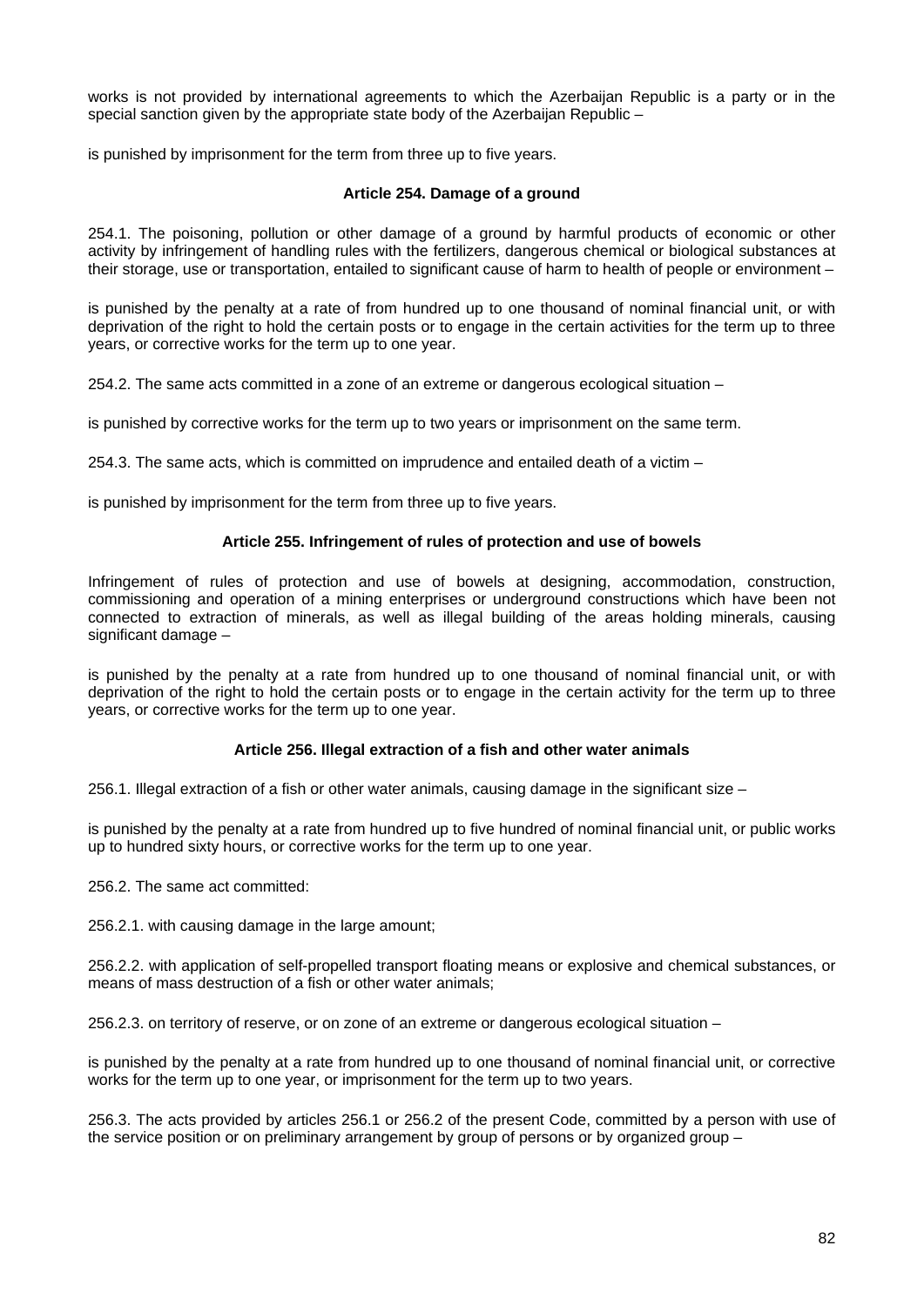works is not provided by international agreements to which the Azerbaijan Republic is a party or in the special sanction given by the appropriate state body of the Azerbaijan Republic –

is punished by imprisonment for the term from three up to five years.

### Article 254. Damage of a ground

254.1. The poisoning, pollution or other damage of a ground by harmful products of economic or other activity by infringement of handling rules with the fertilizers, dangerous chemical or biological substances at their storage, use or transportation, entailed to significant cause of harm to health of people or environment –

is punished by the penalty at a rate of from hundred up to one thousand of nominal financial unit, or with deprivation of the right to hold the certain posts or to engage in the certain activities for the term up to three years, or corrective works for the term up to one year.

254.2. The same acts committed in a zone of an extreme or dangerous ecological situation –

is punished by corrective works for the term up to two years or imprisonment on the same term.

254.3. The same acts, which is committed on imprudence and entailed death of a victim –

is punished by imprisonment for the term from three up to five years.

### Article 255. Infringement of rules of protection and use of bowels

Infringement of rules of protection and use of bowels at designing, accommodation, construction, commissioning and operation of a mining enterprises or underground constructions which have been not connected to extraction of minerals, as well as illegal building of the areas holding minerals, causing significant damage –

is punished by the penalty at a rate from hundred up to one thousand of nominal financial unit, or with deprivation of the right to hold the certain posts or to engage in the certain activity for the term up to three years, or corrective works for the term up to one year.

### Article 256. Illegal extraction of a fish and other water animals

256.1. Illegal extraction of a fish or other water animals, causing damage in the significant size –

is punished by the penalty at a rate from hundred up to five hundred of nominal financial unit, or public works up to hundred sixty hours, or corrective works for the term up to one year.

256.2. The same act committed:

256.2.1. with causing damage in the large amount;

256.2.2. with application of self-propelled transport floating means or explosive and chemical substances, or means of mass destruction of a fish or other water animals;

256.2.3. on territory of reserve, or on zone of an extreme or dangerous ecological situation –

is punished by the penalty at a rate from hundred up to one thousand of nominal financial unit, or corrective works for the term up to one year, or imprisonment for the term up to two years.

256.3. The acts provided by articles 256.1 or 256.2 of the present Code, committed by a person with use of the service position or on preliminary arrangement by group of persons or by organized group –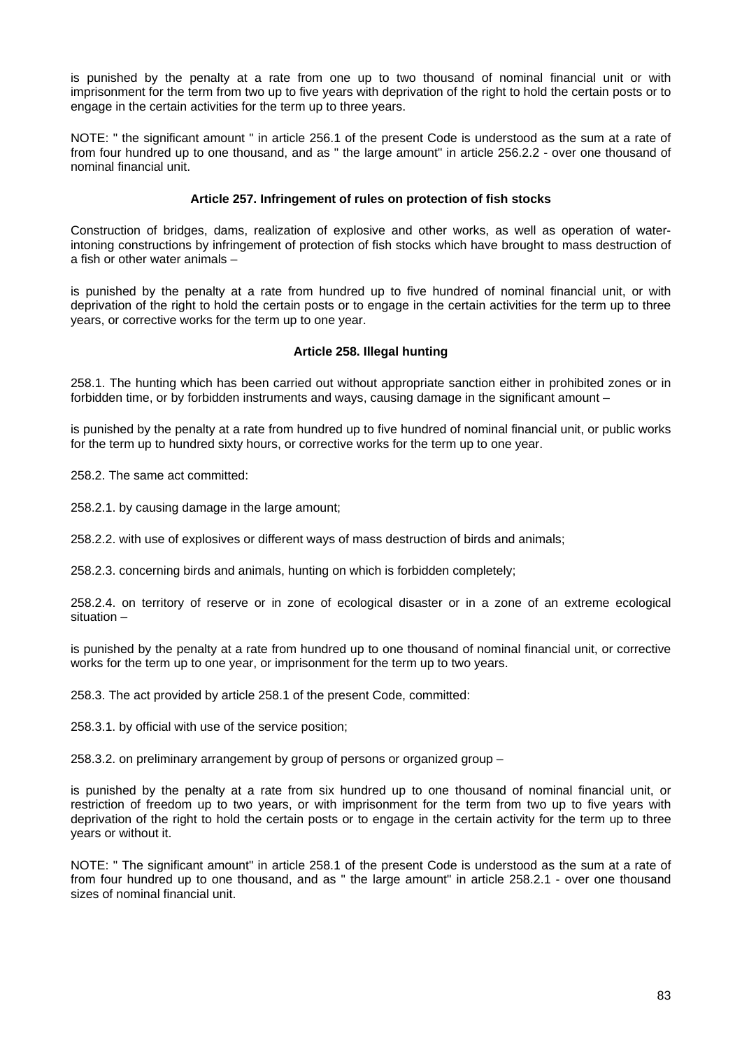is punished by the penalty at a rate from one up to two thousand of nominal financial unit or with imprisonment for the term from two up to five years with deprivation of the right to hold the certain posts or to engage in the certain activities for the term up to three years.

NOTE: " the significant amount " in article 256.1 of the present Code is understood as the sum at a rate of from four hundred up to one thousand, and as " the large amount" in article 256.2.2 - over one thousand of nominal financial unit.

### Article 257. Infringement of rules on protection of fish stocks

Construction of bridges, dams, realization of explosive and other works, as well as operation of water-intoning constructions by infringement of protection of fish stocks which have brought to mass destruction of a fish or other water animals –

is punished by the penalty at a rate from hundred up to five hundred of nominal financial unit, or with deprivation of the right to hold the certain posts or to engage in the certain activities for the term up to three years, or corrective works for the term up to one year.

### Article 258. Illegal hunting

258.1. The hunting which has been carried out without appropriate sanction either in prohibited zones or in forbidden time, or by forbidden instruments and ways, causing damage in the significant amount –

is punished by the penalty at a rate from hundred up to five hundred of nominal financial unit, or public works for the term up to hundred sixty hours, or corrective works for the term up to one year.

258.2. The same act committed:

258.2.1. by causing damage in the large amount;

258.2.2. with use of explosives or different ways of mass destruction of birds and animals;

258.2.3. concerning birds and animals, hunting on which is forbidden completely;

258.2.4. on territory of reserve or in zone of ecological disaster or in a zone of an extreme ecological situation –

is punished by the penalty at a rate from hundred up to one thousand of nominal financial unit, or corrective works for the term up to one year, or imprisonment for the term up to two years.

258.3. The act provided by article 258.1 of the present Code, committed:

258.3.1. by official with use of the service position;

258.3.2. on preliminary arrangement by group of persons or organized group –

is punished by the penalty at a rate from six hundred up to one thousand of nominal financial unit, or restriction of freedom up to two years, or with imprisonment for the term from two up to five years with deprivation of the right to hold the certain posts or to engage in the certain activity for the term up to three years or without it.

NOTE: " The significant amount" in article 258.1 of the present Code is understood as the sum at a rate of from four hundred up to one thousand, and as " the large amount" in article 258.2.1 - over one thousand sizes of nominal financial unit.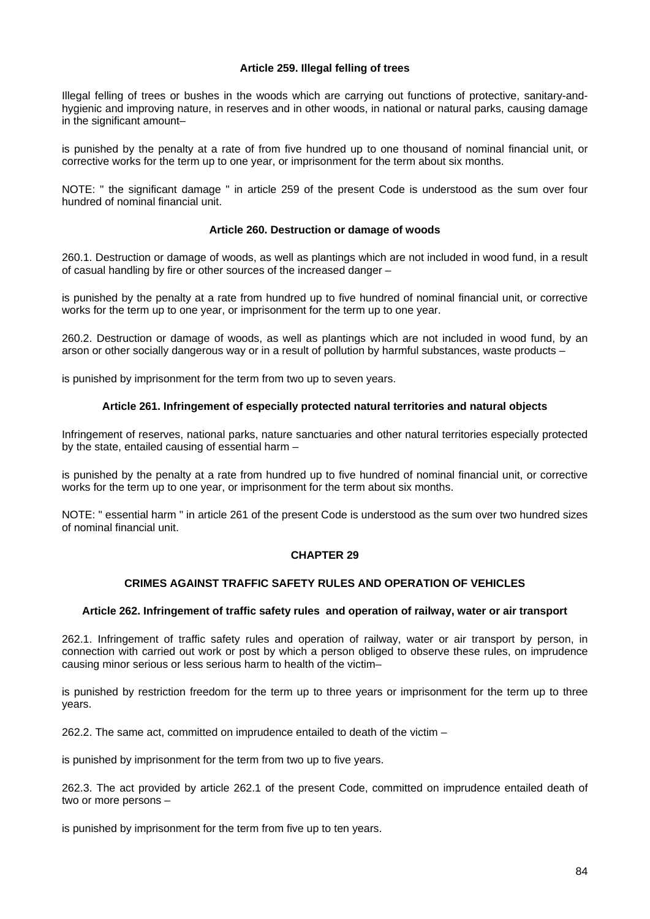#### Article 259. Illegal felling of trees

Illegal felling of trees or bushes in the woods which are carrying out functions of protective, sanitary-and-hygienic and improving nature, in reserves and in other woods, in national or natural parks, causing damage in the significant amount–

is punished by the penalty at a rate of from five hundred up to one thousand of nominal financial unit, or corrective works for the term up to one year, or imprisonment for the term about six months.

NOTE: " the significant damage " in article 259 of the present Code is understood as the sum over four hundred of nominal financial unit.

#### Article 260. Destruction or damage of woods

260.1. Destruction or damage of woods, as well as plantings which are not included in wood fund, in a result of casual handling by fire or other sources of the increased danger –

is punished by the penalty at a rate from hundred up to five hundred of nominal financial unit, or corrective works for the term up to one year, or imprisonment for the term up to one year.

260.2. Destruction or damage of woods, as well as plantings which are not included in wood fund, by an arson or other socially dangerous way or in a result of pollution by harmful substances, waste products –

is punished by imprisonment for the term from two up to seven years.

#### Article 261. Infringement of especially protected natural territories and natural objects

Infringement of reserves, national parks, nature sanctuaries and other natural territories especially protected by the state, entailed causing of essential harm –

is punished by the penalty at a rate from hundred up to five hundred of nominal financial unit, or corrective works for the term up to one year, or imprisonment for the term about six months.

NOTE: " essential harm " in article 261 of the present Code is understood as the sum over two hundred sizes of nominal financial unit.

## CHAPTER 29

## CRIMES AGAINST TRAFFIC SAFETY RULES AND OPERATION OF VEHICLES

#### Article 262. Infringement of traffic safety rules and operation of railway, water or air transport

262.1. Infringement of traffic safety rules and operation of railway, water or air transport by person, in connection with carried out work or post by which a person obliged to observe these rules, on imprudence causing minor serious or less serious harm to health of the victim–

is punished by restriction freedom for the term up to three years or imprisonment for the term up to three years.

262.2. The same act, committed on imprudence entailed to death of the victim –

is punished by imprisonment for the term from two up to five years.

262.3. The act provided by article 262.1 of the present Code, committed on imprudence entailed death of two or more persons –

is punished by imprisonment for the term from five up to ten years.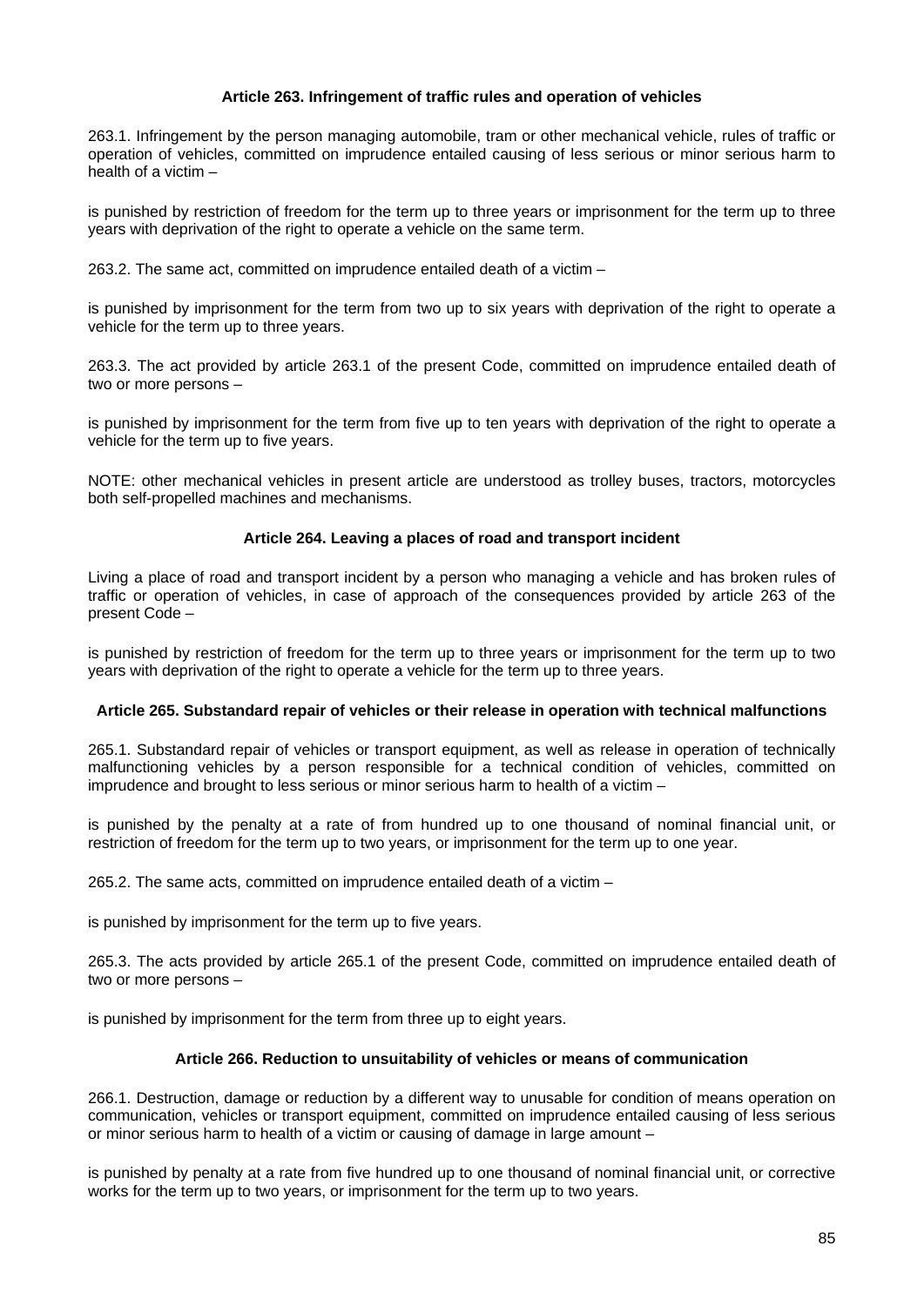### Article 263. Infringement of traffic rules and operation of vehicles

263.1. Infringement by the person managing automobile, tram or other mechanical vehicle, rules of traffic or operation of vehicles, committed on imprudence entailed causing of less serious or minor serious harm to health of a victim –

is punished by restriction of freedom for the term up to three years or imprisonment for the term up to three years with deprivation of the right to operate a vehicle on the same term.

263.2. The same act, committed on imprudence entailed death of a victim –

is punished by imprisonment for the term from two up to six years with deprivation of the right to operate a vehicle for the term up to three years.

263.3. The act provided by article 263.1 of the present Code, committed on imprudence entailed death of two or more persons –

is punished by imprisonment for the term from five up to ten years with deprivation of the right to operate a vehicle for the term up to five years.

NOTE: other mechanical vehicles in present article are understood as trolley buses, tractors, motorcycles both self-propelled machines and mechanisms.

### Article 264. Leaving a places of road and transport incident

Living a place of road and transport incident by a person who managing a vehicle and has broken rules of traffic or operation of vehicles, in case of approach of the consequences provided by article 263 of the present Code –

is punished by restriction of freedom for the term up to three years or imprisonment for the term up to two years with deprivation of the right to operate a vehicle for the term up to three years.

### Article 265. Substandard repair of vehicles or their release in operation with technical malfunctions

265.1. Substandard repair of vehicles or transport equipment, as well as release in operation of technically malfunctioning vehicles by a person responsible for a technical condition of vehicles, committed on imprudence and brought to less serious or minor serious harm to health of a victim –

is punished by the penalty at a rate of from hundred up to one thousand of nominal financial unit, or restriction of freedom for the term up to two years, or imprisonment for the term up to one year.

265.2. The same acts, committed on imprudence entailed death of a victim –

is punished by imprisonment for the term up to five years.

265.3. The acts provided by article 265.1 of the present Code, committed on imprudence entailed death of two or more persons –

is punished by imprisonment for the term from three up to eight years.

### Article 266. Reduction to unsuitability of vehicles or means of communication

266.1. Destruction, damage or reduction by a different way to unusable for condition of means operation on communication, vehicles or transport equipment, committed on imprudence entailed causing of less serious or minor serious harm to health of a victim or causing of damage in large amount –

is punished by penalty at a rate from five hundred up to one thousand of nominal financial unit, or corrective works for the term up to two years, or imprisonment for the term up to two years.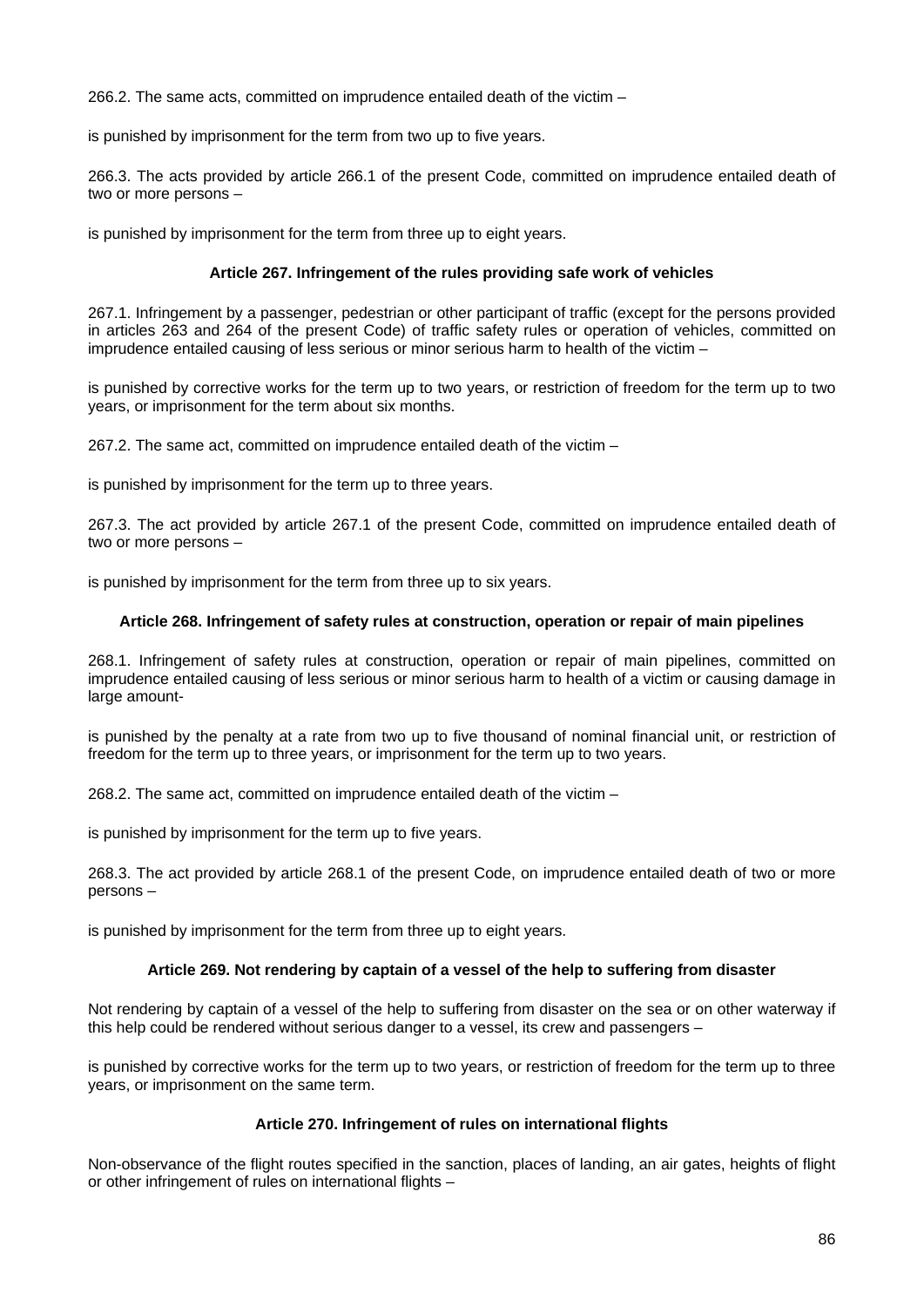266.2. The same acts, committed on imprudence entailed death of the victim –

is punished by imprisonment for the term from two up to five years.

266.3. The acts provided by article 266.1 of the present Code, committed on imprudence entailed death of two or more persons –

is punished by imprisonment for the term from three up to eight years.

### Article 267. Infringement of the rules providing safe work of vehicles

267.1. Infringement by a passenger, pedestrian or other participant of traffic (except for the persons provided in articles 263 and 264 of the present Code) of traffic safety rules or operation of vehicles, committed on imprudence entailed causing of less serious or minor serious harm to health of the victim –

is punished by corrective works for the term up to two years, or restriction of freedom for the term up to two years, or imprisonment for the term about six months.

267.2. The same act, committed on imprudence entailed death of the victim –

is punished by imprisonment for the term up to three years.

267.3. The act provided by article 267.1 of the present Code, committed on imprudence entailed death of two or more persons –

is punished by imprisonment for the term from three up to six years.

### Article 268. Infringement of safety rules at construction, operation or repair of main pipelines

268.1. Infringement of safety rules at construction, operation or repair of main pipelines, committed on imprudence entailed causing of less serious or minor serious harm to health of a victim or causing damage in large amount-

is punished by the penalty at a rate from two up to five thousand of nominal financial unit, or restriction of freedom for the term up to three years, or imprisonment for the term up to two years.

268.2. The same act, committed on imprudence entailed death of the victim –

is punished by imprisonment for the term up to five years.

268.3. The act provided by article 268.1 of the present Code, on imprudence entailed death of two or more persons –

is punished by imprisonment for the term from three up to eight years.

### Article 269. Not rendering by captain of a vessel of the help to suffering from disaster

Not rendering by captain of a vessel of the help to suffering from disaster on the sea or on other waterway if this help could be rendered without serious danger to a vessel, its crew and passengers –

is punished by corrective works for the term up to two years, or restriction of freedom for the term up to three years, or imprisonment on the same term.

### Article 270. Infringement of rules on international flights

Non-observance of the flight routes specified in the sanction, places of landing, an air gates, heights of flight or other infringement of rules on international flights –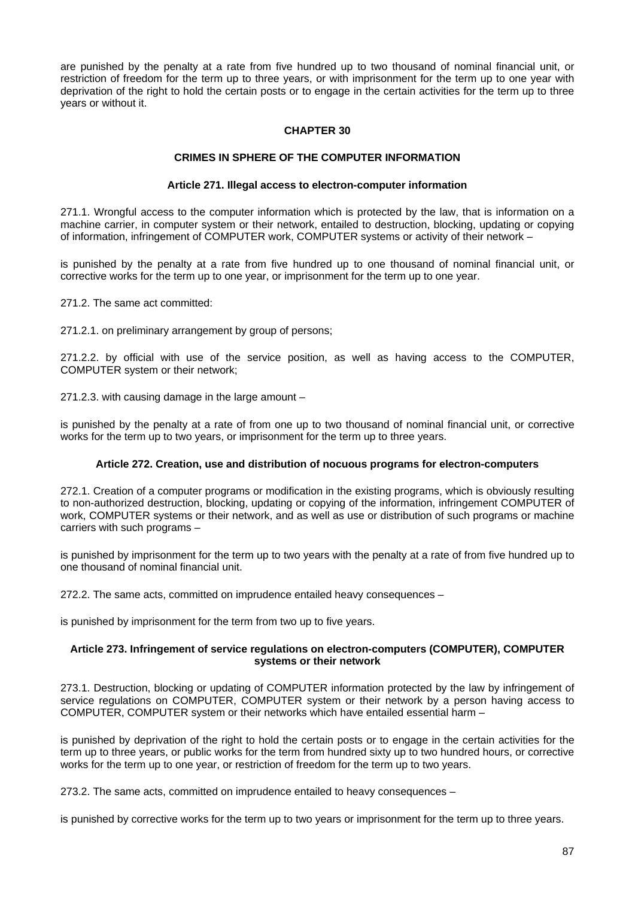are punished by the penalty at a rate from five hundred up to two thousand of nominal financial unit, or restriction of freedom for the term up to three years, or with imprisonment for the term up to one year with deprivation of the right to hold the certain posts or to engage in the certain activities for the term up to three years or without it.

## CHAPTER 30

## CRIMES IN SPHERE OF THE COMPUTER INFORMATION

### Article 271. Illegal access to electron-computer information

271.1. Wrongful access to the computer information which is protected by the law, that is information on a machine carrier, in computer system or their network, entailed to destruction, blocking, updating or copying of information, infringement of COMPUTER work, COMPUTER systems or activity of their network –

is punished by the penalty at a rate from five hundred up to one thousand of nominal financial unit, or corrective works for the term up to one year, or imprisonment for the term up to one year.

271.2. The same act committed:

271.2.1. on preliminary arrangement by group of persons;

271.2.2. by official with use of the service position, as well as having access to the COMPUTER, COMPUTER system or their network;

271.2.3. with causing damage in the large amount –

is punished by the penalty at a rate of from one up to two thousand of nominal financial unit, or corrective works for the term up to two years, or imprisonment for the term up to three years.

### Article 272. Creation, use and distribution of nocuous programs for electron-computers

272.1. Creation of a computer programs or modification in the existing programs, which is obviously resulting to non-authorized destruction, blocking, updating or copying of the information, infringement COMPUTER of work, COMPUTER systems or their network, and as well as use or distribution of such programs or machine carriers with such programs –

is punished by imprisonment for the term up to two years with the penalty at a rate of from five hundred up to one thousand of nominal financial unit.

272.2. The same acts, committed on imprudence entailed heavy consequences –

is punished by imprisonment for the term from two up to five years.

### Article 273. Infringement of service regulations on electron-computers (COMPUTER), COMPUTER systems or their network

273.1. Destruction, blocking or updating of COMPUTER information protected by the law by infringement of service regulations on COMPUTER, COMPUTER system or their network by a person having access to COMPUTER, COMPUTER system or their networks which have entailed essential harm –

is punished by deprivation of the right to hold the certain posts or to engage in the certain activities for the term up to three years, or public works for the term from hundred sixty up to two hundred hours, or corrective works for the term up to one year, or restriction of freedom for the term up to two years.

273.2. The same acts, committed on imprudence entailed to heavy consequences –

is punished by corrective works for the term up to two years or imprisonment for the term up to three years.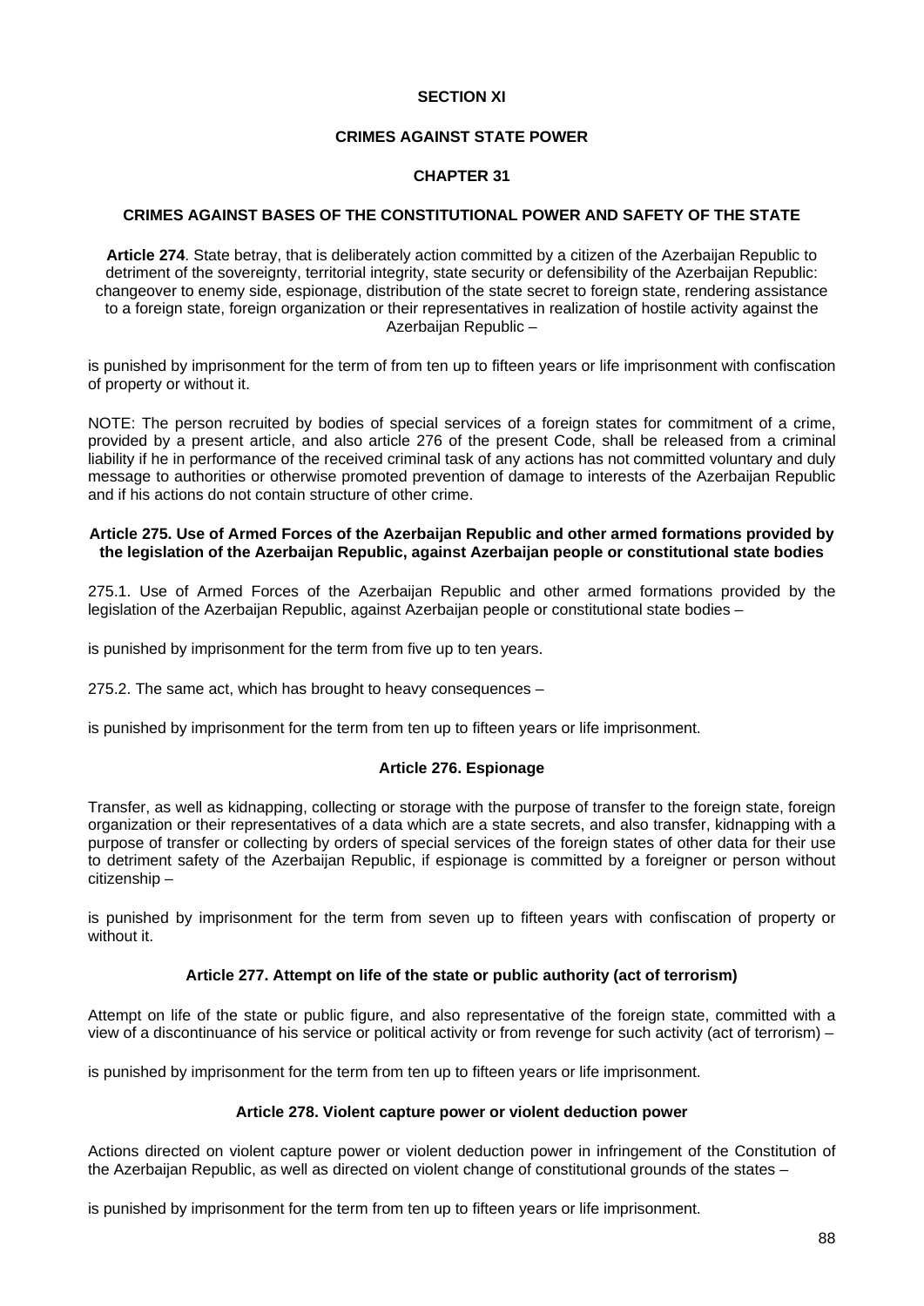## SECTION XI

## CRIMES AGAINST STATE POWER

### CHAPTER 31

### CRIMES AGAINST BASES OF THE CONSTITUTIONAL POWER AND SAFETY OF THE STATE

**Article 274**. State betray, that is deliberately action committed by a citizen of the Azerbaijan Republic to detriment of the sovereignty, territorial integrity, state security or defensibility of the Azerbaijan Republic: changeover to enemy side, espionage, distribution of the state secret to foreign state, rendering assistance to a foreign state, foreign organization or their representatives in realization of hostile activity against the Azerbaijan Republic –

is punished by imprisonment for the term of from ten up to fifteen years or life imprisonment with confiscation of property or without it.

NOTE: The person recruited by bodies of special services of a foreign states for commitment of a crime, provided by a present article, and also article 276 of the present Code, shall be released from a criminal liability if he in performance of the received criminal task of any actions has not committed voluntary and duly message to authorities or otherwise promoted prevention of damage to interests of the Azerbaijan Republic and if his actions do not contain structure of other crime.

**Article 275. Use of Armed Forces of the Azerbaijan Republic and other armed formations provided by the legislation of the Azerbaijan Republic, against Azerbaijan people or constitutional state bodies**

275.1. Use of Armed Forces of the Azerbaijan Republic and other armed formations provided by the legislation of the Azerbaijan Republic, against Azerbaijan people or constitutional state bodies –

is punished by imprisonment for the term from five up to ten years.

275.2. The same act, which has brought to heavy consequences –

is punished by imprisonment for the term from ten up to fifteen years or life imprisonment.

**Article 276. Espionage**

Transfer, as well as kidnapping, collecting or storage with the purpose of transfer to the foreign state, foreign organization or their representatives of a data which are a state secrets, and also transfer, kidnapping with a purpose of transfer or collecting by orders of special services of the foreign states of other data for their use to detriment safety of the Azerbaijan Republic, if espionage is committed by a foreigner or person without citizenship –

is punished by imprisonment for the term from seven up to fifteen years with confiscation of property or without it.

**Article 277. Attempt on life of the state or public authority (act of terrorism)**

Attempt on life of the state or public figure, and also representative of the foreign state, committed with a view of a discontinuance of his service or political activity or from revenge for such activity (act of terrorism) –

is punished by imprisonment for the term from ten up to fifteen years or life imprisonment.

**Article 278. Violent capture power or violent deduction power**

Actions directed on violent capture power or violent deduction power in infringement of the Constitution of the Azerbaijan Republic, as well as directed on violent change of constitutional grounds of the states –

is punished by imprisonment for the term from ten up to fifteen years or life imprisonment.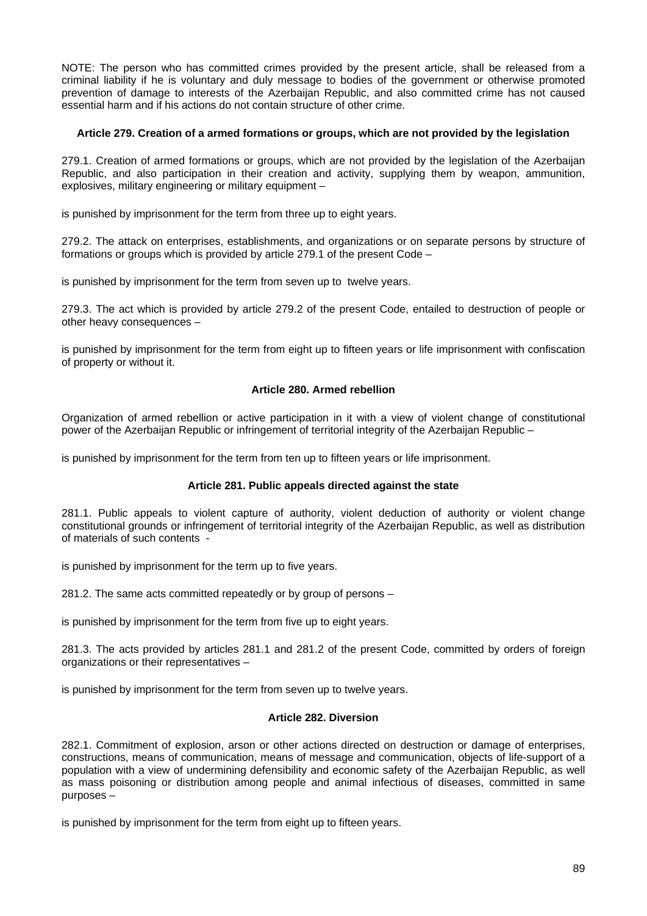NOTE: The person who has committed crimes provided by the present article, shall be released from a criminal liability if he is voluntary and duly message to bodies of the government or otherwise promoted prevention of damage to interests of the Azerbaijan Republic, and also committed crime has not caused essential harm and if his actions do not contain structure of other crime.

#### Article 279. Creation of a armed formations or groups, which are not provided by the legislation

279.1. Creation of armed formations or groups, which are not provided by the legislation of the Azerbaijan Republic, and also participation in their creation and activity, supplying them by weapon, ammunition, explosives, military engineering or military equipment –

is punished by imprisonment for the term from three up to eight years.

279.2. The attack on enterprises, establishments, and organizations or on separate persons by structure of formations or groups which is provided by article 279.1 of the present Code –

is punished by imprisonment for the term from seven up to twelve years.

279.3. The act which is provided by article 279.2 of the present Code, entailed to destruction of people or other heavy consequences –

is punished by imprisonment for the term from eight up to fifteen years or life imprisonment with confiscation of property or without it.

#### Article 280. Armed rebellion

Organization of armed rebellion or active participation in it with a view of violent change of constitutional power of the Azerbaijan Republic or infringement of territorial integrity of the Azerbaijan Republic –

is punished by imprisonment for the term from ten up to fifteen years or life imprisonment.

#### Article 281. Public appeals directed against the state

281.1. Public appeals to violent capture of authority, violent deduction of authority or violent change constitutional grounds or infringement of territorial integrity of the Azerbaijan Republic, as well as distribution of materials of such contents -

is punished by imprisonment for the term up to five years.

281.2. The same acts committed repeatedly or by group of persons –

is punished by imprisonment for the term from five up to eight years.

281.3. The acts provided by articles 281.1 and 281.2 of the present Code, committed by orders of foreign organizations or their representatives –

is punished by imprisonment for the term from seven up to twelve years.

#### Article 282. Diversion

282.1. Commitment of explosion, arson or other actions directed on destruction or damage of enterprises, constructions, means of communication, means of message and communication, objects of life-support of a population with a view of undermining defensibility and economic safety of the Azerbaijan Republic, as well as mass poisoning or distribution among people and animal infectious of diseases, committed in same purposes –

is punished by imprisonment for the term from eight up to fifteen years.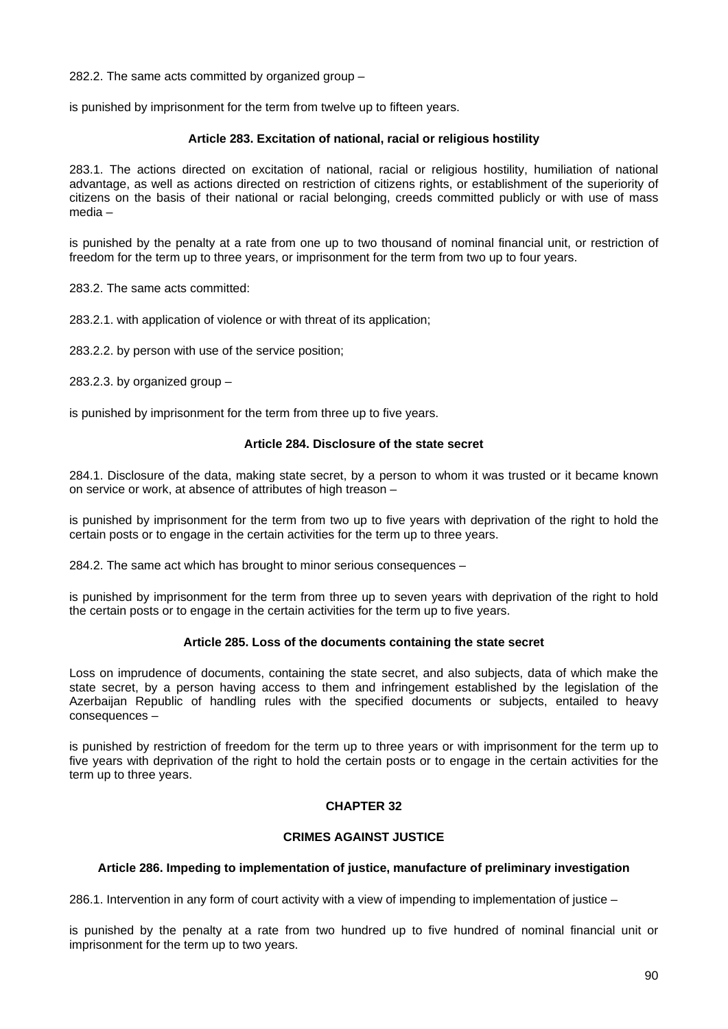282.2. The same acts committed by organized group –

is punished by imprisonment for the term from twelve up to fifteen years.

### Article 283. Excitation of national, racial or religious hostility

283.1. The actions directed on excitation of national, racial or religious hostility, humiliation of national advantage, as well as actions directed on restriction of citizens rights, or establishment of the superiority of citizens on the basis of their national or racial belonging, creeds committed publicly or with use of mass media –

is punished by the penalty at a rate from one up to two thousand of nominal financial unit, or restriction of freedom for the term up to three years, or imprisonment for the term from two up to four years.

283.2. The same acts committed:

283.2.1. with application of violence or with threat of its application;

283.2.2. by person with use of the service position;

283.2.3. by organized group –

is punished by imprisonment for the term from three up to five years.

### Article 284. Disclosure of the state secret

284.1. Disclosure of the data, making state secret, by a person to whom it was trusted or it became known on service or work, at absence of attributes of high treason –

is punished by imprisonment for the term from two up to five years with deprivation of the right to hold the certain posts or to engage in the certain activities for the term up to three years.

284.2. The same act which has brought to minor serious consequences –

is punished by imprisonment for the term from three up to seven years with deprivation of the right to hold the certain posts or to engage in the certain activities for the term up to five years.

### Article 285. Loss of the documents containing the state secret

Loss on imprudence of documents, containing the state secret, and also subjects, data of which make the state secret, by a person having access to them and infringement established by the legislation of the Azerbaijan Republic of handling rules with the specified documents or subjects, entailed to heavy consequences –

is punished by restriction of freedom for the term up to three years or with imprisonment for the term up to five years with deprivation of the right to hold the certain posts or to engage in the certain activities for the term up to three years.

## CHAPTER 32

## CRIMES AGAINST JUSTICE

### Article 286. Impeding to implementation of justice, manufacture of preliminary investigation

286.1. Intervention in any form of court activity with a view of impending to implementation of justice –

is punished by the penalty at a rate from two hundred up to five hundred of nominal financial unit or imprisonment for the term up to two years.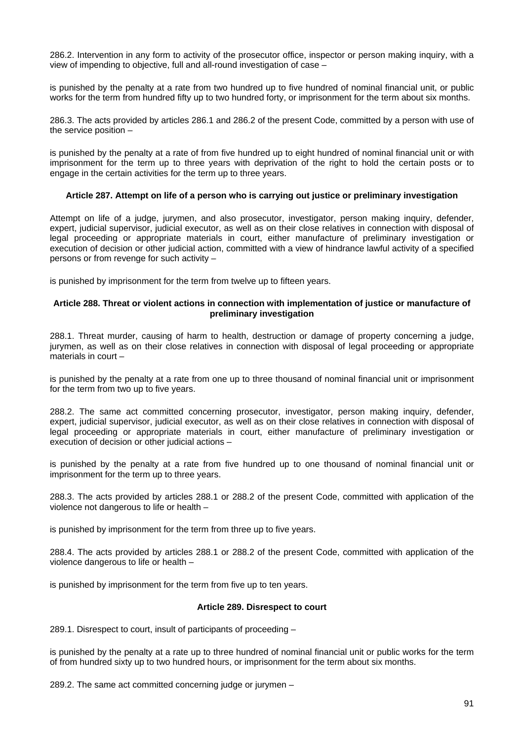286.2. Intervention in any form to activity of the prosecutor office, inspector or person making inquiry, with a view of impending to objective, full and all-round investigation of case –

is punished by the penalty at a rate from two hundred up to five hundred of nominal financial unit, or public works for the term from hundred fifty up to two hundred forty, or imprisonment for the term about six months.

286.3. The acts provided by articles 286.1 and 286.2 of the present Code, committed by a person with use of the service position –

is punished by the penalty at a rate of from five hundred up to eight hundred of nominal financial unit or with imprisonment for the term up to three years with deprivation of the right to hold the certain posts or to engage in the certain activities for the term up to three years.

### Article 287. Attempt on life of a person who is carrying out justice or preliminary investigation

Attempt on life of a judge, jurymen, and also prosecutor, investigator, person making inquiry, defender, expert, judicial supervisor, judicial executor, as well as on their close relatives in connection with disposal of legal proceeding or appropriate materials in court, either manufacture of preliminary investigation or execution of decision or other judicial action, committed with a view of hindrance lawful activity of a specified persons or from revenge for such activity –

is punished by imprisonment for the term from twelve up to fifteen years.

### Article 288. Threat or violent actions in connection with implementation of justice or manufacture of preliminary investigation

288.1. Threat murder, causing of harm to health, destruction or damage of property concerning a judge, jurymen, as well as on their close relatives in connection with disposal of legal proceeding or appropriate materials in court –

is punished by the penalty at a rate from one up to three thousand of nominal financial unit or imprisonment for the term from two up to five years.

288.2. The same act committed concerning prosecutor, investigator, person making inquiry, defender, expert, judicial supervisor, judicial executor, as well as on their close relatives in connection with disposal of legal proceeding or appropriate materials in court, either manufacture of preliminary investigation or execution of decision or other judicial actions –

is punished by the penalty at a rate from five hundred up to one thousand of nominal financial unit or imprisonment for the term up to three years.

288.3. The acts provided by articles 288.1 or 288.2 of the present Code, committed with application of the violence not dangerous to life or health –

is punished by imprisonment for the term from three up to five years.

288.4. The acts provided by articles 288.1 or 288.2 of the present Code, committed with application of the violence dangerous to life or health –

is punished by imprisonment for the term from five up to ten years.

### Article 289. Disrespect to court

289.1. Disrespect to court, insult of participants of proceeding –

is punished by the penalty at a rate up to three hundred of nominal financial unit or public works for the term of from hundred sixty up to two hundred hours, or imprisonment for the term about six months.

289.2. The same act committed concerning judge or jurymen –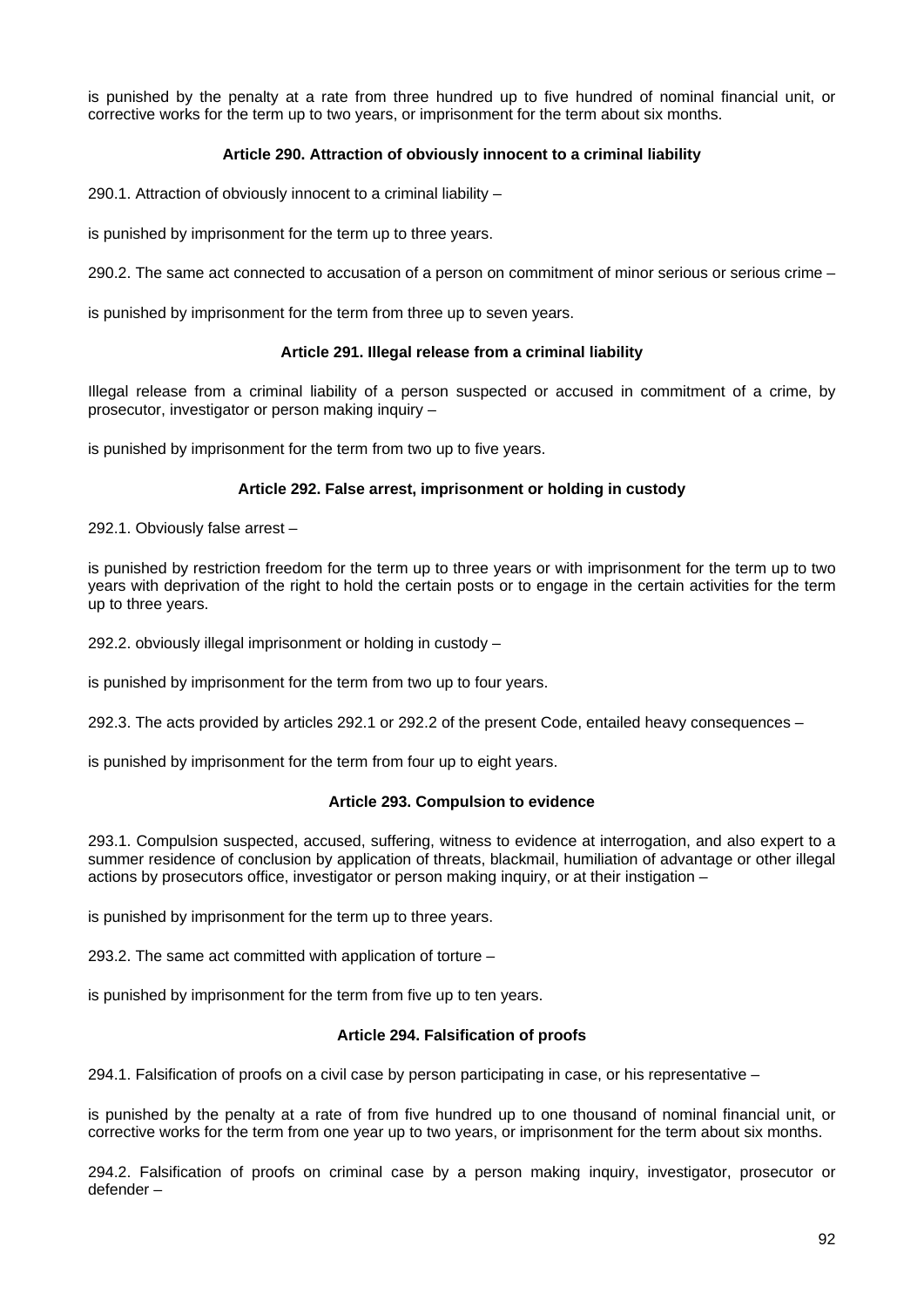is punished by the penalty at a rate from three hundred up to five hundred of nominal financial unit, or corrective works for the term up to two years, or imprisonment for the term about six months.

#### Article 290. Attraction of obviously innocent to a criminal liability

290.1. Attraction of obviously innocent to a criminal liability –

is punished by imprisonment for the term up to three years.

290.2. The same act connected to accusation of a person on commitment of minor serious or serious crime –

is punished by imprisonment for the term from three up to seven years.

#### Article 291. Illegal release from a criminal liability

Illegal release from a criminal liability of a person suspected or accused in commitment of a crime, by prosecutor, investigator or person making inquiry –

is punished by imprisonment for the term from two up to five years.

#### Article 292. False arrest, imprisonment or holding in custody

292.1. Obviously false arrest –

is punished by restriction freedom for the term up to three years or with imprisonment for the term up to two years with deprivation of the right to hold the certain posts or to engage in the certain activities for the term up to three years.

292.2. obviously illegal imprisonment or holding in custody –

is punished by imprisonment for the term from two up to four years.

292.3. The acts provided by articles 292.1 or 292.2 of the present Code, entailed heavy consequences –

is punished by imprisonment for the term from four up to eight years.

#### Article 293. Compulsion to evidence

293.1. Compulsion suspected, accused, suffering, witness to evidence at interrogation, and also expert to a summer residence of conclusion by application of threats, blackmail, humiliation of advantage or other illegal actions by prosecutors office, investigator or person making inquiry, or at their instigation –

is punished by imprisonment for the term up to three years.

293.2. The same act committed with application of torture –

is punished by imprisonment for the term from five up to ten years.

#### Article 294. Falsification of proofs

294.1. Falsification of proofs on a civil case by person participating in case, or his representative –

is punished by the penalty at a rate of from five hundred up to one thousand of nominal financial unit, or corrective works for the term from one year up to two years, or imprisonment for the term about six months.

294.2. Falsification of proofs on criminal case by a person making inquiry, investigator, prosecutor or defender –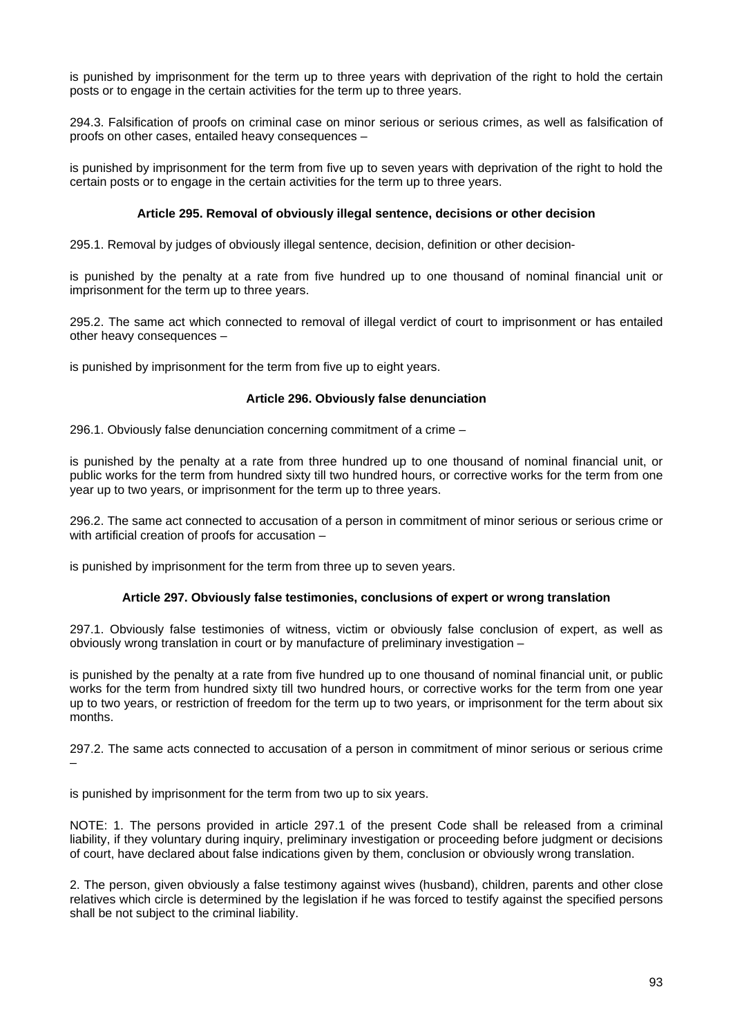is punished by imprisonment for the term up to three years with deprivation of the right to hold the certain posts or to engage in the certain activities for the term up to three years.

294.3. Falsification of proofs on criminal case on minor serious or serious crimes, as well as falsification of proofs on other cases, entailed heavy consequences –

is punished by imprisonment for the term from five up to seven years with deprivation of the right to hold the certain posts or to engage in the certain activities for the term up to three years.

### Article 295. Removal of obviously illegal sentence, decisions or other decision

295.1. Removal by judges of obviously illegal sentence, decision, definition or other decision-

is punished by the penalty at a rate from five hundred up to one thousand of nominal financial unit or imprisonment for the term up to three years.

295.2. The same act which connected to removal of illegal verdict of court to imprisonment or has entailed other heavy consequences –

is punished by imprisonment for the term from five up to eight years.

### Article 296. Obviously false denunciation

296.1. Obviously false denunciation concerning commitment of a crime –

is punished by the penalty at a rate from three hundred up to one thousand of nominal financial unit, or public works for the term from hundred sixty till two hundred hours, or corrective works for the term from one year up to two years, or imprisonment for the term up to three years.

296.2. The same act connected to accusation of a person in commitment of minor serious or serious crime or with artificial creation of proofs for accusation –

is punished by imprisonment for the term from three up to seven years.

### Article 297. Obviously false testimonies, conclusions of expert or wrong translation

297.1. Obviously false testimonies of witness, victim or obviously false conclusion of expert, as well as obviously wrong translation in court or by manufacture of preliminary investigation –

is punished by the penalty at a rate from five hundred up to one thousand of nominal financial unit, or public works for the term from hundred sixty till two hundred hours, or corrective works for the term from one year up to two years, or restriction of freedom for the term up to two years, or imprisonment for the term about six months.

297.2. The same acts connected to accusation of a person in commitment of minor serious or serious crime –

is punished by imprisonment for the term from two up to six years.

NOTE: 1. The persons provided in article 297.1 of the present Code shall be released from a criminal liability, if they voluntary during inquiry, preliminary investigation or proceeding before judgment or decisions of court, have declared about false indications given by them, conclusion or obviously wrong translation.

2. The person, given obviously a false testimony against wives (husband), children, parents and other close relatives which circle is determined by the legislation if he was forced to testify against the specified persons shall be not subject to the criminal liability.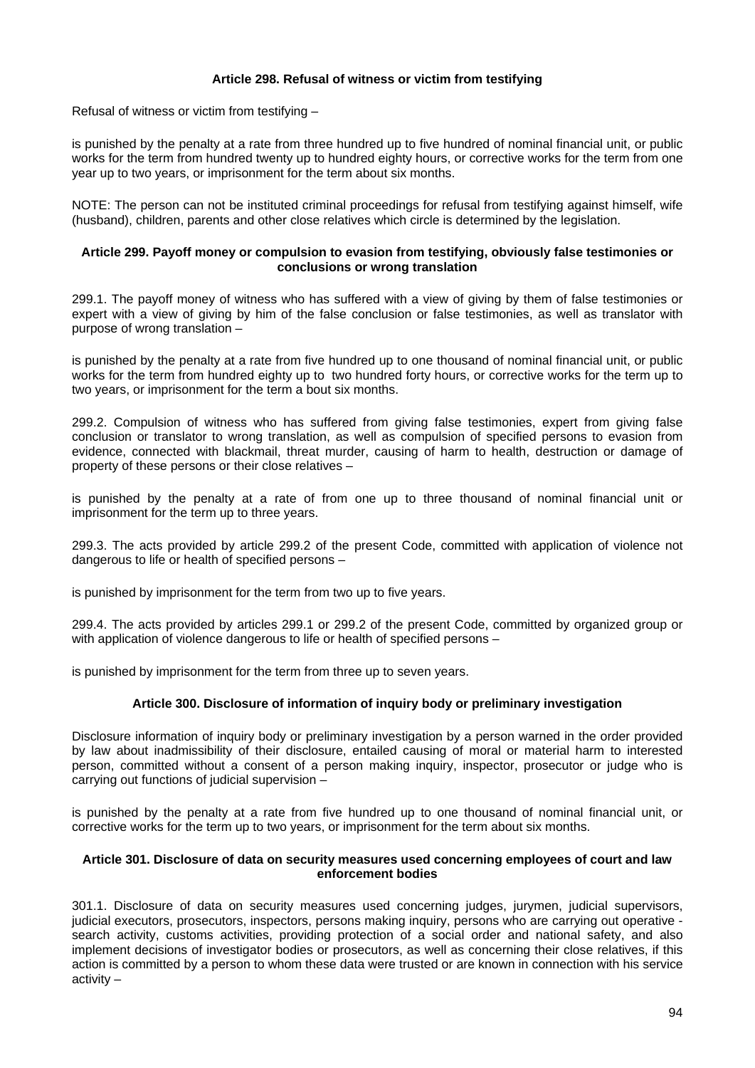**Article 298. Refusal of witness or victim from testifying**

Refusal of witness or victim from testifying –

is punished by the penalty at a rate from three hundred up to five hundred of nominal financial unit, or public works for the term from hundred twenty up to hundred eighty hours, or corrective works for the term from one year up to two years, or imprisonment for the term about six months.

NOTE: The person can not be instituted criminal proceedings for refusal from testifying against himself, wife (husband), children, parents and other close relatives which circle is determined by the legislation.

**Article 299. Payoff money or compulsion to evasion from testifying, obviously false testimonies or conclusions or wrong translation**

299.1. The payoff money of witness who has suffered with a view of giving by them of false testimonies or expert with a view of giving by him of the false conclusion or false testimonies, as well as translator with purpose of wrong translation –

is punished by the penalty at a rate from five hundred up to one thousand of nominal financial unit, or public works for the term from hundred eighty up to two hundred forty hours, or corrective works for the term up to two years, or imprisonment for the term a bout six months.

299.2. Compulsion of witness who has suffered from giving false testimonies, expert from giving false conclusion or translator to wrong translation, as well as compulsion of specified persons to evasion from evidence, connected with blackmail, threat murder, causing of harm to health, destruction or damage of property of these persons or their close relatives –

is punished by the penalty at a rate of from one up to three thousand of nominal financial unit or imprisonment for the term up to three years.

299.3. The acts provided by article 299.2 of the present Code, committed with application of violence not dangerous to life or health of specified persons –

is punished by imprisonment for the term from two up to five years.

299.4. The acts provided by articles 299.1 or 299.2 of the present Code, committed by organized group or with application of violence dangerous to life or health of specified persons –

is punished by imprisonment for the term from three up to seven years.

**Article 300. Disclosure of information of inquiry body or preliminary investigation**

Disclosure information of inquiry body or preliminary investigation by a person warned in the order provided by law about inadmissibility of their disclosure, entailed causing of moral or material harm to interested person, committed without a consent of a person making inquiry, inspector, prosecutor or judge who is carrying out functions of judicial supervision –

is punished by the penalty at a rate from five hundred up to one thousand of nominal financial unit, or corrective works for the term up to two years, or imprisonment for the term about six months.

**Article 301. Disclosure of data on security measures used concerning employees of court and law enforcement bodies**

301.1. Disclosure of data on security measures used concerning judges, jurymen, judicial supervisors, judicial executors, prosecutors, inspectors, persons making inquiry, persons who are carrying out operative - search activity, customs activities, providing protection of a social order and national safety, and also implement decisions of investigator bodies or prosecutors, as well as concerning their close relatives, if this action is committed by a person to whom these data were trusted or are known in connection with his service activity –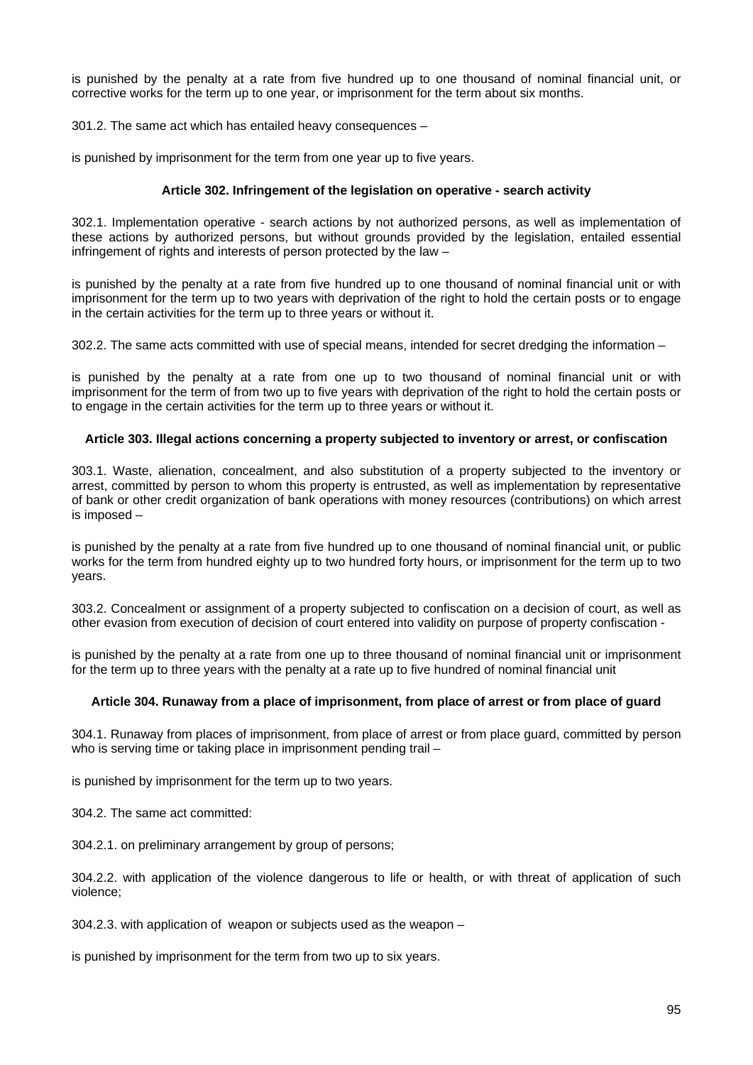is punished by the penalty at a rate from five hundred up to one thousand of nominal financial unit, or corrective works for the term up to one year, or imprisonment for the term about six months.

301.2. The same act which has entailed heavy consequences –

is punished by imprisonment for the term from one year up to five years.

### Article 302. Infringement of the legislation on operative - search activity

302.1. Implementation operative - search actions by not authorized persons, as well as implementation of these actions by authorized persons, but without grounds provided by the legislation, entailed essential infringement of rights and interests of person protected by the law –

is punished by the penalty at a rate from five hundred up to one thousand of nominal financial unit or with imprisonment for the term up to two years with deprivation of the right to hold the certain posts or to engage in the certain activities for the term up to three years or without it.

302.2. The same acts committed with use of special means, intended for secret dredging the information –

is punished by the penalty at a rate from one up to two thousand of nominal financial unit or with imprisonment for the term of from two up to five years with deprivation of the right to hold the certain posts or to engage in the certain activities for the term up to three years or without it.

### Article 303. Illegal actions concerning a property subjected to inventory or arrest, or confiscation

303.1. Waste, alienation, concealment, and also substitution of a property subjected to the inventory or arrest, committed by person to whom this property is entrusted, as well as implementation by representative of bank or other credit organization of bank operations with money resources (contributions) on which arrest is imposed –

is punished by the penalty at a rate from five hundred up to one thousand of nominal financial unit, or public works for the term from hundred eighty up to two hundred forty hours, or imprisonment for the term up to two years.

303.2. Concealment or assignment of a property subjected to confiscation on a decision of court, as well as other evasion from execution of decision of court entered into validity on purpose of property confiscation -

is punished by the penalty at a rate from one up to three thousand of nominal financial unit or imprisonment for the term up to three years with the penalty at a rate up to five hundred of nominal financial unit

### Article 304. Runaway from a place of imprisonment, from place of arrest or from place of guard

304.1. Runaway from places of imprisonment, from place of arrest or from place guard, committed by person who is serving time or taking place in imprisonment pending trail –

is punished by imprisonment for the term up to two years.

304.2. The same act committed:

304.2.1. on preliminary arrangement by group of persons;

304.2.2. with application of the violence dangerous to life or health, or with threat of application of such violence;

304.2.3. with application of weapon or subjects used as the weapon –

is punished by imprisonment for the term from two up to six years.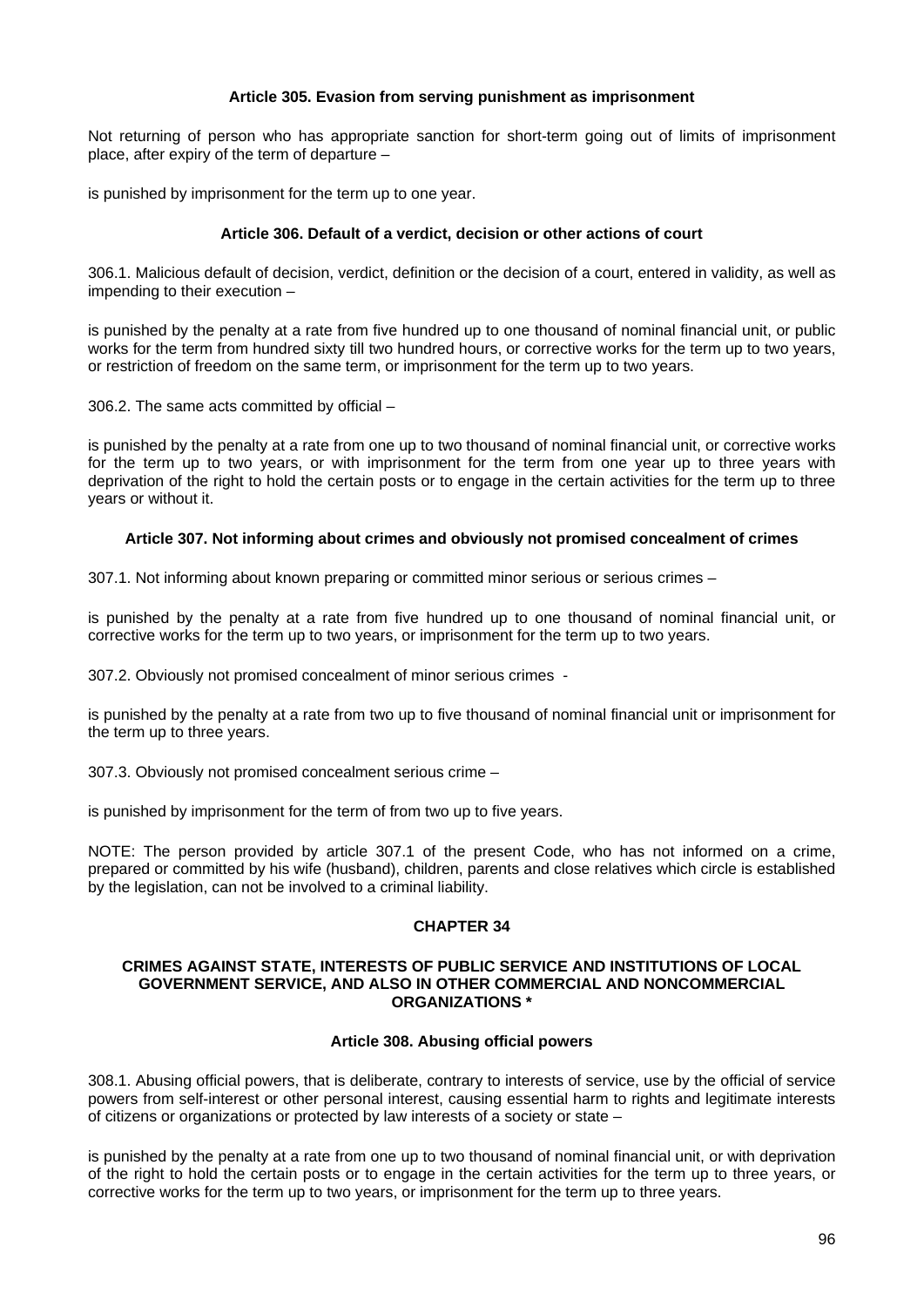#### Article 305. Evasion from serving punishment as imprisonment

Not returning of person who has appropriate sanction for short-term going out of limits of imprisonment place, after expiry of the term of departure –

is punished by imprisonment for the term up to one year.

#### Article 306. Default of a verdict, decision or other actions of court

306.1. Malicious default of decision, verdict, definition or the decision of a court, entered in validity, as well as impending to their execution –

is punished by the penalty at a rate from five hundred up to one thousand of nominal financial unit, or public works for the term from hundred sixty till two hundred hours, or corrective works for the term up to two years, or restriction of freedom on the same term, or imprisonment for the term up to two years.

306.2. The same acts committed by official –

is punished by the penalty at a rate from one up to two thousand of nominal financial unit, or corrective works for the term up to two years, or with imprisonment for the term from one year up to three years with deprivation of the right to hold the certain posts or to engage in the certain activities for the term up to three years or without it.

#### Article 307. Not informing about crimes and obviously not promised concealment of crimes

307.1. Not informing about known preparing or committed minor serious or serious crimes –

is punished by the penalty at a rate from five hundred up to one thousand of nominal financial unit, or corrective works for the term up to two years, or imprisonment for the term up to two years.

307.2. Obviously not promised concealment of minor serious crimes -

is punished by the penalty at a rate from two up to five thousand of nominal financial unit or imprisonment for the term up to three years.

307.3. Obviously not promised concealment serious crime –

is punished by imprisonment for the term of from two up to five years.

NOTE: The person provided by article 307.1 of the present Code, who has not informed on a crime, prepared or committed by his wife (husband), children, parents and close relatives which circle is established by the legislation, can not be involved to a criminal liability.

## CHAPTER 34

### CRIMES AGAINST STATE, INTERESTS OF PUBLIC SERVICE AND INSTITUTIONS OF LOCAL GOVERNMENT SERVICE, AND ALSO IN OTHER COMMERCIAL AND NONCOMMERCIAL ORGANIZATIONS *

#### Article 308. Abusing official powers

308.1. Abusing official powers, that is deliberate, contrary to interests of service, use by the official of service powers from self-interest or other personal interest, causing essential harm to rights and legitimate interests of citizens or organizations or protected by law interests of a society or state –

is punished by the penalty at a rate from one up to two thousand of nominal financial unit, or with deprivation of the right to hold the certain posts or to engage in the certain activities for the term up to three years, or corrective works for the term up to two years, or imprisonment for the term up to three years.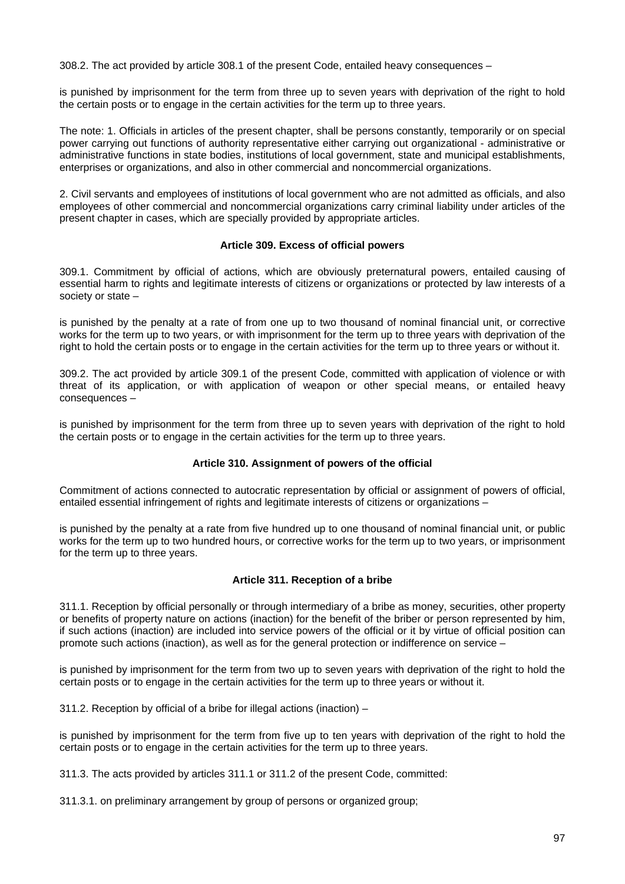308.2. The act provided by article 308.1 of the present Code, entailed heavy consequences –

is punished by imprisonment for the term from three up to seven years with deprivation of the right to hold the certain posts or to engage in the certain activities for the term up to three years.

The note: 1. Officials in articles of the present chapter, shall be persons constantly, temporarily or on special power carrying out functions of authority representative either carrying out organizational - administrative or administrative functions in state bodies, institutions of local government, state and municipal establishments, enterprises or organizations, and also in other commercial and noncommercial organizations.

2. Civil servants and employees of institutions of local government who are not admitted as officials, and also employees of other commercial and noncommercial organizations carry criminal liability under articles of the present chapter in cases, which are specially provided by appropriate articles.

### Article 309. Excess of official powers

309.1. Commitment by official of actions, which are obviously preternatural powers, entailed causing of essential harm to rights and legitimate interests of citizens or organizations or protected by law interests of a society or state –

is punished by the penalty at a rate of from one up to two thousand of nominal financial unit, or corrective works for the term up to two years, or with imprisonment for the term up to three years with deprivation of the right to hold the certain posts or to engage in the certain activities for the term up to three years or without it.

309.2. The act provided by article 309.1 of the present Code, committed with application of violence or with threat of its application, or with application of weapon or other special means, or entailed heavy consequences –

is punished by imprisonment for the term from three up to seven years with deprivation of the right to hold the certain posts or to engage in the certain activities for the term up to three years.

### Article 310. Assignment of powers of the official

Commitment of actions connected to autocratic representation by official or assignment of powers of official, entailed essential infringement of rights and legitimate interests of citizens or organizations –

is punished by the penalty at a rate from five hundred up to one thousand of nominal financial unit, or public works for the term up to two hundred hours, or corrective works for the term up to two years, or imprisonment for the term up to three years.

### Article 311. Reception of a bribe

311.1. Reception by official personally or through intermediary of a bribe as money, securities, other property or benefits of property nature on actions (inaction) for the benefit of the briber or person represented by him, if such actions (inaction) are included into service powers of the official or it by virtue of official position can promote such actions (inaction), as well as for the general protection or indifference on service –

is punished by imprisonment for the term from two up to seven years with deprivation of the right to hold the certain posts or to engage in the certain activities for the term up to three years or without it.

311.2. Reception by official of a bribe for illegal actions (inaction) –

is punished by imprisonment for the term from five up to ten years with deprivation of the right to hold the certain posts or to engage in the certain activities for the term up to three years.

311.3. The acts provided by articles 311.1 or 311.2 of the present Code, committed:

311.3.1. on preliminary arrangement by group of persons or organized group;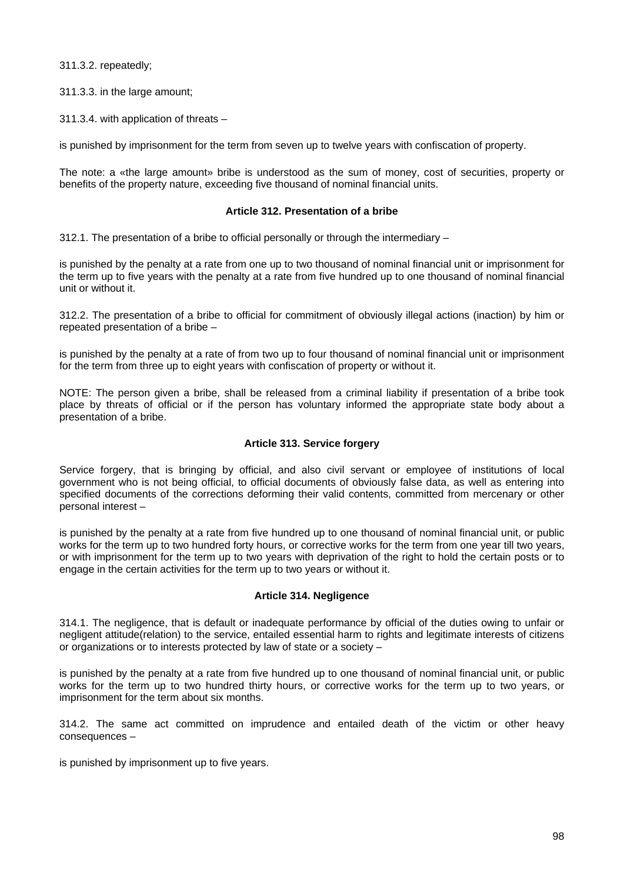311.3.2. repeatedly;

311.3.3. in the large amount;

311.3.4. with application of threats –

is punished by imprisonment for the term from seven up to twelve years with confiscation of property.

The note: a «the large amount» bribe is understood as the sum of money, cost of securities, property or benefits of the property nature, exceeding five thousand of nominal financial units.

### Article 312. Presentation of a bribe

312.1. The presentation of a bribe to official personally or through the intermediary –

is punished by the penalty at a rate from one up to two thousand of nominal financial unit or imprisonment for the term up to five years with the penalty at a rate from five hundred up to one thousand of nominal financial unit or without it.

312.2. The presentation of a bribe to official for commitment of obviously illegal actions (inaction) by him or repeated presentation of a bribe –

is punished by the penalty at a rate of from two up to four thousand of nominal financial unit or imprisonment for the term from three up to eight years with confiscation of property or without it.

NOTE: The person given a bribe, shall be released from a criminal liability if presentation of a bribe took place by threats of official or if the person has voluntary informed the appropriate state body about a presentation of a bribe.

### Article 313. Service forgery

Service forgery, that is bringing by official, and also civil servant or employee of institutions of local government who is not being official, to official documents of obviously false data, as well as entering into specified documents of the corrections deforming their valid contents, committed from mercenary or other personal interest –

is punished by the penalty at a rate from five hundred up to one thousand of nominal financial unit, or public works for the term up to two hundred forty hours, or corrective works for the term from one year till two years, or with imprisonment for the term up to two years with deprivation of the right to hold the certain posts or to engage in the certain activities for the term up to two years or without it.

### Article 314. Negligence

314.1. The negligence, that is default or inadequate performance by official of the duties owing to unfair or negligent attitude(relation) to the service, entailed essential harm to rights and legitimate interests of citizens or organizations or to interests protected by law of state or a society –

is punished by the penalty at a rate from five hundred up to one thousand of nominal financial unit, or public works for the term up to two hundred thirty hours, or corrective works for the term up to two years, or imprisonment for the term about six months.

314.2. The same act committed on imprudence and entailed death of the victim or other heavy consequences –

is punished by imprisonment up to five years.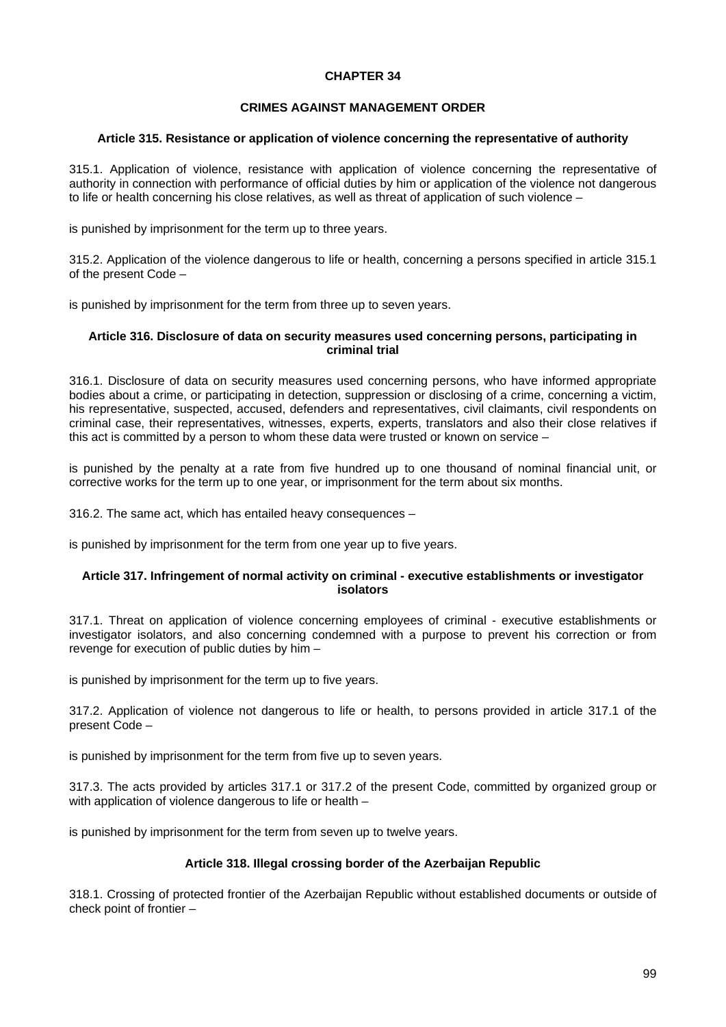# CHAPTER 34

## CRIMES AGAINST MANAGEMENT ORDER

### Article 315. Resistance or application of violence concerning the representative of authority

315.1. Application of violence, resistance with application of violence concerning the representative of authority in connection with performance of official duties by him or application of the violence not dangerous to life or health concerning his close relatives, as well as threat of application of such violence –

is punished by imprisonment for the term up to three years.

315.2. Application of the violence dangerous to life or health, concerning a persons specified in article 315.1 of the present Code –

is punished by imprisonment for the term from three up to seven years.

### Article 316. Disclosure of data on security measures used concerning persons, participating in criminal trial

316.1. Disclosure of data on security measures used concerning persons, who have informed appropriate bodies about a crime, or participating in detection, suppression or disclosing of a crime, concerning a victim, his representative, suspected, accused, defenders and representatives, civil claimants, civil respondents on criminal case, their representatives, witnesses, experts, experts, translators and also their close relatives if this act is committed by a person to whom these data were trusted or known on service –

is punished by the penalty at a rate from five hundred up to one thousand of nominal financial unit, or corrective works for the term up to one year, or imprisonment for the term about six months.

316.2. The same act, which has entailed heavy consequences –

is punished by imprisonment for the term from one year up to five years.

### Article 317. Infringement of normal activity on criminal - executive establishments or investigator isolators

317.1. Threat on application of violence concerning employees of criminal - executive establishments or investigator isolators, and also concerning condemned with a purpose to prevent his correction or from revenge for execution of public duties by him –

is punished by imprisonment for the term up to five years.

317.2. Application of violence not dangerous to life or health, to persons provided in article 317.1 of the present Code –

is punished by imprisonment for the term from five up to seven years.

317.3. The acts provided by articles 317.1 or 317.2 of the present Code, committed by organized group or with application of violence dangerous to life or health –

is punished by imprisonment for the term from seven up to twelve years.

### Article 318. Illegal crossing border of the Azerbaijan Republic

318.1. Crossing of protected frontier of the Azerbaijan Republic without established documents or outside of check point of frontier –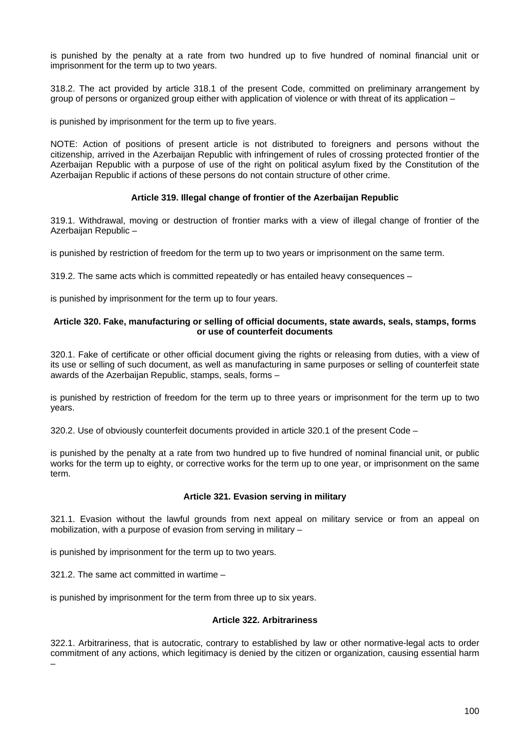is punished by the penalty at a rate from two hundred up to five hundred of nominal financial unit or imprisonment for the term up to two years.

318.2. The act provided by article 318.1 of the present Code, committed on preliminary arrangement by group of persons or organized group either with application of violence or with threat of its application –

is punished by imprisonment for the term up to five years.

NOTE: Action of positions of present article is not distributed to foreigners and persons without the citizenship, arrived in the Azerbaijan Republic with infringement of rules of crossing protected frontier of the Azerbaijan Republic with a purpose of use of the right on political asylum fixed by the Constitution of the Azerbaijan Republic if actions of these persons do not contain structure of other crime.

#### Article 319. Illegal change of frontier of the Azerbaijan Republic

319.1. Withdrawal, moving or destruction of frontier marks with a view of illegal change of frontier of the Azerbaijan Republic –

is punished by restriction of freedom for the term up to two years or imprisonment on the same term.

319.2. The same acts which is committed repeatedly or has entailed heavy consequences –

is punished by imprisonment for the term up to four years.

#### Article 320. Fake, manufacturing or selling of official documents, state awards, seals, stamps, forms or use of counterfeit documents

320.1. Fake of certificate or other official document giving the rights or releasing from duties, with a view of its use or selling of such document, as well as manufacturing in same purposes or selling of counterfeit state awards of the Azerbaijan Republic, stamps, seals, forms –

is punished by restriction of freedom for the term up to three years or imprisonment for the term up to two years.

320.2. Use of obviously counterfeit documents provided in article 320.1 of the present Code –

is punished by the penalty at a rate from two hundred up to five hundred of nominal financial unit, or public works for the term up to eighty, or corrective works for the term up to one year, or imprisonment on the same term.

#### Article 321. Evasion serving in military

321.1. Evasion without the lawful grounds from next appeal on military service or from an appeal on mobilization, with a purpose of evasion from serving in military –

is punished by imprisonment for the term up to two years.

321.2. The same act committed in wartime –

is punished by imprisonment for the term from three up to six years.

#### Article 322. Arbitrariness

322.1. Arbitrariness, that is autocratic, contrary to established by law or other normative-legal acts to order commitment of any actions, which legitimacy is denied by the citizen or organization, causing essential harm –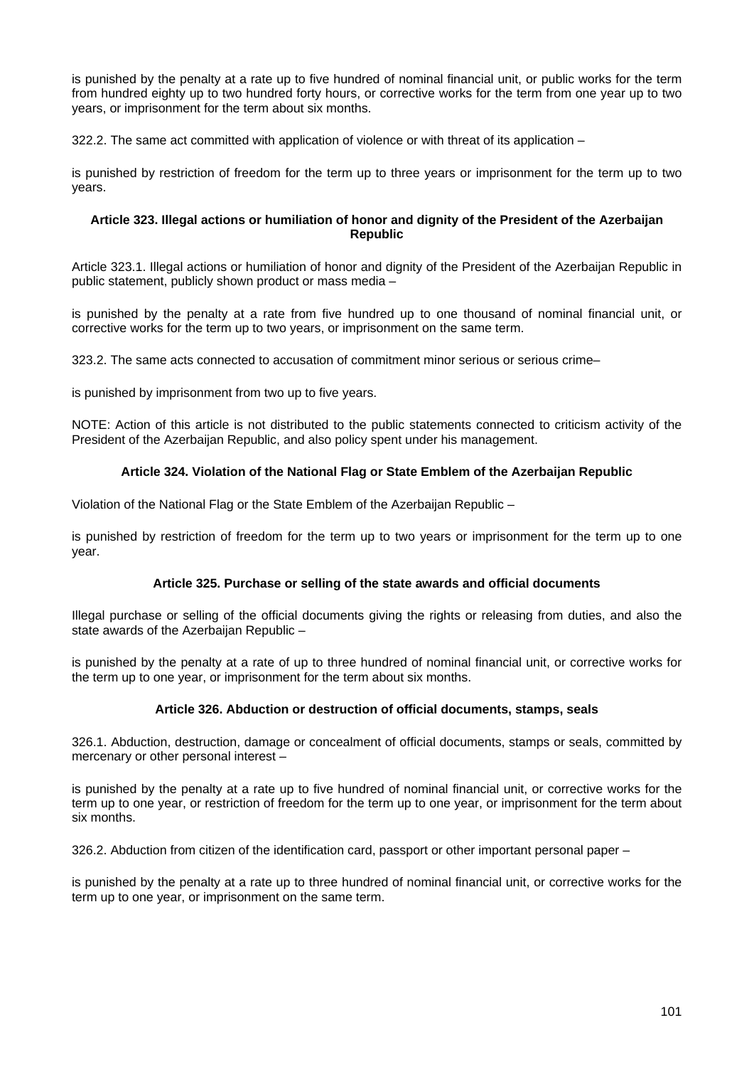is punished by the penalty at a rate up to five hundred of nominal financial unit, or public works for the term from hundred eighty up to two hundred forty hours, or corrective works for the term from one year up to two years, or imprisonment for the term about six months.

322.2. The same act committed with application of violence or with threat of its application –

is punished by restriction of freedom for the term up to three years or imprisonment for the term up to two years.

#### Article 323. Illegal actions or humiliation of honor and dignity of the President of the Azerbaijan Republic

Article 323.1. Illegal actions or humiliation of honor and dignity of the President of the Azerbaijan Republic in public statement, publicly shown product or mass media –

is punished by the penalty at a rate from five hundred up to one thousand of nominal financial unit, or corrective works for the term up to two years, or imprisonment on the same term.

323.2. The same acts connected to accusation of commitment minor serious or serious crime–

is punished by imprisonment from two up to five years.

NOTE: Action of this article is not distributed to the public statements connected to criticism activity of the President of the Azerbaijan Republic, and also policy spent under his management.

#### Article 324. Violation of the National Flag or State Emblem of the Azerbaijan Republic

Violation of the National Flag or the State Emblem of the Azerbaijan Republic –

is punished by restriction of freedom for the term up to two years or imprisonment for the term up to one year.

#### Article 325. Purchase or selling of the state awards and official documents

Illegal purchase or selling of the official documents giving the rights or releasing from duties, and also the state awards of the Azerbaijan Republic –

is punished by the penalty at a rate of up to three hundred of nominal financial unit, or corrective works for the term up to one year, or imprisonment for the term about six months.

#### Article 326. Abduction or destruction of official documents, stamps, seals

326.1. Abduction, destruction, damage or concealment of official documents, stamps or seals, committed by mercenary or other personal interest –

is punished by the penalty at a rate up to five hundred of nominal financial unit, or corrective works for the term up to one year, or restriction of freedom for the term up to one year, or imprisonment for the term about six months.

326.2. Abduction from citizen of the identification card, passport or other important personal paper –

is punished by the penalty at a rate up to three hundred of nominal financial unit, or corrective works for the term up to one year, or imprisonment on the same term.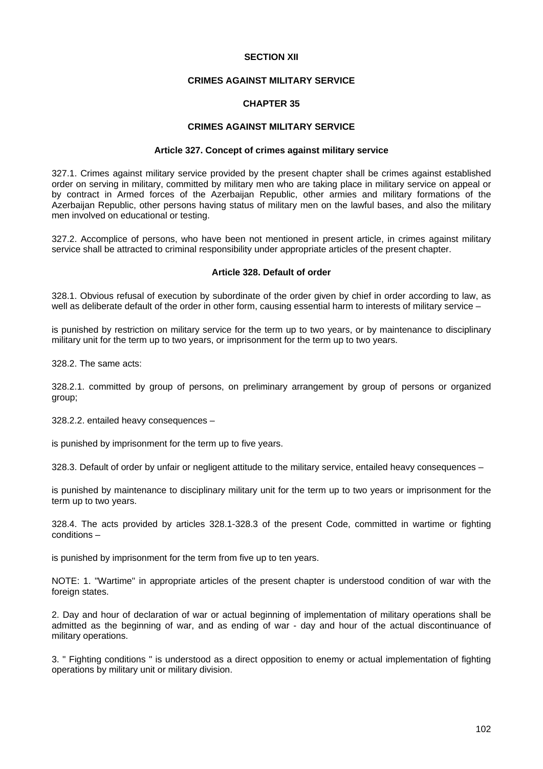## SECTION XII

## CRIMES AGAINST MILITARY SERVICE

### CHAPTER 35

### CRIMES AGAINST MILITARY SERVICE

#### Article 327. Concept of crimes against military service

327.1. Crimes against military service provided by the present chapter shall be crimes against established order on serving in military, committed by military men who are taking place in military service on appeal or by contract in Armed forces of the Azerbaijan Republic, other armies and military formations of the Azerbaijan Republic, other persons having status of military men on the lawful bases, and also the military men involved on educational or testing.

327.2. Accomplice of persons, who have been not mentioned in present article, in crimes against military service shall be attracted to criminal responsibility under appropriate articles of the present chapter.

#### Article 328. Default of order

328.1. Obvious refusal of execution by subordinate of the order given by chief in order according to law, as well as deliberate default of the order in other form, causing essential harm to interests of military service –

is punished by restriction on military service for the term up to two years, or by maintenance to disciplinary military unit for the term up to two years, or imprisonment for the term up to two years.

328.2. The same acts:

328.2.1. committed by group of persons, on preliminary arrangement by group of persons or organized group;

328.2.2. entailed heavy consequences –

is punished by imprisonment for the term up to five years.

328.3. Default of order by unfair or negligent attitude to the military service, entailed heavy consequences –

is punished by maintenance to disciplinary military unit for the term up to two years or imprisonment for the term up to two years.

328.4. The acts provided by articles 328.1-328.3 of the present Code, committed in wartime or fighting conditions –

is punished by imprisonment for the term from five up to ten years.

NOTE: 1. "Wartime" in appropriate articles of the present chapter is understood condition of war with the foreign states.

2. Day and hour of declaration of war or actual beginning of implementation of military operations shall be admitted as the beginning of war, and as ending of war - day and hour of the actual discontinuance of military operations.

3. " Fighting conditions " is understood as a direct opposition to enemy or actual implementation of fighting operations by military unit or military division.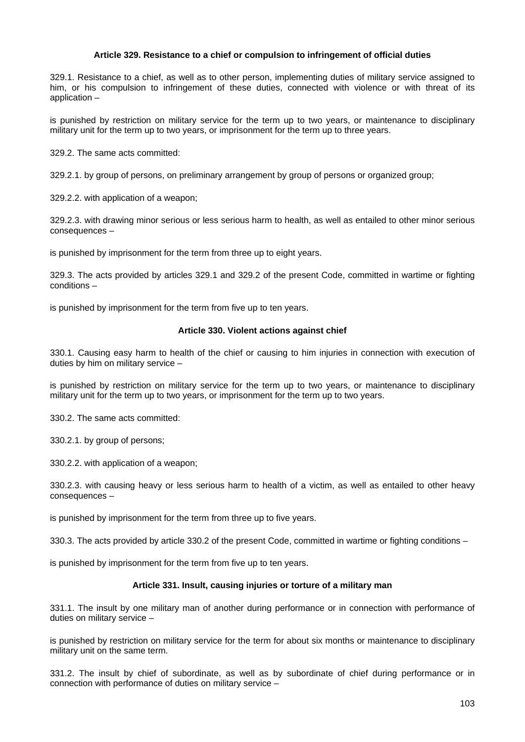### Article 329. Resistance to a chief or compulsion to infringement of official duties

329.1. Resistance to a chief, as well as to other person, implementing duties of military service assigned to him, or his compulsion to infringement of these duties, connected with violence or with threat of its application –

is punished by restriction on military service for the term up to two years, or maintenance to disciplinary military unit for the term up to two years, or imprisonment for the term up to three years.

329.2. The same acts committed:

329.2.1. by group of persons, on preliminary arrangement by group of persons or organized group;

329.2.2. with application of a weapon;

329.2.3. with drawing minor serious or less serious harm to health, as well as entailed to other minor serious consequences –

is punished by imprisonment for the term from three up to eight years.

329.3. The acts provided by articles 329.1 and 329.2 of the present Code, committed in wartime or fighting conditions –

is punished by imprisonment for the term from five up to ten years.

### Article 330. Violent actions against chief

330.1. Causing easy harm to health of the chief or causing to him injuries in connection with execution of duties by him on military service –

is punished by restriction on military service for the term up to two years, or maintenance to disciplinary military unit for the term up to two years, or imprisonment for the term up to two years.

330.2. The same acts committed:

330.2.1. by group of persons;

330.2.2. with application of a weapon;

330.2.3. with causing heavy or less serious harm to health of a victim, as well as entailed to other heavy consequences –

is punished by imprisonment for the term from three up to five years.

330.3. The acts provided by article 330.2 of the present Code, committed in wartime or fighting conditions –

is punished by imprisonment for the term from five up to ten years.

### Article 331. Insult, causing injuries or torture of a military man

331.1. The insult by one military man of another during performance or in connection with performance of duties on military service –

is punished by restriction on military service for the term for about six months or maintenance to disciplinary military unit on the same term.

331.2. The insult by chief of subordinate, as well as by subordinate of chief during performance or in connection with performance of duties on military service –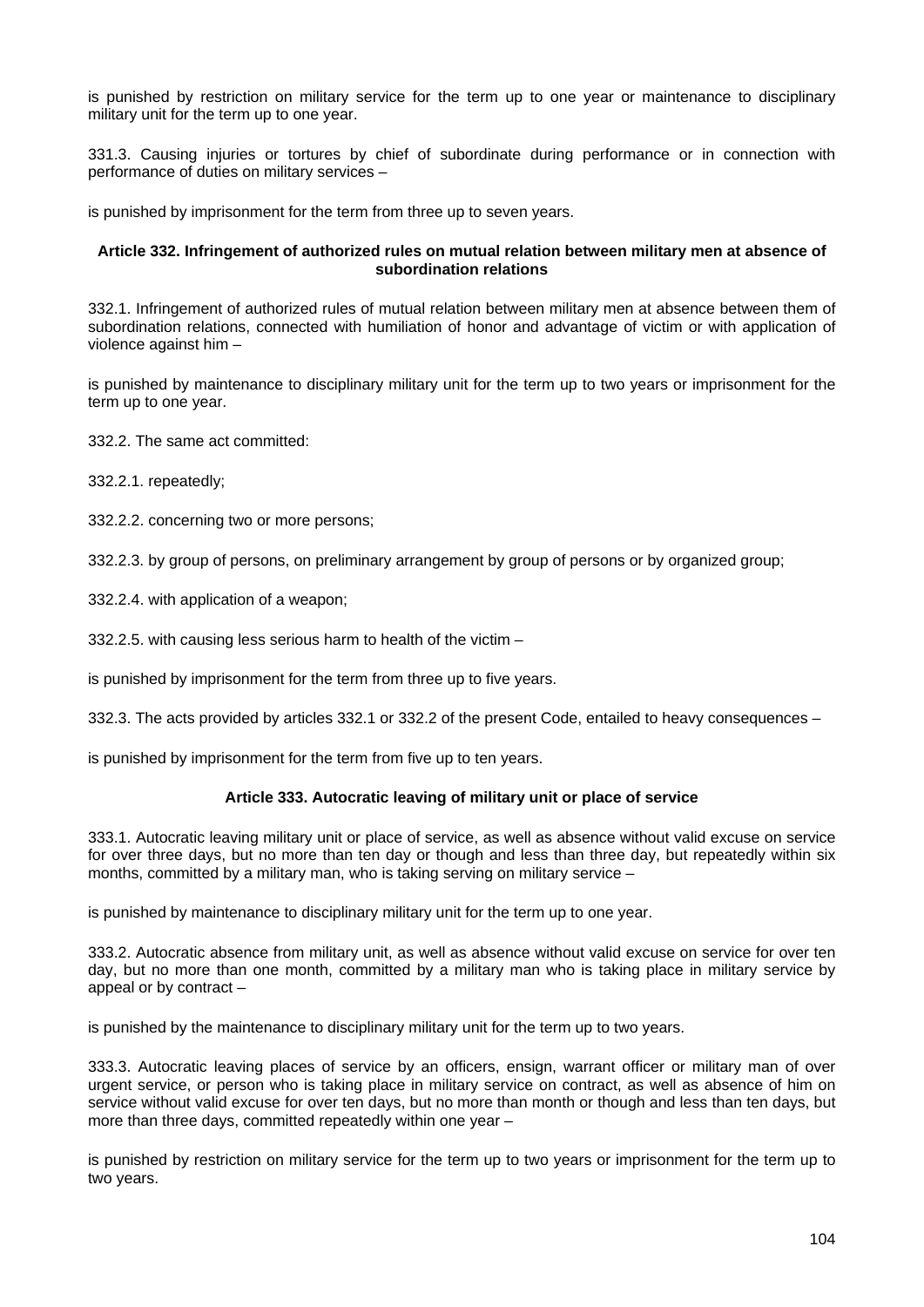is punished by restriction on military service for the term up to one year or maintenance to disciplinary military unit for the term up to one year.

331.3. Causing injuries or tortures by chief of subordinate during performance or in connection with performance of duties on military services –

is punished by imprisonment for the term from three up to seven years.

**Article 332. Infringement of authorized rules on mutual relation between military men at absence of subordination relations**

332.1. Infringement of authorized rules of mutual relation between military men at absence between them of subordination relations, connected with humiliation of honor and advantage of victim or with application of violence against him –

is punished by maintenance to disciplinary military unit for the term up to two years or imprisonment for the term up to one year.

332.2. The same act committed:

332.2.1. repeatedly;

332.2.2. concerning two or more persons;

332.2.3. by group of persons, on preliminary arrangement by group of persons or by organized group;

332.2.4. with application of a weapon;

332.2.5. with causing less serious harm to health of the victim –

is punished by imprisonment for the term from three up to five years.

332.3. The acts provided by articles 332.1 or 332.2 of the present Code, entailed to heavy consequences –

is punished by imprisonment for the term from five up to ten years.

**Article 333. Autocratic leaving of military unit or place of service**

333.1. Autocratic leaving military unit or place of service, as well as absence without valid excuse on service for over three days, but no more than ten day or though and less than three day, but repeatedly within six months, committed by a military man, who is taking serving on military service –

is punished by maintenance to disciplinary military unit for the term up to one year.

333.2. Autocratic absence from military unit, as well as absence without valid excuse on service for over ten day, but no more than one month, committed by a military man who is taking place in military service by appeal or by contract –

is punished by the maintenance to disciplinary military unit for the term up to two years.

333.3. Autocratic leaving places of service by an officers, ensign, warrant officer or military man of over urgent service, or person who is taking place in military service on contract, as well as absence of him on service without valid excuse for over ten days, but no more than month or though and less than ten days, but more than three days, committed repeatedly within one year –

is punished by restriction on military service for the term up to two years or imprisonment for the term up to two years.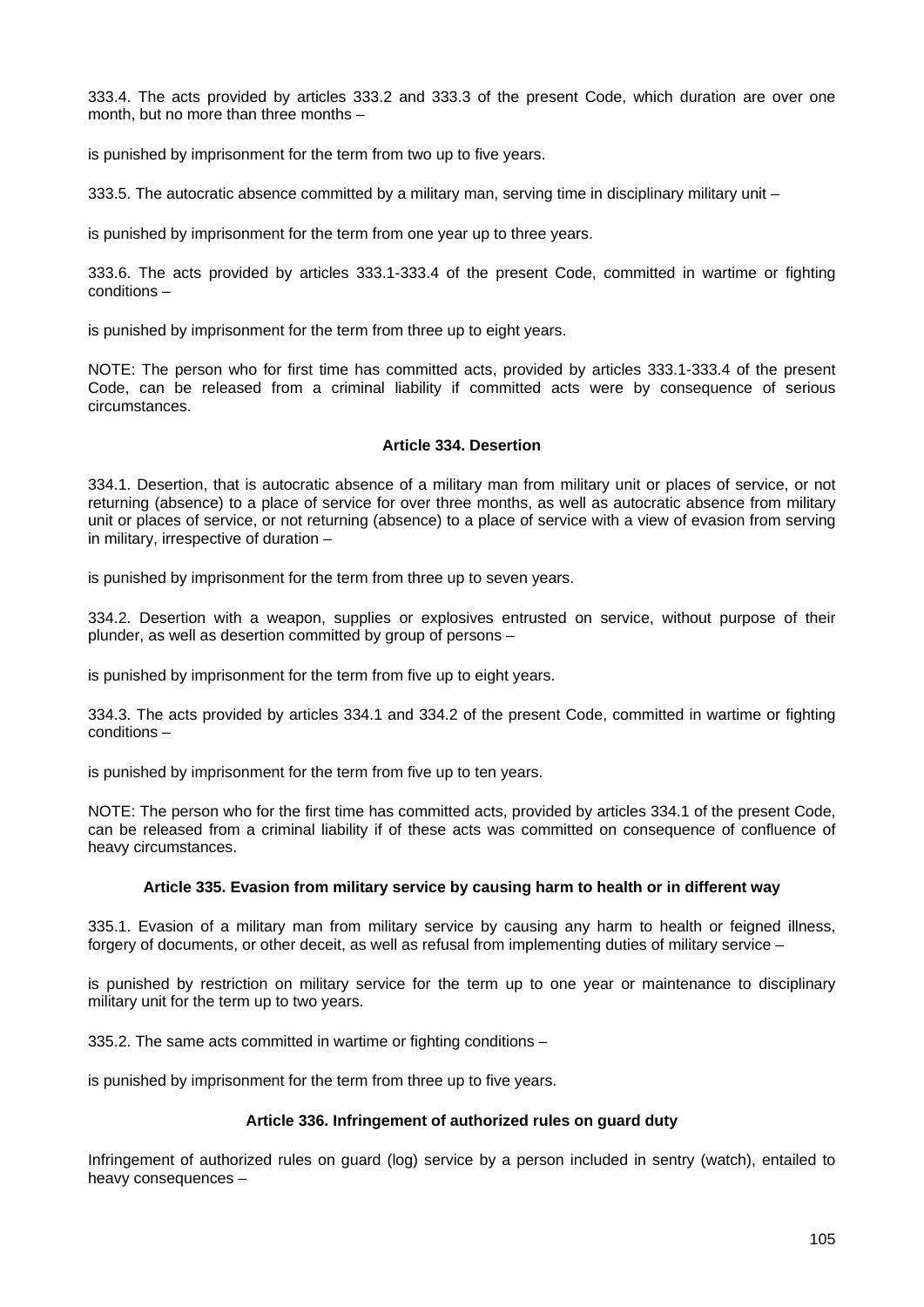333.4. The acts provided by articles 333.2 and 333.3 of the present Code, which duration are over one month, but no more than three months –

is punished by imprisonment for the term from two up to five years.

333.5. The autocratic absence committed by a military man, serving time in disciplinary military unit –

is punished by imprisonment for the term from one year up to three years.

333.6. The acts provided by articles 333.1-333.4 of the present Code, committed in wartime or fighting conditions –

is punished by imprisonment for the term from three up to eight years.

NOTE: The person who for first time has committed acts, provided by articles 333.1-333.4 of the present Code, can be released from a criminal liability if committed acts were by consequence of serious circumstances.

### Article 334. Desertion

334.1. Desertion, that is autocratic absence of a military man from military unit or places of service, or not returning (absence) to a place of service for over three months, as well as autocratic absence from military unit or places of service, or not returning (absence) to a place of service with a view of evasion from serving in military, irrespective of duration –

is punished by imprisonment for the term from three up to seven years.

334.2. Desertion with a weapon, supplies or explosives entrusted on service, without purpose of their plunder, as well as desertion committed by group of persons –

is punished by imprisonment for the term from five up to eight years.

334.3. The acts provided by articles 334.1 and 334.2 of the present Code, committed in wartime or fighting conditions –

is punished by imprisonment for the term from five up to ten years.

NOTE: The person who for the first time has committed acts, provided by articles 334.1 of the present Code, can be released from a criminal liability if of these acts was committed on consequence of confluence of heavy circumstances.

### Article 335. Evasion from military service by causing harm to health or in different way

335.1. Evasion of a military man from military service by causing any harm to health or feigned illness, forgery of documents, or other deceit, as well as refusal from implementing duties of military service –

is punished by restriction on military service for the term up to one year or maintenance to disciplinary military unit for the term up to two years.

335.2. The same acts committed in wartime or fighting conditions –

is punished by imprisonment for the term from three up to five years.

### Article 336. Infringement of authorized rules on guard duty

Infringement of authorized rules on guard (log) service by a person included in sentry (watch), entailed to heavy consequences –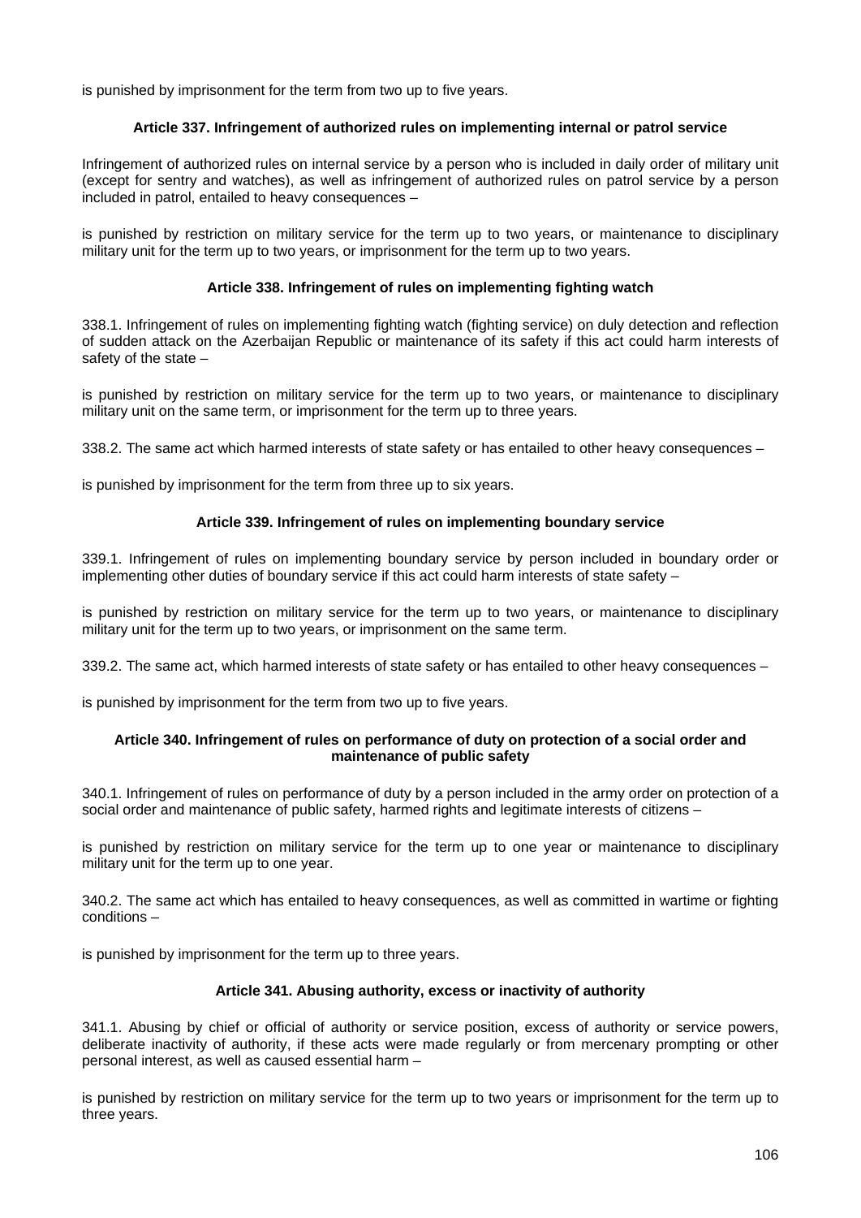is punished by imprisonment for the term from two up to five years.

### Article 337. Infringement of authorized rules on implementing internal or patrol service

Infringement of authorized rules on internal service by a person who is included in daily order of military unit (except for sentry and watches), as well as infringement of authorized rules on patrol service by a person included in patrol, entailed to heavy consequences –

is punished by restriction on military service for the term up to two years, or maintenance to disciplinary military unit for the term up to two years, or imprisonment for the term up to two years.

### Article 338. Infringement of rules on implementing fighting watch

338.1. Infringement of rules on implementing fighting watch (fighting service) on duly detection and reflection of sudden attack on the Azerbaijan Republic or maintenance of its safety if this act could harm interests of safety of the state –

is punished by restriction on military service for the term up to two years, or maintenance to disciplinary military unit on the same term, or imprisonment for the term up to three years.

338.2. The same act which harmed interests of state safety or has entailed to other heavy consequences –

is punished by imprisonment for the term from three up to six years.

### Article 339. Infringement of rules on implementing boundary service

339.1. Infringement of rules on implementing boundary service by person included in boundary order or implementing other duties of boundary service if this act could harm interests of state safety –

is punished by restriction on military service for the term up to two years, or maintenance to disciplinary military unit for the term up to two years, or imprisonment on the same term.

339.2. The same act, which harmed interests of state safety or has entailed to other heavy consequences –

is punished by imprisonment for the term from two up to five years.

### Article 340. Infringement of rules on performance of duty on protection of a social order and maintenance of public safety

340.1. Infringement of rules on performance of duty by a person included in the army order on protection of a social order and maintenance of public safety, harmed rights and legitimate interests of citizens –

is punished by restriction on military service for the term up to one year or maintenance to disciplinary military unit for the term up to one year.

340.2. The same act which has entailed to heavy consequences, as well as committed in wartime or fighting conditions –

is punished by imprisonment for the term up to three years.

### Article 341. Abusing authority, excess or inactivity of authority

341.1. Abusing by chief or official of authority or service position, excess of authority or service powers, deliberate inactivity of authority, if these acts were made regularly or from mercenary prompting or other personal interest, as well as caused essential harm –

is punished by restriction on military service for the term up to two years or imprisonment for the term up to three years.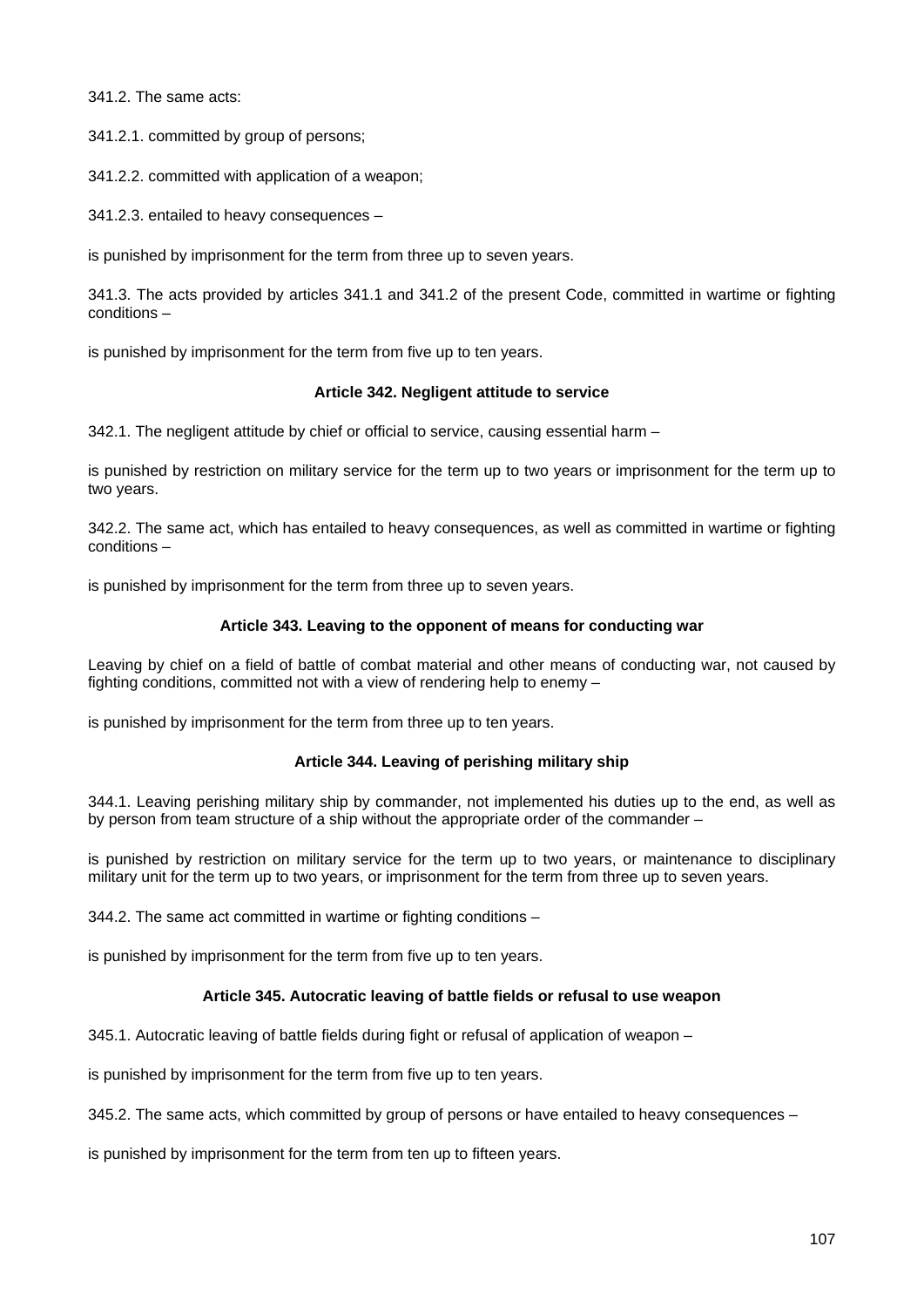341.2. The same acts:

341.2.1. committed by group of persons;

341.2.2. committed with application of a weapon;

341.2.3. entailed to heavy consequences –

is punished by imprisonment for the term from three up to seven years.

341.3. The acts provided by articles 341.1 and 341.2 of the present Code, committed in wartime or fighting conditions –

is punished by imprisonment for the term from five up to ten years.

### Article 342. Negligent attitude to service

342.1. The negligent attitude by chief or official to service, causing essential harm –

is punished by restriction on military service for the term up to two years or imprisonment for the term up to two years.

342.2. The same act, which has entailed to heavy consequences, as well as committed in wartime or fighting conditions –

is punished by imprisonment for the term from three up to seven years.

### Article 343. Leaving to the opponent of means for conducting war

Leaving by chief on a field of battle of combat material and other means of conducting war, not caused by fighting conditions, committed not with a view of rendering help to enemy –

is punished by imprisonment for the term from three up to ten years.

### Article 344. Leaving of perishing military ship

344.1. Leaving perishing military ship by commander, not implemented his duties up to the end, as well as by person from team structure of a ship without the appropriate order of the commander –

is punished by restriction on military service for the term up to two years, or maintenance to disciplinary military unit for the term up to two years, or imprisonment for the term from three up to seven years.

344.2. The same act committed in wartime or fighting conditions –

is punished by imprisonment for the term from five up to ten years.

### Article 345. Autocratic leaving of battle fields or refusal to use weapon

345.1. Autocratic leaving of battle fields during fight or refusal of application of weapon –

is punished by imprisonment for the term from five up to ten years.

345.2. The same acts, which committed by group of persons or have entailed to heavy consequences –

is punished by imprisonment for the term from ten up to fifteen years.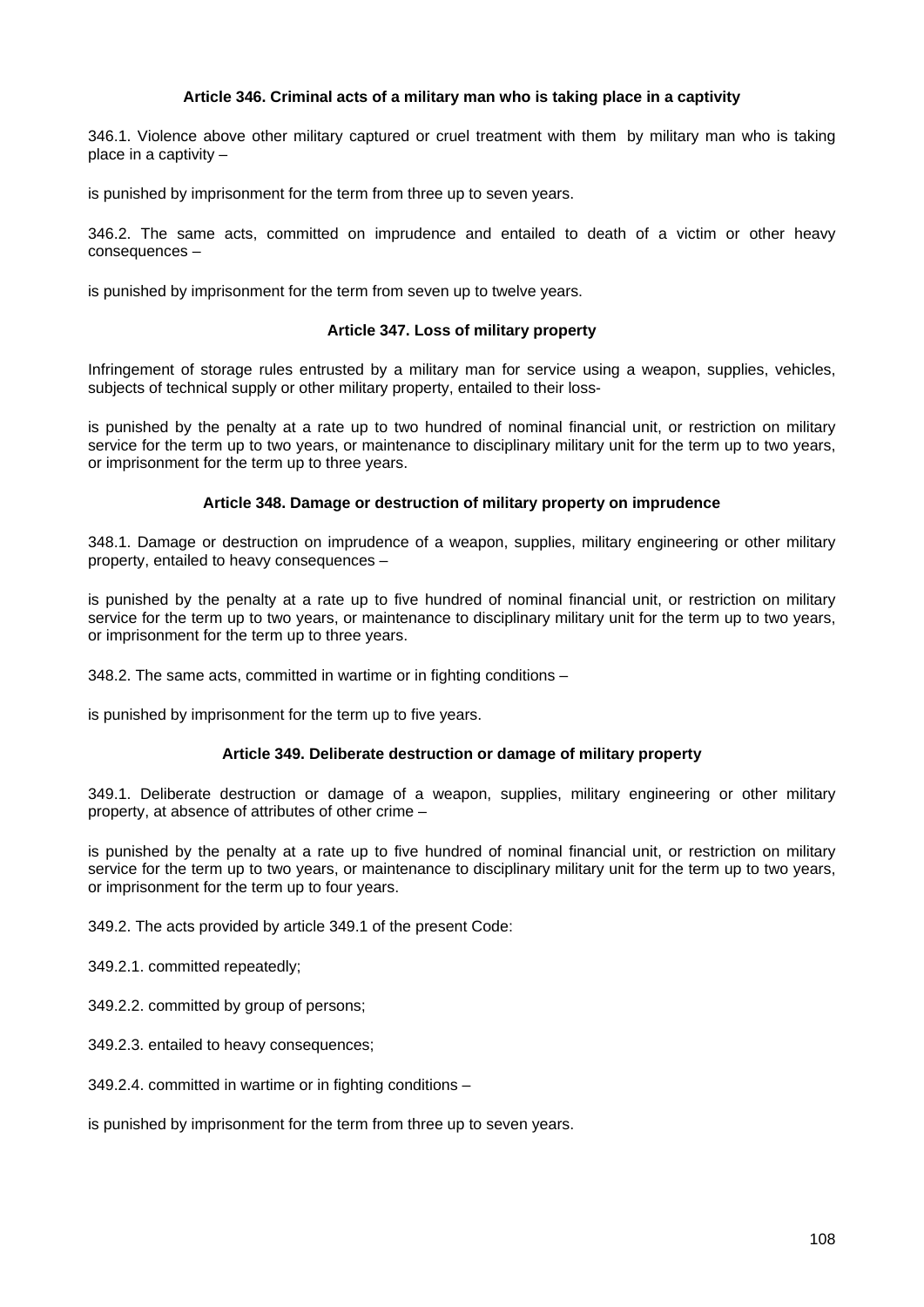### Article 346. Criminal acts of a military man who is taking place in a captivity

346.1. Violence above other military captured or cruel treatment with them by military man who is taking place in a captivity –

is punished by imprisonment for the term from three up to seven years.

346.2. The same acts, committed on imprudence and entailed to death of a victim or other heavy consequences –

is punished by imprisonment for the term from seven up to twelve years.

### Article 347. Loss of military property

Infringement of storage rules entrusted by a military man for service using a weapon, supplies, vehicles, subjects of technical supply or other military property, entailed to their loss-

is punished by the penalty at a rate up to two hundred of nominal financial unit, or restriction on military service for the term up to two years, or maintenance to disciplinary military unit for the term up to two years, or imprisonment for the term up to three years.

### Article 348. Damage or destruction of military property on imprudence

348.1. Damage or destruction on imprudence of a weapon, supplies, military engineering or other military property, entailed to heavy consequences –

is punished by the penalty at a rate up to five hundred of nominal financial unit, or restriction on military service for the term up to two years, or maintenance to disciplinary military unit for the term up to two years, or imprisonment for the term up to three years.

348.2. The same acts, committed in wartime or in fighting conditions –

is punished by imprisonment for the term up to five years.

### Article 349. Deliberate destruction or damage of military property

349.1. Deliberate destruction or damage of a weapon, supplies, military engineering or other military property, at absence of attributes of other crime –

is punished by the penalty at a rate up to five hundred of nominal financial unit, or restriction on military service for the term up to two years, or maintenance to disciplinary military unit for the term up to two years, or imprisonment for the term up to four years.

349.2. The acts provided by article 349.1 of the present Code:

349.2.1. committed repeatedly;

349.2.2. committed by group of persons;

349.2.3. entailed to heavy consequences;

349.2.4. committed in wartime or in fighting conditions –

is punished by imprisonment for the term from three up to seven years.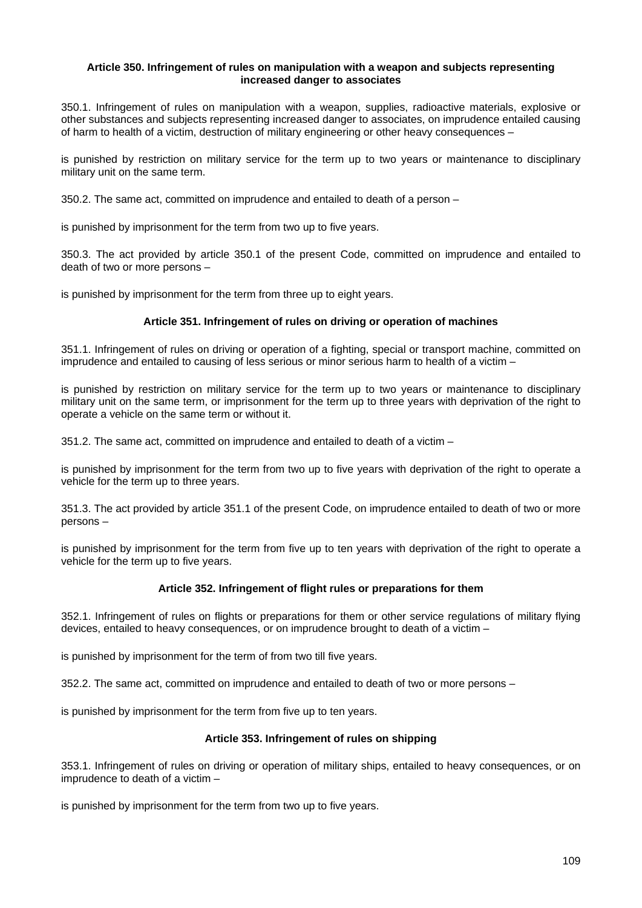#### Article 350. Infringement of rules on manipulation with a weapon and subjects representing increased danger to associates

350.1. Infringement of rules on manipulation with a weapon, supplies, radioactive materials, explosive or other substances and subjects representing increased danger to associates, on imprudence entailed causing of harm to health of a victim, destruction of military engineering or other heavy consequences –

is punished by restriction on military service for the term up to two years or maintenance to disciplinary military unit on the same term.

350.2. The same act, committed on imprudence and entailed to death of a person –

is punished by imprisonment for the term from two up to five years.

350.3. The act provided by article 350.1 of the present Code, committed on imprudence and entailed to death of two or more persons –

is punished by imprisonment for the term from three up to eight years.

#### Article 351. Infringement of rules on driving or operation of machines

351.1. Infringement of rules on driving or operation of a fighting, special or transport machine, committed on imprudence and entailed to causing of less serious or minor serious harm to health of a victim –

is punished by restriction on military service for the term up to two years or maintenance to disciplinary military unit on the same term, or imprisonment for the term up to three years with deprivation of the right to operate a vehicle on the same term or without it.

351.2. The same act, committed on imprudence and entailed to death of a victim –

is punished by imprisonment for the term from two up to five years with deprivation of the right to operate a vehicle for the term up to three years.

351.3. The act provided by article 351.1 of the present Code, on imprudence entailed to death of two or more persons –

is punished by imprisonment for the term from five up to ten years with deprivation of the right to operate a vehicle for the term up to five years.

#### Article 352. Infringement of flight rules or preparations for them

352.1. Infringement of rules on flights or preparations for them or other service regulations of military flying devices, entailed to heavy consequences, or on imprudence brought to death of a victim –

is punished by imprisonment for the term of from two till five years.

352.2. The same act, committed on imprudence and entailed to death of two or more persons –

is punished by imprisonment for the term from five up to ten years.

#### Article 353. Infringement of rules on shipping

353.1. Infringement of rules on driving or operation of military ships, entailed to heavy consequences, or on imprudence to death of a victim –

is punished by imprisonment for the term from two up to five years.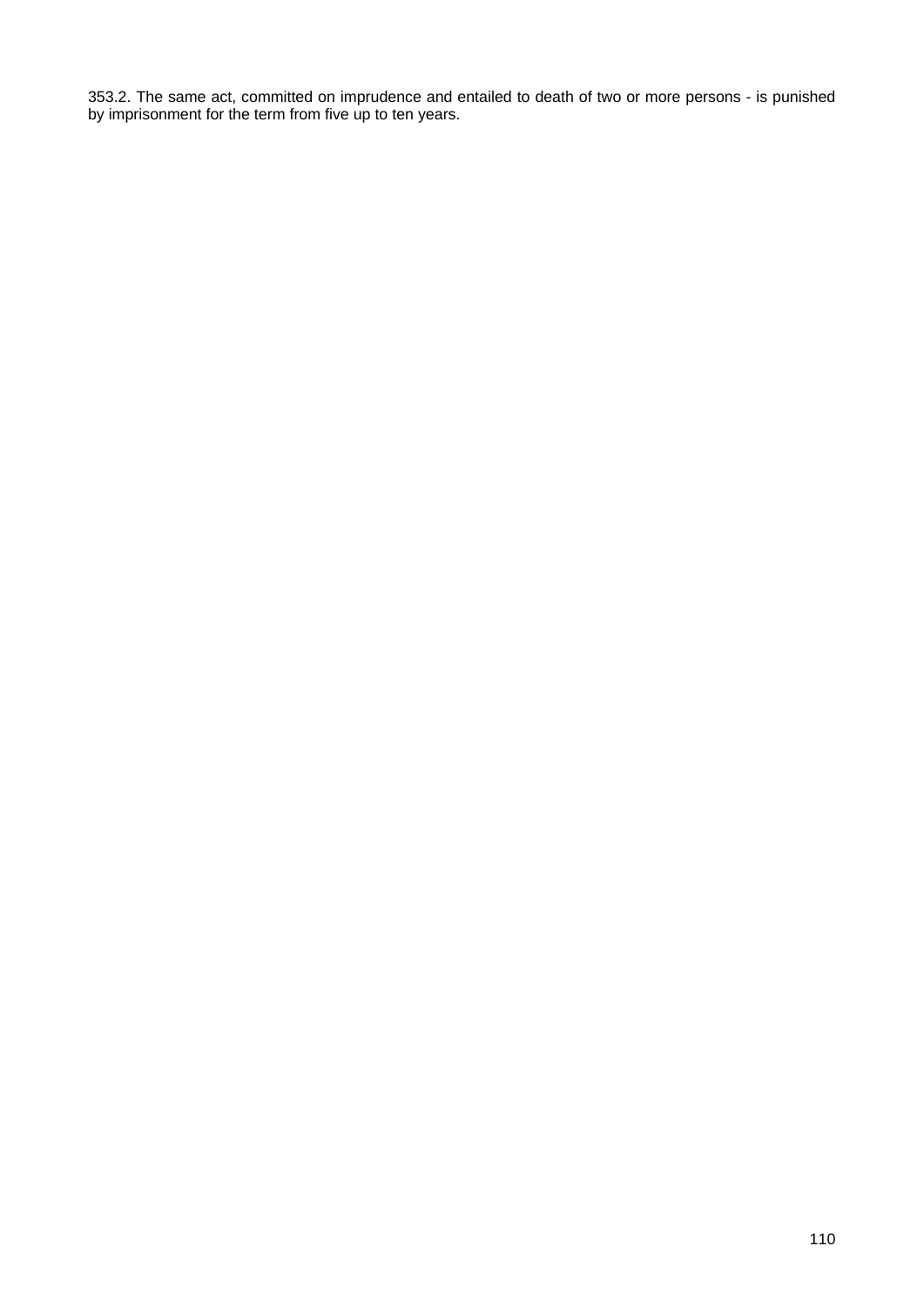353.2. The same act, committed on imprudence and entailed to death of two or more persons - is punished by imprisonment for the term from five up to ten years.